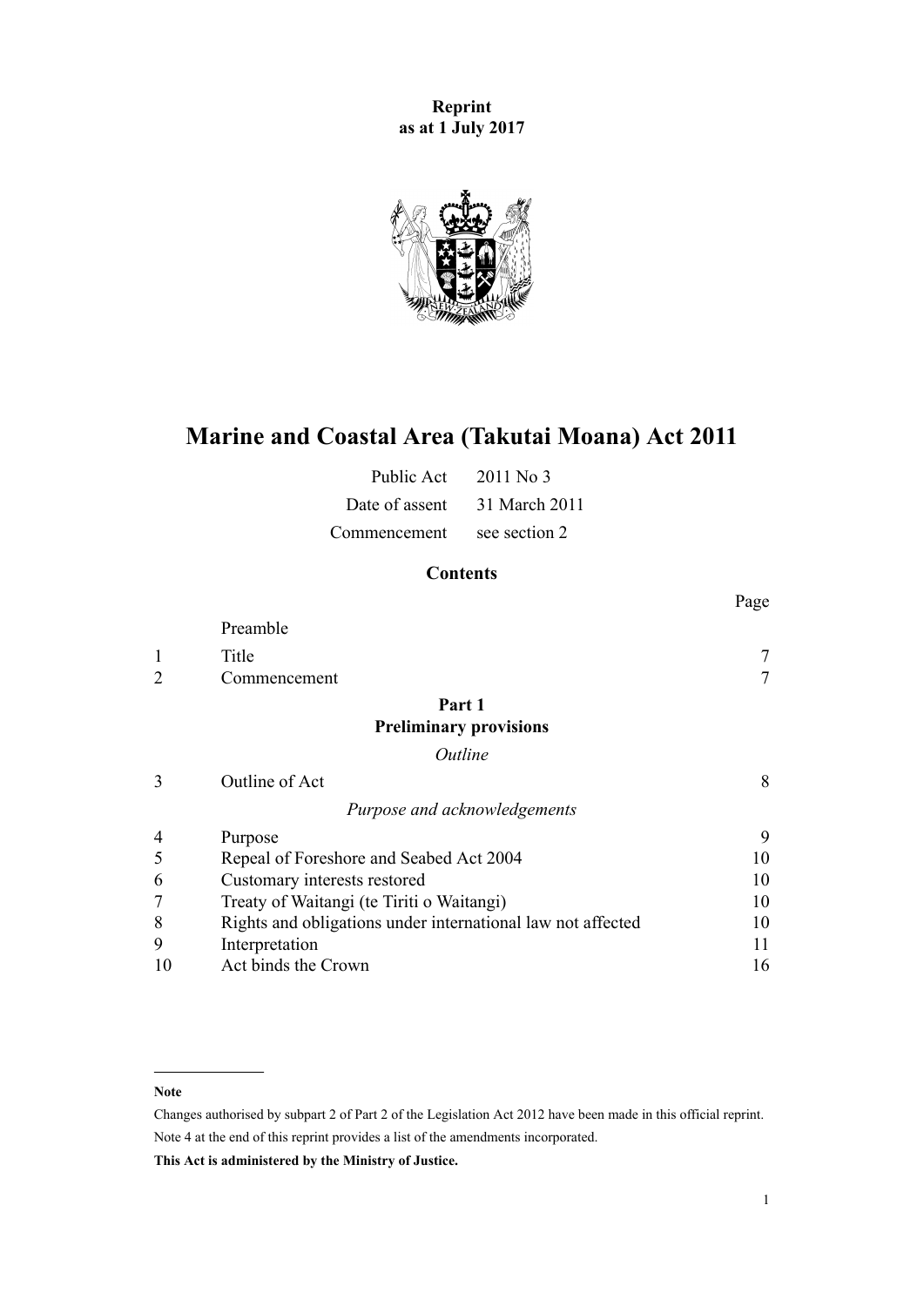**Reprint**
**as at 1 July 2017**

# Marine and Coastal Area (Takutai Moana) Act 2011

| | |
|---|---|
| Public Act | 2011 No 3 |
| Date of assent | 31 March 2011 |
| Commencement | see section 2 |

## Contents

| | | Page |
|---|---|---|
| | Preamble | |
| 1 | Title | 7 |
| 2 | Commencement | 7 |
| | **Part 1** **Preliminary provisions** | |
| | *Outline* | |
| 3 | Outline of Act | 8 |
| | *Purpose and acknowledgements* | |
| 4 | Purpose | 9 |
| 5 | Repeal of Foreshore and Seabed Act 2004 | 10 |
| 6 | Customary interests restored | 10 |
| 7 | Treaty of Waitangi (te Tiriti o Waitangi) | 10 |
| 8 | Rights and obligations under international law not affected | 10 |
| 9 | Interpretation | 11 |
| 10 | Act binds the Crown | 16 |

**Note**

Changes authorised by subpart 2 of Part 2 of the Legislation Act 2012 have been made in this official reprint.

Note 4 at the end of this reprint provides a list of the amendments incorporated.

**This Act is administered by the Ministry of Justice.**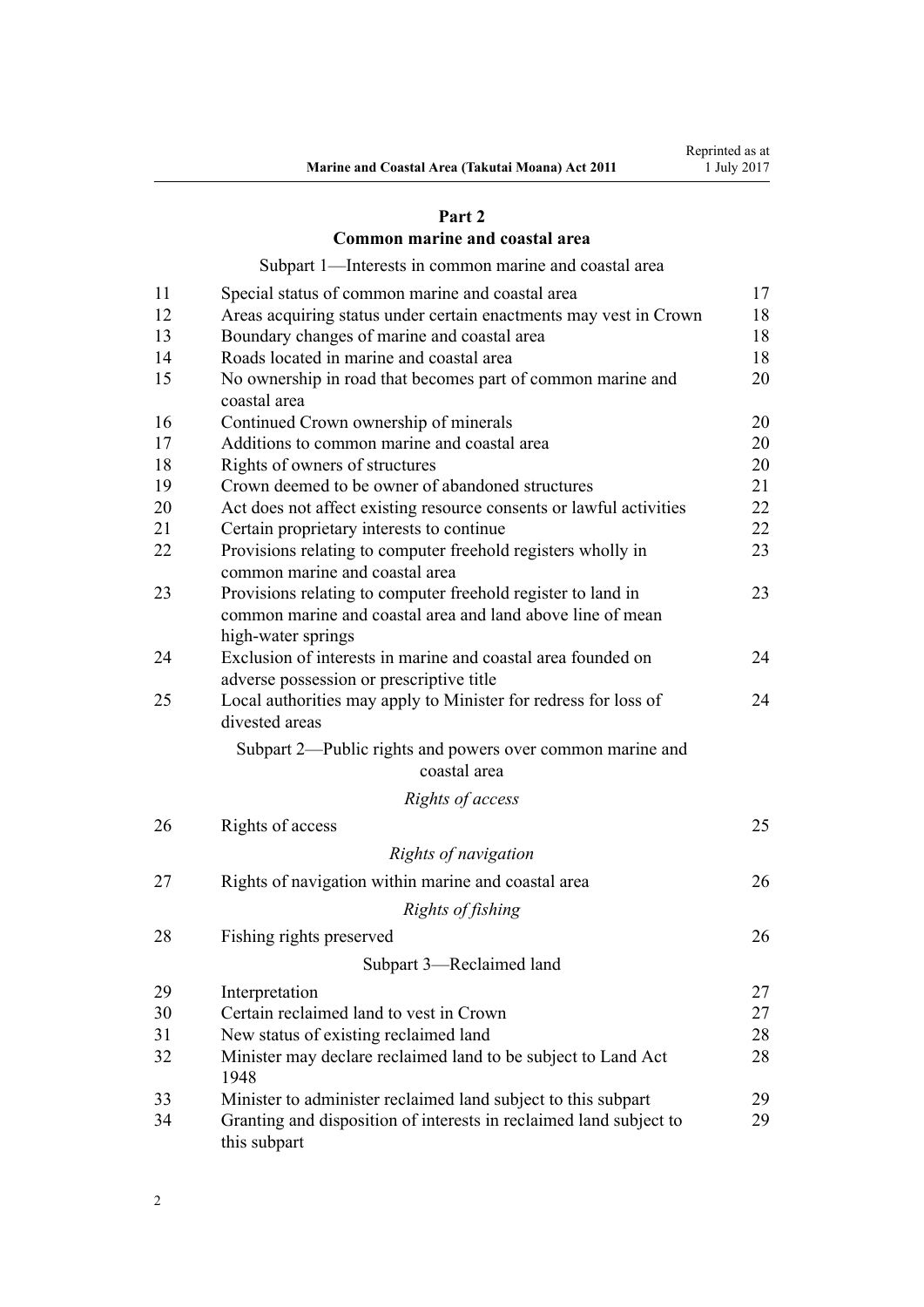## Part 2
## Common marine and coastal area

Subpart 1—Interests in common marine and coastal area

| | | |
|---|---|---|
| 11 | Special status of common marine and coastal area | 17 |
| 12 | Areas acquiring status under certain enactments may vest in Crown | 18 |
| 13 | Boundary changes of marine and coastal area | 18 |
| 14 | Roads located in marine and coastal area | 18 |
| 15 | No ownership in road that becomes part of common marine and coastal area | 20 |
| 16 | Continued Crown ownership of minerals | 20 |
| 17 | Additions to common marine and coastal area | 20 |
| 18 | Rights of owners of structures | 20 |
| 19 | Crown deemed to be owner of abandoned structures | 21 |
| 20 | Act does not affect existing resource consents or lawful activities | 22 |
| 21 | Certain proprietary interests to continue | 22 |
| 22 | Provisions relating to computer freehold registers wholly in common marine and coastal area | 23 |
| 23 | Provisions relating to computer freehold register to land in common marine and coastal area and land above line of mean high-water springs | 23 |
| 24 | Exclusion of interests in marine and coastal area founded on adverse possession or prescriptive title | 24 |
| 25 | Local authorities may apply to Minister for redress for loss of divested areas | 24 |

Subpart 2—Public rights and powers over common marine and coastal area

*Rights of access*

| | | |
|---|---|---|
| 26 | Rights of access | 25 |

*Rights of navigation*

| | | |
|---|---|---|
| 27 | Rights of navigation within marine and coastal area | 26 |

*Rights of fishing*

| | | |
|---|---|---|
| 28 | Fishing rights preserved | 26 |

Subpart 3—Reclaimed land

| | | |
|---|---|---|
| 29 | Interpretation | 27 |
| 30 | Certain reclaimed land to vest in Crown | 27 |
| 31 | New status of existing reclaimed land | 28 |
| 32 | Minister may declare reclaimed land to be subject to Land Act 1948 | 28 |
| 33 | Minister to administer reclaimed land subject to this subpart | 29 |
| 34 | Granting and disposition of interests in reclaimed land subject to this subpart | 29 |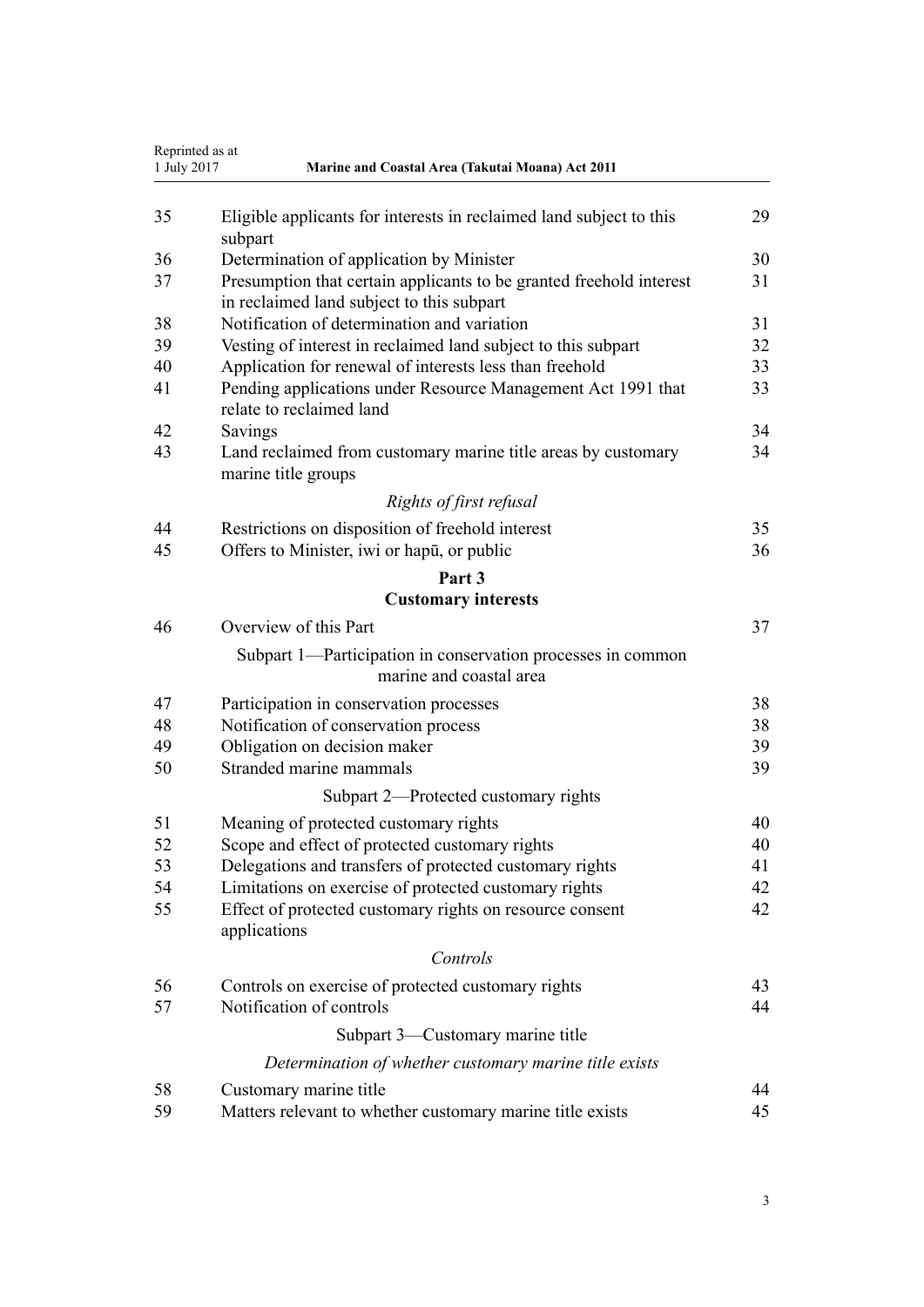| | | |
|---|---|---|
| 35 | Eligible applicants for interests in reclaimed land subject to this subpart | 29 |
| 36 | Determination of application by Minister | 30 |
| 37 | Presumption that certain applicants to be granted freehold interest in reclaimed land subject to this subpart | 31 |
| 38 | Notification of determination and variation | 31 |
| 39 | Vesting of interest in reclaimed land subject to this subpart | 32 |
| 40 | Application for renewal of interests less than freehold | 33 |
| 41 | Pending applications under Resource Management Act 1991 that relate to reclaimed land | 33 |
| 42 | Savings | 34 |
| 43 | Land reclaimed from customary marine title areas by customary marine title groups | 34 |

*Rights of first refusal*

| | | |
|---|---|---|
| 44 | Restrictions on disposition of freehold interest | 35 |
| 45 | Offers to Minister, iwi or hapū, or public | 36 |

**Part 3**
**Customary interests**

| | | |
|---|---|---|
| 46 | Overview of this Part | 37 |

Subpart 1—Participation in conservation processes in common marine and coastal area

| | | |
|---|---|---|
| 47 | Participation in conservation processes | 38 |
| 48 | Notification of conservation process | 38 |
| 49 | Obligation on decision maker | 39 |
| 50 | Stranded marine mammals | 39 |

Subpart 2—Protected customary rights

| | | |
|---|---|---|
| 51 | Meaning of protected customary rights | 40 |
| 52 | Scope and effect of protected customary rights | 40 |
| 53 | Delegations and transfers of protected customary rights | 41 |
| 54 | Limitations on exercise of protected customary rights | 42 |
| 55 | Effect of protected customary rights on resource consent applications | 42 |

*Controls*

| | | |
|---|---|---|
| 56 | Controls on exercise of protected customary rights | 43 |
| 57 | Notification of controls | 44 |

Subpart 3—Customary marine title

*Determination of whether customary marine title exists*

| | | |
|---|---|---|
| 58 | Customary marine title | 44 |
| 59 | Matters relevant to whether customary marine title exists | 45 |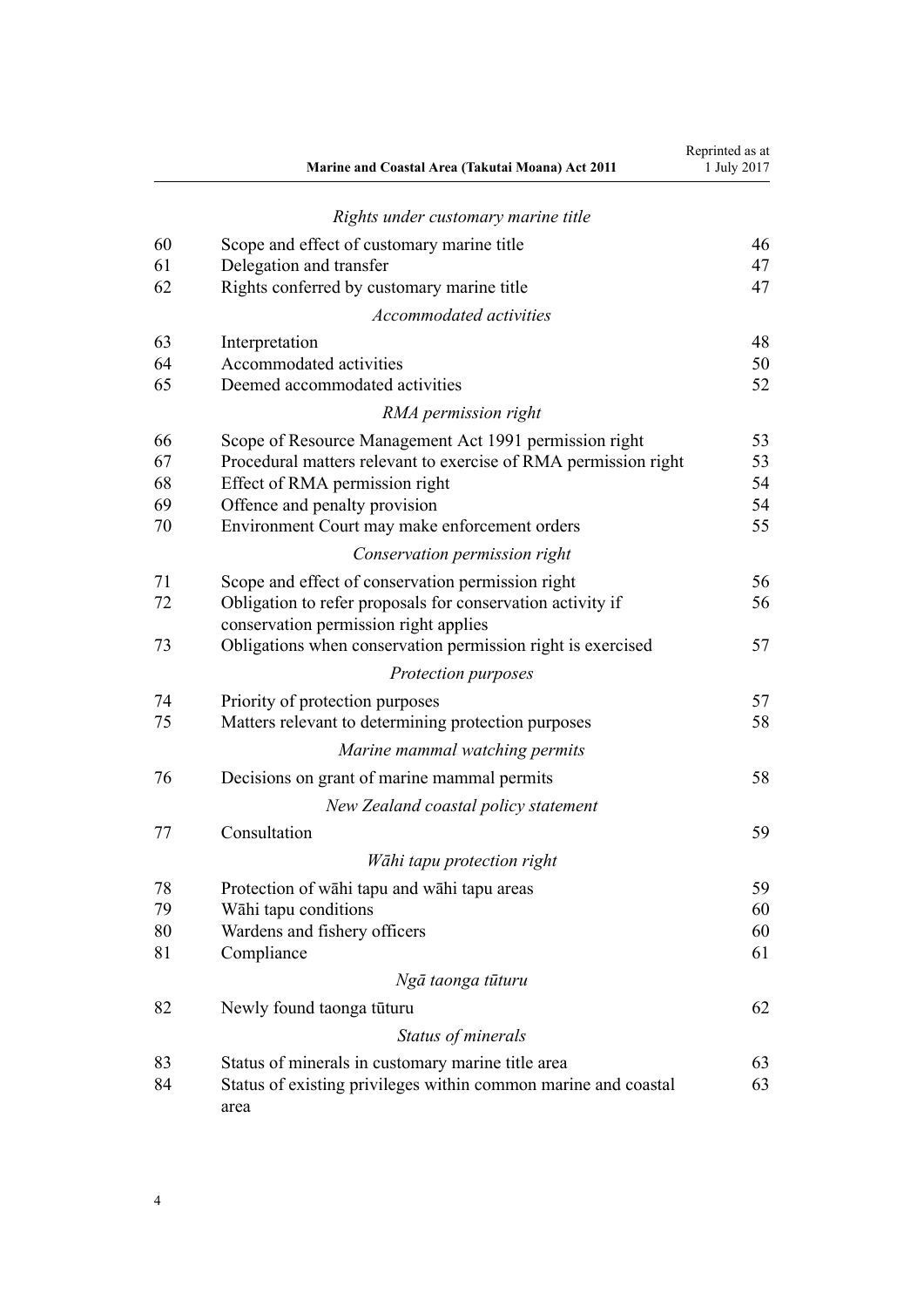*Rights under customary marine title*

| | | |
|---|---|---|
| 60 | Scope and effect of customary marine title | 46 |
| 61 | Delegation and transfer | 47 |
| 62 | Rights conferred by customary marine title | 47 |

*Accommodated activities*

| | | |
|---|---|---|
| 63 | Interpretation | 48 |
| 64 | Accommodated activities | 50 |
| 65 | Deemed accommodated activities | 52 |

*RMA permission right*

| | | |
|---|---|---|
| 66 | Scope of Resource Management Act 1991 permission right | 53 |
| 67 | Procedural matters relevant to exercise of RMA permission right | 53 |
| 68 | Effect of RMA permission right | 54 |
| 69 | Offence and penalty provision | 54 |
| 70 | Environment Court may make enforcement orders | 55 |

*Conservation permission right*

| | | |
|---|---|---|
| 71 | Scope and effect of conservation permission right | 56 |
| 72 | Obligation to refer proposals for conservation activity if conservation permission right applies | 56 |
| 73 | Obligations when conservation permission right is exercised | 57 |

*Protection purposes*

| | | |
|---|---|---|
| 74 | Priority of protection purposes | 57 |
| 75 | Matters relevant to determining protection purposes | 58 |

*Marine mammal watching permits*

| | | |
|---|---|---|
| 76 | Decisions on grant of marine mammal permits | 58 |

*New Zealand coastal policy statement*

| | | |
|---|---|---|
| 77 | Consultation | 59 |

*Wāhi tapu protection right*

| | | |
|---|---|---|
| 78 | Protection of wāhi tapu and wāhi tapu areas | 59 |
| 79 | Wāhi tapu conditions | 60 |
| 80 | Wardens and fishery officers | 60 |
| 81 | Compliance | 61 |

*Ngā taonga tūturu*

| | | |
|---|---|---|
| 82 | Newly found taonga tūturu | 62 |

*Status of minerals*

| | | |
|---|---|---|
| 83 | Status of minerals in customary marine title area | 63 |
| 84 | Status of existing privileges within common marine and coastal area | 63 |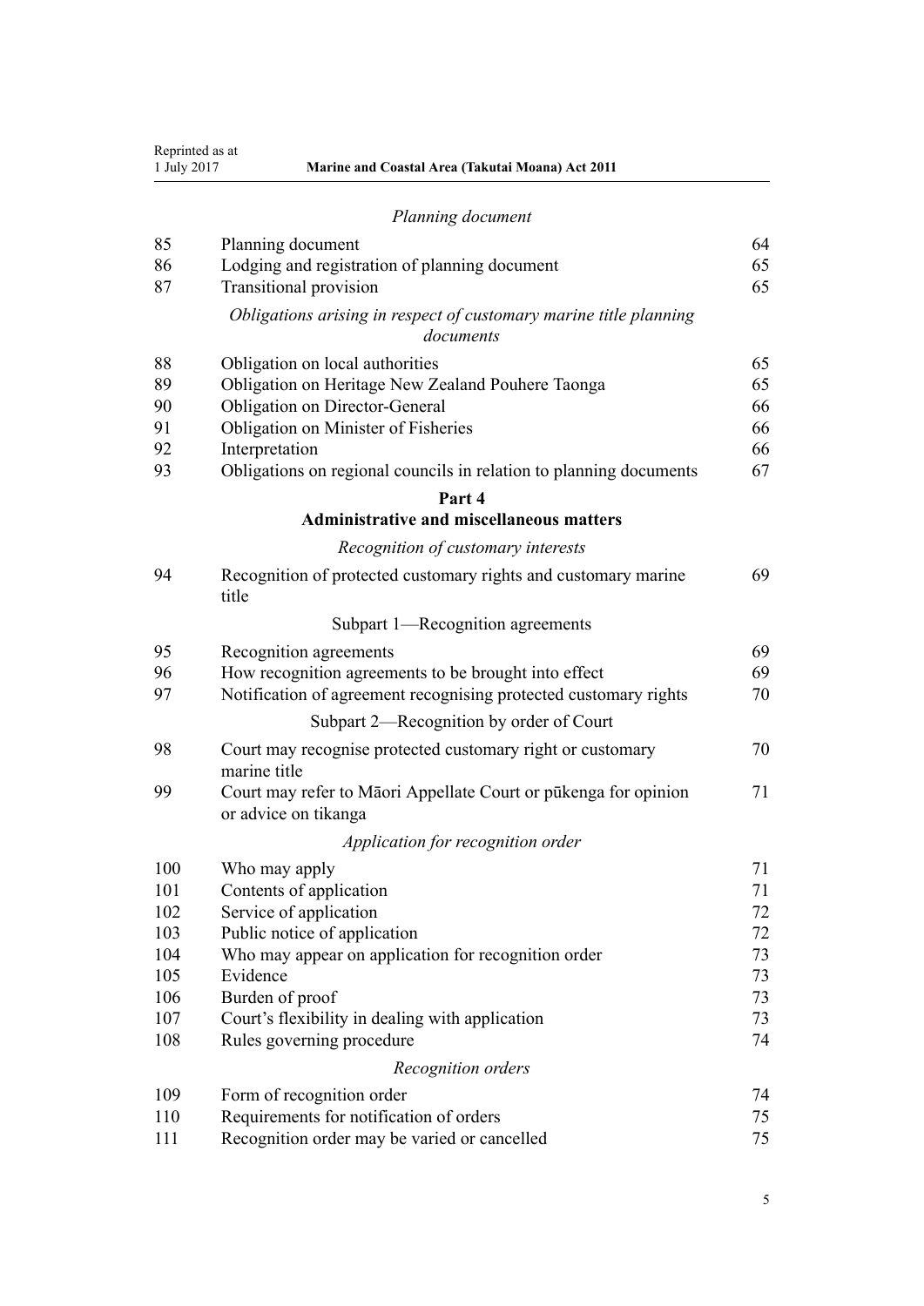*Planning document*

| | | |
|---|---|---|
| 85 | Planning document | 64 |
| 86 | Lodging and registration of planning document | 65 |
| 87 | Transitional provision | 65 |

*Obligations arising in respect of customary marine title planning documents*

| | | |
|---|---|---|
| 88 | Obligation on local authorities | 65 |
| 89 | Obligation on Heritage New Zealand Pouhere Taonga | 65 |
| 90 | Obligation on Director-General | 66 |
| 91 | Obligation on Minister of Fisheries | 66 |
| 92 | Interpretation | 66 |
| 93 | Obligations on regional councils in relation to planning documents | 67 |

## Part 4
## Administrative and miscellaneous matters

*Recognition of customary interests*

| | | |
|---|---|---|
| 94 | Recognition of protected customary rights and customary marine title | 69 |

Subpart 1—Recognition agreements

| | | |
|---|---|---|
| 95 | Recognition agreements | 69 |
| 96 | How recognition agreements to be brought into effect | 69 |
| 97 | Notification of agreement recognising protected customary rights | 70 |

Subpart 2—Recognition by order of Court

| | | |
|---|---|---|
| 98 | Court may recognise protected customary right or customary marine title | 70 |
| 99 | Court may refer to Māori Appellate Court or pūkenga for opinion or advice on tikanga | 71 |

*Application for recognition order*

| | | |
|---|---|---|
| 100 | Who may apply | 71 |
| 101 | Contents of application | 71 |
| 102 | Service of application | 72 |
| 103 | Public notice of application | 72 |
| 104 | Who may appear on application for recognition order | 73 |
| 105 | Evidence | 73 |
| 106 | Burden of proof | 73 |
| 107 | Court's flexibility in dealing with application | 73 |
| 108 | Rules governing procedure | 74 |

*Recognition orders*

| | | |
|---|---|---|
| 109 | Form of recognition order | 74 |
| 110 | Requirements for notification of orders | 75 |
| 111 | Recognition order may be varied or cancelled | 75 |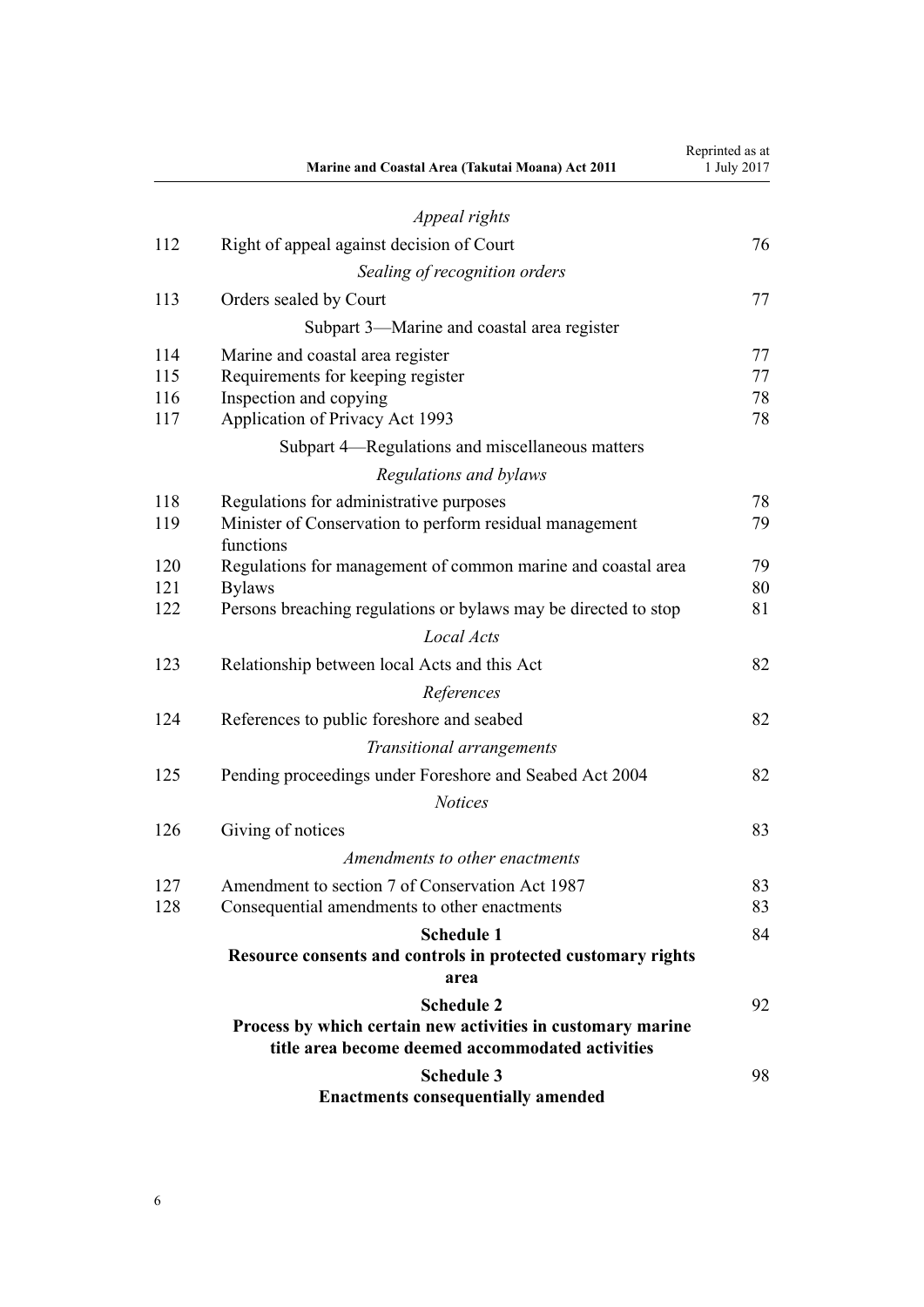*Appeal rights*

| | | |
|---|---|---|
| 112 | Right of appeal against decision of Court | 76 |

*Sealing of recognition orders*

| | | |
|---|---|---|
| 113 | Orders sealed by Court | 77 |

Subpart 3—Marine and coastal area register

| | | |
|---|---|---|
| 114 | Marine and coastal area register | 77 |
| 115 | Requirements for keeping register | 77 |
| 116 | Inspection and copying | 78 |
| 117 | Application of Privacy Act 1993 | 78 |

Subpart 4—Regulations and miscellaneous matters

*Regulations and bylaws*

| | | |
|---|---|---|
| 118 | Regulations for administrative purposes | 78 |
| 119 | Minister of Conservation to perform residual management functions | 79 |
| 120 | Regulations for management of common marine and coastal area | 79 |
| 121 | Bylaws | 80 |
| 122 | Persons breaching regulations or bylaws may be directed to stop | 81 |

*Local Acts*

| | | |
|---|---|---|
| 123 | Relationship between local Acts and this Act | 82 |

*References*

| | | |
|---|---|---|
| 124 | References to public foreshore and seabed | 82 |

*Transitional arrangements*

| | | |
|---|---|---|
| 125 | Pending proceedings under Foreshore and Seabed Act 2004 | 82 |

*Notices*

| | | |
|---|---|---|
| 126 | Giving of notices | 83 |

*Amendments to other enactments*

| | | |
|---|---|---|
| 127 | Amendment to section 7 of Conservation Act 1987 | 83 |
| 128 | Consequential amendments to other enactments | 83 |

**Schedule 1**
**Resource consents and controls in protected customary rights area** — 84

**Schedule 2**
**Process by which certain new activities in customary marine title area become deemed accommodated activities** — 92

**Schedule 3**
**Enactments consequentially amended** — 98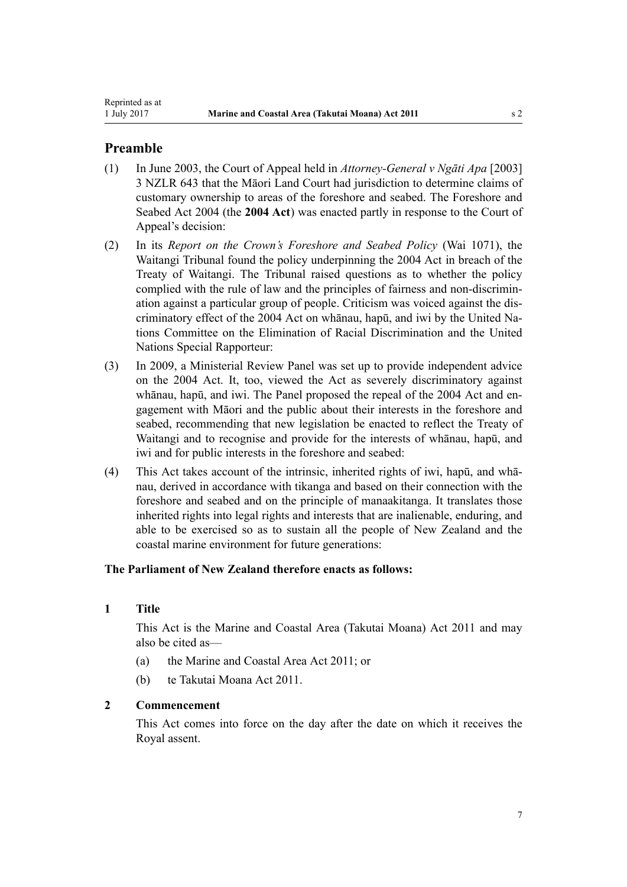## Preamble

(1) In June 2003, the Court of Appeal held in *Attorney-General v Ngāti Apa* [2003] 3 NZLR 643 that the Māori Land Court had jurisdiction to determine claims of customary ownership to areas of the foreshore and seabed. The Foreshore and Seabed Act 2004 (the **2004 Act**) was enacted partly in response to the Court of Appeal's decision:

(2) In its *Report on the Crown's Foreshore and Seabed Policy* (Wai 1071), the Waitangi Tribunal found the policy underpinning the 2004 Act in breach of the Treaty of Waitangi. The Tribunal raised questions as to whether the policy complied with the rule of law and the principles of fairness and non-discrimination against a particular group of people. Criticism was voiced against the discriminatory effect of the 2004 Act on whānau, hapū, and iwi by the United Nations Committee on the Elimination of Racial Discrimination and the United Nations Special Rapporteur:

(3) In 2009, a Ministerial Review Panel was set up to provide independent advice on the 2004 Act. It, too, viewed the Act as severely discriminatory against whānau, hapū, and iwi. The Panel proposed the repeal of the 2004 Act and engagement with Māori and the public about their interests in the foreshore and seabed, recommending that new legislation be enacted to reflect the Treaty of Waitangi and to recognise and provide for the interests of whānau, hapū, and iwi and for public interests in the foreshore and seabed:

(4) This Act takes account of the intrinsic, inherited rights of iwi, hapū, and whānau, derived in accordance with tikanga and based on their connection with the foreshore and seabed and on the principle of manaakitanga. It translates those inherited rights into legal rights and interests that are inalienable, enduring, and able to be exercised so as to sustain all the people of New Zealand and the coastal marine environment for future generations:

**The Parliament of New Zealand therefore enacts as follows:**

### 1 Title

This Act is the Marine and Coastal Area (Takutai Moana) Act 2011 and may also be cited as—

(a) the Marine and Coastal Area Act 2011; or

(b) te Takutai Moana Act 2011.

### 2 Commencement

This Act comes into force on the day after the date on which it receives the Royal assent.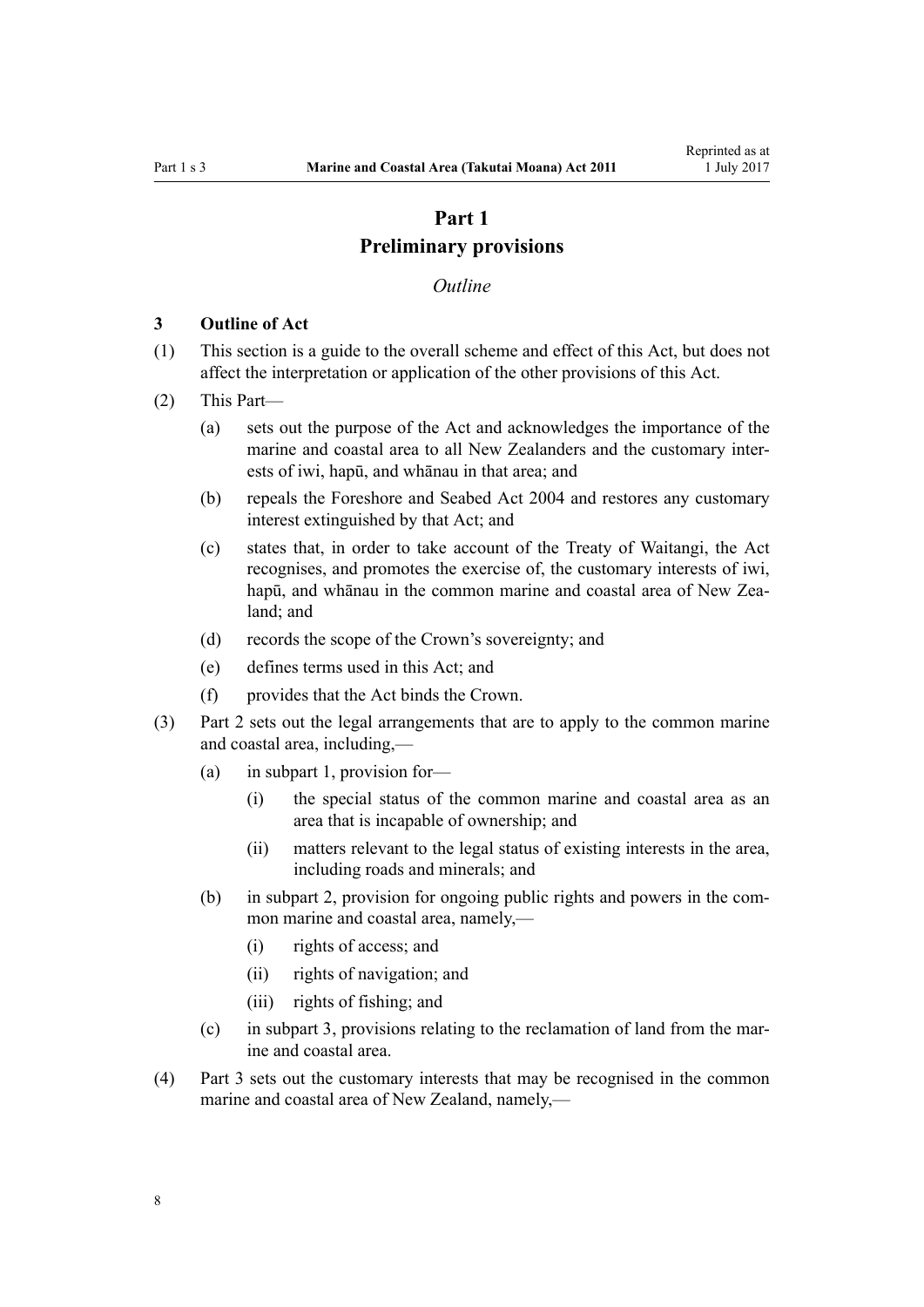# Part 1
# Preliminary provisions

*Outline*

### 3 Outline of Act

(1) This section is a guide to the overall scheme and effect of this Act, but does not affect the interpretation or application of the other provisions of this Act.

(2) This Part—

- (a) sets out the purpose of the Act and acknowledges the importance of the marine and coastal area to all New Zealanders and the customary interests of iwi, hapū, and whānau in that area; and
- (b) repeals the Foreshore and Seabed Act 2004 and restores any customary interest extinguished by that Act; and
- (c) states that, in order to take account of the Treaty of Waitangi, the Act recognises, and promotes the exercise of, the customary interests of iwi, hapū, and whānau in the common marine and coastal area of New Zealand; and
- (d) records the scope of the Crown's sovereignty; and
- (e) defines terms used in this Act; and
- (f) provides that the Act binds the Crown.

(3) Part 2 sets out the legal arrangements that are to apply to the common marine and coastal area, including,—

- (a) in subpart 1, provision for—
  - (i) the special status of the common marine and coastal area as an area that is incapable of ownership; and
  - (ii) matters relevant to the legal status of existing interests in the area, including roads and minerals; and
- (b) in subpart 2, provision for ongoing public rights and powers in the common marine and coastal area, namely,—
  - (i) rights of access; and
  - (ii) rights of navigation; and
  - (iii) rights of fishing; and
- (c) in subpart 3, provisions relating to the reclamation of land from the marine and coastal area.

(4) Part 3 sets out the customary interests that may be recognised in the common marine and coastal area of New Zealand, namely,—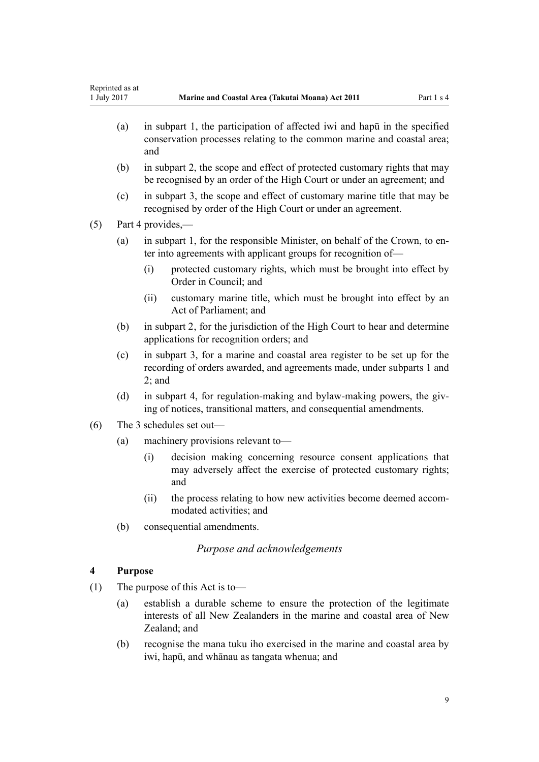(a) in subpart 1, the participation of affected iwi and hapū in the specified conservation processes relating to the common marine and coastal area; and

(b) in subpart 2, the scope and effect of protected customary rights that may be recognised by an order of the High Court or under an agreement; and

(c) in subpart 3, the scope and effect of customary marine title that may be recognised by order of the High Court or under an agreement.

(5) Part 4 provides,—

(a) in subpart 1, for the responsible Minister, on behalf of the Crown, to enter into agreements with applicant groups for recognition of—

(i) protected customary rights, which must be brought into effect by Order in Council; and

(ii) customary marine title, which must be brought into effect by an Act of Parliament; and

(b) in subpart 2, for the jurisdiction of the High Court to hear and determine applications for recognition orders; and

(c) in subpart 3, for a marine and coastal area register to be set up for the recording of orders awarded, and agreements made, under subparts 1 and 2; and

(d) in subpart 4, for regulation-making and bylaw-making powers, the giving of notices, transitional matters, and consequential amendments.

(6) The 3 schedules set out—

(a) machinery provisions relevant to—

(i) decision making concerning resource consent applications that may adversely affect the exercise of protected customary rights; and

(ii) the process relating to how new activities become deemed accommodated activities; and

(b) consequential amendments.

### *Purpose and acknowledgements*

### 4 Purpose

(1) The purpose of this Act is to—

(a) establish a durable scheme to ensure the protection of the legitimate interests of all New Zealanders in the marine and coastal area of New Zealand; and

(b) recognise the mana tuku iho exercised in the marine and coastal area by iwi, hapū, and whānau as tangata whenua; and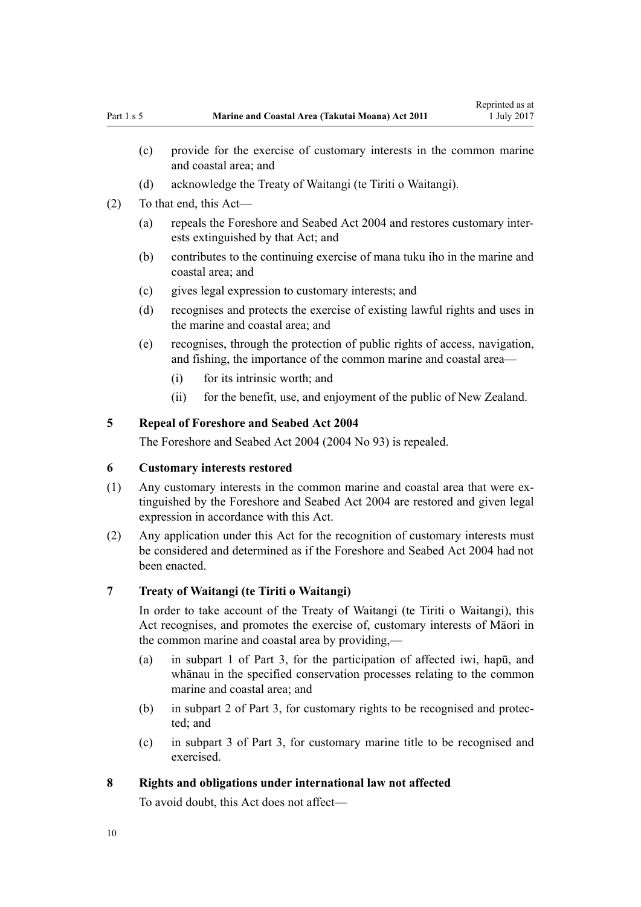(c) provide for the exercise of customary interests in the common marine and coastal area; and

(d) acknowledge the Treaty of Waitangi (te Tiriti o Waitangi).

(2) To that end, this Act—

(a) repeals the Foreshore and Seabed Act 2004 and restores customary interests extinguished by that Act; and

(b) contributes to the continuing exercise of mana tuku iho in the marine and coastal area; and

(c) gives legal expression to customary interests; and

(d) recognises and protects the exercise of existing lawful rights and uses in the marine and coastal area; and

(e) recognises, through the protection of public rights of access, navigation, and fishing, the importance of the common marine and coastal area—

(i) for its intrinsic worth; and

(ii) for the benefit, use, and enjoyment of the public of New Zealand.

### 5 Repeal of Foreshore and Seabed Act 2004

The Foreshore and Seabed Act 2004 (2004 No 93) is repealed.

### 6 Customary interests restored

(1) Any customary interests in the common marine and coastal area that were extinguished by the Foreshore and Seabed Act 2004 are restored and given legal expression in accordance with this Act.

(2) Any application under this Act for the recognition of customary interests must be considered and determined as if the Foreshore and Seabed Act 2004 had not been enacted.

### 7 Treaty of Waitangi (te Tiriti o Waitangi)

In order to take account of the Treaty of Waitangi (te Tiriti o Waitangi), this Act recognises, and promotes the exercise of, customary interests of Māori in the common marine and coastal area by providing,—

(a) in subpart 1 of Part 3, for the participation of affected iwi, hapū, and whānau in the specified conservation processes relating to the common marine and coastal area; and

(b) in subpart 2 of Part 3, for customary rights to be recognised and protected; and

(c) in subpart 3 of Part 3, for customary marine title to be recognised and exercised.

### 8 Rights and obligations under international law not affected

To avoid doubt, this Act does not affect—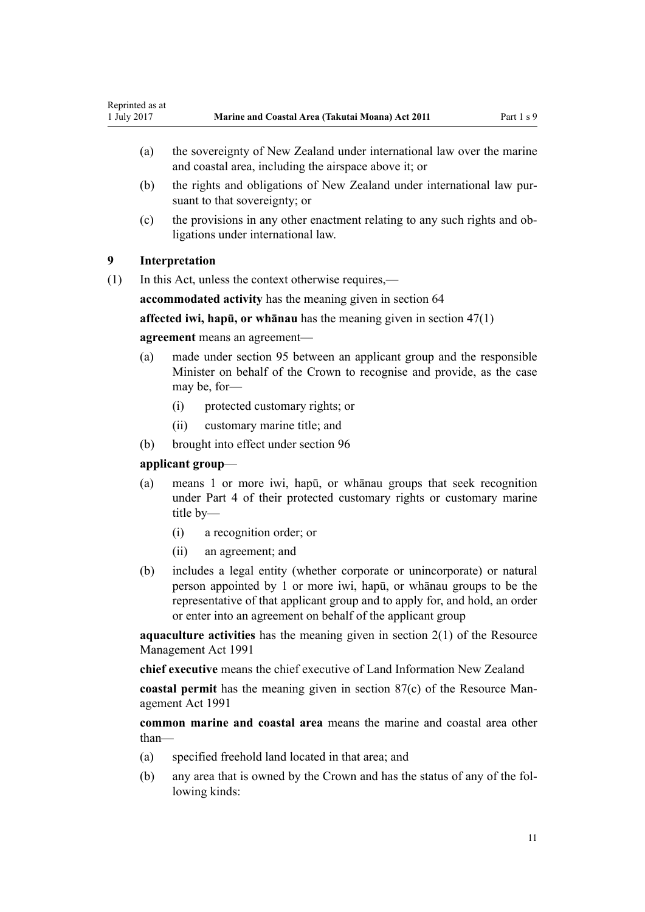(a) the sovereignty of New Zealand under international law over the marine and coastal area, including the airspace above it; or

(b) the rights and obligations of New Zealand under international law pursuant to that sovereignty; or

(c) the provisions in any other enactment relating to any such rights and obligations under international law.

## 9 Interpretation

(1) In this Act, unless the context otherwise requires,—

**accommodated activity** has the meaning given in section 64

**affected iwi, hapū, or whānau** has the meaning given in section 47(1)

**agreement** means an agreement—

(a) made under section 95 between an applicant group and the responsible Minister on behalf of the Crown to recognise and provide, as the case may be, for—

  (i) protected customary rights; or

  (ii) customary marine title; and

(b) brought into effect under section 96

**applicant group**—

(a) means 1 or more iwi, hapū, or whānau groups that seek recognition under Part 4 of their protected customary rights or customary marine title by—

  (i) a recognition order; or

  (ii) an agreement; and

(b) includes a legal entity (whether corporate or unincorporate) or natural person appointed by 1 or more iwi, hapū, or whānau groups to be the representative of that applicant group and to apply for, and hold, an order or enter into an agreement on behalf of the applicant group

**aquaculture activities** has the meaning given in section 2(1) of the Resource Management Act 1991

**chief executive** means the chief executive of Land Information New Zealand

**coastal permit** has the meaning given in section 87(c) of the Resource Management Act 1991

**common marine and coastal area** means the marine and coastal area other than—

(a) specified freehold land located in that area; and

(b) any area that is owned by the Crown and has the status of any of the following kinds: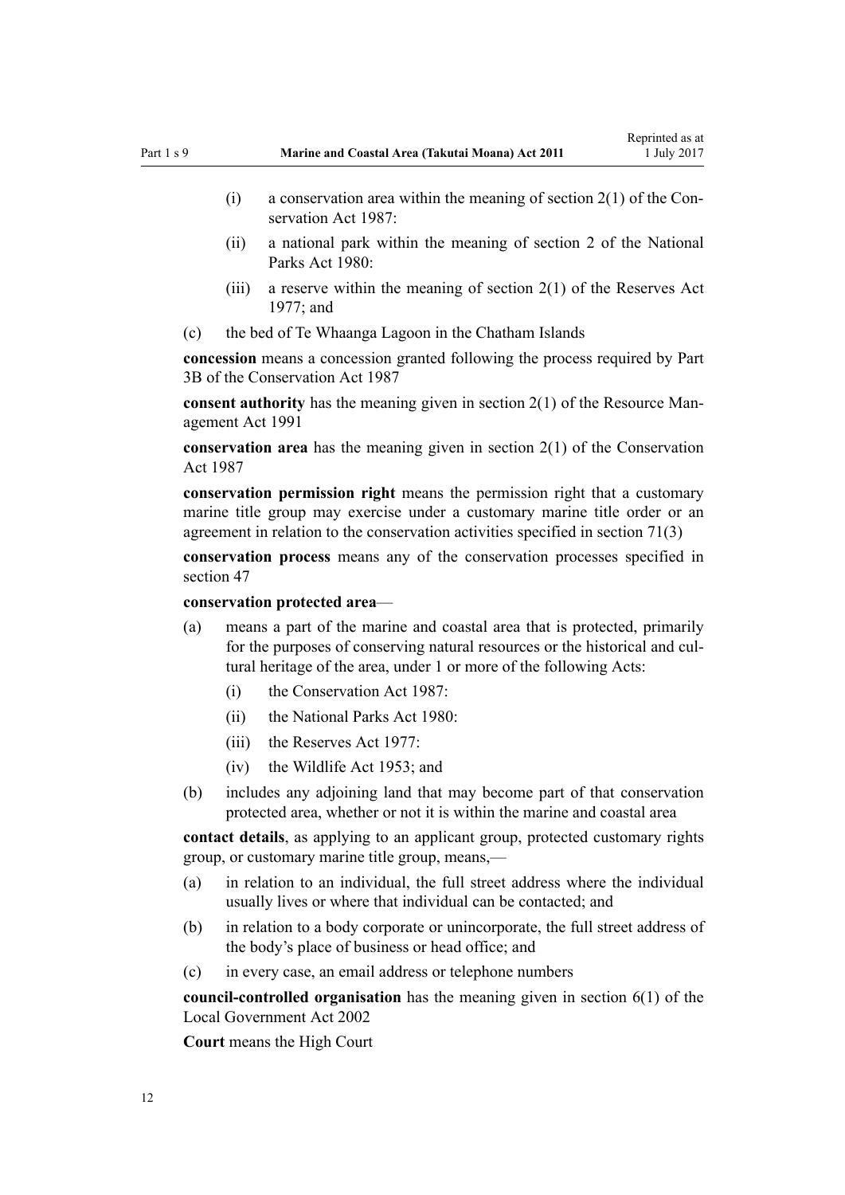(i) a conservation area within the meaning of section 2(1) of the Conservation Act 1987:

(ii) a national park within the meaning of section 2 of the National Parks Act 1980:

(iii) a reserve within the meaning of section 2(1) of the Reserves Act 1977; and

(c) the bed of Te Whaanga Lagoon in the Chatham Islands

**concession** means a concession granted following the process required by Part 3B of the Conservation Act 1987

**consent authority** has the meaning given in section 2(1) of the Resource Management Act 1991

**conservation area** has the meaning given in section 2(1) of the Conservation Act 1987

**conservation permission right** means the permission right that a customary marine title group may exercise under a customary marine title order or an agreement in relation to the conservation activities specified in section 71(3)

**conservation process** means any of the conservation processes specified in section 47

**conservation protected area**—

(a) means a part of the marine and coastal area that is protected, primarily for the purposes of conserving natural resources or the historical and cultural heritage of the area, under 1 or more of the following Acts:

(i) the Conservation Act 1987:

(ii) the National Parks Act 1980:

(iii) the Reserves Act 1977:

(iv) the Wildlife Act 1953; and

(b) includes any adjoining land that may become part of that conservation protected area, whether or not it is within the marine and coastal area

**contact details**, as applying to an applicant group, protected customary rights group, or customary marine title group, means,—

(a) in relation to an individual, the full street address where the individual usually lives or where that individual can be contacted; and

(b) in relation to a body corporate or unincorporate, the full street address of the body's place of business or head office; and

(c) in every case, an email address or telephone numbers

**council-controlled organisation** has the meaning given in section 6(1) of the Local Government Act 2002

**Court** means the High Court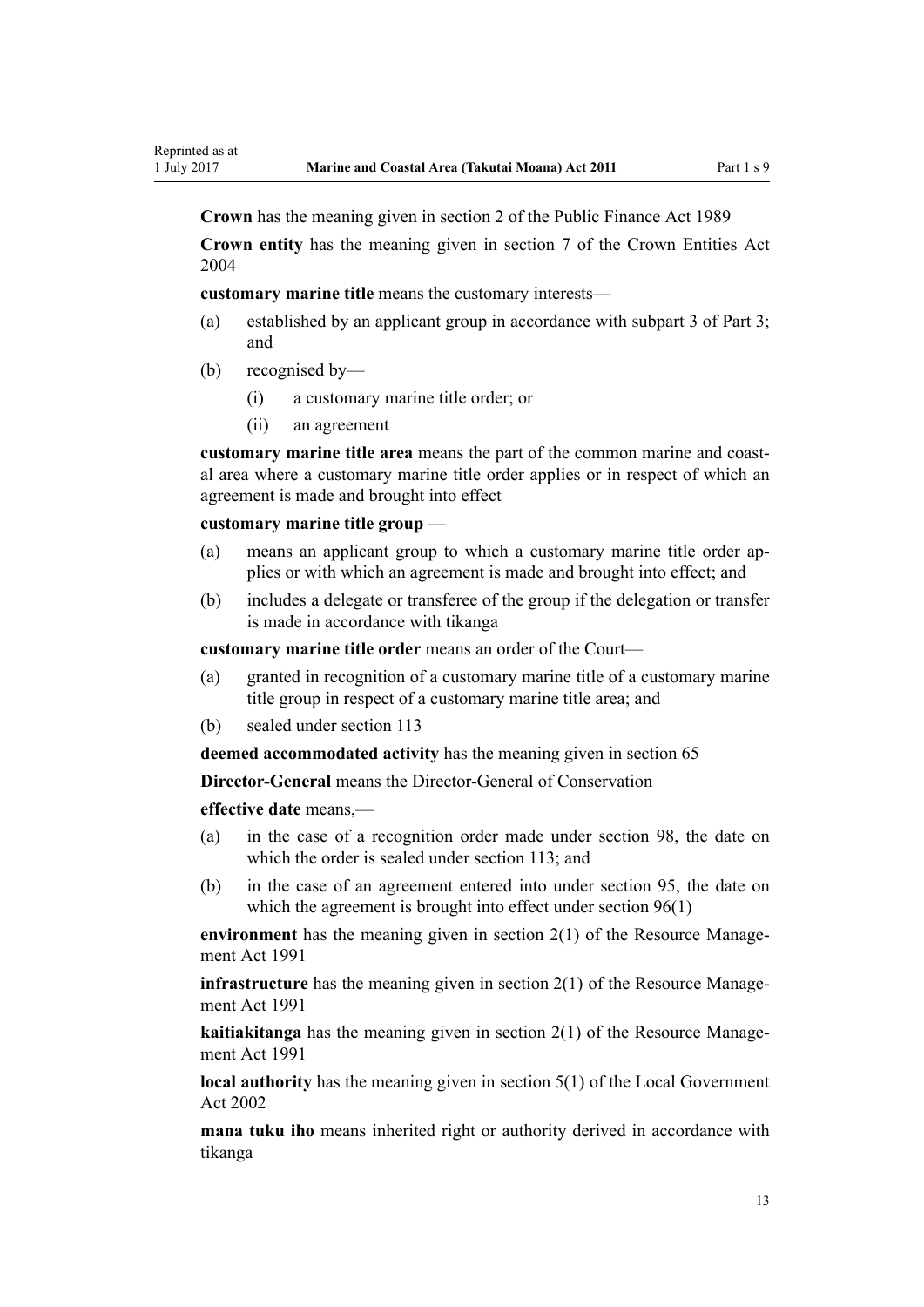**Crown** has the meaning given in section 2 of the Public Finance Act 1989

**Crown entity** has the meaning given in section 7 of the Crown Entities Act 2004

**customary marine title** means the customary interests—

(a) established by an applicant group in accordance with subpart 3 of Part 3; and

(b) recognised by—

 (i) a customary marine title order; or

 (ii) an agreement

**customary marine title area** means the part of the common marine and coastal area where a customary marine title order applies or in respect of which an agreement is made and brought into effect

**customary marine title group** —

(a) means an applicant group to which a customary marine title order applies or with which an agreement is made and brought into effect; and

(b) includes a delegate or transferee of the group if the delegation or transfer is made in accordance with tikanga

**customary marine title order** means an order of the Court—

(a) granted in recognition of a customary marine title of a customary marine title group in respect of a customary marine title area; and

(b) sealed under section 113

**deemed accommodated activity** has the meaning given in section 65

**Director-General** means the Director-General of Conservation

**effective date** means,—

(a) in the case of a recognition order made under section 98, the date on which the order is sealed under section 113; and

(b) in the case of an agreement entered into under section 95, the date on which the agreement is brought into effect under section 96(1)

**environment** has the meaning given in section 2(1) of the Resource Management Act 1991

**infrastructure** has the meaning given in section 2(1) of the Resource Management Act 1991

**kaitiakitanga** has the meaning given in section 2(1) of the Resource Management Act 1991

**local authority** has the meaning given in section 5(1) of the Local Government Act 2002

**mana tuku iho** means inherited right or authority derived in accordance with tikanga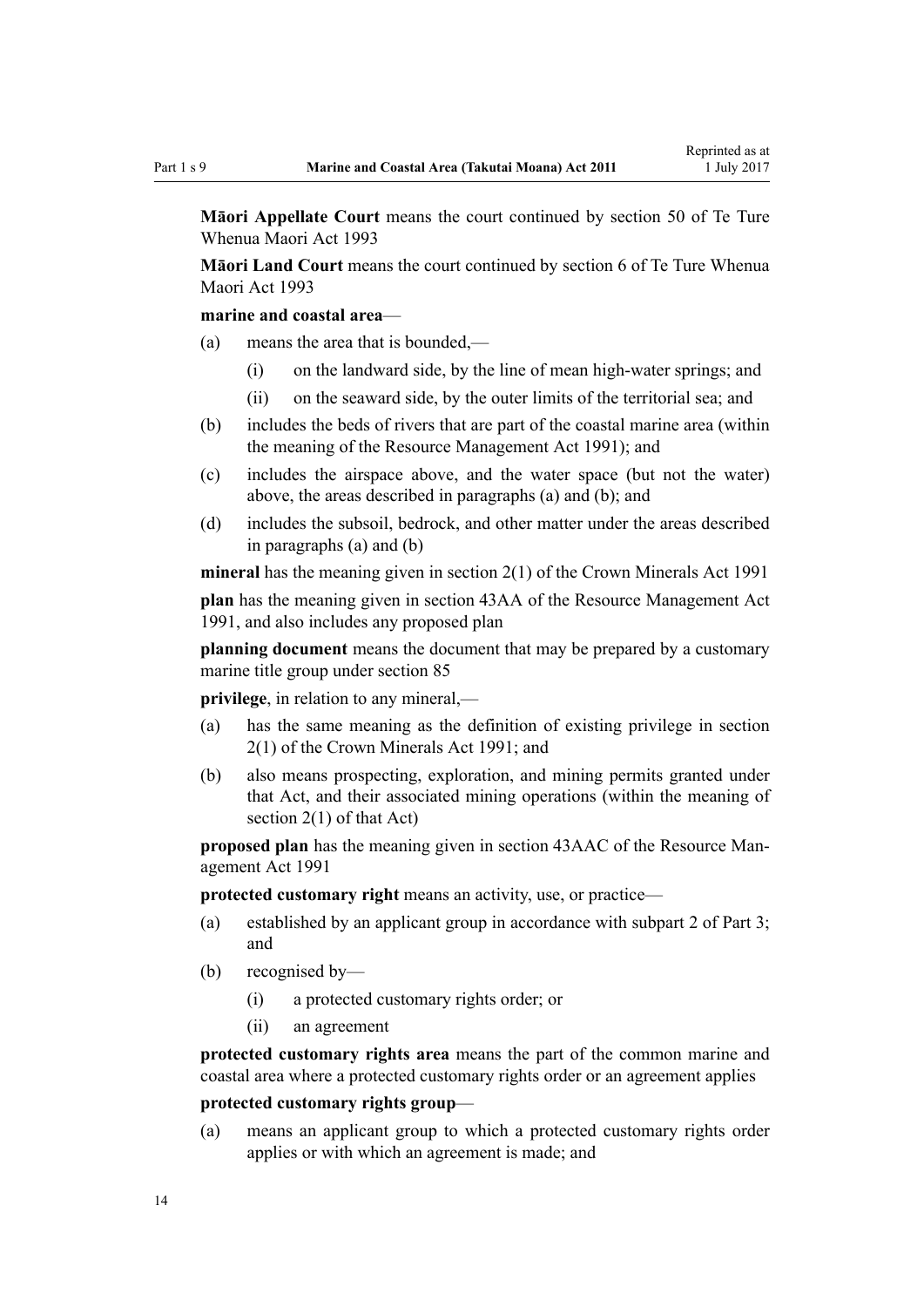**Māori Appellate Court** means the court continued by section 50 of Te Ture Whenua Maori Act 1993

**Māori Land Court** means the court continued by section 6 of Te Ture Whenua Maori Act 1993

**marine and coastal area**—

(a) means the area that is bounded,—

  (i) on the landward side, by the line of mean high-water springs; and

  (ii) on the seaward side, by the outer limits of the territorial sea; and

(b) includes the beds of rivers that are part of the coastal marine area (within the meaning of the Resource Management Act 1991); and

(c) includes the airspace above, and the water space (but not the water) above, the areas described in paragraphs (a) and (b); and

(d) includes the subsoil, bedrock, and other matter under the areas described in paragraphs (a) and (b)

**mineral** has the meaning given in section 2(1) of the Crown Minerals Act 1991

**plan** has the meaning given in section 43AA of the Resource Management Act 1991, and also includes any proposed plan

**planning document** means the document that may be prepared by a customary marine title group under section 85

**privilege**, in relation to any mineral,—

(a) has the same meaning as the definition of existing privilege in section 2(1) of the Crown Minerals Act 1991; and

(b) also means prospecting, exploration, and mining permits granted under that Act, and their associated mining operations (within the meaning of section 2(1) of that Act)

**proposed plan** has the meaning given in section 43AAC of the Resource Management Act 1991

**protected customary right** means an activity, use, or practice—

(a) established by an applicant group in accordance with subpart 2 of Part 3; and

(b) recognised by—

  (i) a protected customary rights order; or

  (ii) an agreement

**protected customary rights area** means the part of the common marine and coastal area where a protected customary rights order or an agreement applies

**protected customary rights group**—

(a) means an applicant group to which a protected customary rights order applies or with which an agreement is made; and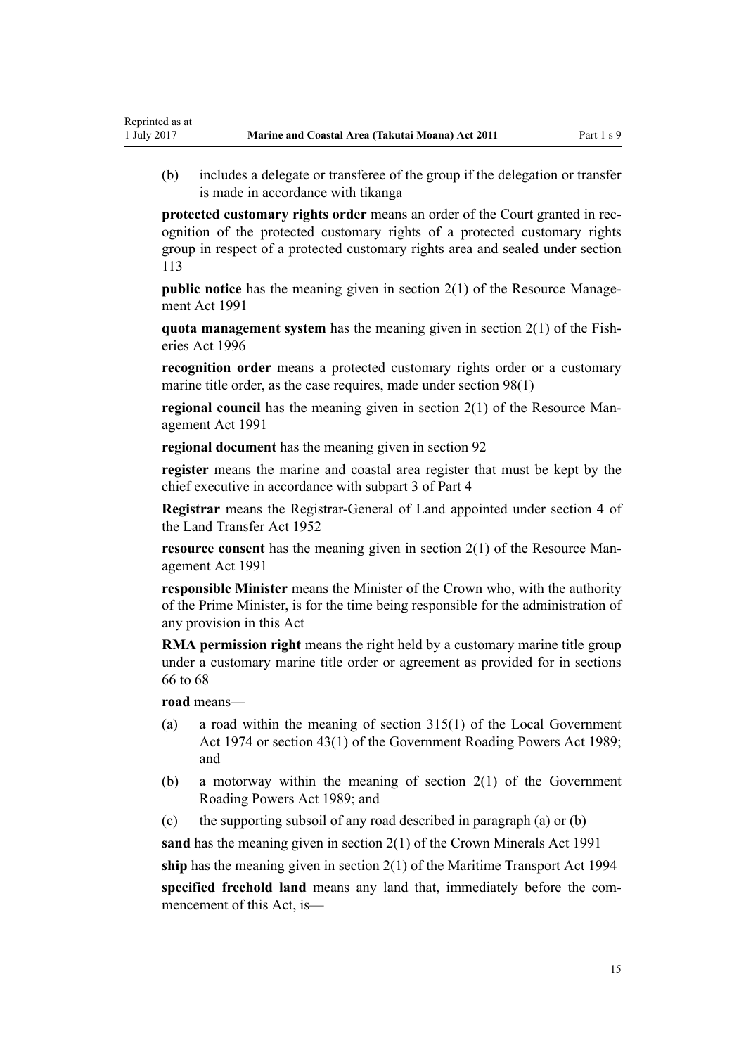(b) includes a delegate or transferee of the group if the delegation or transfer is made in accordance with tikanga

**protected customary rights order** means an order of the Court granted in recognition of the protected customary rights of a protected customary rights group in respect of a protected customary rights area and sealed under section 113

**public notice** has the meaning given in section 2(1) of the Resource Management Act 1991

**quota management system** has the meaning given in section 2(1) of the Fisheries Act 1996

**recognition order** means a protected customary rights order or a customary marine title order, as the case requires, made under section 98(1)

**regional council** has the meaning given in section 2(1) of the Resource Management Act 1991

**regional document** has the meaning given in section 92

**register** means the marine and coastal area register that must be kept by the chief executive in accordance with subpart 3 of Part 4

**Registrar** means the Registrar-General of Land appointed under section 4 of the Land Transfer Act 1952

**resource consent** has the meaning given in section 2(1) of the Resource Management Act 1991

**responsible Minister** means the Minister of the Crown who, with the authority of the Prime Minister, is for the time being responsible for the administration of any provision in this Act

**RMA permission right** means the right held by a customary marine title group under a customary marine title order or agreement as provided for in sections 66 to 68

**road** means—

(a) a road within the meaning of section 315(1) of the Local Government Act 1974 or section 43(1) of the Government Roading Powers Act 1989; and

(b) a motorway within the meaning of section 2(1) of the Government Roading Powers Act 1989; and

(c) the supporting subsoil of any road described in paragraph (a) or (b)

**sand** has the meaning given in section 2(1) of the Crown Minerals Act 1991

**ship** has the meaning given in section 2(1) of the Maritime Transport Act 1994

**specified freehold land** means any land that, immediately before the commencement of this Act, is—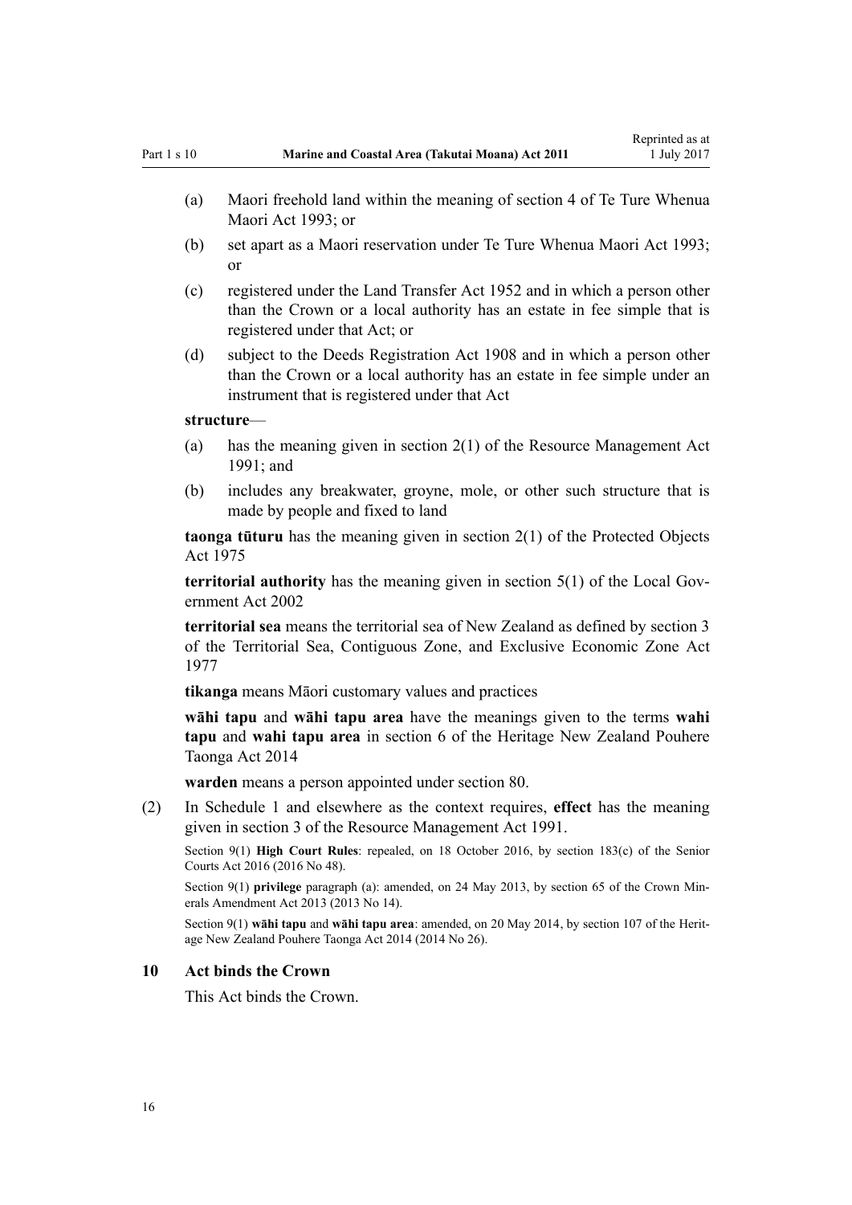(a) Maori freehold land within the meaning of section 4 of Te Ture Whenua Maori Act 1993; or

(b) set apart as a Maori reservation under Te Ture Whenua Maori Act 1993; or

(c) registered under the Land Transfer Act 1952 and in which a person other than the Crown or a local authority has an estate in fee simple that is registered under that Act; or

(d) subject to the Deeds Registration Act 1908 and in which a person other than the Crown or a local authority has an estate in fee simple under an instrument that is registered under that Act

**structure**—

(a) has the meaning given in section 2(1) of the Resource Management Act 1991; and

(b) includes any breakwater, groyne, mole, or other such structure that is made by people and fixed to land

**taonga tūturu** has the meaning given in section 2(1) of the Protected Objects Act 1975

**territorial authority** has the meaning given in section 5(1) of the Local Government Act 2002

**territorial sea** means the territorial sea of New Zealand as defined by section 3 of the Territorial Sea, Contiguous Zone, and Exclusive Economic Zone Act 1977

**tikanga** means Māori customary values and practices

**wāhi tapu** and **wāhi tapu area** have the meanings given to the terms **wahi tapu** and **wahi tapu area** in section 6 of the Heritage New Zealand Pouhere Taonga Act 2014

**warden** means a person appointed under section 80.

(2) In Schedule 1 and elsewhere as the context requires, **effect** has the meaning given in section 3 of the Resource Management Act 1991.

Section 9(1) **High Court Rules**: repealed, on 18 October 2016, by section 183(c) of the Senior Courts Act 2016 (2016 No 48).

Section 9(1) **privilege** paragraph (a): amended, on 24 May 2013, by section 65 of the Crown Minerals Amendment Act 2013 (2013 No 14).

Section 9(1) **wāhi tapu** and **wāhi tapu area**: amended, on 20 May 2014, by section 107 of the Heritage New Zealand Pouhere Taonga Act 2014 (2014 No 26).

### 10 Act binds the Crown

This Act binds the Crown.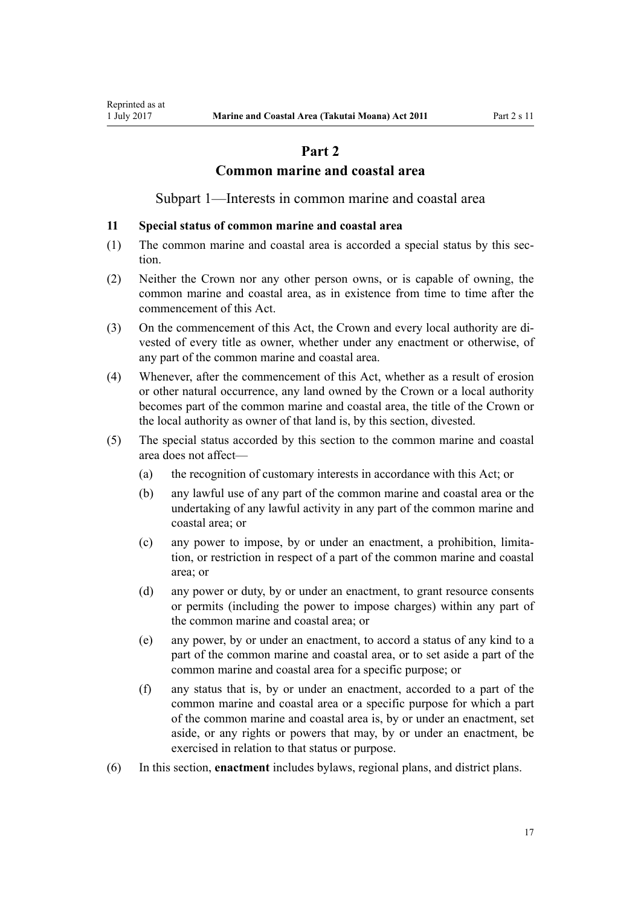# Part 2
# Common marine and coastal area

## Subpart 1—Interests in common marine and coastal area

### 11 Special status of common marine and coastal area

(1) The common marine and coastal area is accorded a special status by this section.

(2) Neither the Crown nor any other person owns, or is capable of owning, the common marine and coastal area, as in existence from time to time after the commencement of this Act.

(3) On the commencement of this Act, the Crown and every local authority are divested of every title as owner, whether under any enactment or otherwise, of any part of the common marine and coastal area.

(4) Whenever, after the commencement of this Act, whether as a result of erosion or other natural occurrence, any land owned by the Crown or a local authority becomes part of the common marine and coastal area, the title of the Crown or the local authority as owner of that land is, by this section, divested.

(5) The special status accorded by this section to the common marine and coastal area does not affect—

- (a) the recognition of customary interests in accordance with this Act; or
- (b) any lawful use of any part of the common marine and coastal area or the undertaking of any lawful activity in any part of the common marine and coastal area; or
- (c) any power to impose, by or under an enactment, a prohibition, limitation, or restriction in respect of a part of the common marine and coastal area; or
- (d) any power or duty, by or under an enactment, to grant resource consents or permits (including the power to impose charges) within any part of the common marine and coastal area; or
- (e) any power, by or under an enactment, to accord a status of any kind to a part of the common marine and coastal area, or to set aside a part of the common marine and coastal area for a specific purpose; or
- (f) any status that is, by or under an enactment, accorded to a part of the common marine and coastal area or a specific purpose for which a part of the common marine and coastal area is, by or under an enactment, set aside, or any rights or powers that may, by or under an enactment, be exercised in relation to that status or purpose.

(6) In this section, **enactment** includes bylaws, regional plans, and district plans.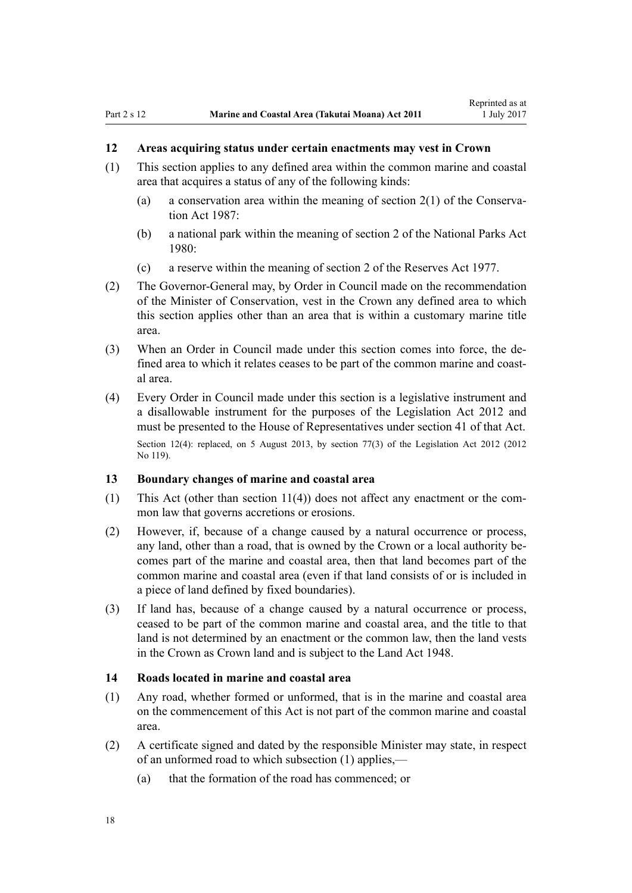### 12 Areas acquiring status under certain enactments may vest in Crown

(1) This section applies to any defined area within the common marine and coastal area that acquires a status of any of the following kinds:

  (a) a conservation area within the meaning of section 2(1) of the Conservation Act 1987:

  (b) a national park within the meaning of section 2 of the National Parks Act 1980:

  (c) a reserve within the meaning of section 2 of the Reserves Act 1977.

(2) The Governor-General may, by Order in Council made on the recommendation of the Minister of Conservation, vest in the Crown any defined area to which this section applies other than an area that is within a customary marine title area.

(3) When an Order in Council made under this section comes into force, the defined area to which it relates ceases to be part of the common marine and coastal area.

(4) Every Order in Council made under this section is a legislative instrument and a disallowable instrument for the purposes of the Legislation Act 2012 and must be presented to the House of Representatives under section 41 of that Act.

Section 12(4): replaced, on 5 August 2013, by section 77(3) of the Legislation Act 2012 (2012 No 119).

### 13 Boundary changes of marine and coastal area

(1) This Act (other than section 11(4)) does not affect any enactment or the common law that governs accretions or erosions.

(2) However, if, because of a change caused by a natural occurrence or process, any land, other than a road, that is owned by the Crown or a local authority becomes part of the marine and coastal area, then that land becomes part of the common marine and coastal area (even if that land consists of or is included in a piece of land defined by fixed boundaries).

(3) If land has, because of a change caused by a natural occurrence or process, ceased to be part of the common marine and coastal area, and the title to that land is not determined by an enactment or the common law, then the land vests in the Crown as Crown land and is subject to the Land Act 1948.

### 14 Roads located in marine and coastal area

(1) Any road, whether formed or unformed, that is in the marine and coastal area on the commencement of this Act is not part of the common marine and coastal area.

(2) A certificate signed and dated by the responsible Minister may state, in respect of an unformed road to which subsection (1) applies,—

  (a) that the formation of the road has commenced; or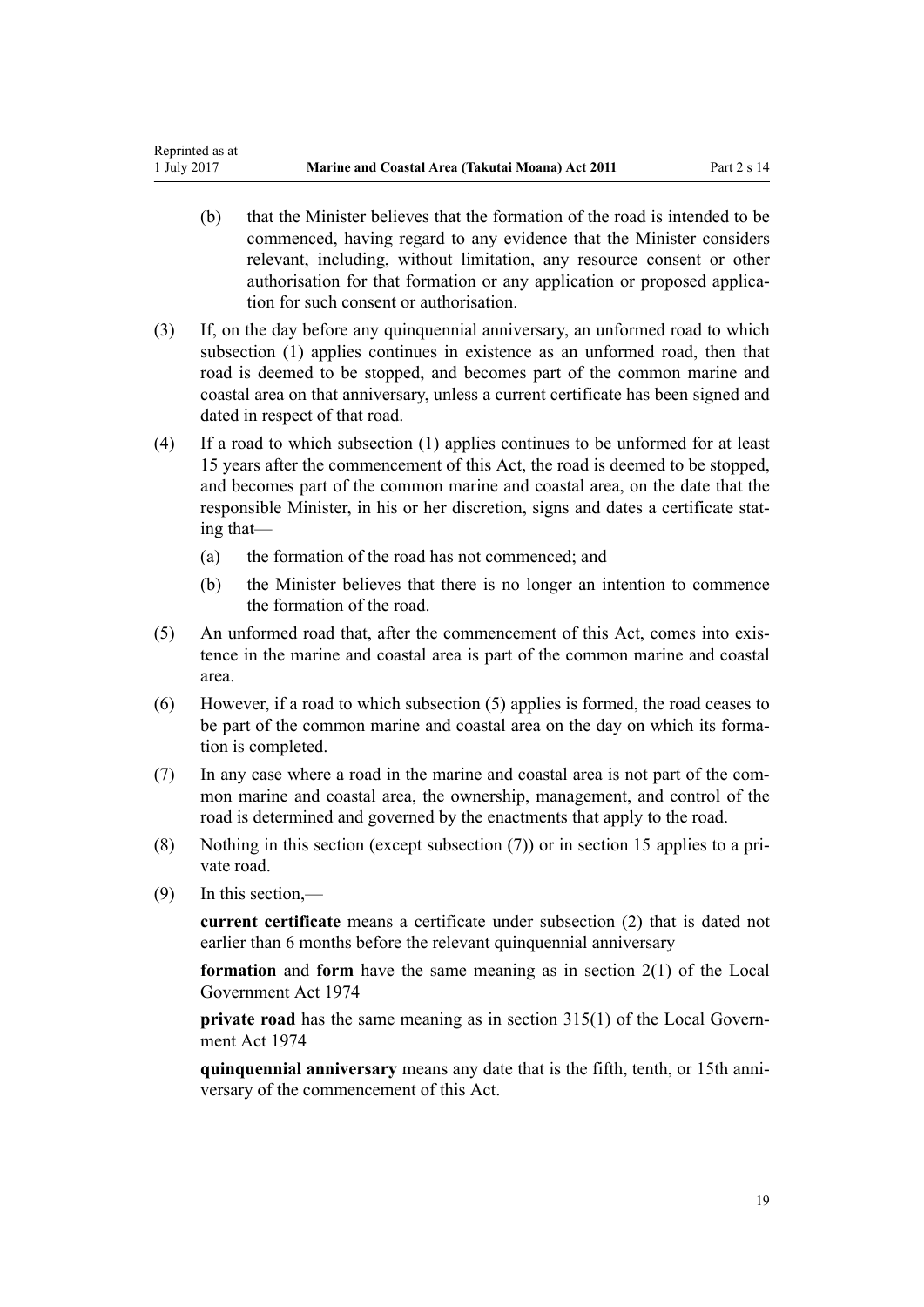(b) that the Minister believes that the formation of the road is intended to be commenced, having regard to any evidence that the Minister considers relevant, including, without limitation, any resource consent or other authorisation for that formation or any application or proposed application for such consent or authorisation.

(3) If, on the day before any quinquennial anniversary, an unformed road to which subsection (1) applies continues in existence as an unformed road, then that road is deemed to be stopped, and becomes part of the common marine and coastal area on that anniversary, unless a current certificate has been signed and dated in respect of that road.

(4) If a road to which subsection (1) applies continues to be unformed for at least 15 years after the commencement of this Act, the road is deemed to be stopped, and becomes part of the common marine and coastal area, on the date that the responsible Minister, in his or her discretion, signs and dates a certificate stating that—

(a) the formation of the road has not commenced; and

(b) the Minister believes that there is no longer an intention to commence the formation of the road.

(5) An unformed road that, after the commencement of this Act, comes into existence in the marine and coastal area is part of the common marine and coastal area.

(6) However, if a road to which subsection (5) applies is formed, the road ceases to be part of the common marine and coastal area on the day on which its formation is completed.

(7) In any case where a road in the marine and coastal area is not part of the common marine and coastal area, the ownership, management, and control of the road is determined and governed by the enactments that apply to the road.

(8) Nothing in this section (except subsection (7)) or in section 15 applies to a private road.

(9) In this section,—

**current certificate** means a certificate under subsection (2) that is dated not earlier than 6 months before the relevant quinquennial anniversary

**formation** and **form** have the same meaning as in section 2(1) of the Local Government Act 1974

**private road** has the same meaning as in section 315(1) of the Local Government Act 1974

**quinquennial anniversary** means any date that is the fifth, tenth, or 15th anniversary of the commencement of this Act.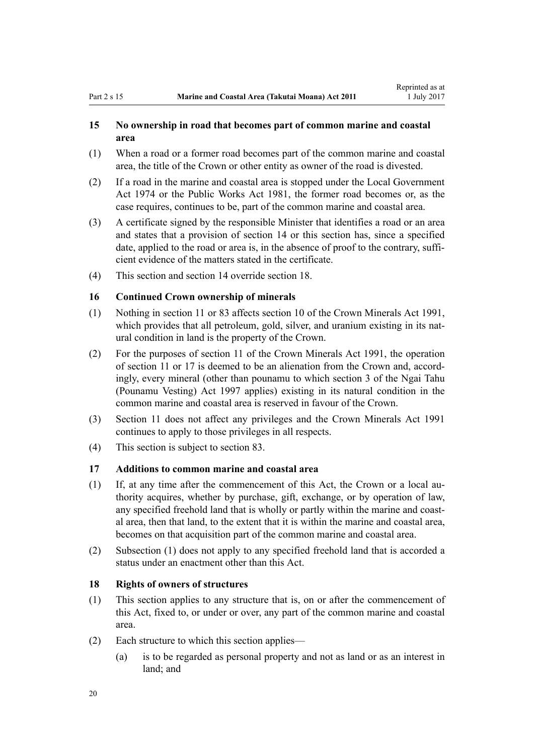### 15 No ownership in road that becomes part of common marine and coastal area

(1) When a road or a former road becomes part of the common marine and coastal area, the title of the Crown or other entity as owner of the road is divested.

(2) If a road in the marine and coastal area is stopped under the Local Government Act 1974 or the Public Works Act 1981, the former road becomes or, as the case requires, continues to be, part of the common marine and coastal area.

(3) A certificate signed by the responsible Minister that identifies a road or an area and states that a provision of section 14 or this section has, since a specified date, applied to the road or area is, in the absence of proof to the contrary, sufficient evidence of the matters stated in the certificate.

(4) This section and section 14 override section 18.

### 16 Continued Crown ownership of minerals

(1) Nothing in section 11 or 83 affects section 10 of the Crown Minerals Act 1991, which provides that all petroleum, gold, silver, and uranium existing in its natural condition in land is the property of the Crown.

(2) For the purposes of section 11 of the Crown Minerals Act 1991, the operation of section 11 or 17 is deemed to be an alienation from the Crown and, accordingly, every mineral (other than pounamu to which section 3 of the Ngai Tahu (Pounamu Vesting) Act 1997 applies) existing in its natural condition in the common marine and coastal area is reserved in favour of the Crown.

(3) Section 11 does not affect any privileges and the Crown Minerals Act 1991 continues to apply to those privileges in all respects.

(4) This section is subject to section 83.

### 17 Additions to common marine and coastal area

(1) If, at any time after the commencement of this Act, the Crown or a local authority acquires, whether by purchase, gift, exchange, or by operation of law, any specified freehold land that is wholly or partly within the marine and coastal area, then that land, to the extent that it is within the marine and coastal area, becomes on that acquisition part of the common marine and coastal area.

(2) Subsection (1) does not apply to any specified freehold land that is accorded a status under an enactment other than this Act.

### 18 Rights of owners of structures

(1) This section applies to any structure that is, on or after the commencement of this Act, fixed to, or under or over, any part of the common marine and coastal area.

(2) Each structure to which this section applies—

   (a) is to be regarded as personal property and not as land or as an interest in land; and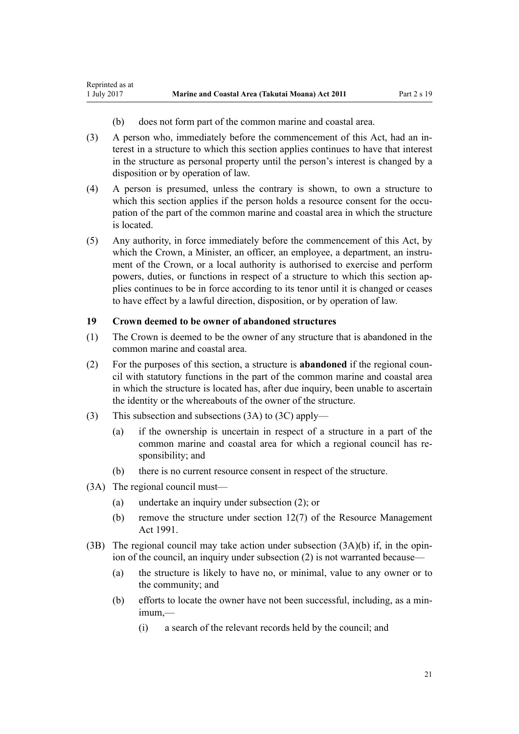(b) does not form part of the common marine and coastal area.

(3) A person who, immediately before the commencement of this Act, had an interest in a structure to which this section applies continues to have that interest in the structure as personal property until the person's interest is changed by a disposition or by operation of law.

(4) A person is presumed, unless the contrary is shown, to own a structure to which this section applies if the person holds a resource consent for the occupation of the part of the common marine and coastal area in which the structure is located.

(5) Any authority, in force immediately before the commencement of this Act, by which the Crown, a Minister, an officer, an employee, a department, an instrument of the Crown, or a local authority is authorised to exercise and perform powers, duties, or functions in respect of a structure to which this section applies continues to be in force according to its tenor until it is changed or ceases to have effect by a lawful direction, disposition, or by operation of law.

### 19 Crown deemed to be owner of abandoned structures

(1) The Crown is deemed to be the owner of any structure that is abandoned in the common marine and coastal area.

(2) For the purposes of this section, a structure is **abandoned** if the regional council with statutory functions in the part of the common marine and coastal area in which the structure is located has, after due inquiry, been unable to ascertain the identity or the whereabouts of the owner of the structure.

(3) This subsection and subsections (3A) to (3C) apply—

(a) if the ownership is uncertain in respect of a structure in a part of the common marine and coastal area for which a regional council has responsibility; and

(b) there is no current resource consent in respect of the structure.

(3A) The regional council must—

(a) undertake an inquiry under subsection (2); or

(b) remove the structure under section 12(7) of the Resource Management Act 1991.

(3B) The regional council may take action under subsection (3A)(b) if, in the opinion of the council, an inquiry under subsection (2) is not warranted because—

(a) the structure is likely to have no, or minimal, value to any owner or to the community; and

(b) efforts to locate the owner have not been successful, including, as a minimum,—

(i) a search of the relevant records held by the council; and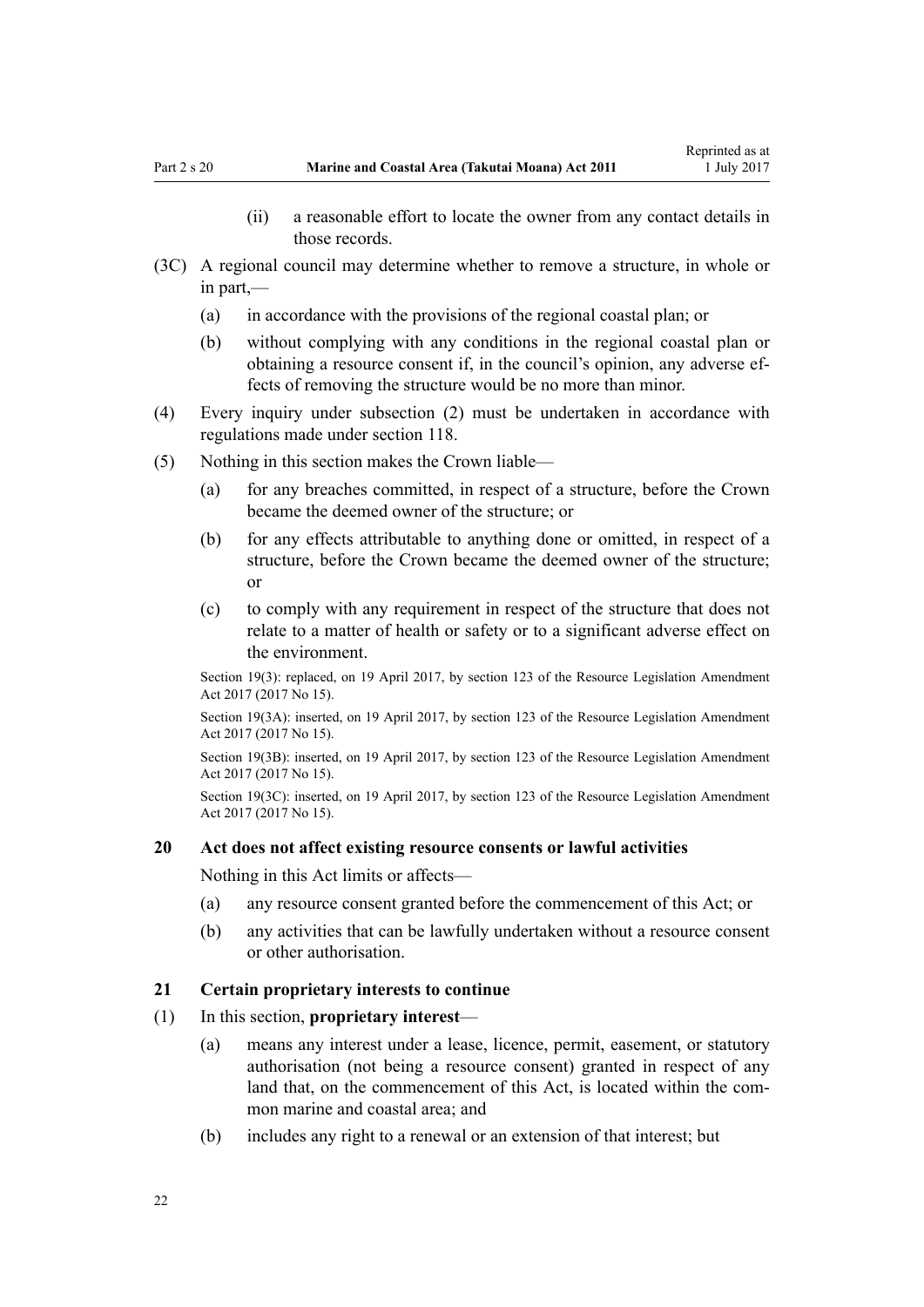(ii) a reasonable effort to locate the owner from any contact details in those records.

(3C) A regional council may determine whether to remove a structure, in whole or in part,—

(a) in accordance with the provisions of the regional coastal plan; or

(b) without complying with any conditions in the regional coastal plan or obtaining a resource consent if, in the council's opinion, any adverse effects of removing the structure would be no more than minor.

(4) Every inquiry under subsection (2) must be undertaken in accordance with regulations made under section 118.

(5) Nothing in this section makes the Crown liable—

(a) for any breaches committed, in respect of a structure, before the Crown became the deemed owner of the structure; or

(b) for any effects attributable to anything done or omitted, in respect of a structure, before the Crown became the deemed owner of the structure; or

(c) to comply with any requirement in respect of the structure that does not relate to a matter of health or safety or to a significant adverse effect on the environment.

Section 19(3): replaced, on 19 April 2017, by section 123 of the Resource Legislation Amendment Act 2017 (2017 No 15).

Section 19(3A): inserted, on 19 April 2017, by section 123 of the Resource Legislation Amendment Act 2017 (2017 No 15).

Section 19(3B): inserted, on 19 April 2017, by section 123 of the Resource Legislation Amendment Act 2017 (2017 No 15).

Section 19(3C): inserted, on 19 April 2017, by section 123 of the Resource Legislation Amendment Act 2017 (2017 No 15).

### 20 Act does not affect existing resource consents or lawful activities

Nothing in this Act limits or affects—

(a) any resource consent granted before the commencement of this Act; or

(b) any activities that can be lawfully undertaken without a resource consent or other authorisation.

### 21 Certain proprietary interests to continue

(1) In this section, **proprietary interest**—

(a) means any interest under a lease, licence, permit, easement, or statutory authorisation (not being a resource consent) granted in respect of any land that, on the commencement of this Act, is located within the common marine and coastal area; and

(b) includes any right to a renewal or an extension of that interest; but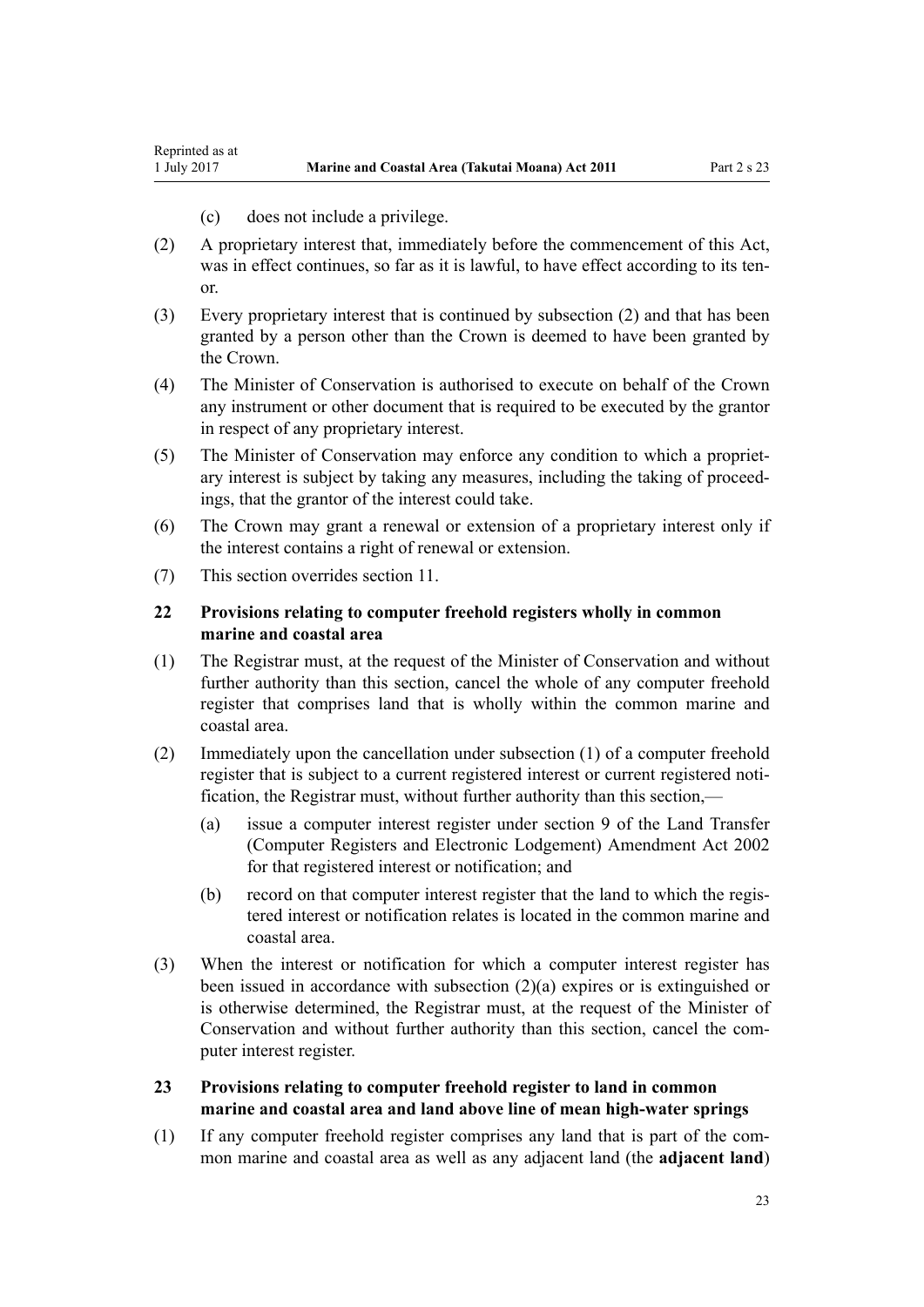(c) does not include a privilege.

(2) A proprietary interest that, immediately before the commencement of this Act, was in effect continues, so far as it is lawful, to have effect according to its tenor.

(3) Every proprietary interest that is continued by subsection (2) and that has been granted by a person other than the Crown is deemed to have been granted by the Crown.

(4) The Minister of Conservation is authorised to execute on behalf of the Crown any instrument or other document that is required to be executed by the grantor in respect of any proprietary interest.

(5) The Minister of Conservation may enforce any condition to which a proprietary interest is subject by taking any measures, including the taking of proceedings, that the grantor of the interest could take.

(6) The Crown may grant a renewal or extension of a proprietary interest only if the interest contains a right of renewal or extension.

(7) This section overrides section 11.

### 22 Provisions relating to computer freehold registers wholly in common marine and coastal area

(1) The Registrar must, at the request of the Minister of Conservation and without further authority than this section, cancel the whole of any computer freehold register that comprises land that is wholly within the common marine and coastal area.

(2) Immediately upon the cancellation under subsection (1) of a computer freehold register that is subject to a current registered interest or current registered notification, the Registrar must, without further authority than this section,—

- (a) issue a computer interest register under section 9 of the Land Transfer (Computer Registers and Electronic Lodgement) Amendment Act 2002 for that registered interest or notification; and
- (b) record on that computer interest register that the land to which the registered interest or notification relates is located in the common marine and coastal area.

(3) When the interest or notification for which a computer interest register has been issued in accordance with subsection (2)(a) expires or is extinguished or is otherwise determined, the Registrar must, at the request of the Minister of Conservation and without further authority than this section, cancel the computer interest register.

### 23 Provisions relating to computer freehold register to land in common marine and coastal area and land above line of mean high-water springs

(1) If any computer freehold register comprises any land that is part of the common marine and coastal area as well as any adjacent land (the **adjacent land**)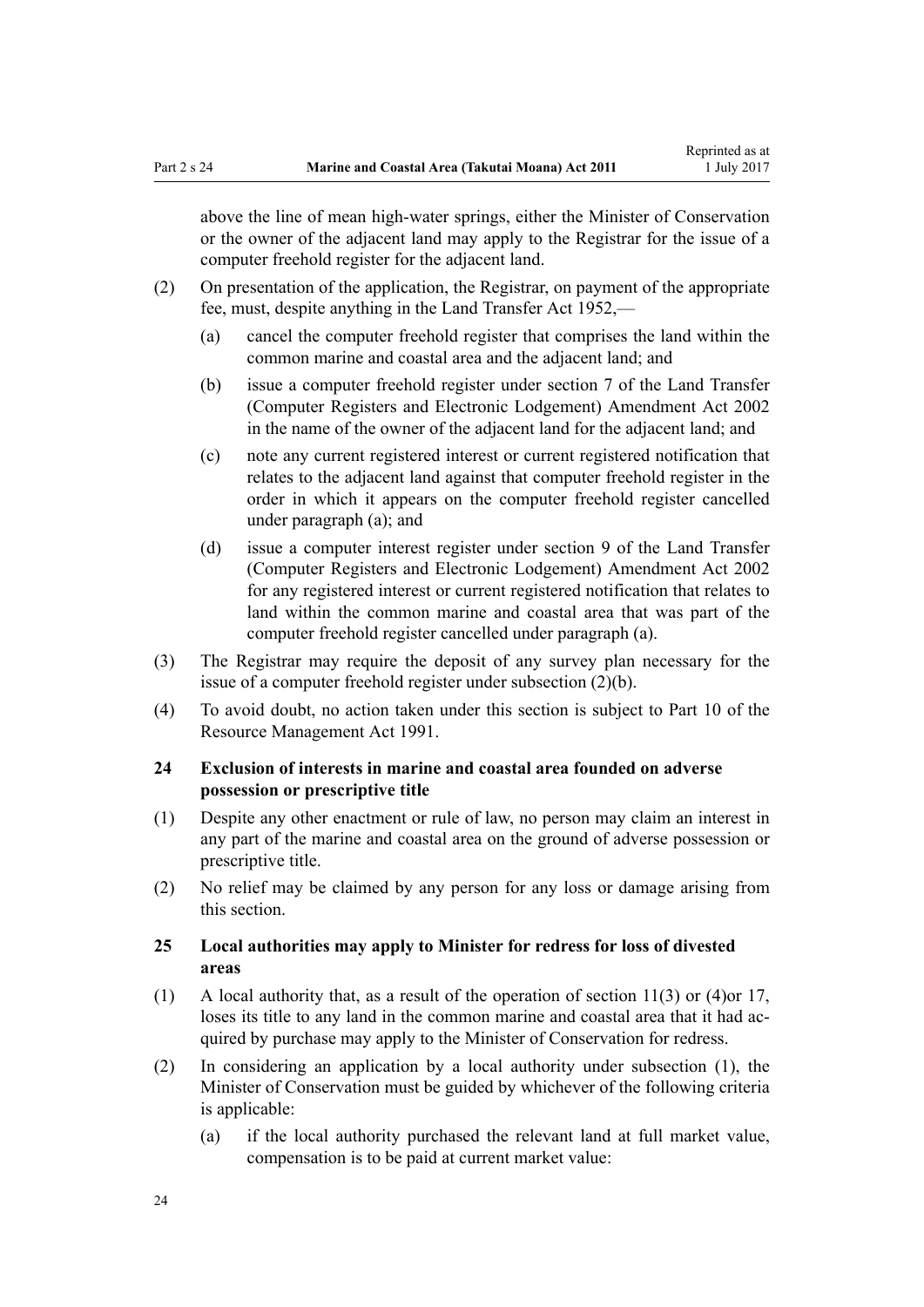above the line of mean high-water springs, either the Minister of Conservation or the owner of the adjacent land may apply to the Registrar for the issue of a computer freehold register for the adjacent land.

(2) On presentation of the application, the Registrar, on payment of the appropriate fee, must, despite anything in the Land Transfer Act 1952,—

(a) cancel the computer freehold register that comprises the land within the common marine and coastal area and the adjacent land; and

(b) issue a computer freehold register under section 7 of the Land Transfer (Computer Registers and Electronic Lodgement) Amendment Act 2002 in the name of the owner of the adjacent land for the adjacent land; and

(c) note any current registered interest or current registered notification that relates to the adjacent land against that computer freehold register in the order in which it appears on the computer freehold register cancelled under paragraph (a); and

(d) issue a computer interest register under section 9 of the Land Transfer (Computer Registers and Electronic Lodgement) Amendment Act 2002 for any registered interest or current registered notification that relates to land within the common marine and coastal area that was part of the computer freehold register cancelled under paragraph (a).

(3) The Registrar may require the deposit of any survey plan necessary for the issue of a computer freehold register under subsection (2)(b).

(4) To avoid doubt, no action taken under this section is subject to Part 10 of the Resource Management Act 1991.

### 24 Exclusion of interests in marine and coastal area founded on adverse possession or prescriptive title

(1) Despite any other enactment or rule of law, no person may claim an interest in any part of the marine and coastal area on the ground of adverse possession or prescriptive title.

(2) No relief may be claimed by any person for any loss or damage arising from this section.

### 25 Local authorities may apply to Minister for redress for loss of divested areas

(1) A local authority that, as a result of the operation of section 11(3) or (4)or 17, loses its title to any land in the common marine and coastal area that it had acquired by purchase may apply to the Minister of Conservation for redress.

(2) In considering an application by a local authority under subsection (1), the Minister of Conservation must be guided by whichever of the following criteria is applicable:

(a) if the local authority purchased the relevant land at full market value, compensation is to be paid at current market value: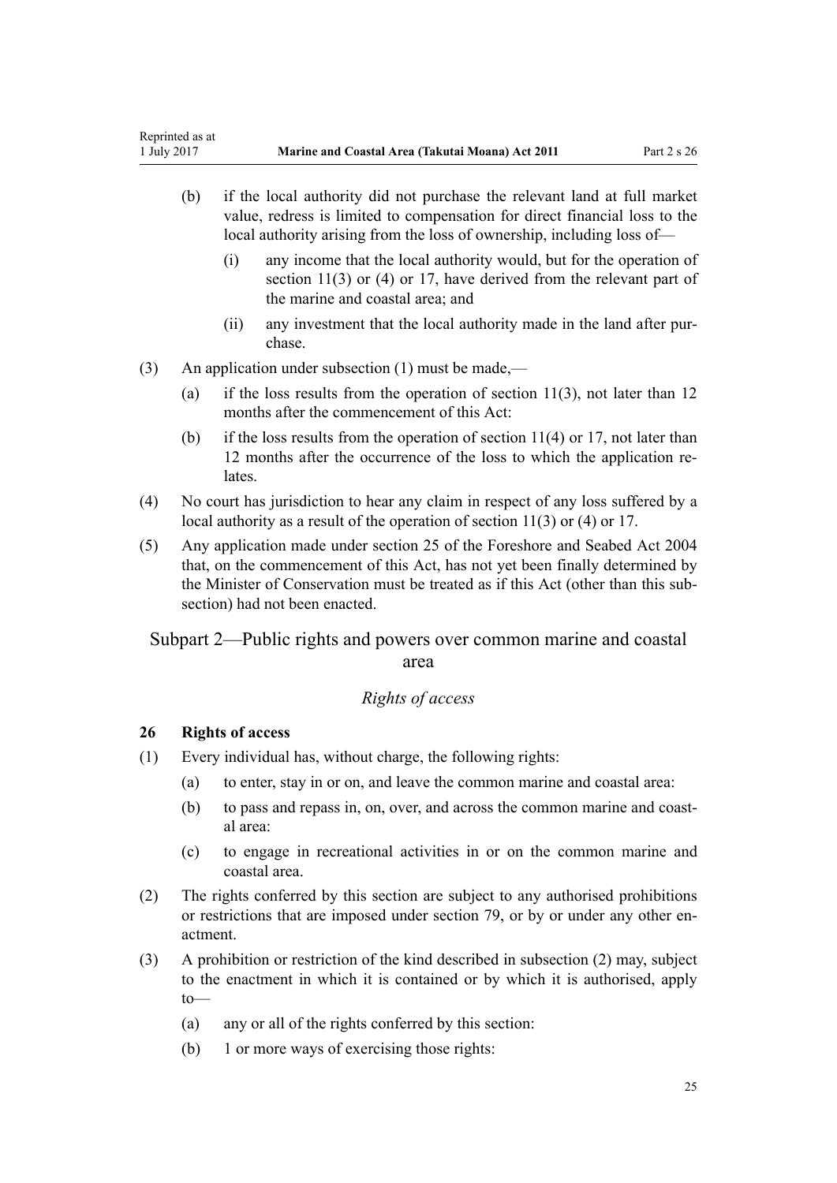(b) if the local authority did not purchase the relevant land at full market value, redress is limited to compensation for direct financial loss to the local authority arising from the loss of ownership, including loss of—

   (i) any income that the local authority would, but for the operation of section 11(3) or (4) or 17, have derived from the relevant part of the marine and coastal area; and

   (ii) any investment that the local authority made in the land after purchase.

(3) An application under subsection (1) must be made,—

   (a) if the loss results from the operation of section 11(3), not later than 12 months after the commencement of this Act:

   (b) if the loss results from the operation of section 11(4) or 17, not later than 12 months after the occurrence of the loss to which the application relates.

(4) No court has jurisdiction to hear any claim in respect of any loss suffered by a local authority as a result of the operation of section 11(3) or (4) or 17.

(5) Any application made under section 25 of the Foreshore and Seabed Act 2004 that, on the commencement of this Act, has not yet been finally determined by the Minister of Conservation must be treated as if this Act (other than this subsection) had not been enacted.

## Subpart 2—Public rights and powers over common marine and coastal area

### *Rights of access*

#### 26 Rights of access

(1) Every individual has, without charge, the following rights:

   (a) to enter, stay in or on, and leave the common marine and coastal area:

   (b) to pass and repass in, on, over, and across the common marine and coastal area:

   (c) to engage in recreational activities in or on the common marine and coastal area.

(2) The rights conferred by this section are subject to any authorised prohibitions or restrictions that are imposed under section 79, or by or under any other enactment.

(3) A prohibition or restriction of the kind described in subsection (2) may, subject to the enactment in which it is contained or by which it is authorised, apply to—

   (a) any or all of the rights conferred by this section:

   (b) 1 or more ways of exercising those rights: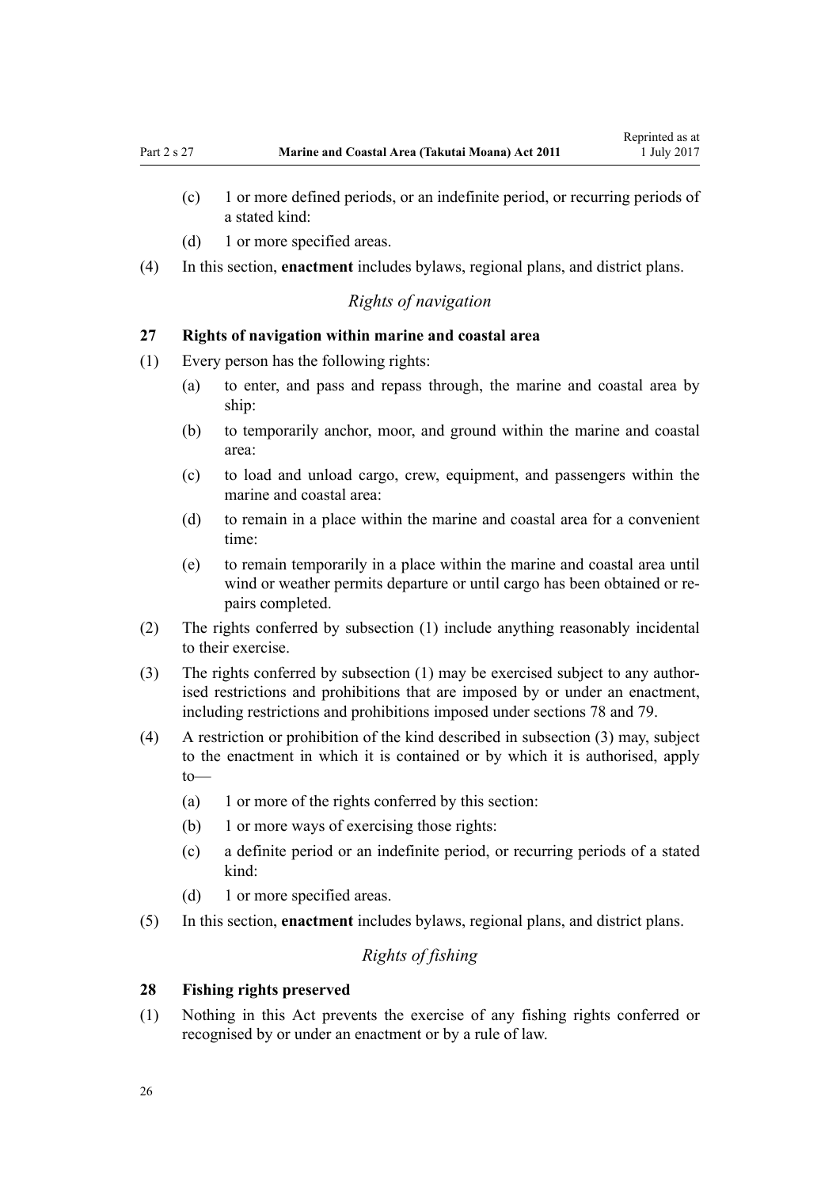(c) 1 or more defined periods, or an indefinite period, or recurring periods of a stated kind:

(d) 1 or more specified areas.

(4) In this section, **enactment** includes bylaws, regional plans, and district plans.

### *Rights of navigation*

### 27 Rights of navigation within marine and coastal area

(1) Every person has the following rights:

- (a) to enter, and pass and repass through, the marine and coastal area by ship:
- (b) to temporarily anchor, moor, and ground within the marine and coastal area:
- (c) to load and unload cargo, crew, equipment, and passengers within the marine and coastal area:
- (d) to remain in a place within the marine and coastal area for a convenient time:
- (e) to remain temporarily in a place within the marine and coastal area until wind or weather permits departure or until cargo has been obtained or repairs completed.

(2) The rights conferred by subsection (1) include anything reasonably incidental to their exercise.

(3) The rights conferred by subsection (1) may be exercised subject to any authorised restrictions and prohibitions that are imposed by or under an enactment, including restrictions and prohibitions imposed under sections 78 and 79.

(4) A restriction or prohibition of the kind described in subsection (3) may, subject to the enactment in which it is contained or by which it is authorised, apply to—

- (a) 1 or more of the rights conferred by this section:
- (b) 1 or more ways of exercising those rights:
- (c) a definite period or an indefinite period, or recurring periods of a stated kind:
- (d) 1 or more specified areas.

(5) In this section, **enactment** includes bylaws, regional plans, and district plans.

### *Rights of fishing*

### 28 Fishing rights preserved

(1) Nothing in this Act prevents the exercise of any fishing rights conferred or recognised by or under an enactment or by a rule of law.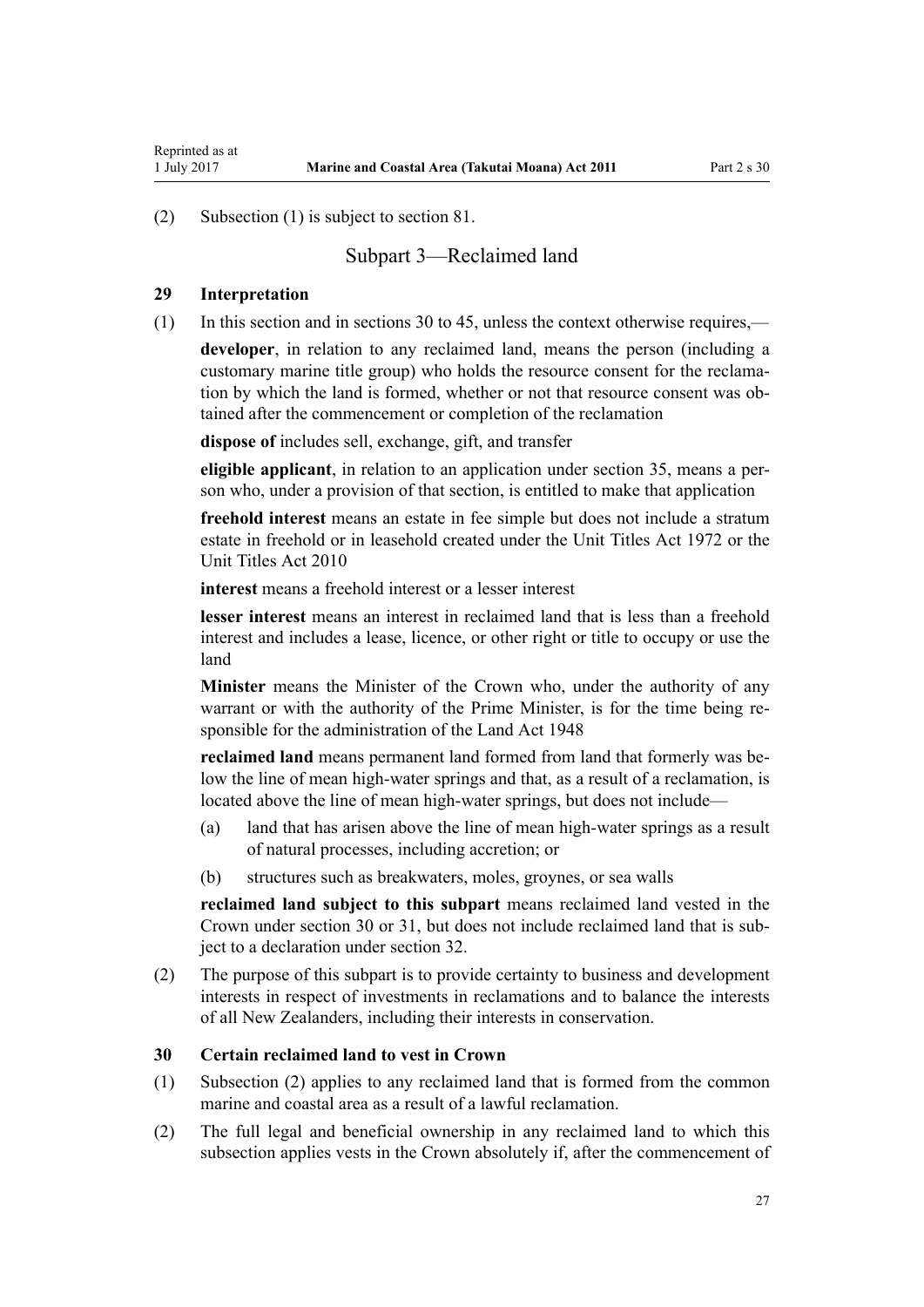(2) Subsection (1) is subject to section 81.

## Subpart 3—Reclaimed land

### 29 Interpretation

(1) In this section and in sections 30 to 45, unless the context otherwise requires,—

**developer**, in relation to any reclaimed land, means the person (including a customary marine title group) who holds the resource consent for the reclamation by which the land is formed, whether or not that resource consent was obtained after the commencement or completion of the reclamation

**dispose of** includes sell, exchange, gift, and transfer

**eligible applicant**, in relation to an application under section 35, means a person who, under a provision of that section, is entitled to make that application

**freehold interest** means an estate in fee simple but does not include a stratum estate in freehold or in leasehold created under the Unit Titles Act 1972 or the Unit Titles Act 2010

**interest** means a freehold interest or a lesser interest

**lesser interest** means an interest in reclaimed land that is less than a freehold interest and includes a lease, licence, or other right or title to occupy or use the land

**Minister** means the Minister of the Crown who, under the authority of any warrant or with the authority of the Prime Minister, is for the time being responsible for the administration of the Land Act 1948

**reclaimed land** means permanent land formed from land that formerly was below the line of mean high-water springs and that, as a result of a reclamation, is located above the line of mean high-water springs, but does not include—

(a) land that has arisen above the line of mean high-water springs as a result of natural processes, including accretion; or

(b) structures such as breakwaters, moles, groynes, or sea walls

**reclaimed land subject to this subpart** means reclaimed land vested in the Crown under section 30 or 31, but does not include reclaimed land that is subject to a declaration under section 32.

(2) The purpose of this subpart is to provide certainty to business and development interests in respect of investments in reclamations and to balance the interests of all New Zealanders, including their interests in conservation.

### 30 Certain reclaimed land to vest in Crown

(1) Subsection (2) applies to any reclaimed land that is formed from the common marine and coastal area as a result of a lawful reclamation.

(2) The full legal and beneficial ownership in any reclaimed land to which this subsection applies vests in the Crown absolutely if, after the commencement of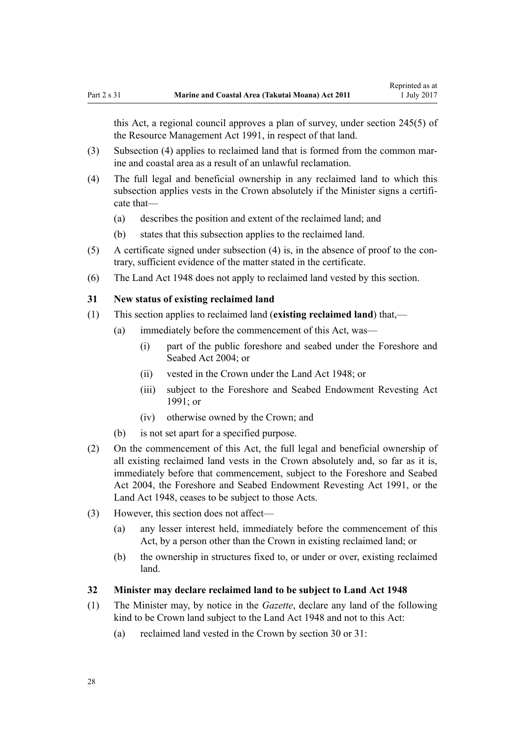this Act, a regional council approves a plan of survey, under section 245(5) of the Resource Management Act 1991, in respect of that land.

(3) Subsection (4) applies to reclaimed land that is formed from the common marine and coastal area as a result of an unlawful reclamation.

(4) The full legal and beneficial ownership in any reclaimed land to which this subsection applies vests in the Crown absolutely if the Minister signs a certificate that—

  (a) describes the position and extent of the reclaimed land; and

  (b) states that this subsection applies to the reclaimed land.

(5) A certificate signed under subsection (4) is, in the absence of proof to the contrary, sufficient evidence of the matter stated in the certificate.

(6) The Land Act 1948 does not apply to reclaimed land vested by this section.

### 31 New status of existing reclaimed land

(1) This section applies to reclaimed land (**existing reclaimed land**) that,—

  (a) immediately before the commencement of this Act, was—

    (i) part of the public foreshore and seabed under the Foreshore and Seabed Act 2004; or

    (ii) vested in the Crown under the Land Act 1948; or

    (iii) subject to the Foreshore and Seabed Endowment Revesting Act 1991; or

    (iv) otherwise owned by the Crown; and

  (b) is not set apart for a specified purpose.

(2) On the commencement of this Act, the full legal and beneficial ownership of all existing reclaimed land vests in the Crown absolutely and, so far as it is, immediately before that commencement, subject to the Foreshore and Seabed Act 2004, the Foreshore and Seabed Endowment Revesting Act 1991, or the Land Act 1948, ceases to be subject to those Acts.

(3) However, this section does not affect—

  (a) any lesser interest held, immediately before the commencement of this Act, by a person other than the Crown in existing reclaimed land; or

  (b) the ownership in structures fixed to, or under or over, existing reclaimed land.

### 32 Minister may declare reclaimed land to be subject to Land Act 1948

(1) The Minister may, by notice in the *Gazette*, declare any land of the following kind to be Crown land subject to the Land Act 1948 and not to this Act:

  (a) reclaimed land vested in the Crown by section 30 or 31: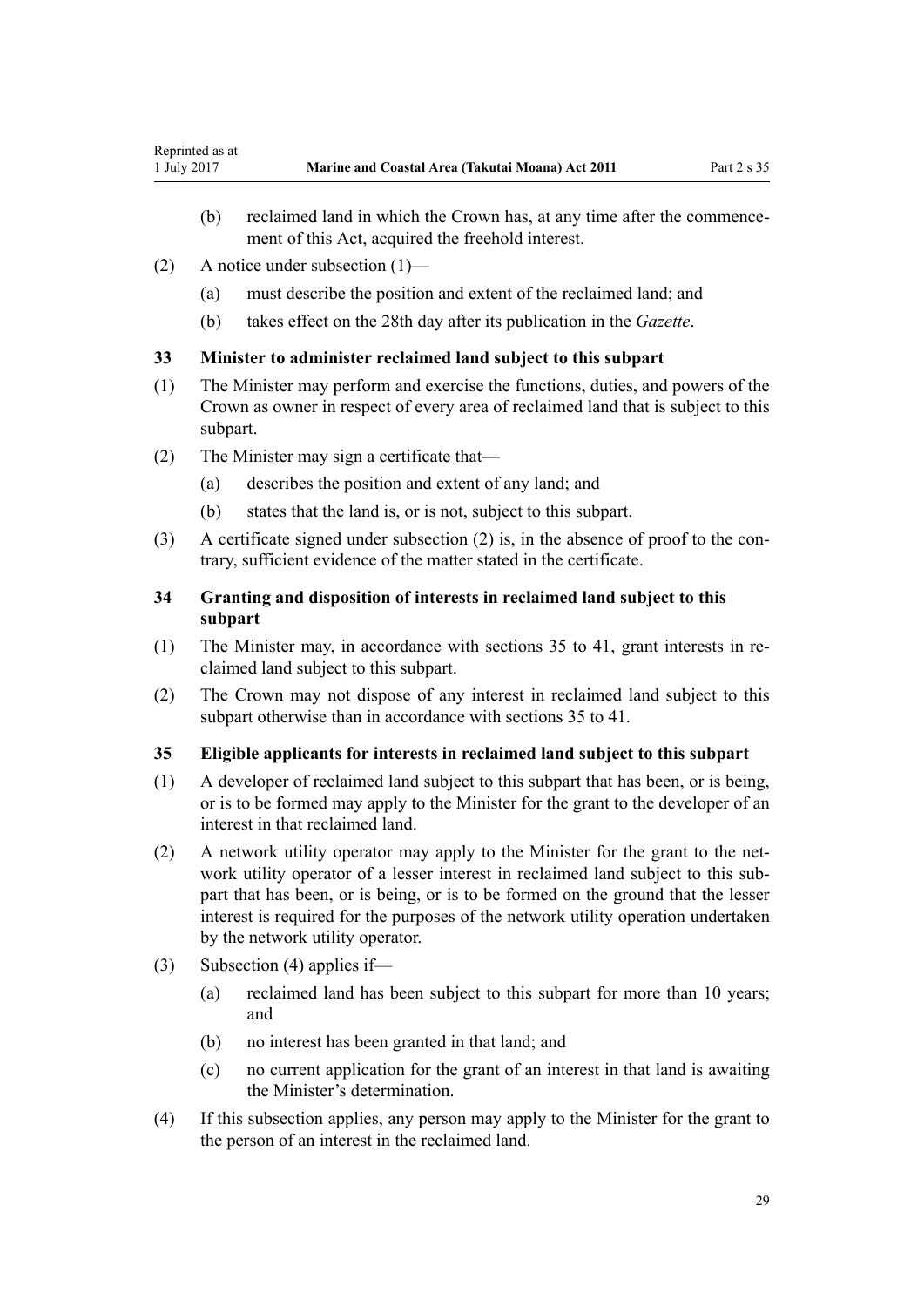(b) reclaimed land in which the Crown has, at any time after the commencement of this Act, acquired the freehold interest.

(2) A notice under subsection (1)—

(a) must describe the position and extent of the reclaimed land; and

(b) takes effect on the 28th day after its publication in the *Gazette*.

### 33 Minister to administer reclaimed land subject to this subpart

(1) The Minister may perform and exercise the functions, duties, and powers of the Crown as owner in respect of every area of reclaimed land that is subject to this subpart.

(2) The Minister may sign a certificate that—

(a) describes the position and extent of any land; and

(b) states that the land is, or is not, subject to this subpart.

(3) A certificate signed under subsection (2) is, in the absence of proof to the contrary, sufficient evidence of the matter stated in the certificate.

### 34 Granting and disposition of interests in reclaimed land subject to this subpart

(1) The Minister may, in accordance with sections 35 to 41, grant interests in reclaimed land subject to this subpart.

(2) The Crown may not dispose of any interest in reclaimed land subject to this subpart otherwise than in accordance with sections 35 to 41.

### 35 Eligible applicants for interests in reclaimed land subject to this subpart

(1) A developer of reclaimed land subject to this subpart that has been, or is being, or is to be formed may apply to the Minister for the grant to the developer of an interest in that reclaimed land.

(2) A network utility operator may apply to the Minister for the grant to the network utility operator of a lesser interest in reclaimed land subject to this subpart that has been, or is being, or is to be formed on the ground that the lesser interest is required for the purposes of the network utility operation undertaken by the network utility operator.

(3) Subsection (4) applies if—

(a) reclaimed land has been subject to this subpart for more than 10 years; and

(b) no interest has been granted in that land; and

(c) no current application for the grant of an interest in that land is awaiting the Minister's determination.

(4) If this subsection applies, any person may apply to the Minister for the grant to the person of an interest in the reclaimed land.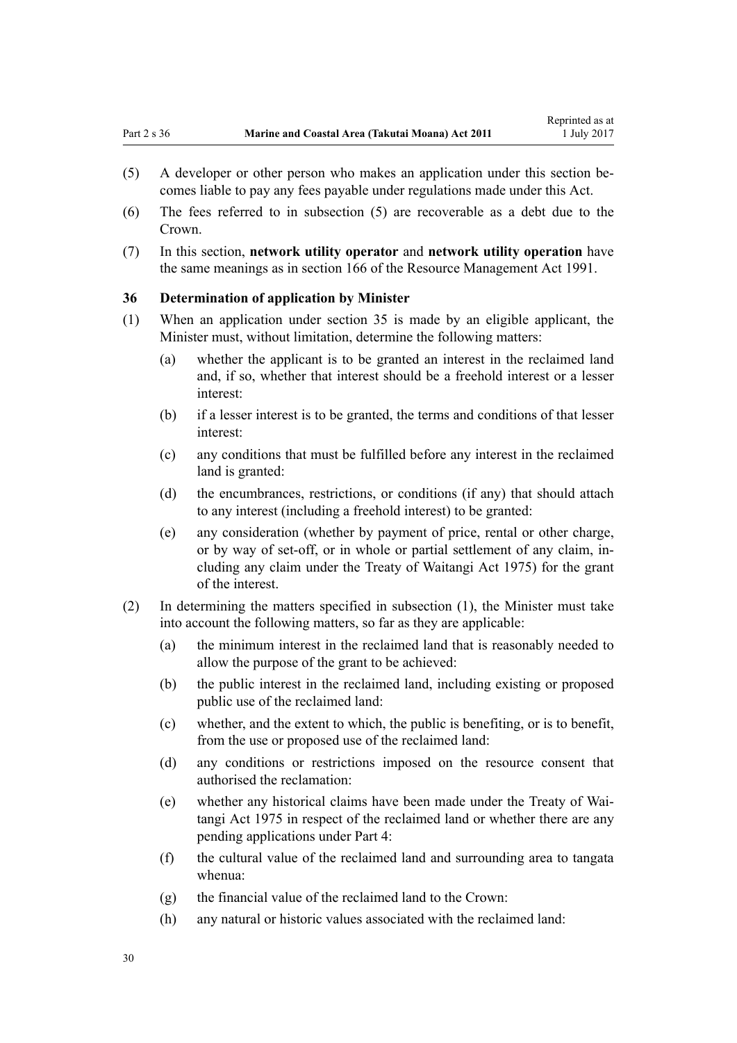(5) A developer or other person who makes an application under this section becomes liable to pay any fees payable under regulations made under this Act.

(6) The fees referred to in subsection (5) are recoverable as a debt due to the Crown.

(7) In this section, **network utility operator** and **network utility operation** have the same meanings as in section 166 of the Resource Management Act 1991.

### 36 Determination of application by Minister

(1) When an application under section 35 is made by an eligible applicant, the Minister must, without limitation, determine the following matters:

  (a) whether the applicant is to be granted an interest in the reclaimed land and, if so, whether that interest should be a freehold interest or a lesser interest:

  (b) if a lesser interest is to be granted, the terms and conditions of that lesser interest:

  (c) any conditions that must be fulfilled before any interest in the reclaimed land is granted:

  (d) the encumbrances, restrictions, or conditions (if any) that should attach to any interest (including a freehold interest) to be granted:

  (e) any consideration (whether by payment of price, rental or other charge, or by way of set-off, or in whole or partial settlement of any claim, including any claim under the Treaty of Waitangi Act 1975) for the grant of the interest.

(2) In determining the matters specified in subsection (1), the Minister must take into account the following matters, so far as they are applicable:

  (a) the minimum interest in the reclaimed land that is reasonably needed to allow the purpose of the grant to be achieved:

  (b) the public interest in the reclaimed land, including existing or proposed public use of the reclaimed land:

  (c) whether, and the extent to which, the public is benefiting, or is to benefit, from the use or proposed use of the reclaimed land:

  (d) any conditions or restrictions imposed on the resource consent that authorised the reclamation:

  (e) whether any historical claims have been made under the Treaty of Waitangi Act 1975 in respect of the reclaimed land or whether there are any pending applications under Part 4:

  (f) the cultural value of the reclaimed land and surrounding area to tangata whenua:

  (g) the financial value of the reclaimed land to the Crown:

  (h) any natural or historic values associated with the reclaimed land: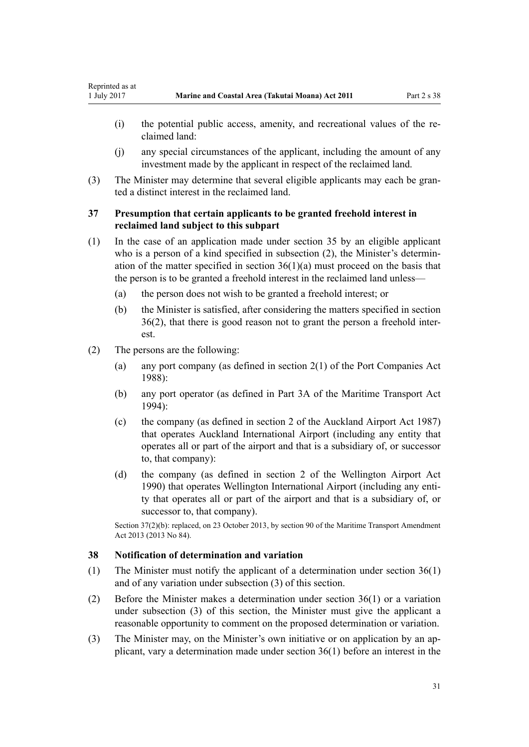(i) the potential public access, amenity, and recreational values of the reclaimed land:

(j) any special circumstances of the applicant, including the amount of any investment made by the applicant in respect of the reclaimed land.

(3) The Minister may determine that several eligible applicants may each be granted a distinct interest in the reclaimed land.

### 37 Presumption that certain applicants to be granted freehold interest in reclaimed land subject to this subpart

(1) In the case of an application made under section 35 by an eligible applicant who is a person of a kind specified in subsection (2), the Minister's determination of the matter specified in section 36(1)(a) must proceed on the basis that the person is to be granted a freehold interest in the reclaimed land unless—

(a) the person does not wish to be granted a freehold interest; or

(b) the Minister is satisfied, after considering the matters specified in section 36(2), that there is good reason not to grant the person a freehold interest.

(2) The persons are the following:

(a) any port company (as defined in section 2(1) of the Port Companies Act 1988):

(b) any port operator (as defined in Part 3A of the Maritime Transport Act 1994):

(c) the company (as defined in section 2 of the Auckland Airport Act 1987) that operates Auckland International Airport (including any entity that operates all or part of the airport and that is a subsidiary of, or successor to, that company):

(d) the company (as defined in section 2 of the Wellington Airport Act 1990) that operates Wellington International Airport (including any entity that operates all or part of the airport and that is a subsidiary of, or successor to, that company).

Section 37(2)(b): replaced, on 23 October 2013, by section 90 of the Maritime Transport Amendment Act 2013 (2013 No 84).

### 38 Notification of determination and variation

(1) The Minister must notify the applicant of a determination under section 36(1) and of any variation under subsection (3) of this section.

(2) Before the Minister makes a determination under section 36(1) or a variation under subsection (3) of this section, the Minister must give the applicant a reasonable opportunity to comment on the proposed determination or variation.

(3) The Minister may, on the Minister's own initiative or on application by an applicant, vary a determination made under section 36(1) before an interest in the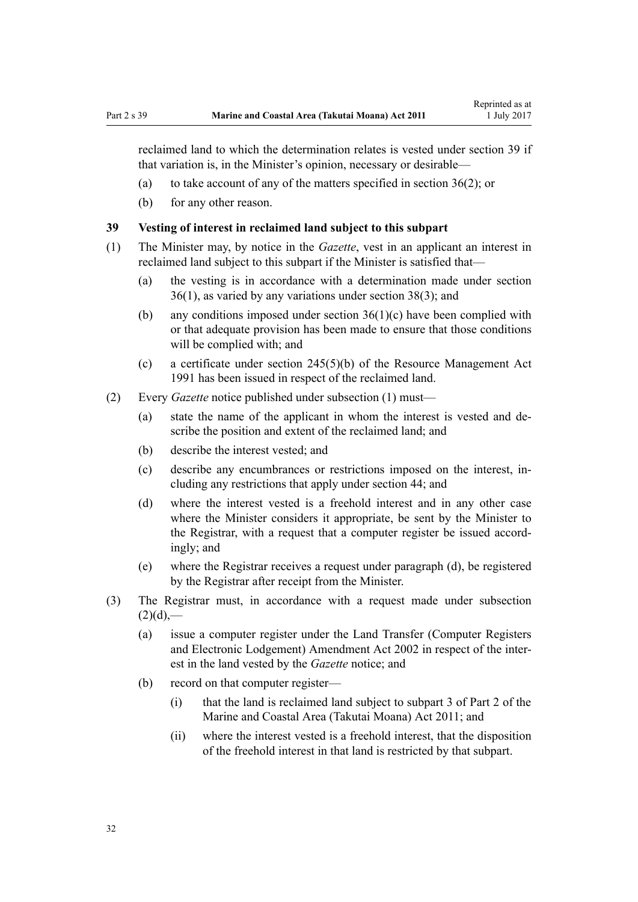reclaimed land to which the determination relates is vested under section 39 if that variation is, in the Minister's opinion, necessary or desirable—

(a) to take account of any of the matters specified in section 36(2); or

(b) for any other reason.

### 39 Vesting of interest in reclaimed land subject to this subpart

(1) The Minister may, by notice in the *Gazette*, vest in an applicant an interest in reclaimed land subject to this subpart if the Minister is satisfied that—

(a) the vesting is in accordance with a determination made under section 36(1), as varied by any variations under section 38(3); and

(b) any conditions imposed under section 36(1)(c) have been complied with or that adequate provision has been made to ensure that those conditions will be complied with; and

(c) a certificate under section 245(5)(b) of the Resource Management Act 1991 has been issued in respect of the reclaimed land.

(2) Every *Gazette* notice published under subsection (1) must—

(a) state the name of the applicant in whom the interest is vested and describe the position and extent of the reclaimed land; and

(b) describe the interest vested; and

(c) describe any encumbrances or restrictions imposed on the interest, including any restrictions that apply under section 44; and

(d) where the interest vested is a freehold interest and in any other case where the Minister considers it appropriate, be sent by the Minister to the Registrar, with a request that a computer register be issued accordingly; and

(e) where the Registrar receives a request under paragraph (d), be registered by the Registrar after receipt from the Minister.

(3) The Registrar must, in accordance with a request made under subsection (2)(d),—

(a) issue a computer register under the Land Transfer (Computer Registers and Electronic Lodgement) Amendment Act 2002 in respect of the interest in the land vested by the *Gazette* notice; and

(b) record on that computer register—

(i) that the land is reclaimed land subject to subpart 3 of Part 2 of the Marine and Coastal Area (Takutai Moana) Act 2011; and

(ii) where the interest vested is a freehold interest, that the disposition of the freehold interest in that land is restricted by that subpart.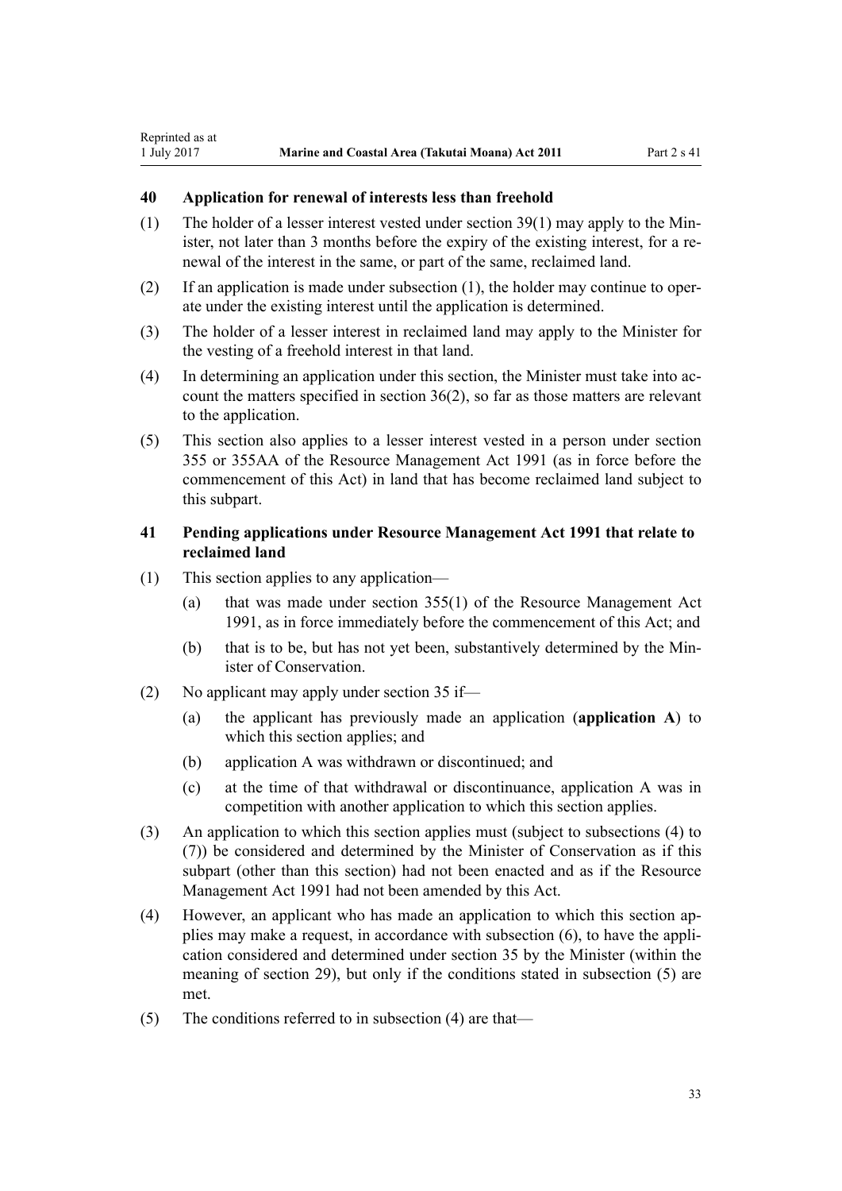### 40 Application for renewal of interests less than freehold

(1) The holder of a lesser interest vested under section 39(1) may apply to the Minister, not later than 3 months before the expiry of the existing interest, for a renewal of the interest in the same, or part of the same, reclaimed land.

(2) If an application is made under subsection (1), the holder may continue to operate under the existing interest until the application is determined.

(3) The holder of a lesser interest in reclaimed land may apply to the Minister for the vesting of a freehold interest in that land.

(4) In determining an application under this section, the Minister must take into account the matters specified in section 36(2), so far as those matters are relevant to the application.

(5) This section also applies to a lesser interest vested in a person under section 355 or 355AA of the Resource Management Act 1991 (as in force before the commencement of this Act) in land that has become reclaimed land subject to this subpart.

### 41 Pending applications under Resource Management Act 1991 that relate to reclaimed land

(1) This section applies to any application—

(a) that was made under section 355(1) of the Resource Management Act 1991, as in force immediately before the commencement of this Act; and

(b) that is to be, but has not yet been, substantively determined by the Minister of Conservation.

(2) No applicant may apply under section 35 if—

(a) the applicant has previously made an application (**application A**) to which this section applies; and

(b) application A was withdrawn or discontinued; and

(c) at the time of that withdrawal or discontinuance, application A was in competition with another application to which this section applies.

(3) An application to which this section applies must (subject to subsections (4) to (7)) be considered and determined by the Minister of Conservation as if this subpart (other than this section) had not been enacted and as if the Resource Management Act 1991 had not been amended by this Act.

(4) However, an applicant who has made an application to which this section applies may make a request, in accordance with subsection (6), to have the application considered and determined under section 35 by the Minister (within the meaning of section 29), but only if the conditions stated in subsection (5) are met.

(5) The conditions referred to in subsection (4) are that—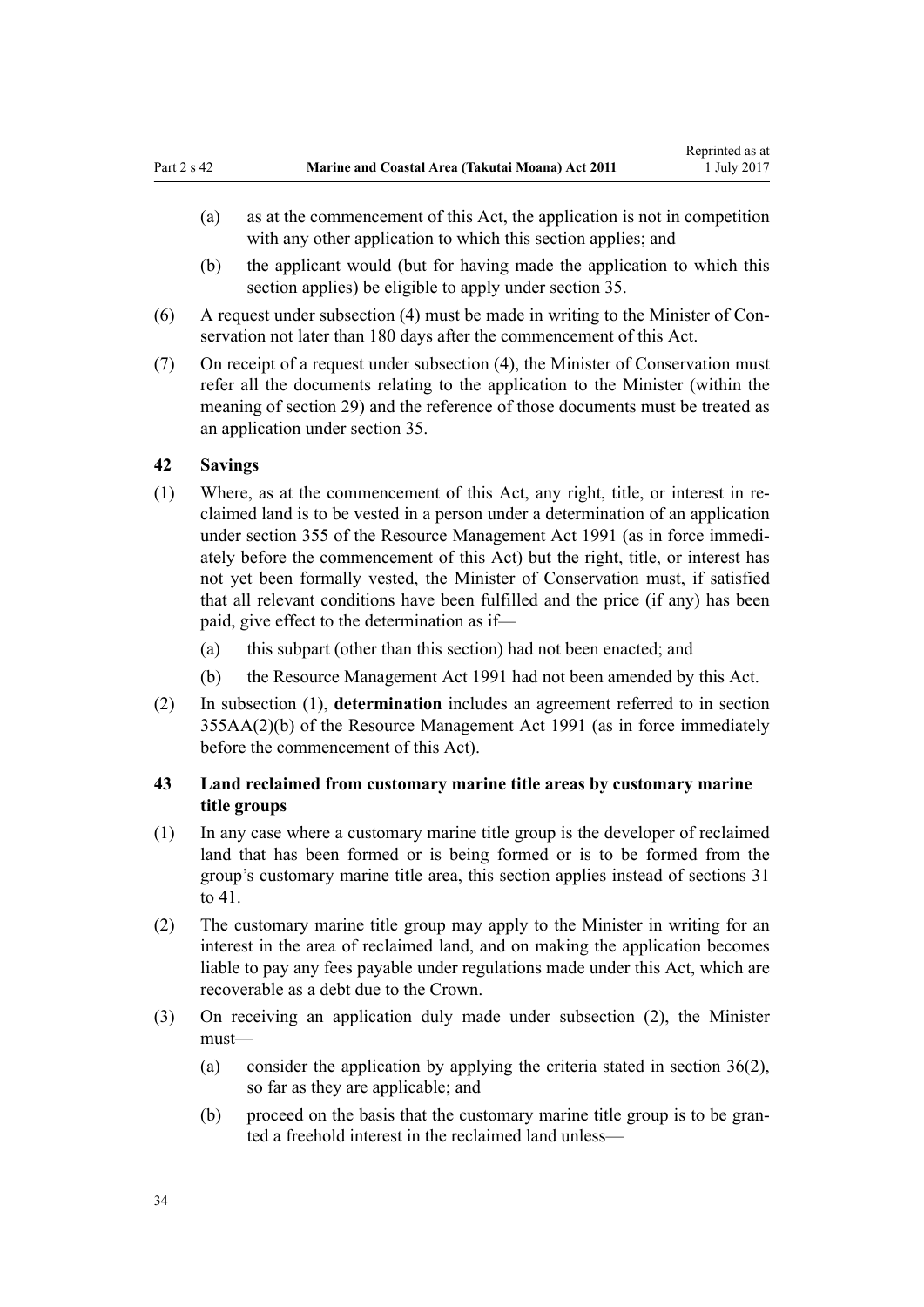(a) as at the commencement of this Act, the application is not in competition with any other application to which this section applies; and

(b) the applicant would (but for having made the application to which this section applies) be eligible to apply under section 35.

(6) A request under subsection (4) must be made in writing to the Minister of Conservation not later than 180 days after the commencement of this Act.

(7) On receipt of a request under subsection (4), the Minister of Conservation must refer all the documents relating to the application to the Minister (within the meaning of section 29) and the reference of those documents must be treated as an application under section 35.

## 42 Savings

(1) Where, as at the commencement of this Act, any right, title, or interest in reclaimed land is to be vested in a person under a determination of an application under section 355 of the Resource Management Act 1991 (as in force immediately before the commencement of this Act) but the right, title, or interest has not yet been formally vested, the Minister of Conservation must, if satisfied that all relevant conditions have been fulfilled and the price (if any) has been paid, give effect to the determination as if—

(a) this subpart (other than this section) had not been enacted; and

(b) the Resource Management Act 1991 had not been amended by this Act.

(2) In subsection (1), **determination** includes an agreement referred to in section 355AA(2)(b) of the Resource Management Act 1991 (as in force immediately before the commencement of this Act).

## 43 Land reclaimed from customary marine title areas by customary marine title groups

(1) In any case where a customary marine title group is the developer of reclaimed land that has been formed or is being formed or is to be formed from the group's customary marine title area, this section applies instead of sections 31 to 41.

(2) The customary marine title group may apply to the Minister in writing for an interest in the area of reclaimed land, and on making the application becomes liable to pay any fees payable under regulations made under this Act, which are recoverable as a debt due to the Crown.

(3) On receiving an application duly made under subsection (2), the Minister must—

(a) consider the application by applying the criteria stated in section 36(2), so far as they are applicable; and

(b) proceed on the basis that the customary marine title group is to be granted a freehold interest in the reclaimed land unless—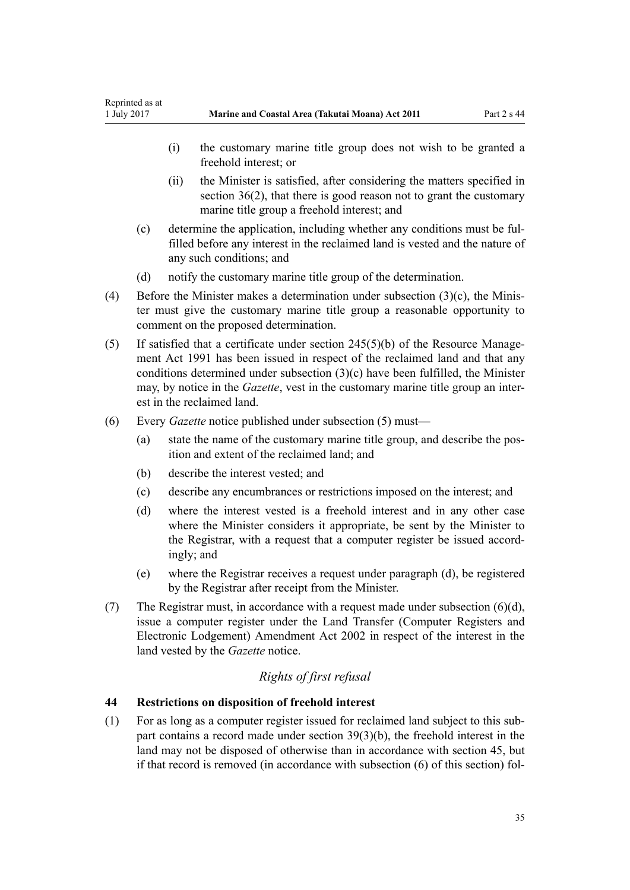- (i) the customary marine title group does not wish to be granted a freehold interest; or
- (ii) the Minister is satisfied, after considering the matters specified in section 36(2), that there is good reason not to grant the customary marine title group a freehold interest; and

(c) determine the application, including whether any conditions must be fulfilled before any interest in the reclaimed land is vested and the nature of any such conditions; and

(d) notify the customary marine title group of the determination.

(4) Before the Minister makes a determination under subsection (3)(c), the Minister must give the customary marine title group a reasonable opportunity to comment on the proposed determination.

(5) If satisfied that a certificate under section 245(5)(b) of the Resource Management Act 1991 has been issued in respect of the reclaimed land and that any conditions determined under subsection (3)(c) have been fulfilled, the Minister may, by notice in the *Gazette*, vest in the customary marine title group an interest in the reclaimed land.

(6) Every *Gazette* notice published under subsection (5) must—

(a) state the name of the customary marine title group, and describe the position and extent of the reclaimed land; and

(b) describe the interest vested; and

(c) describe any encumbrances or restrictions imposed on the interest; and

(d) where the interest vested is a freehold interest and in any other case where the Minister considers it appropriate, be sent by the Minister to the Registrar, with a request that a computer register be issued accordingly; and

(e) where the Registrar receives a request under paragraph (d), be registered by the Registrar after receipt from the Minister.

(7) The Registrar must, in accordance with a request made under subsection (6)(d), issue a computer register under the Land Transfer (Computer Registers and Electronic Lodgement) Amendment Act 2002 in respect of the interest in the land vested by the *Gazette* notice.

*Rights of first refusal*

### 44 Restrictions on disposition of freehold interest

(1) For as long as a computer register issued for reclaimed land subject to this subpart contains a record made under section 39(3)(b), the freehold interest in the land may not be disposed of otherwise than in accordance with section 45, but if that record is removed (in accordance with subsection (6) of this section) fol-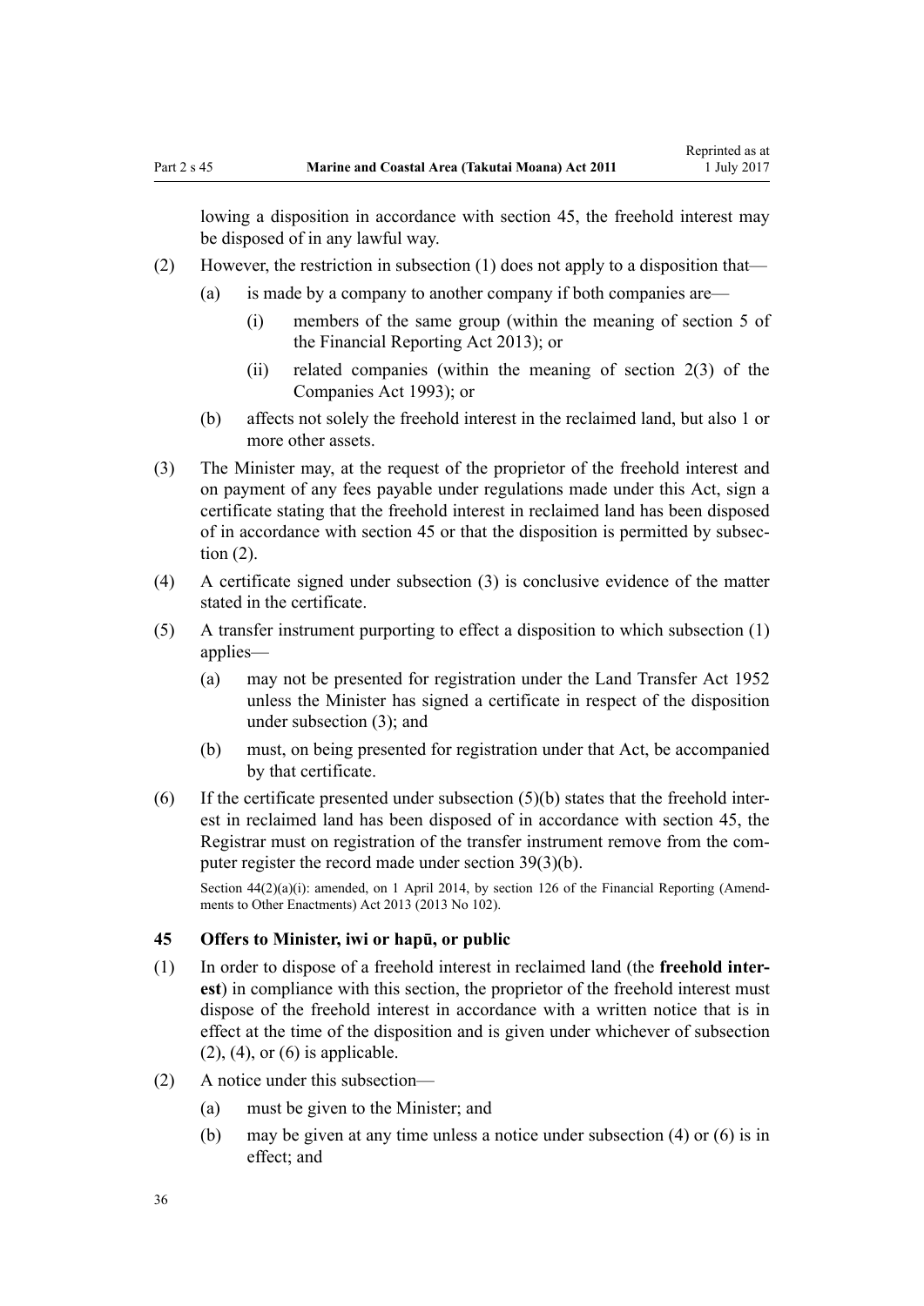lowing a disposition in accordance with section 45, the freehold interest may be disposed of in any lawful way.

(2) However, the restriction in subsection (1) does not apply to a disposition that—

(a) is made by a company to another company if both companies are—

(i) members of the same group (within the meaning of section 5 of the Financial Reporting Act 2013); or

(ii) related companies (within the meaning of section 2(3) of the Companies Act 1993); or

(b) affects not solely the freehold interest in the reclaimed land, but also 1 or more other assets.

(3) The Minister may, at the request of the proprietor of the freehold interest and on payment of any fees payable under regulations made under this Act, sign a certificate stating that the freehold interest in reclaimed land has been disposed of in accordance with section 45 or that the disposition is permitted by subsection (2).

(4) A certificate signed under subsection (3) is conclusive evidence of the matter stated in the certificate.

(5) A transfer instrument purporting to effect a disposition to which subsection (1) applies—

(a) may not be presented for registration under the Land Transfer Act 1952 unless the Minister has signed a certificate in respect of the disposition under subsection (3); and

(b) must, on being presented for registration under that Act, be accompanied by that certificate.

(6) If the certificate presented under subsection (5)(b) states that the freehold interest in reclaimed land has been disposed of in accordance with section 45, the Registrar must on registration of the transfer instrument remove from the computer register the record made under section 39(3)(b).

Section 44(2)(a)(i): amended, on 1 April 2014, by section 126 of the Financial Reporting (Amendments to Other Enactments) Act 2013 (2013 No 102).

### 45 Offers to Minister, iwi or hapū, or public

(1) In order to dispose of a freehold interest in reclaimed land (the **freehold interest**) in compliance with this section, the proprietor of the freehold interest must dispose of the freehold interest in accordance with a written notice that is in effect at the time of the disposition and is given under whichever of subsection (2), (4), or (6) is applicable.

(2) A notice under this subsection—

(a) must be given to the Minister; and

(b) may be given at any time unless a notice under subsection (4) or (6) is in effect; and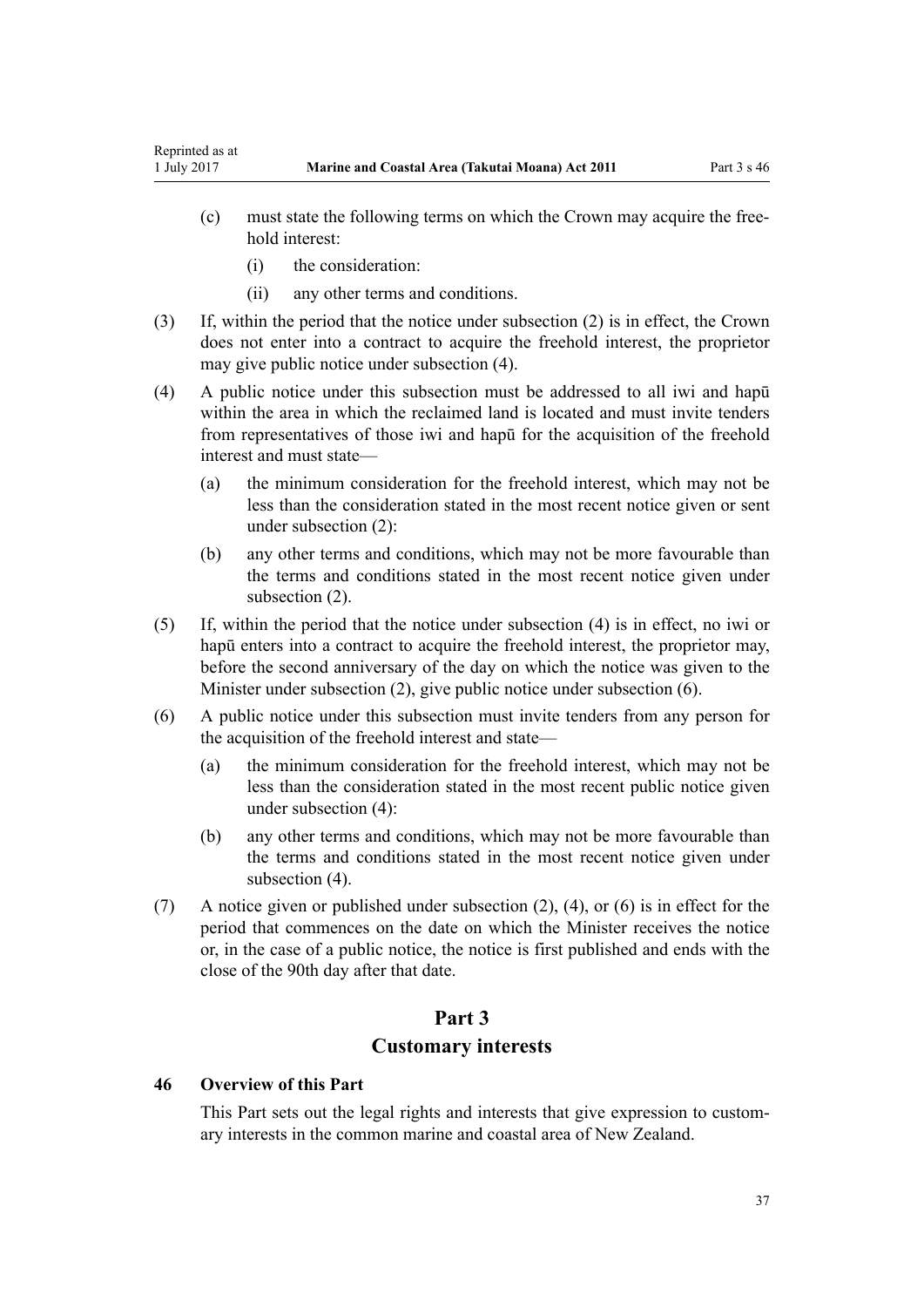(c) must state the following terms on which the Crown may acquire the freehold interest:

  (i) the consideration:

  (ii) any other terms and conditions.

(3) If, within the period that the notice under subsection (2) is in effect, the Crown does not enter into a contract to acquire the freehold interest, the proprietor may give public notice under subsection (4).

(4) A public notice under this subsection must be addressed to all iwi and hapū within the area in which the reclaimed land is located and must invite tenders from representatives of those iwi and hapū for the acquisition of the freehold interest and must state—

  (a) the minimum consideration for the freehold interest, which may not be less than the consideration stated in the most recent notice given or sent under subsection (2):

  (b) any other terms and conditions, which may not be more favourable than the terms and conditions stated in the most recent notice given under subsection (2).

(5) If, within the period that the notice under subsection (4) is in effect, no iwi or hapū enters into a contract to acquire the freehold interest, the proprietor may, before the second anniversary of the day on which the notice was given to the Minister under subsection (2), give public notice under subsection (6).

(6) A public notice under this subsection must invite tenders from any person for the acquisition of the freehold interest and state—

  (a) the minimum consideration for the freehold interest, which may not be less than the consideration stated in the most recent public notice given under subsection (4):

  (b) any other terms and conditions, which may not be more favourable than the terms and conditions stated in the most recent notice given under subsection (4).

(7) A notice given or published under subsection (2), (4), or (6) is in effect for the period that commences on the date on which the Minister receives the notice or, in the case of a public notice, the notice is first published and ends with the close of the 90th day after that date.

# Part 3
## Customary interests

### 46 Overview of this Part

This Part sets out the legal rights and interests that give expression to customary interests in the common marine and coastal area of New Zealand.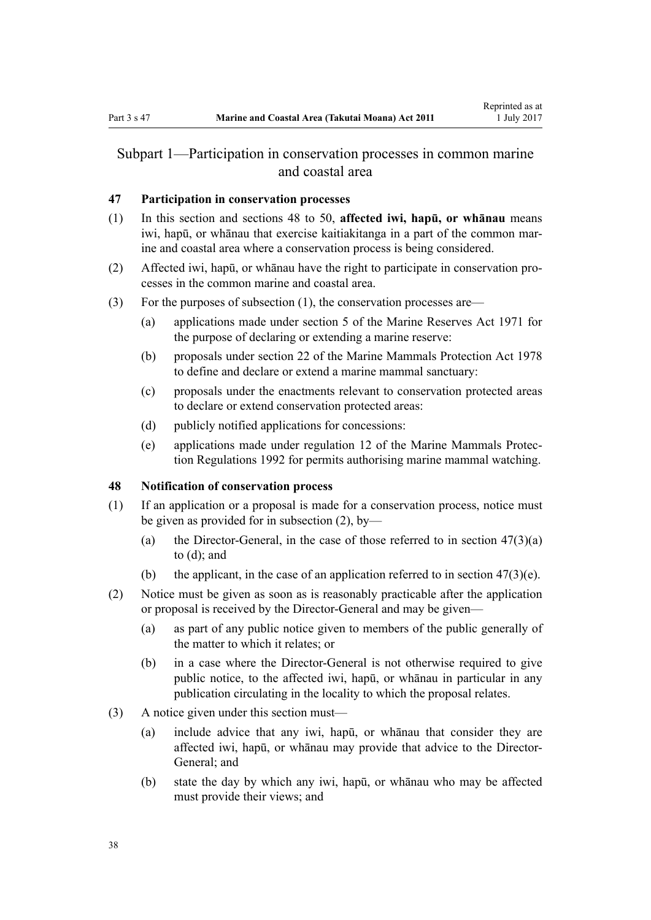## Subpart 1—Participation in conservation processes in common marine and coastal area

### 47 Participation in conservation processes

(1) In this section and sections 48 to 50, **affected iwi, hapū, or whānau** means iwi, hapū, or whānau that exercise kaitiakitanga in a part of the common marine and coastal area where a conservation process is being considered.

(2) Affected iwi, hapū, or whānau have the right to participate in conservation processes in the common marine and coastal area.

(3) For the purposes of subsection (1), the conservation processes are—

- (a) applications made under section 5 of the Marine Reserves Act 1971 for the purpose of declaring or extending a marine reserve:
- (b) proposals under section 22 of the Marine Mammals Protection Act 1978 to define and declare or extend a marine mammal sanctuary:
- (c) proposals under the enactments relevant to conservation protected areas to declare or extend conservation protected areas:
- (d) publicly notified applications for concessions:
- (e) applications made under regulation 12 of the Marine Mammals Protection Regulations 1992 for permits authorising marine mammal watching.

### 48 Notification of conservation process

(1) If an application or a proposal is made for a conservation process, notice must be given as provided for in subsection (2), by—

- (a) the Director-General, in the case of those referred to in section 47(3)(a) to (d); and
- (b) the applicant, in the case of an application referred to in section 47(3)(e).

(2) Notice must be given as soon as is reasonably practicable after the application or proposal is received by the Director-General and may be given—

- (a) as part of any public notice given to members of the public generally of the matter to which it relates; or
- (b) in a case where the Director-General is not otherwise required to give public notice, to the affected iwi, hapū, or whānau in particular in any publication circulating in the locality to which the proposal relates.

(3) A notice given under this section must—

- (a) include advice that any iwi, hapū, or whānau that consider they are affected iwi, hapū, or whānau may provide that advice to the Director-General; and
- (b) state the day by which any iwi, hapū, or whānau who may be affected must provide their views; and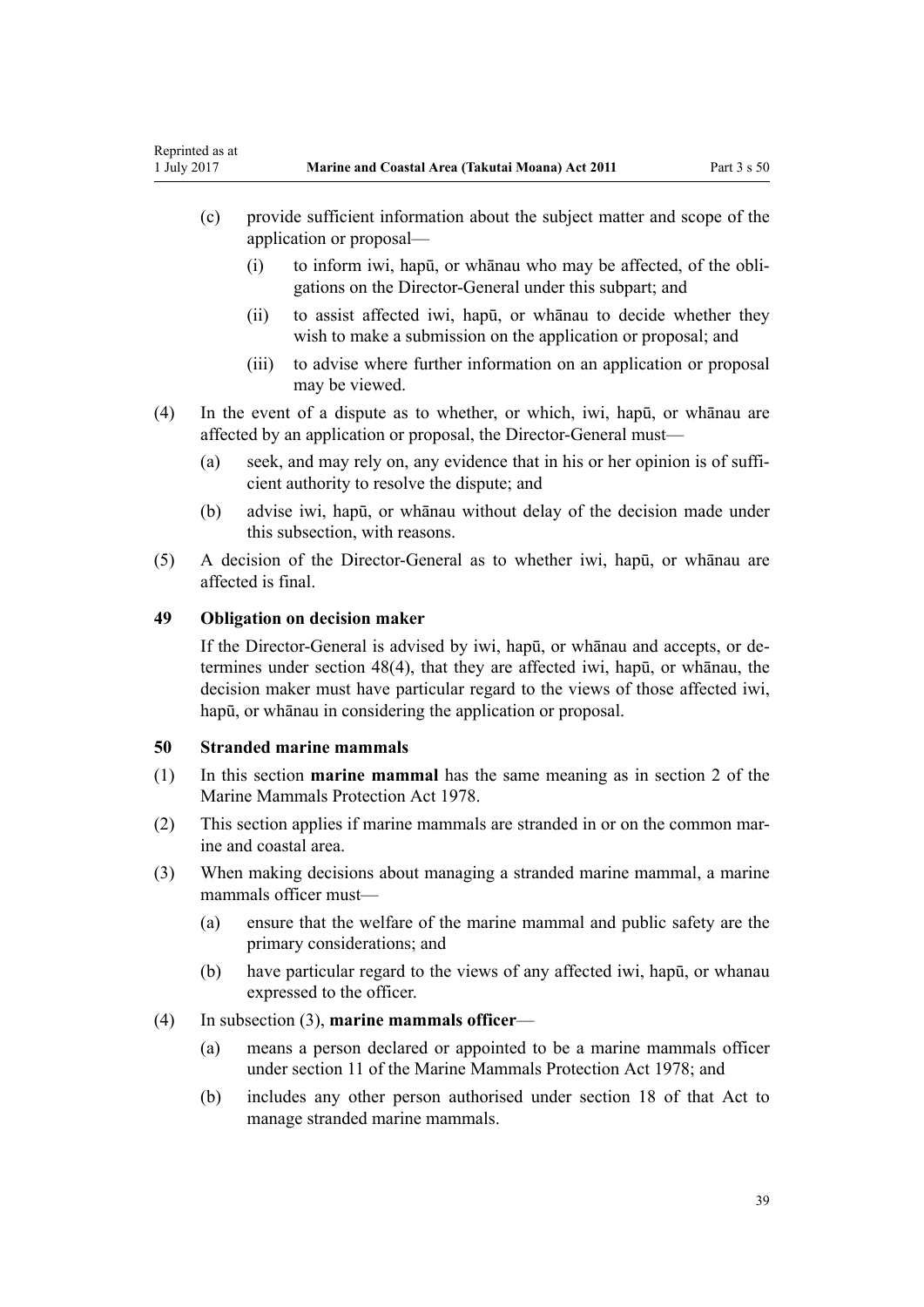(c) provide sufficient information about the subject matter and scope of the application or proposal—

(i) to inform iwi, hapū, or whānau who may be affected, of the obligations on the Director-General under this subpart; and

(ii) to assist affected iwi, hapū, or whānau to decide whether they wish to make a submission on the application or proposal; and

(iii) to advise where further information on an application or proposal may be viewed.

(4) In the event of a dispute as to whether, or which, iwi, hapū, or whānau are affected by an application or proposal, the Director-General must—

(a) seek, and may rely on, any evidence that in his or her opinion is of sufficient authority to resolve the dispute; and

(b) advise iwi, hapū, or whānau without delay of the decision made under this subsection, with reasons.

(5) A decision of the Director-General as to whether iwi, hapū, or whānau are affected is final.

### 49 Obligation on decision maker

If the Director-General is advised by iwi, hapū, or whānau and accepts, or determines under section 48(4), that they are affected iwi, hapū, or whānau, the decision maker must have particular regard to the views of those affected iwi, hapū, or whānau in considering the application or proposal.

### 50 Stranded marine mammals

(1) In this section **marine mammal** has the same meaning as in section 2 of the Marine Mammals Protection Act 1978.

(2) This section applies if marine mammals are stranded in or on the common marine and coastal area.

(3) When making decisions about managing a stranded marine mammal, a marine mammals officer must—

(a) ensure that the welfare of the marine mammal and public safety are the primary considerations; and

(b) have particular regard to the views of any affected iwi, hapū, or whanau expressed to the officer.

(4) In subsection (3), **marine mammals officer**—

(a) means a person declared or appointed to be a marine mammals officer under section 11 of the Marine Mammals Protection Act 1978; and

(b) includes any other person authorised under section 18 of that Act to manage stranded marine mammals.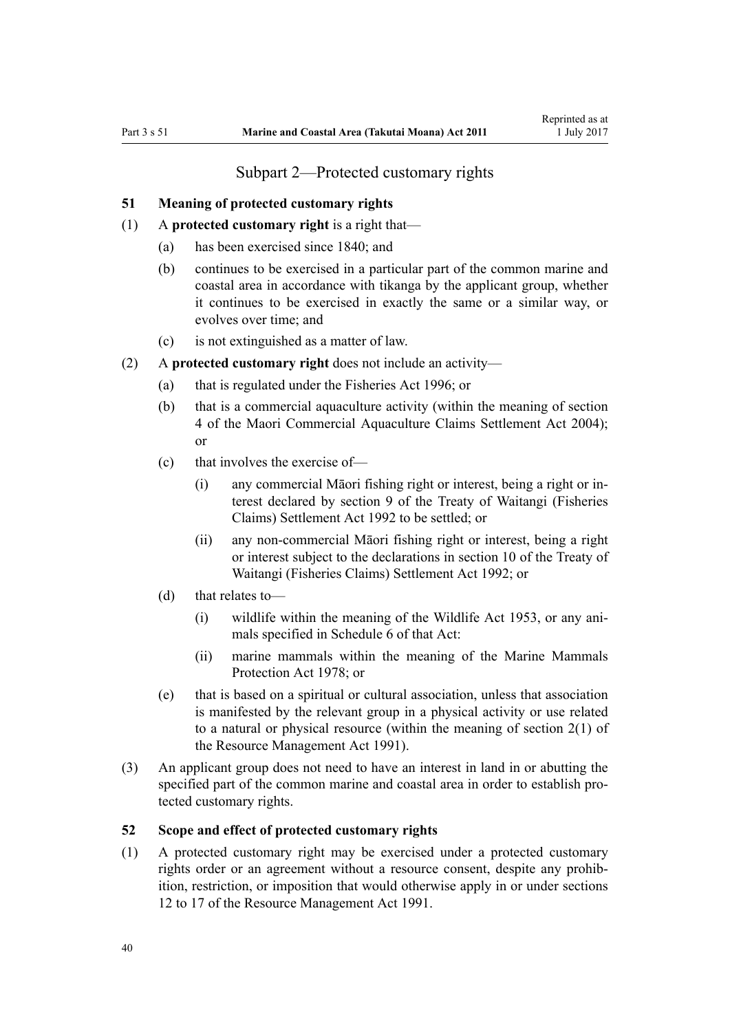## Subpart 2—Protected customary rights

### 51 Meaning of protected customary rights

(1) A **protected customary right** is a right that—

  (a) has been exercised since 1840; and

  (b) continues to be exercised in a particular part of the common marine and coastal area in accordance with tikanga by the applicant group, whether it continues to be exercised in exactly the same or a similar way, or evolves over time; and

  (c) is not extinguished as a matter of law.

(2) A **protected customary right** does not include an activity—

  (a) that is regulated under the Fisheries Act 1996; or

  (b) that is a commercial aquaculture activity (within the meaning of section 4 of the Maori Commercial Aquaculture Claims Settlement Act 2004); or

  (c) that involves the exercise of—

    (i) any commercial Māori fishing right or interest, being a right or interest declared by section 9 of the Treaty of Waitangi (Fisheries Claims) Settlement Act 1992 to be settled; or

    (ii) any non-commercial Māori fishing right or interest, being a right or interest subject to the declarations in section 10 of the Treaty of Waitangi (Fisheries Claims) Settlement Act 1992; or

  (d) that relates to—

    (i) wildlife within the meaning of the Wildlife Act 1953, or any animals specified in Schedule 6 of that Act:

    (ii) marine mammals within the meaning of the Marine Mammals Protection Act 1978; or

  (e) that is based on a spiritual or cultural association, unless that association is manifested by the relevant group in a physical activity or use related to a natural or physical resource (within the meaning of section 2(1) of the Resource Management Act 1991).

(3) An applicant group does not need to have an interest in land in or abutting the specified part of the common marine and coastal area in order to establish protected customary rights.

### 52 Scope and effect of protected customary rights

(1) A protected customary right may be exercised under a protected customary rights order or an agreement without a resource consent, despite any prohibition, restriction, or imposition that would otherwise apply in or under sections 12 to 17 of the Resource Management Act 1991.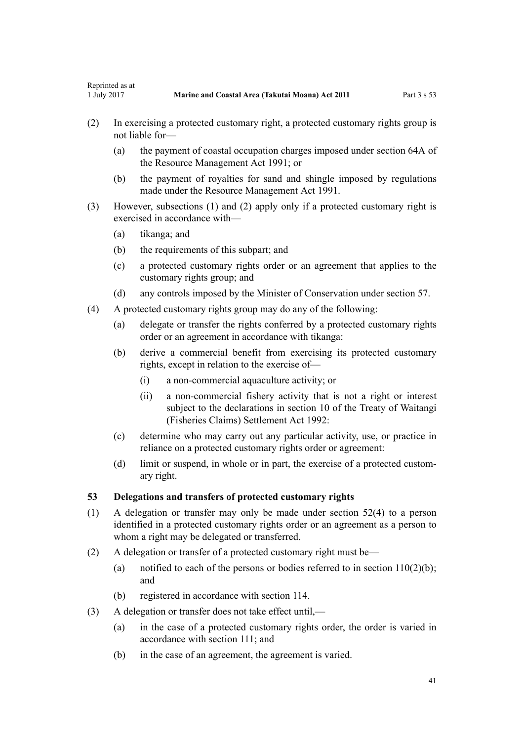(2) In exercising a protected customary right, a protected customary rights group is not liable for—

  (a) the payment of coastal occupation charges imposed under section 64A of the Resource Management Act 1991; or

  (b) the payment of royalties for sand and shingle imposed by regulations made under the Resource Management Act 1991.

(3) However, subsections (1) and (2) apply only if a protected customary right is exercised in accordance with—

  (a) tikanga; and

  (b) the requirements of this subpart; and

  (c) a protected customary rights order or an agreement that applies to the customary rights group; and

  (d) any controls imposed by the Minister of Conservation under section 57.

(4) A protected customary rights group may do any of the following:

  (a) delegate or transfer the rights conferred by a protected customary rights order or an agreement in accordance with tikanga:

  (b) derive a commercial benefit from exercising its protected customary rights, except in relation to the exercise of—

    (i) a non-commercial aquaculture activity; or

    (ii) a non-commercial fishery activity that is not a right or interest subject to the declarations in section 10 of the Treaty of Waitangi (Fisheries Claims) Settlement Act 1992:

  (c) determine who may carry out any particular activity, use, or practice in reliance on a protected customary rights order or agreement:

  (d) limit or suspend, in whole or in part, the exercise of a protected customary right.

### 53 Delegations and transfers of protected customary rights

(1) A delegation or transfer may only be made under section 52(4) to a person identified in a protected customary rights order or an agreement as a person to whom a right may be delegated or transferred.

(2) A delegation or transfer of a protected customary right must be—

  (a) notified to each of the persons or bodies referred to in section 110(2)(b); and

  (b) registered in accordance with section 114.

(3) A delegation or transfer does not take effect until,—

  (a) in the case of a protected customary rights order, the order is varied in accordance with section 111; and

  (b) in the case of an agreement, the agreement is varied.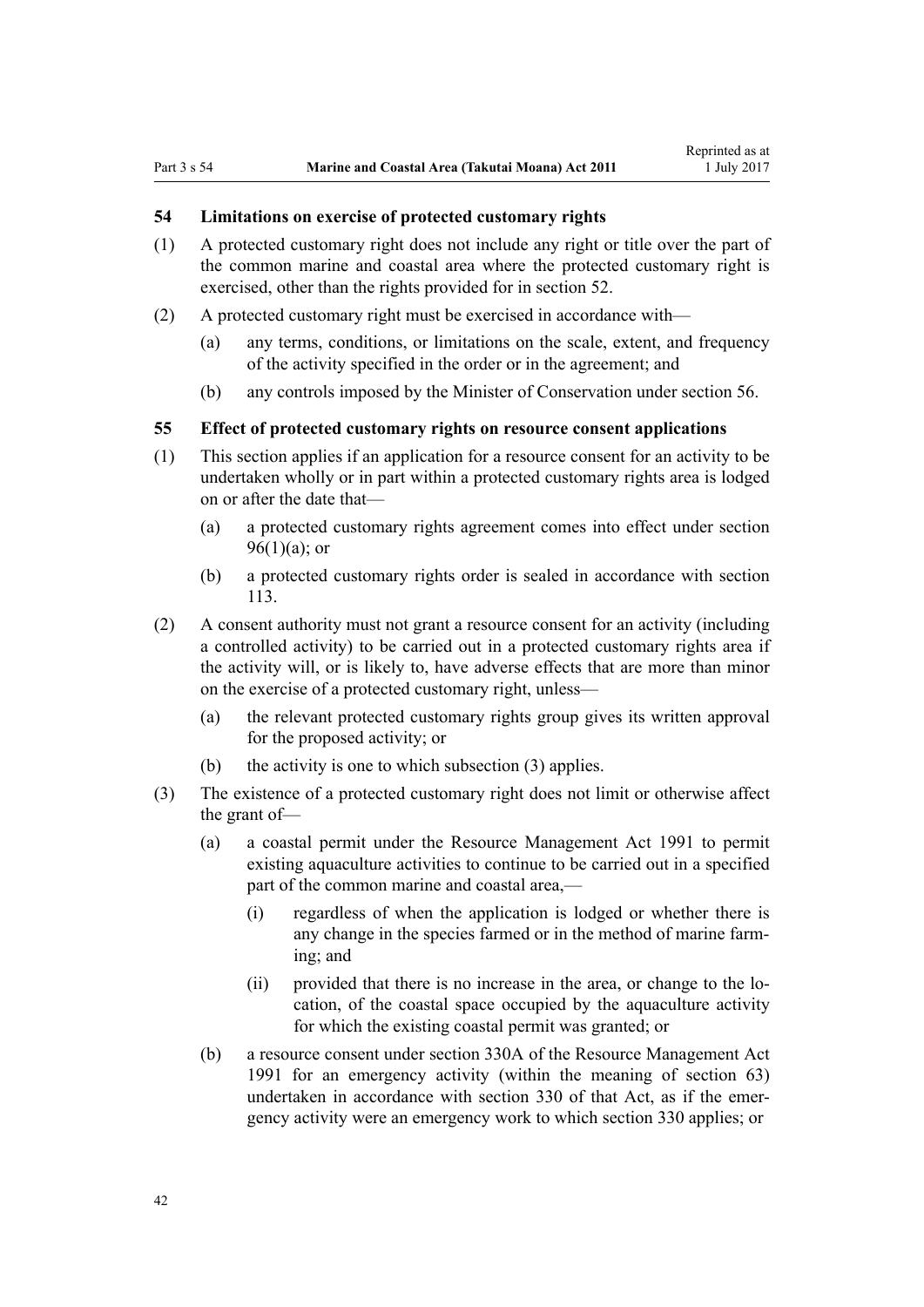### 54 Limitations on exercise of protected customary rights

(1) A protected customary right does not include any right or title over the part of the common marine and coastal area where the protected customary right is exercised, other than the rights provided for in section 52.

(2) A protected customary right must be exercised in accordance with—

- (a) any terms, conditions, or limitations on the scale, extent, and frequency of the activity specified in the order or in the agreement; and
- (b) any controls imposed by the Minister of Conservation under section 56.

### 55 Effect of protected customary rights on resource consent applications

(1) This section applies if an application for a resource consent for an activity to be undertaken wholly or in part within a protected customary rights area is lodged on or after the date that—

- (a) a protected customary rights agreement comes into effect under section 96(1)(a); or
- (b) a protected customary rights order is sealed in accordance with section 113.

(2) A consent authority must not grant a resource consent for an activity (including a controlled activity) to be carried out in a protected customary rights area if the activity will, or is likely to, have adverse effects that are more than minor on the exercise of a protected customary right, unless—

- (a) the relevant protected customary rights group gives its written approval for the proposed activity; or
- (b) the activity is one to which subsection (3) applies.

(3) The existence of a protected customary right does not limit or otherwise affect the grant of—

- (a) a coastal permit under the Resource Management Act 1991 to permit existing aquaculture activities to continue to be carried out in a specified part of the common marine and coastal area,—
  - (i) regardless of when the application is lodged or whether there is any change in the species farmed or in the method of marine farming; and
  - (ii) provided that there is no increase in the area, or change to the location, of the coastal space occupied by the aquaculture activity for which the existing coastal permit was granted; or
- (b) a resource consent under section 330A of the Resource Management Act 1991 for an emergency activity (within the meaning of section 63) undertaken in accordance with section 330 of that Act, as if the emergency activity were an emergency work to which section 330 applies; or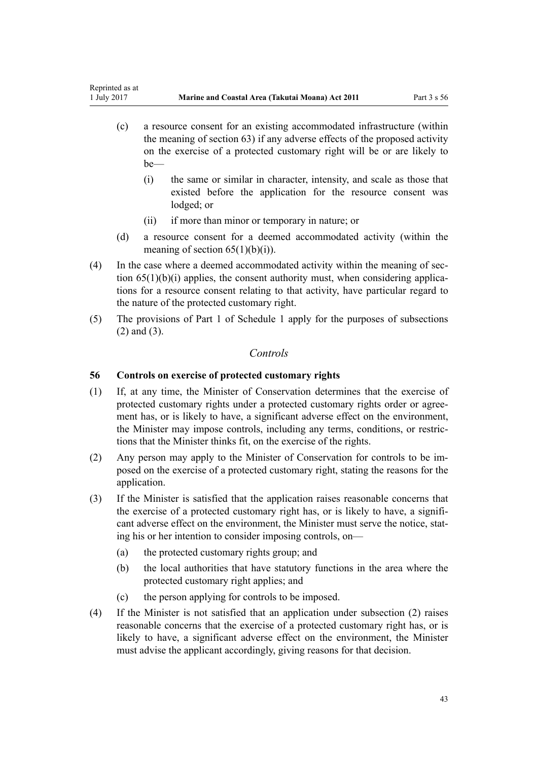(c) a resource consent for an existing accommodated infrastructure (within the meaning of section 63) if any adverse effects of the proposed activity on the exercise of a protected customary right will be or are likely to be—

 (i) the same or similar in character, intensity, and scale as those that existed before the application for the resource consent was lodged; or

 (ii) if more than minor or temporary in nature; or

(d) a resource consent for a deemed accommodated activity (within the meaning of section 65(1)(b)(i)).

(4) In the case where a deemed accommodated activity within the meaning of section 65(1)(b)(i) applies, the consent authority must, when considering applications for a resource consent relating to that activity, have particular regard to the nature of the protected customary right.

(5) The provisions of Part 1 of Schedule 1 apply for the purposes of subsections (2) and (3).

*Controls*

### 56 Controls on exercise of protected customary rights

(1) If, at any time, the Minister of Conservation determines that the exercise of protected customary rights under a protected customary rights order or agreement has, or is likely to have, a significant adverse effect on the environment, the Minister may impose controls, including any terms, conditions, or restrictions that the Minister thinks fit, on the exercise of the rights.

(2) Any person may apply to the Minister of Conservation for controls to be imposed on the exercise of a protected customary right, stating the reasons for the application.

(3) If the Minister is satisfied that the application raises reasonable concerns that the exercise of a protected customary right has, or is likely to have, a significant adverse effect on the environment, the Minister must serve the notice, stating his or her intention to consider imposing controls, on—

 (a) the protected customary rights group; and

 (b) the local authorities that have statutory functions in the area where the protected customary right applies; and

 (c) the person applying for controls to be imposed.

(4) If the Minister is not satisfied that an application under subsection (2) raises reasonable concerns that the exercise of a protected customary right has, or is likely to have, a significant adverse effect on the environment, the Minister must advise the applicant accordingly, giving reasons for that decision.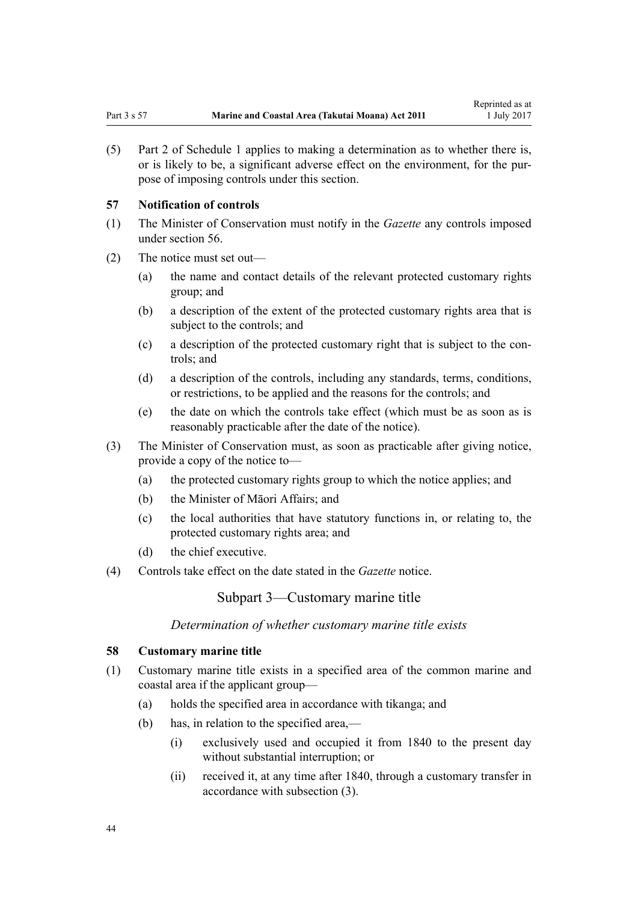(5) Part 2 of Schedule 1 applies to making a determination as to whether there is, or is likely to be, a significant adverse effect on the environment, for the purpose of imposing controls under this section.

### 57 Notification of controls

(1) The Minister of Conservation must notify in the *Gazette* any controls imposed under section 56.

(2) The notice must set out—

- (a) the name and contact details of the relevant protected customary rights group; and
- (b) a description of the extent of the protected customary rights area that is subject to the controls; and
- (c) a description of the protected customary right that is subject to the controls; and
- (d) a description of the controls, including any standards, terms, conditions, or restrictions, to be applied and the reasons for the controls; and
- (e) the date on which the controls take effect (which must be as soon as is reasonably practicable after the date of the notice).

(3) The Minister of Conservation must, as soon as practicable after giving notice, provide a copy of the notice to—

- (a) the protected customary rights group to which the notice applies; and
- (b) the Minister of Māori Affairs; and
- (c) the local authorities that have statutory functions in, or relating to, the protected customary rights area; and
- (d) the chief executive.

(4) Controls take effect on the date stated in the *Gazette* notice.

## Subpart 3—Customary marine title

*Determination of whether customary marine title exists*

### 58 Customary marine title

(1) Customary marine title exists in a specified area of the common marine and coastal area if the applicant group—

- (a) holds the specified area in accordance with tikanga; and
- (b) has, in relation to the specified area,—
  - (i) exclusively used and occupied it from 1840 to the present day without substantial interruption; or
  - (ii) received it, at any time after 1840, through a customary transfer in accordance with subsection (3).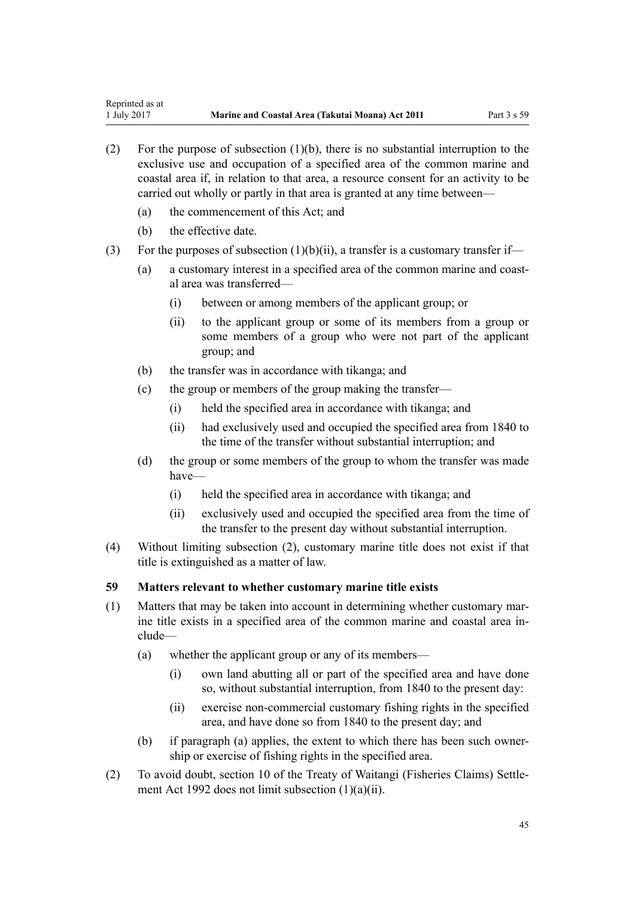(2) For the purpose of subsection (1)(b), there is no substantial interruption to the exclusive use and occupation of a specified area of the common marine and coastal area if, in relation to that area, a resource consent for an activity to be carried out wholly or partly in that area is granted at any time between—

  (a) the commencement of this Act; and

  (b) the effective date.

(3) For the purposes of subsection (1)(b)(ii), a transfer is a customary transfer if—

  (a) a customary interest in a specified area of the common marine and coastal area was transferred—

    (i) between or among members of the applicant group; or

    (ii) to the applicant group or some of its members from a group or some members of a group who were not part of the applicant group; and

  (b) the transfer was in accordance with tikanga; and

  (c) the group or members of the group making the transfer—

    (i) held the specified area in accordance with tikanga; and

    (ii) had exclusively used and occupied the specified area from 1840 to the time of the transfer without substantial interruption; and

  (d) the group or some members of the group to whom the transfer was made have—

    (i) held the specified area in accordance with tikanga; and

    (ii) exclusively used and occupied the specified area from the time of the transfer to the present day without substantial interruption.

(4) Without limiting subsection (2), customary marine title does not exist if that title is extinguished as a matter of law.

### 59 Matters relevant to whether customary marine title exists

(1) Matters that may be taken into account in determining whether customary marine title exists in a specified area of the common marine and coastal area include—

  (a) whether the applicant group or any of its members—

    (i) own land abutting all or part of the specified area and have done so, without substantial interruption, from 1840 to the present day:

    (ii) exercise non-commercial customary fishing rights in the specified area, and have done so from 1840 to the present day; and

  (b) if paragraph (a) applies, the extent to which there has been such ownership or exercise of fishing rights in the specified area.

(2) To avoid doubt, section 10 of the Treaty of Waitangi (Fisheries Claims) Settlement Act 1992 does not limit subsection (1)(a)(ii).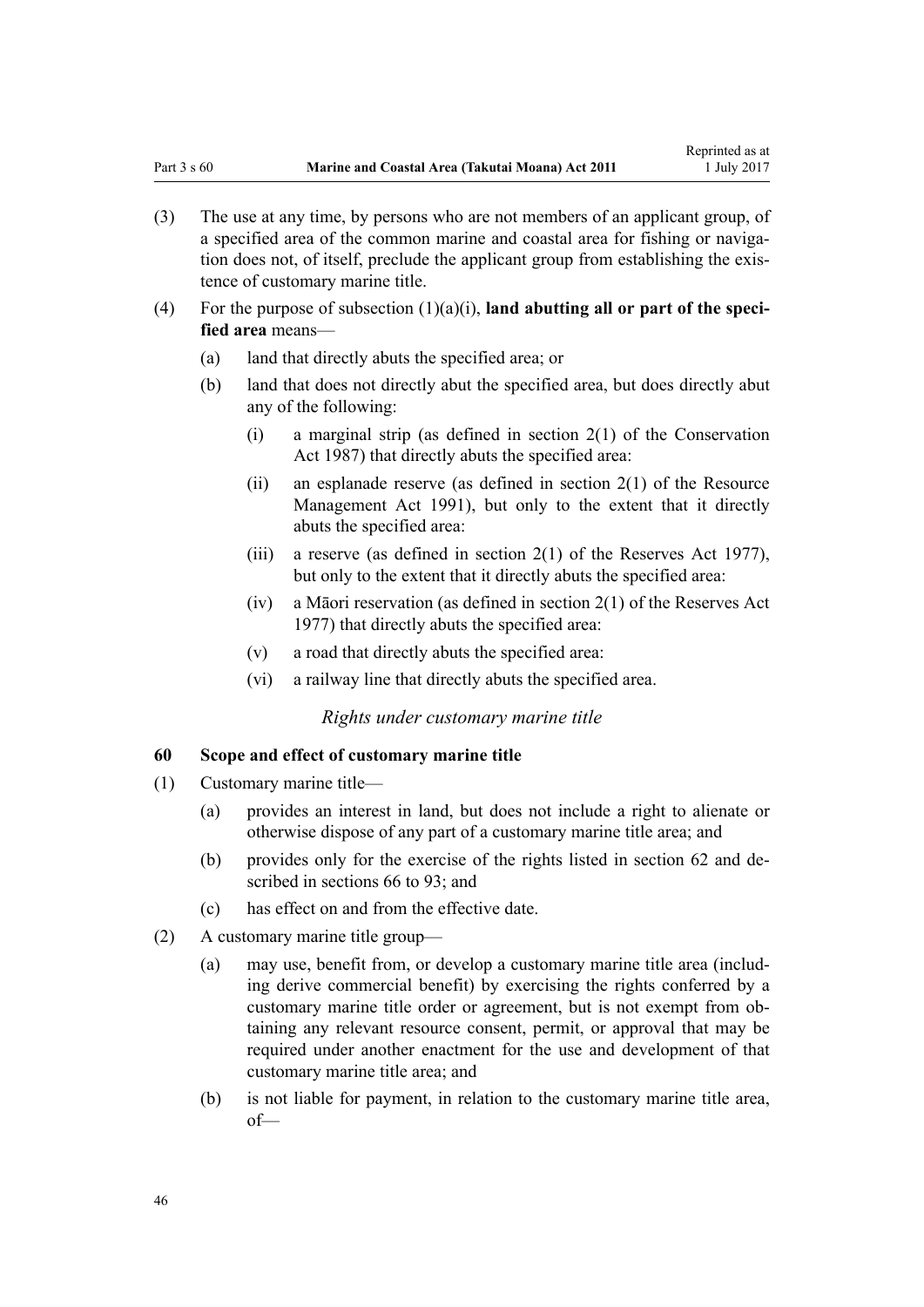(3) The use at any time, by persons who are not members of an applicant group, of a specified area of the common marine and coastal area for fishing or navigation does not, of itself, preclude the applicant group from establishing the existence of customary marine title.

(4) For the purpose of subsection (1)(a)(i), **land abutting all or part of the specified area** means—

(a) land that directly abuts the specified area; or

(b) land that does not directly abut the specified area, but does directly abut any of the following:

(i) a marginal strip (as defined in section 2(1) of the Conservation Act 1987) that directly abuts the specified area:

(ii) an esplanade reserve (as defined in section 2(1) of the Resource Management Act 1991), but only to the extent that it directly abuts the specified area:

(iii) a reserve (as defined in section 2(1) of the Reserves Act 1977), but only to the extent that it directly abuts the specified area:

(iv) a Māori reservation (as defined in section 2(1) of the Reserves Act 1977) that directly abuts the specified area:

(v) a road that directly abuts the specified area:

(vi) a railway line that directly abuts the specified area.

*Rights under customary marine title*

### 60 Scope and effect of customary marine title

(1) Customary marine title—

(a) provides an interest in land, but does not include a right to alienate or otherwise dispose of any part of a customary marine title area; and

(b) provides only for the exercise of the rights listed in section 62 and described in sections 66 to 93; and

(c) has effect on and from the effective date.

(2) A customary marine title group—

(a) may use, benefit from, or develop a customary marine title area (including derive commercial benefit) by exercising the rights conferred by a customary marine title order or agreement, but is not exempt from obtaining any relevant resource consent, permit, or approval that may be required under another enactment for the use and development of that customary marine title area; and

(b) is not liable for payment, in relation to the customary marine title area, of—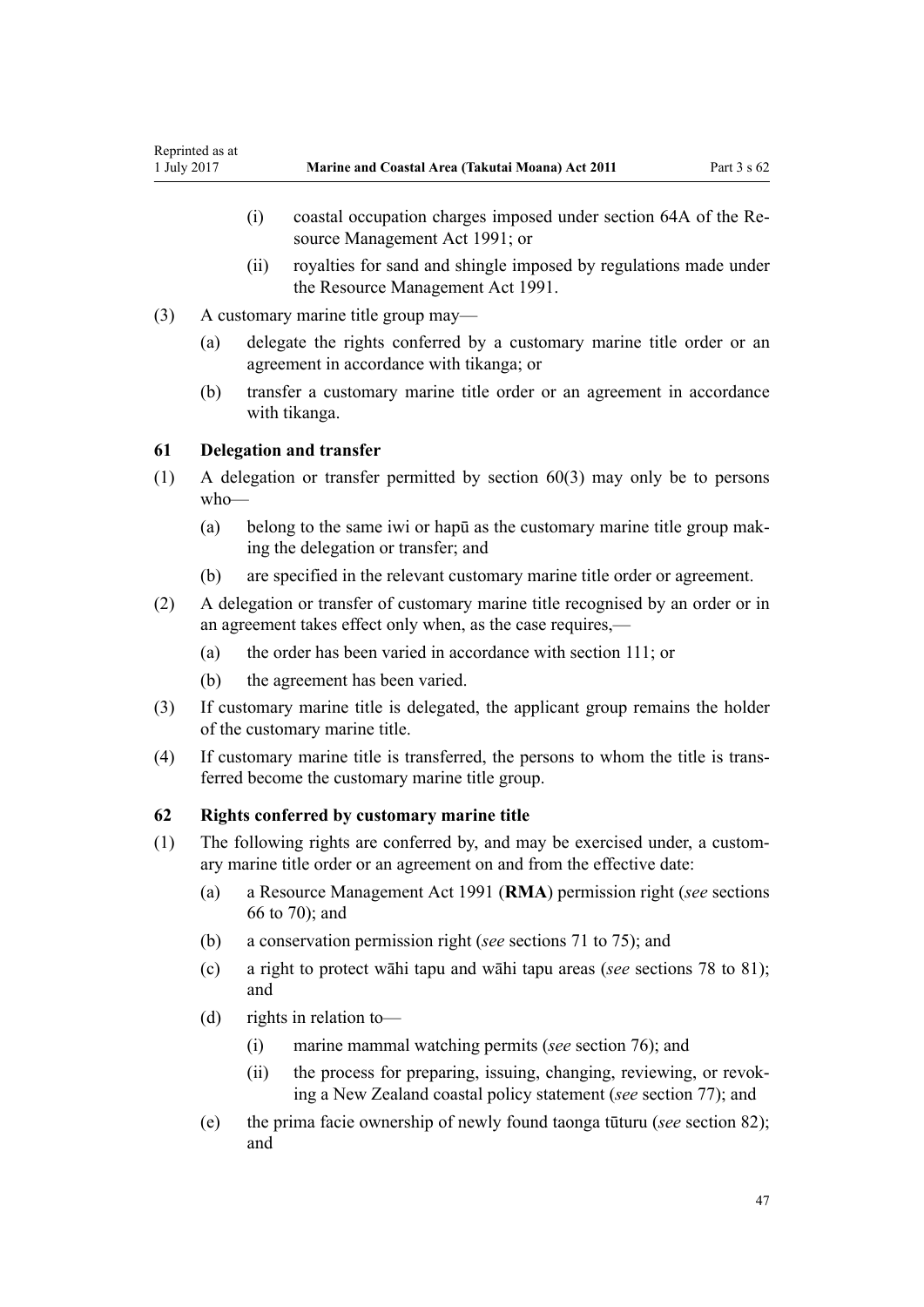(i) coastal occupation charges imposed under section 64A of the Resource Management Act 1991; or

(ii) royalties for sand and shingle imposed by regulations made under the Resource Management Act 1991.

(3) A customary marine title group may—

(a) delegate the rights conferred by a customary marine title order or an agreement in accordance with tikanga; or

(b) transfer a customary marine title order or an agreement in accordance with tikanga.

### 61 Delegation and transfer

(1) A delegation or transfer permitted by section 60(3) may only be to persons who—

(a) belong to the same iwi or hapū as the customary marine title group making the delegation or transfer; and

(b) are specified in the relevant customary marine title order or agreement.

(2) A delegation or transfer of customary marine title recognised by an order or in an agreement takes effect only when, as the case requires,—

(a) the order has been varied in accordance with section 111; or

(b) the agreement has been varied.

(3) If customary marine title is delegated, the applicant group remains the holder of the customary marine title.

(4) If customary marine title is transferred, the persons to whom the title is transferred become the customary marine title group.

### 62 Rights conferred by customary marine title

(1) The following rights are conferred by, and may be exercised under, a customary marine title order or an agreement on and from the effective date:

(a) a Resource Management Act 1991 (**RMA**) permission right (*see* sections 66 to 70); and

(b) a conservation permission right (*see* sections 71 to 75); and

(c) a right to protect wāhi tapu and wāhi tapu areas (*see* sections 78 to 81); and

(d) rights in relation to—

(i) marine mammal watching permits (*see* section 76); and

(ii) the process for preparing, issuing, changing, reviewing, or revoking a New Zealand coastal policy statement (*see* section 77); and

(e) the prima facie ownership of newly found taonga tūturu (*see* section 82); and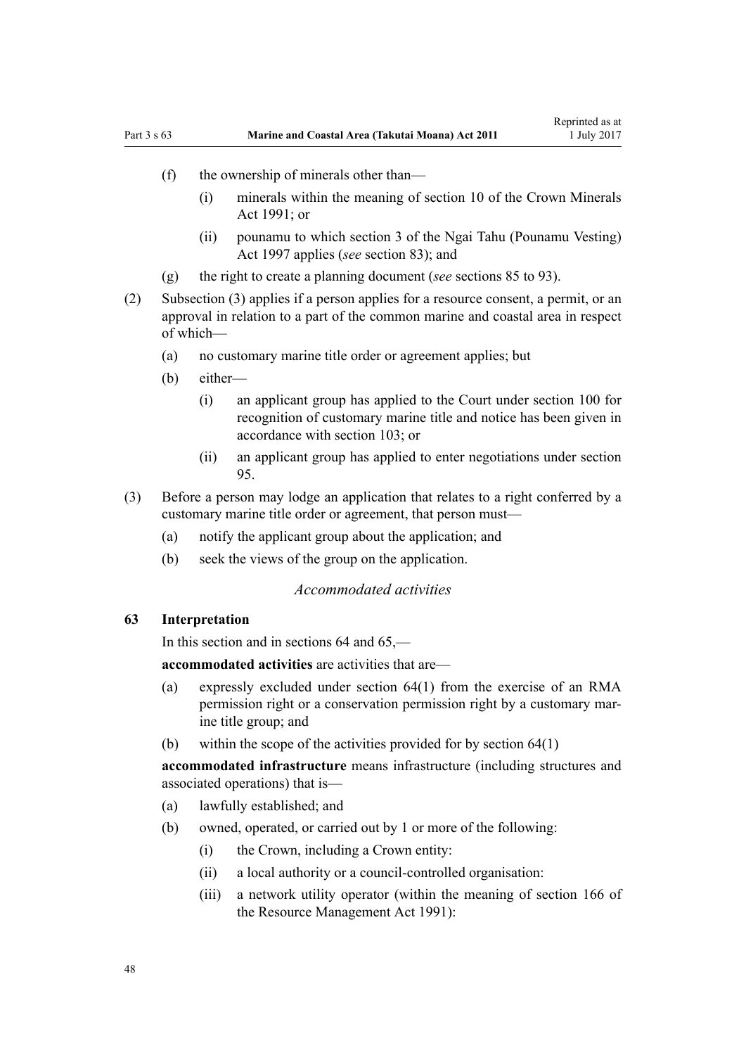(f) the ownership of minerals other than—

(i) minerals within the meaning of section 10 of the Crown Minerals Act 1991; or

(ii) pounamu to which section 3 of the Ngai Tahu (Pounamu Vesting) Act 1997 applies (*see* section 83); and

(g) the right to create a planning document (*see* sections 85 to 93).

(2) Subsection (3) applies if a person applies for a resource consent, a permit, or an approval in relation to a part of the common marine and coastal area in respect of which—

(a) no customary marine title order or agreement applies; but

(b) either—

(i) an applicant group has applied to the Court under section 100 for recognition of customary marine title and notice has been given in accordance with section 103; or

(ii) an applicant group has applied to enter negotiations under section 95.

(3) Before a person may lodge an application that relates to a right conferred by a customary marine title order or agreement, that person must—

(a) notify the applicant group about the application; and

(b) seek the views of the group on the application.

*Accommodated activities*

### 63 Interpretation

In this section and in sections 64 and 65,—

**accommodated activities** are activities that are—

(a) expressly excluded under section 64(1) from the exercise of an RMA permission right or a conservation permission right by a customary marine title group; and

(b) within the scope of the activities provided for by section 64(1)

**accommodated infrastructure** means infrastructure (including structures and associated operations) that is—

(a) lawfully established; and

(b) owned, operated, or carried out by 1 or more of the following:

(i) the Crown, including a Crown entity:

(ii) a local authority or a council-controlled organisation:

(iii) a network utility operator (within the meaning of section 166 of the Resource Management Act 1991):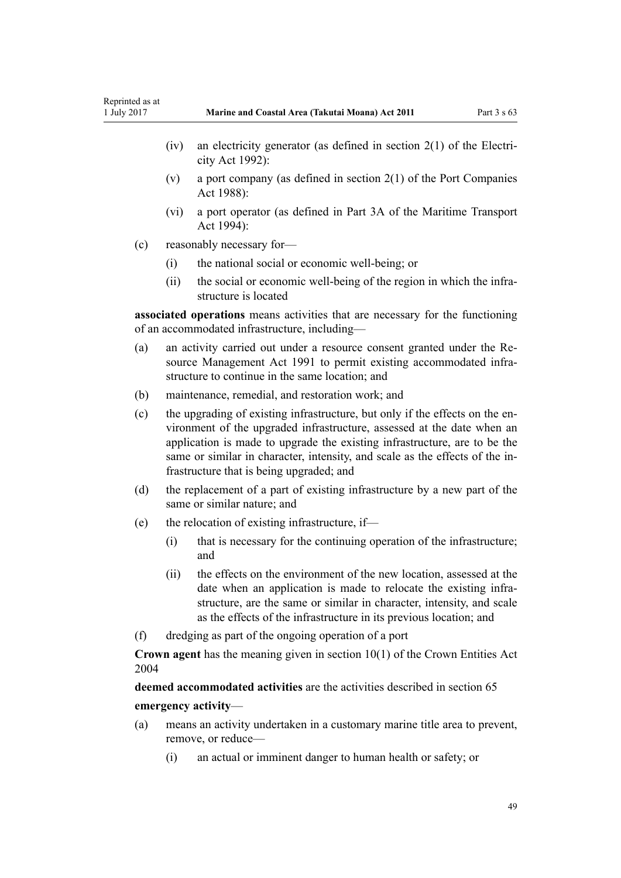- (iv) an electricity generator (as defined in section 2(1) of the Electricity Act 1992):
- (v) a port company (as defined in section 2(1) of the Port Companies Act 1988):
- (vi) a port operator (as defined in Part 3A of the Maritime Transport Act 1994):

(c) reasonably necessary for—

- (i) the national social or economic well-being; or
- (ii) the social or economic well-being of the region in which the infrastructure is located

**associated operations** means activities that are necessary for the functioning of an accommodated infrastructure, including—

(a) an activity carried out under a resource consent granted under the Resource Management Act 1991 to permit existing accommodated infrastructure to continue in the same location; and

(b) maintenance, remedial, and restoration work; and

(c) the upgrading of existing infrastructure, but only if the effects on the environment of the upgraded infrastructure, assessed at the date when an application is made to upgrade the existing infrastructure, are to be the same or similar in character, intensity, and scale as the effects of the infrastructure that is being upgraded; and

(d) the replacement of a part of existing infrastructure by a new part of the same or similar nature; and

(e) the relocation of existing infrastructure, if—

- (i) that is necessary for the continuing operation of the infrastructure; and
- (ii) the effects on the environment of the new location, assessed at the date when an application is made to relocate the existing infrastructure, are the same or similar in character, intensity, and scale as the effects of the infrastructure in its previous location; and

(f) dredging as part of the ongoing operation of a port

**Crown agent** has the meaning given in section 10(1) of the Crown Entities Act 2004

**deemed accommodated activities** are the activities described in section 65

**emergency activity**—

(a) means an activity undertaken in a customary marine title area to prevent, remove, or reduce—

- (i) an actual or imminent danger to human health or safety; or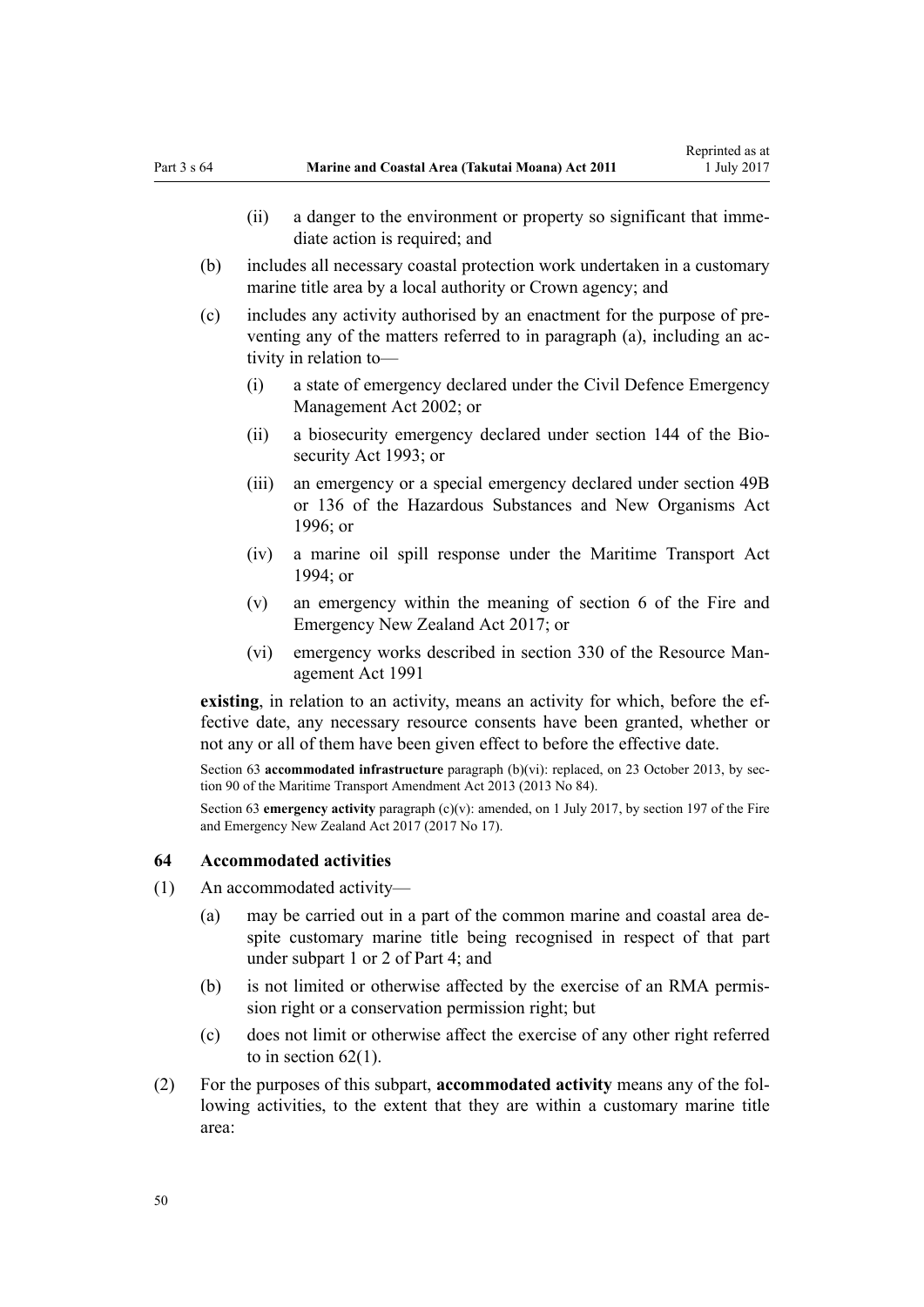(ii) a danger to the environment or property so significant that immediate action is required; and

(b) includes all necessary coastal protection work undertaken in a customary marine title area by a local authority or Crown agency; and

(c) includes any activity authorised by an enactment for the purpose of preventing any of the matters referred to in paragraph (a), including an activity in relation to—

(i) a state of emergency declared under the Civil Defence Emergency Management Act 2002; or

(ii) a biosecurity emergency declared under section 144 of the Biosecurity Act 1993; or

(iii) an emergency or a special emergency declared under section 49B or 136 of the Hazardous Substances and New Organisms Act 1996; or

(iv) a marine oil spill response under the Maritime Transport Act 1994; or

(v) an emergency within the meaning of section 6 of the Fire and Emergency New Zealand Act 2017; or

(vi) emergency works described in section 330 of the Resource Management Act 1991

**existing**, in relation to an activity, means an activity for which, before the effective date, any necessary resource consents have been granted, whether or not any or all of them have been given effect to before the effective date.

Section 63 **accommodated infrastructure** paragraph (b)(vi): replaced, on 23 October 2013, by section 90 of the Maritime Transport Amendment Act 2013 (2013 No 84).

Section 63 **emergency activity** paragraph (c)(v): amended, on 1 July 2017, by section 197 of the Fire and Emergency New Zealand Act 2017 (2017 No 17).

### 64 Accommodated activities

(1) An accommodated activity—

(a) may be carried out in a part of the common marine and coastal area despite customary marine title being recognised in respect of that part under subpart 1 or 2 of Part 4; and

(b) is not limited or otherwise affected by the exercise of an RMA permission right or a conservation permission right; but

(c) does not limit or otherwise affect the exercise of any other right referred to in section 62(1).

(2) For the purposes of this subpart, **accommodated activity** means any of the following activities, to the extent that they are within a customary marine title area: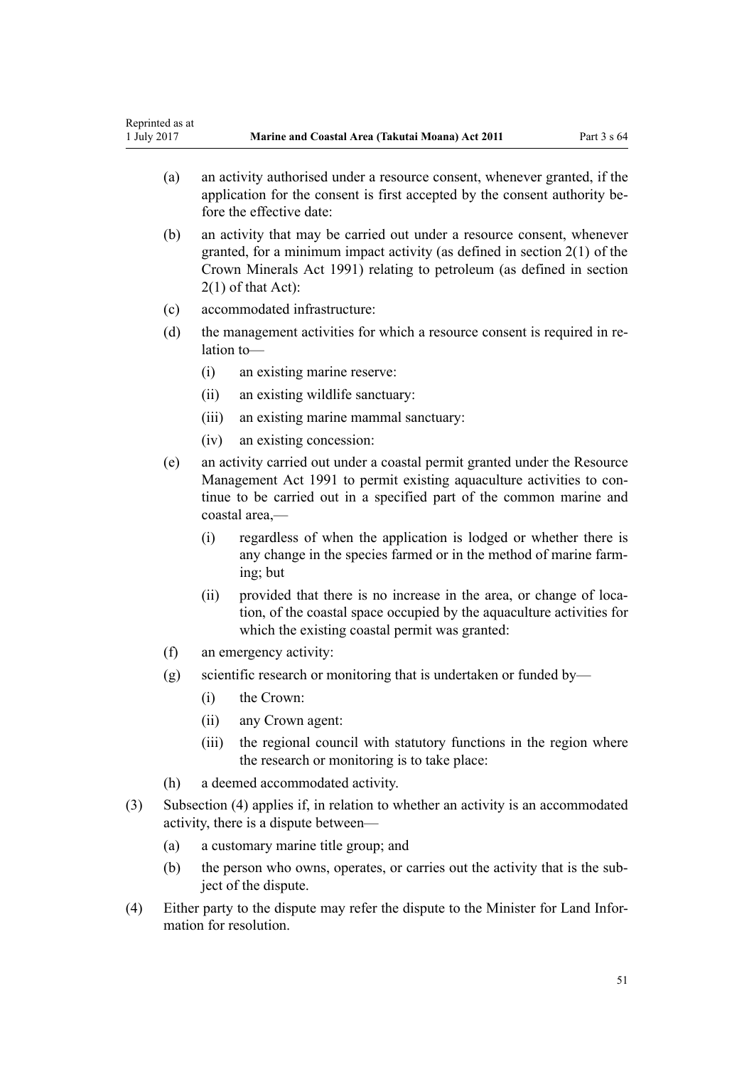(a) an activity authorised under a resource consent, whenever granted, if the application for the consent is first accepted by the consent authority before the effective date:

(b) an activity that may be carried out under a resource consent, whenever granted, for a minimum impact activity (as defined in section 2(1) of the Crown Minerals Act 1991) relating to petroleum (as defined in section 2(1) of that Act):

(c) accommodated infrastructure:

(d) the management activities for which a resource consent is required in relation to—

  (i) an existing marine reserve:

  (ii) an existing wildlife sanctuary:

  (iii) an existing marine mammal sanctuary:

  (iv) an existing concession:

(e) an activity carried out under a coastal permit granted under the Resource Management Act 1991 to permit existing aquaculture activities to continue to be carried out in a specified part of the common marine and coastal area,—

  (i) regardless of when the application is lodged or whether there is any change in the species farmed or in the method of marine farming; but

  (ii) provided that there is no increase in the area, or change of location, of the coastal space occupied by the aquaculture activities for which the existing coastal permit was granted:

(f) an emergency activity:

(g) scientific research or monitoring that is undertaken or funded by—

  (i) the Crown:

  (ii) any Crown agent:

  (iii) the regional council with statutory functions in the region where the research or monitoring is to take place:

(h) a deemed accommodated activity.

(3) Subsection (4) applies if, in relation to whether an activity is an accommodated activity, there is a dispute between—

  (a) a customary marine title group; and

  (b) the person who owns, operates, or carries out the activity that is the subject of the dispute.

(4) Either party to the dispute may refer the dispute to the Minister for Land Information for resolution.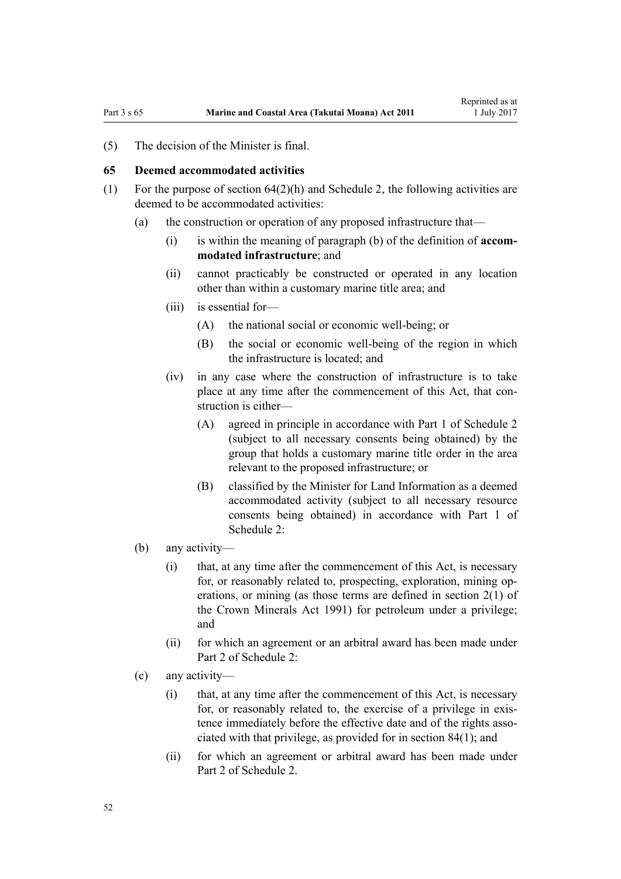(5) The decision of the Minister is final.

### 65 Deemed accommodated activities

(1) For the purpose of section 64(2)(h) and Schedule 2, the following activities are deemed to be accommodated activities:

  (a) the construction or operation of any proposed infrastructure that—

    (i) is within the meaning of paragraph (b) of the definition of **accommodated infrastructure**; and

    (ii) cannot practicably be constructed or operated in any location other than within a customary marine title area; and

    (iii) is essential for—

      (A) the national social or economic well-being; or

      (B) the social or economic well-being of the region in which the infrastructure is located; and

    (iv) in any case where the construction of infrastructure is to take place at any time after the commencement of this Act, that construction is either—

      (A) agreed in principle in accordance with Part 1 of Schedule 2 (subject to all necessary consents being obtained) by the group that holds a customary marine title order in the area relevant to the proposed infrastructure; or

      (B) classified by the Minister for Land Information as a deemed accommodated activity (subject to all necessary resource consents being obtained) in accordance with Part 1 of Schedule 2:

  (b) any activity—

    (i) that, at any time after the commencement of this Act, is necessary for, or reasonably related to, prospecting, exploration, mining operations, or mining (as those terms are defined in section 2(1) of the Crown Minerals Act 1991) for petroleum under a privilege; and

    (ii) for which an agreement or an arbitral award has been made under Part 2 of Schedule 2:

  (c) any activity—

    (i) that, at any time after the commencement of this Act, is necessary for, or reasonably related to, the exercise of a privilege in existence immediately before the effective date and of the rights associated with that privilege, as provided for in section 84(1); and

    (ii) for which an agreement or arbitral award has been made under Part 2 of Schedule 2.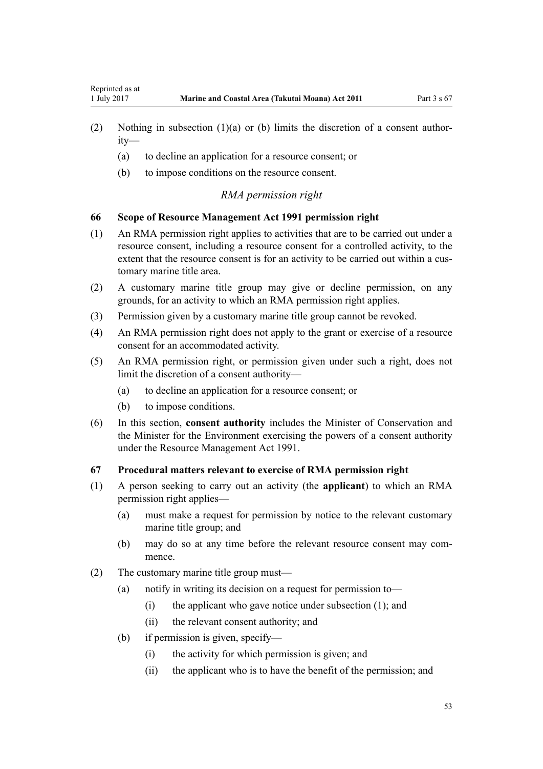(2) Nothing in subsection (1)(a) or (b) limits the discretion of a consent authority—

(a) to decline an application for a resource consent; or

(b) to impose conditions on the resource consent.

*RMA permission right*

### 66 Scope of Resource Management Act 1991 permission right

(1) An RMA permission right applies to activities that are to be carried out under a resource consent, including a resource consent for a controlled activity, to the extent that the resource consent is for an activity to be carried out within a customary marine title area.

(2) A customary marine title group may give or decline permission, on any grounds, for an activity to which an RMA permission right applies.

(3) Permission given by a customary marine title group cannot be revoked.

(4) An RMA permission right does not apply to the grant or exercise of a resource consent for an accommodated activity.

(5) An RMA permission right, or permission given under such a right, does not limit the discretion of a consent authority—

(a) to decline an application for a resource consent; or

(b) to impose conditions.

(6) In this section, **consent authority** includes the Minister of Conservation and the Minister for the Environment exercising the powers of a consent authority under the Resource Management Act 1991.

### 67 Procedural matters relevant to exercise of RMA permission right

(1) A person seeking to carry out an activity (the **applicant**) to which an RMA permission right applies—

(a) must make a request for permission by notice to the relevant customary marine title group; and

(b) may do so at any time before the relevant resource consent may commence.

(2) The customary marine title group must—

(a) notify in writing its decision on a request for permission to—

(i) the applicant who gave notice under subsection (1); and

(ii) the relevant consent authority; and

(b) if permission is given, specify—

(i) the activity for which permission is given; and

(ii) the applicant who is to have the benefit of the permission; and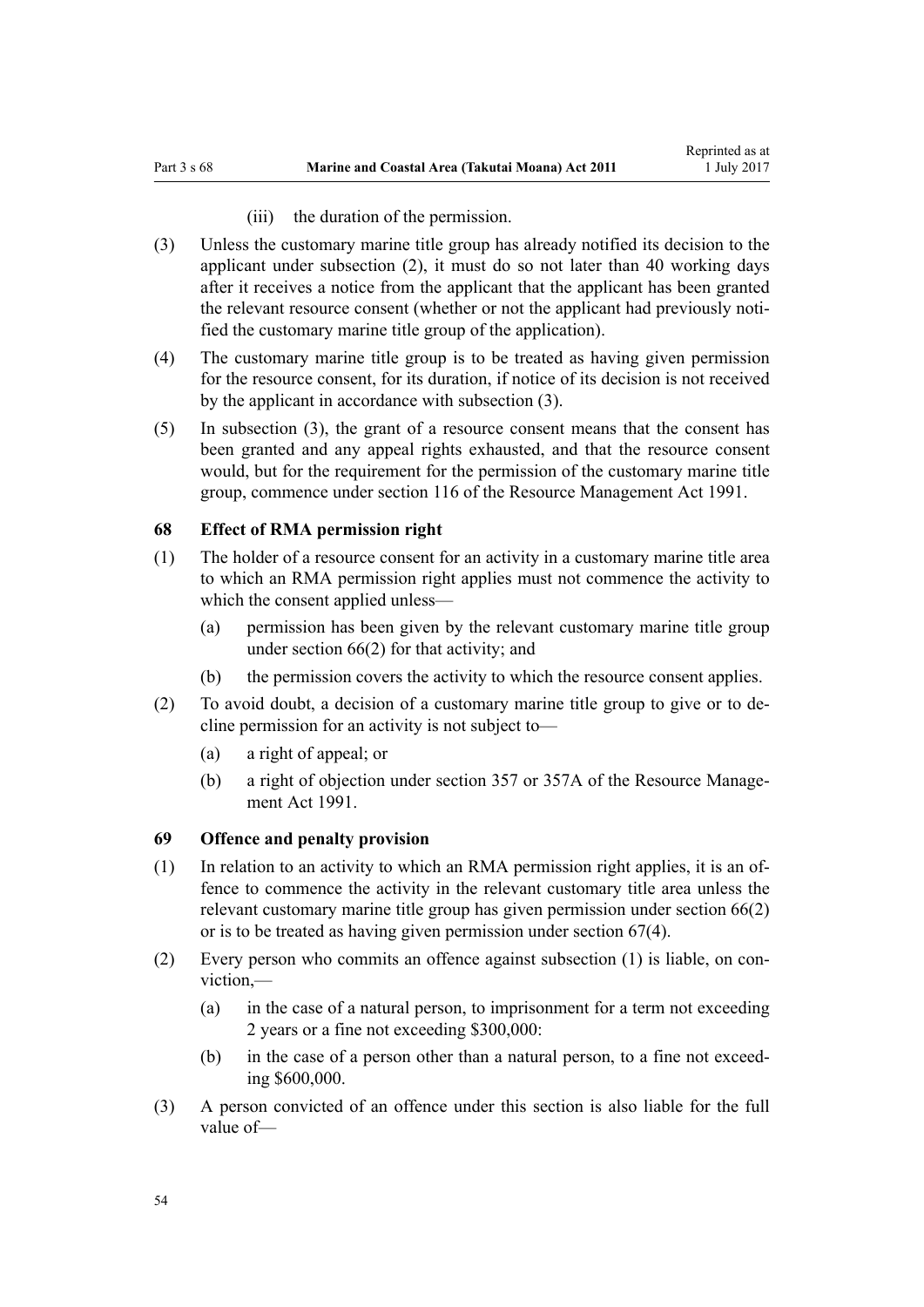(iii) the duration of the permission.

(3) Unless the customary marine title group has already notified its decision to the applicant under subsection (2), it must do so not later than 40 working days after it receives a notice from the applicant that the applicant has been granted the relevant resource consent (whether or not the applicant had previously notified the customary marine title group of the application).

(4) The customary marine title group is to be treated as having given permission for the resource consent, for its duration, if notice of its decision is not received by the applicant in accordance with subsection (3).

(5) In subsection (3), the grant of a resource consent means that the consent has been granted and any appeal rights exhausted, and that the resource consent would, but for the requirement for the permission of the customary marine title group, commence under section 116 of the Resource Management Act 1991.

### 68 Effect of RMA permission right

(1) The holder of a resource consent for an activity in a customary marine title area to which an RMA permission right applies must not commence the activity to which the consent applied unless—

   (a) permission has been given by the relevant customary marine title group under section 66(2) for that activity; and

   (b) the permission covers the activity to which the resource consent applies.

(2) To avoid doubt, a decision of a customary marine title group to give or to decline permission for an activity is not subject to—

   (a) a right of appeal; or

   (b) a right of objection under section 357 or 357A of the Resource Management Act 1991.

### 69 Offence and penalty provision

(1) In relation to an activity to which an RMA permission right applies, it is an offence to commence the activity in the relevant customary title area unless the relevant customary marine title group has given permission under section 66(2) or is to be treated as having given permission under section 67(4).

(2) Every person who commits an offence against subsection (1) is liable, on conviction,—

   (a) in the case of a natural person, to imprisonment for a term not exceeding 2 years or a fine not exceeding $300,000:

   (b) in the case of a person other than a natural person, to a fine not exceeding $600,000.

(3) A person convicted of an offence under this section is also liable for the full value of—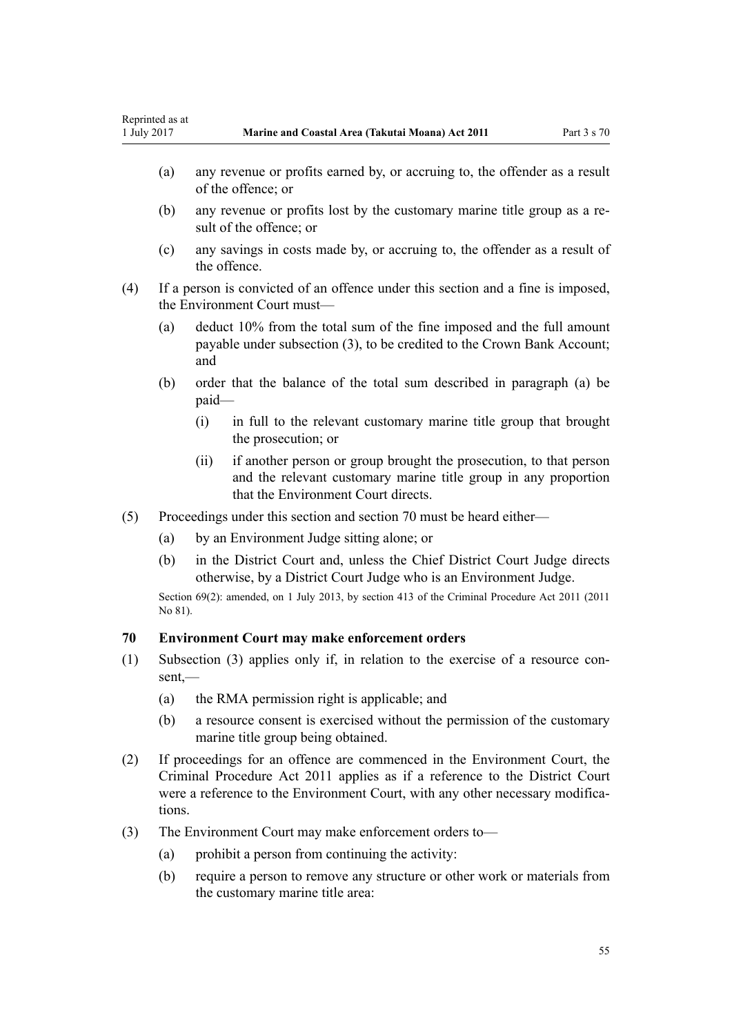(a) any revenue or profits earned by, or accruing to, the offender as a result of the offence; or

(b) any revenue or profits lost by the customary marine title group as a result of the offence; or

(c) any savings in costs made by, or accruing to, the offender as a result of the offence.

(4) If a person is convicted of an offence under this section and a fine is imposed, the Environment Court must—

(a) deduct 10% from the total sum of the fine imposed and the full amount payable under subsection (3), to be credited to the Crown Bank Account; and

(b) order that the balance of the total sum described in paragraph (a) be paid—

(i) in full to the relevant customary marine title group that brought the prosecution; or

(ii) if another person or group brought the prosecution, to that person and the relevant customary marine title group in any proportion that the Environment Court directs.

(5) Proceedings under this section and section 70 must be heard either—

(a) by an Environment Judge sitting alone; or

(b) in the District Court and, unless the Chief District Court Judge directs otherwise, by a District Court Judge who is an Environment Judge.

Section 69(2): amended, on 1 July 2013, by section 413 of the Criminal Procedure Act 2011 (2011 No 81).

### 70 Environment Court may make enforcement orders

(1) Subsection (3) applies only if, in relation to the exercise of a resource consent,—

(a) the RMA permission right is applicable; and

(b) a resource consent is exercised without the permission of the customary marine title group being obtained.

(2) If proceedings for an offence are commenced in the Environment Court, the Criminal Procedure Act 2011 applies as if a reference to the District Court were a reference to the Environment Court, with any other necessary modifications.

(3) The Environment Court may make enforcement orders to—

(a) prohibit a person from continuing the activity:

(b) require a person to remove any structure or other work or materials from the customary marine title area: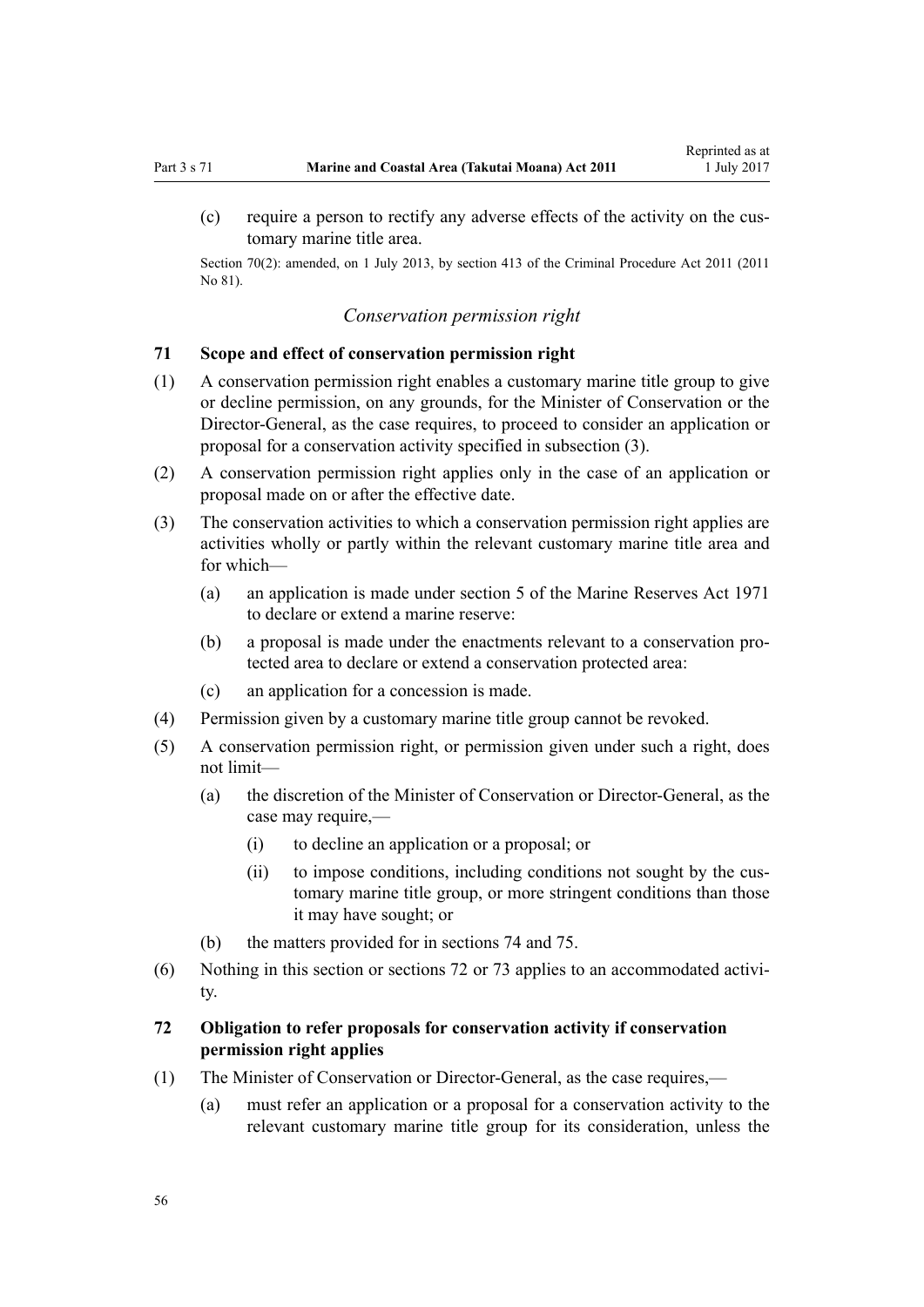(c) require a person to rectify any adverse effects of the activity on the customary marine title area.

Section 70(2): amended, on 1 July 2013, by section 413 of the Criminal Procedure Act 2011 (2011 No 81).

*Conservation permission right*

### 71 Scope and effect of conservation permission right

(1) A conservation permission right enables a customary marine title group to give or decline permission, on any grounds, for the Minister of Conservation or the Director-General, as the case requires, to proceed to consider an application or proposal for a conservation activity specified in subsection (3).

(2) A conservation permission right applies only in the case of an application or proposal made on or after the effective date.

(3) The conservation activities to which a conservation permission right applies are activities wholly or partly within the relevant customary marine title area and for which—

  (a) an application is made under section 5 of the Marine Reserves Act 1971 to declare or extend a marine reserve:

  (b) a proposal is made under the enactments relevant to a conservation protected area to declare or extend a conservation protected area:

  (c) an application for a concession is made.

(4) Permission given by a customary marine title group cannot be revoked.

(5) A conservation permission right, or permission given under such a right, does not limit—

  (a) the discretion of the Minister of Conservation or Director-General, as the case may require,—

    (i) to decline an application or a proposal; or

    (ii) to impose conditions, including conditions not sought by the customary marine title group, or more stringent conditions than those it may have sought; or

  (b) the matters provided for in sections 74 and 75.

(6) Nothing in this section or sections 72 or 73 applies to an accommodated activity.

### 72 Obligation to refer proposals for conservation activity if conservation permission right applies

(1) The Minister of Conservation or Director-General, as the case requires,—

  (a) must refer an application or a proposal for a conservation activity to the relevant customary marine title group for its consideration, unless the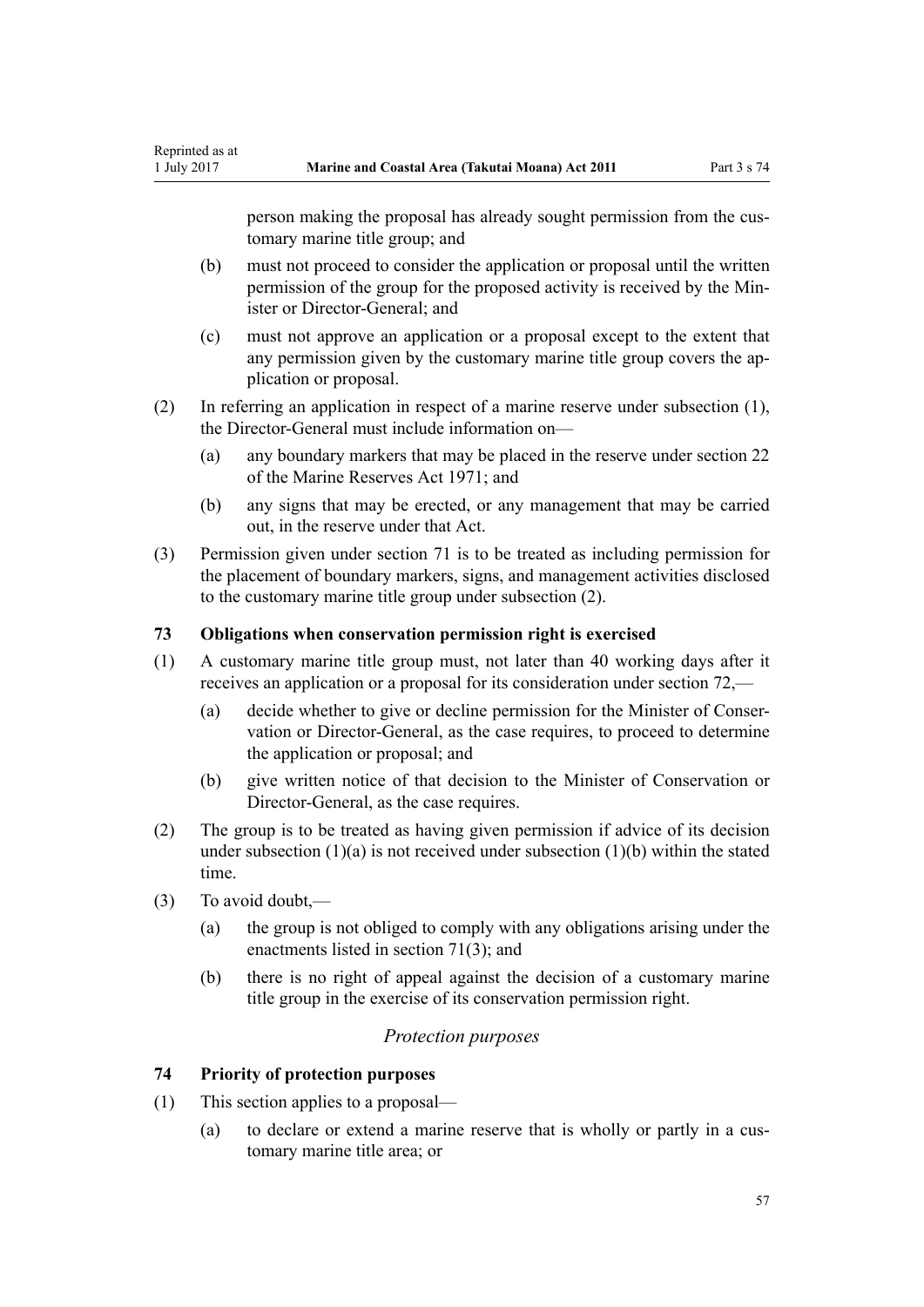person making the proposal has already sought permission from the customary marine title group; and

(b) must not proceed to consider the application or proposal until the written permission of the group for the proposed activity is received by the Minister or Director-General; and

(c) must not approve an application or a proposal except to the extent that any permission given by the customary marine title group covers the application or proposal.

(2) In referring an application in respect of a marine reserve under subsection (1), the Director-General must include information on—

(a) any boundary markers that may be placed in the reserve under section 22 of the Marine Reserves Act 1971; and

(b) any signs that may be erected, or any management that may be carried out, in the reserve under that Act.

(3) Permission given under section 71 is to be treated as including permission for the placement of boundary markers, signs, and management activities disclosed to the customary marine title group under subsection (2).

### 73 Obligations when conservation permission right is exercised

(1) A customary marine title group must, not later than 40 working days after it receives an application or a proposal for its consideration under section 72,—

(a) decide whether to give or decline permission for the Minister of Conservation or Director-General, as the case requires, to proceed to determine the application or proposal; and

(b) give written notice of that decision to the Minister of Conservation or Director-General, as the case requires.

(2) The group is to be treated as having given permission if advice of its decision under subsection (1)(a) is not received under subsection (1)(b) within the stated time.

(3) To avoid doubt,—

(a) the group is not obliged to comply with any obligations arising under the enactments listed in section 71(3); and

(b) there is no right of appeal against the decision of a customary marine title group in the exercise of its conservation permission right.

*Protection purposes*

### 74 Priority of protection purposes

(1) This section applies to a proposal—

(a) to declare or extend a marine reserve that is wholly or partly in a customary marine title area; or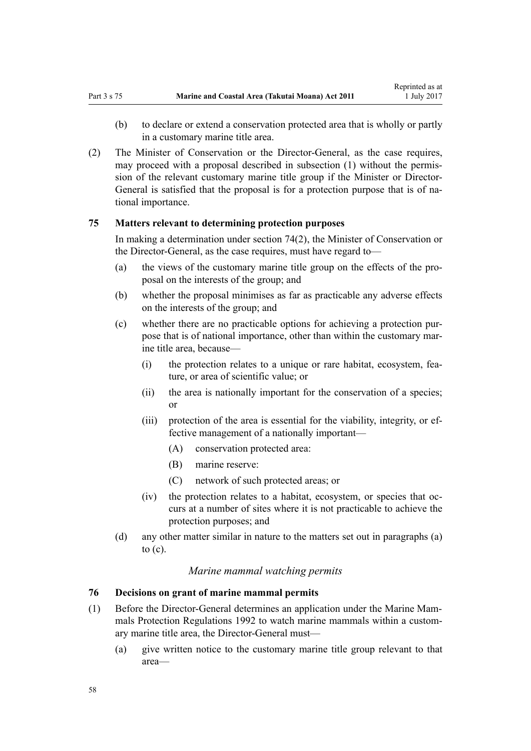(b) to declare or extend a conservation protected area that is wholly or partly in a customary marine title area.

(2) The Minister of Conservation or the Director-General, as the case requires, may proceed with a proposal described in subsection (1) without the permission of the relevant customary marine title group if the Minister or Director-General is satisfied that the proposal is for a protection purpose that is of national importance.

### 75 Matters relevant to determining protection purposes

In making a determination under section 74(2), the Minister of Conservation or the Director-General, as the case requires, must have regard to—

(a) the views of the customary marine title group on the effects of the proposal on the interests of the group; and

(b) whether the proposal minimises as far as practicable any adverse effects on the interests of the group; and

(c) whether there are no practicable options for achieving a protection purpose that is of national importance, other than within the customary marine title area, because—

(i) the protection relates to a unique or rare habitat, ecosystem, feature, or area of scientific value; or

(ii) the area is nationally important for the conservation of a species; or

(iii) protection of the area is essential for the viability, integrity, or effective management of a nationally important—

(A) conservation protected area:

(B) marine reserve:

(C) network of such protected areas; or

(iv) the protection relates to a habitat, ecosystem, or species that occurs at a number of sites where it is not practicable to achieve the protection purposes; and

(d) any other matter similar in nature to the matters set out in paragraphs (a) to (c).

*Marine mammal watching permits*

### 76 Decisions on grant of marine mammal permits

(1) Before the Director-General determines an application under the Marine Mammals Protection Regulations 1992 to watch marine mammals within a customary marine title area, the Director-General must—

(a) give written notice to the customary marine title group relevant to that area—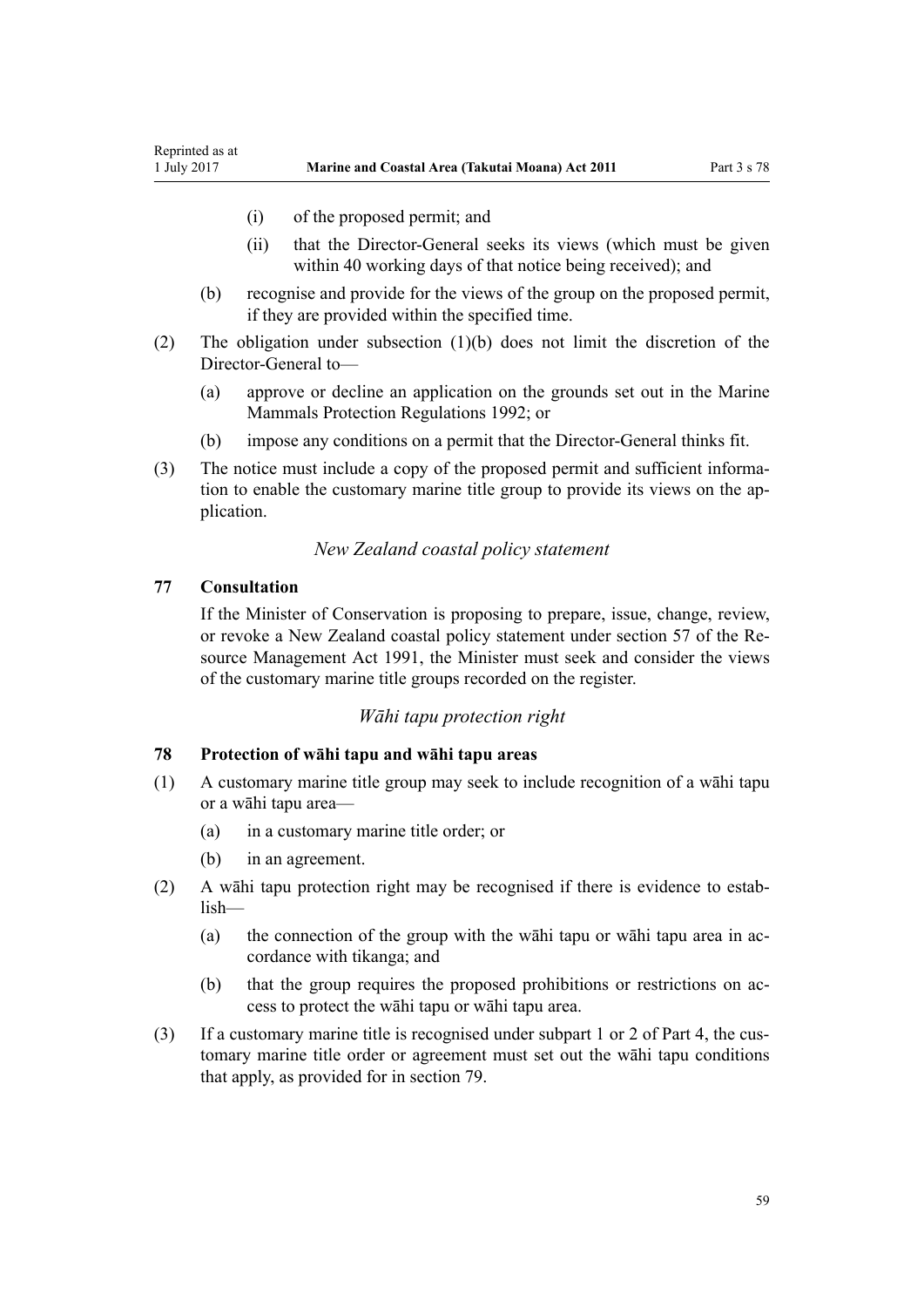(i) of the proposed permit; and

(ii) that the Director-General seeks its views (which must be given within 40 working days of that notice being received); and

(b) recognise and provide for the views of the group on the proposed permit, if they are provided within the specified time.

(2) The obligation under subsection (1)(b) does not limit the discretion of the Director-General to—

(a) approve or decline an application on the grounds set out in the Marine Mammals Protection Regulations 1992; or

(b) impose any conditions on a permit that the Director-General thinks fit.

(3) The notice must include a copy of the proposed permit and sufficient information to enable the customary marine title group to provide its views on the application.

*New Zealand coastal policy statement*

### 77 Consultation

If the Minister of Conservation is proposing to prepare, issue, change, review, or revoke a New Zealand coastal policy statement under section 57 of the Resource Management Act 1991, the Minister must seek and consider the views of the customary marine title groups recorded on the register.

*Wāhi tapu protection right*

### 78 Protection of wāhi tapu and wāhi tapu areas

(1) A customary marine title group may seek to include recognition of a wāhi tapu or a wāhi tapu area—

(a) in a customary marine title order; or

(b) in an agreement.

(2) A wāhi tapu protection right may be recognised if there is evidence to establish—

(a) the connection of the group with the wāhi tapu or wāhi tapu area in accordance with tikanga; and

(b) that the group requires the proposed prohibitions or restrictions on access to protect the wāhi tapu or wāhi tapu area.

(3) If a customary marine title is recognised under subpart 1 or 2 of Part 4, the customary marine title order or agreement must set out the wāhi tapu conditions that apply, as provided for in section 79.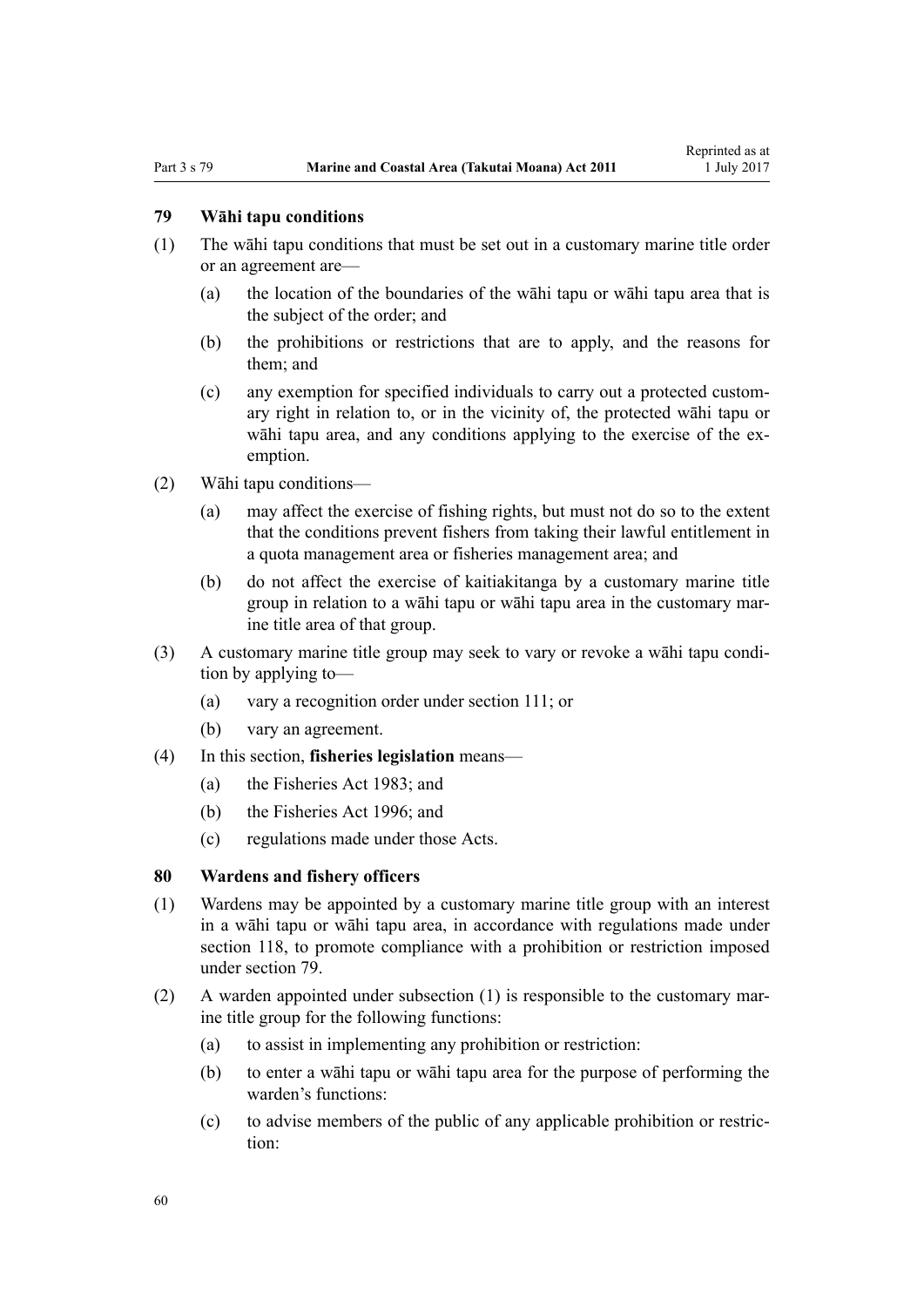### 79 Wāhi tapu conditions

(1) The wāhi tapu conditions that must be set out in a customary marine title order or an agreement are—

  (a) the location of the boundaries of the wāhi tapu or wāhi tapu area that is the subject of the order; and

  (b) the prohibitions or restrictions that are to apply, and the reasons for them; and

  (c) any exemption for specified individuals to carry out a protected customary right in relation to, or in the vicinity of, the protected wāhi tapu or wāhi tapu area, and any conditions applying to the exercise of the exemption.

(2) Wāhi tapu conditions—

  (a) may affect the exercise of fishing rights, but must not do so to the extent that the conditions prevent fishers from taking their lawful entitlement in a quota management area or fisheries management area; and

  (b) do not affect the exercise of kaitiakitanga by a customary marine title group in relation to a wāhi tapu or wāhi tapu area in the customary marine title area of that group.

(3) A customary marine title group may seek to vary or revoke a wāhi tapu condition by applying to—

  (a) vary a recognition order under section 111; or

  (b) vary an agreement.

(4) In this section, **fisheries legislation** means—

  (a) the Fisheries Act 1983; and

  (b) the Fisheries Act 1996; and

  (c) regulations made under those Acts.

### 80 Wardens and fishery officers

(1) Wardens may be appointed by a customary marine title group with an interest in a wāhi tapu or wāhi tapu area, in accordance with regulations made under section 118, to promote compliance with a prohibition or restriction imposed under section 79.

(2) A warden appointed under subsection (1) is responsible to the customary marine title group for the following functions:

  (a) to assist in implementing any prohibition or restriction:

  (b) to enter a wāhi tapu or wāhi tapu area for the purpose of performing the warden's functions:

  (c) to advise members of the public of any applicable prohibition or restriction: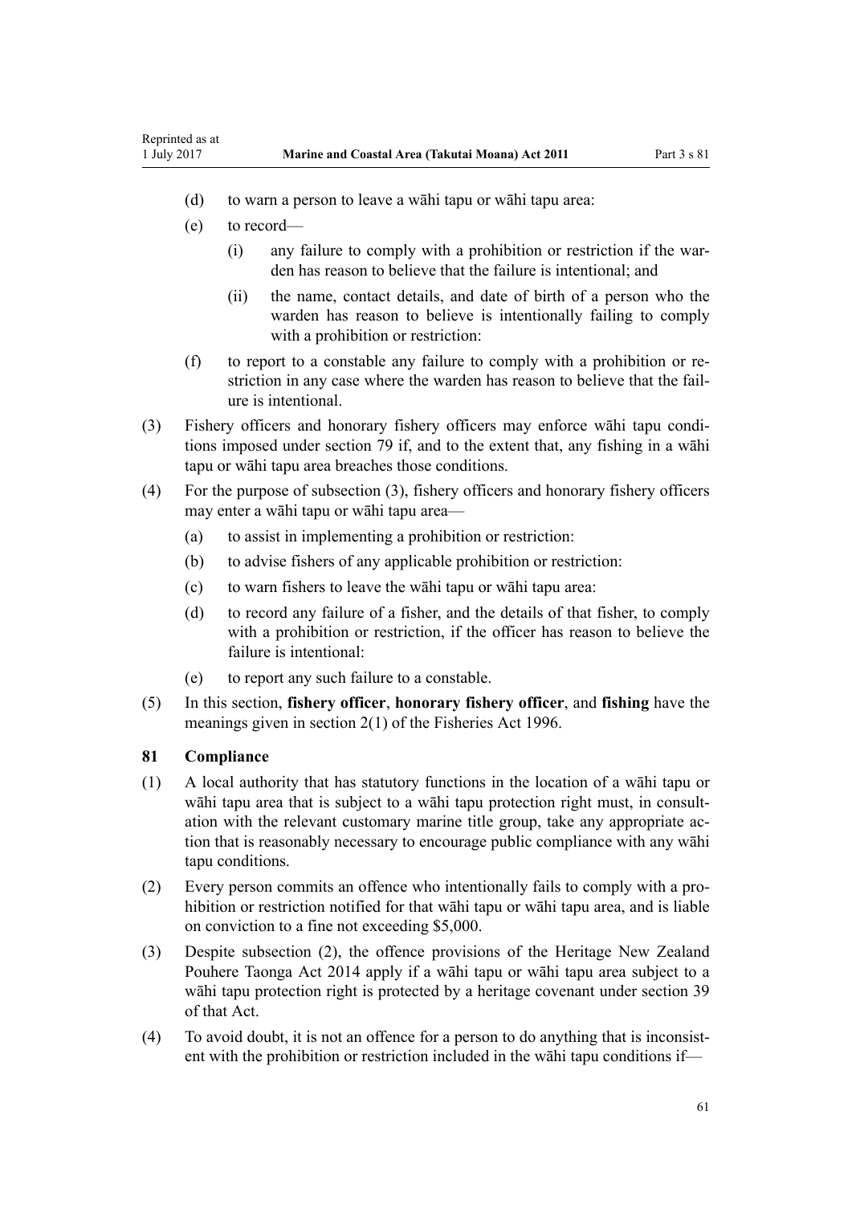(d) to warn a person to leave a wāhi tapu or wāhi tapu area:

(e) to record—

  (i) any failure to comply with a prohibition or restriction if the warden has reason to believe that the failure is intentional; and

  (ii) the name, contact details, and date of birth of a person who the warden has reason to believe is intentionally failing to comply with a prohibition or restriction:

(f) to report to a constable any failure to comply with a prohibition or restriction in any case where the warden has reason to believe that the failure is intentional.

(3) Fishery officers and honorary fishery officers may enforce wāhi tapu conditions imposed under section 79 if, and to the extent that, any fishing in a wāhi tapu or wāhi tapu area breaches those conditions.

(4) For the purpose of subsection (3), fishery officers and honorary fishery officers may enter a wāhi tapu or wāhi tapu area—

  (a) to assist in implementing a prohibition or restriction:

  (b) to advise fishers of any applicable prohibition or restriction:

  (c) to warn fishers to leave the wāhi tapu or wāhi tapu area:

  (d) to record any failure of a fisher, and the details of that fisher, to comply with a prohibition or restriction, if the officer has reason to believe the failure is intentional:

  (e) to report any such failure to a constable.

(5) In this section, **fishery officer**, **honorary fishery officer**, and **fishing** have the meanings given in section 2(1) of the Fisheries Act 1996.

### 81 Compliance

(1) A local authority that has statutory functions in the location of a wāhi tapu or wāhi tapu area that is subject to a wāhi tapu protection right must, in consultation with the relevant customary marine title group, take any appropriate action that is reasonably necessary to encourage public compliance with any wāhi tapu conditions.

(2) Every person commits an offence who intentionally fails to comply with a prohibition or restriction notified for that wāhi tapu or wāhi tapu area, and is liable on conviction to a fine not exceeding $5,000.

(3) Despite subsection (2), the offence provisions of the Heritage New Zealand Pouhere Taonga Act 2014 apply if a wāhi tapu or wāhi tapu area subject to a wāhi tapu protection right is protected by a heritage covenant under section 39 of that Act.

(4) To avoid doubt, it is not an offence for a person to do anything that is inconsistent with the prohibition or restriction included in the wāhi tapu conditions if—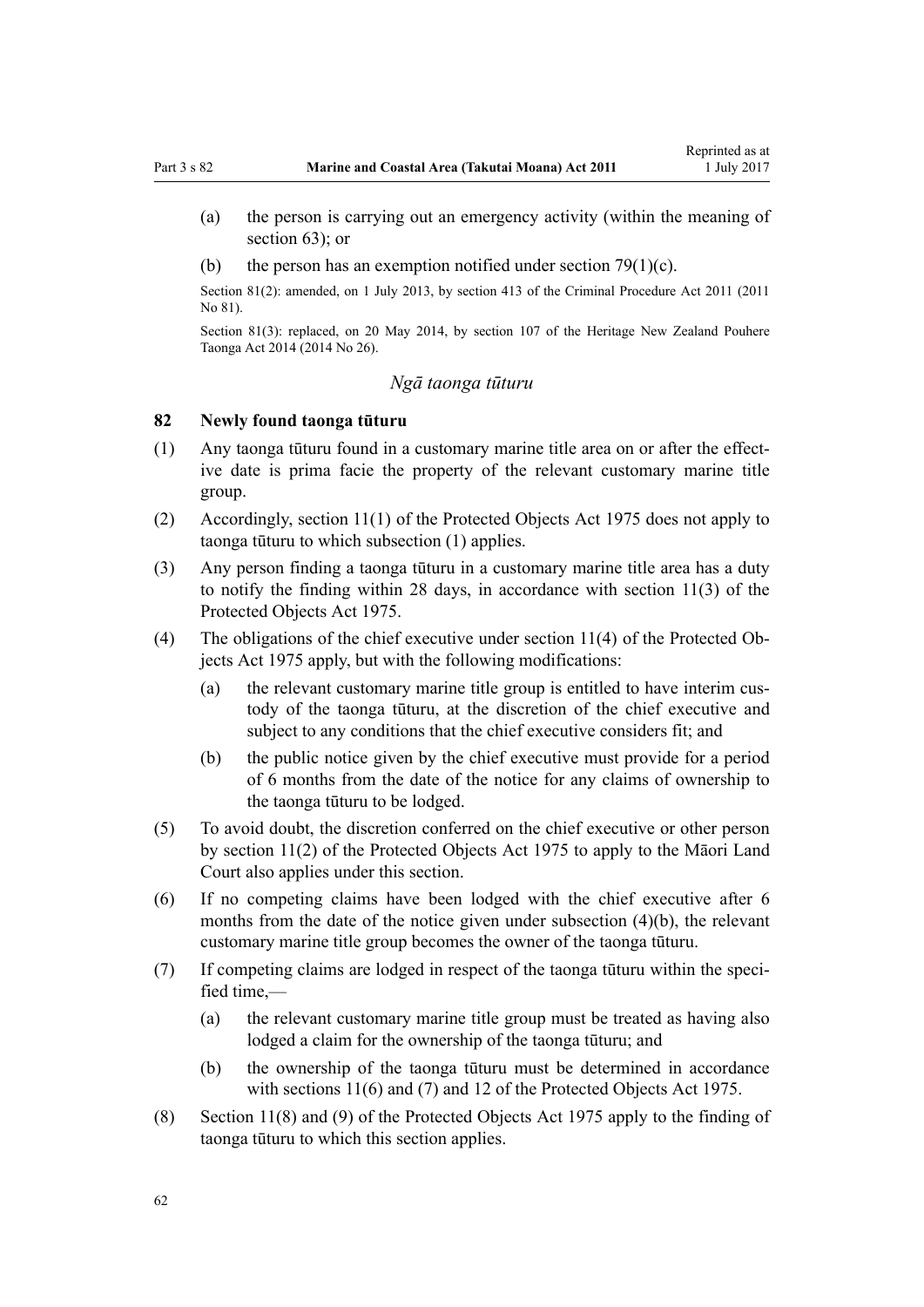(a) the person is carrying out an emergency activity (within the meaning of section 63); or

(b) the person has an exemption notified under section 79(1)(c).

Section 81(2): amended, on 1 July 2013, by section 413 of the Criminal Procedure Act 2011 (2011 No 81).

Section 81(3): replaced, on 20 May 2014, by section 107 of the Heritage New Zealand Pouhere Taonga Act 2014 (2014 No 26).

### *Ngā taonga tūturu*

### 82 Newly found taonga tūturu

(1) Any taonga tūturu found in a customary marine title area on or after the effective date is prima facie the property of the relevant customary marine title group.

(2) Accordingly, section 11(1) of the Protected Objects Act 1975 does not apply to taonga tūturu to which subsection (1) applies.

(3) Any person finding a taonga tūturu in a customary marine title area has a duty to notify the finding within 28 days, in accordance with section 11(3) of the Protected Objects Act 1975.

(4) The obligations of the chief executive under section 11(4) of the Protected Objects Act 1975 apply, but with the following modifications:

- (a) the relevant customary marine title group is entitled to have interim custody of the taonga tūturu, at the discretion of the chief executive and subject to any conditions that the chief executive considers fit; and
- (b) the public notice given by the chief executive must provide for a period of 6 months from the date of the notice for any claims of ownership to the taonga tūturu to be lodged.

(5) To avoid doubt, the discretion conferred on the chief executive or other person by section 11(2) of the Protected Objects Act 1975 to apply to the Māori Land Court also applies under this section.

(6) If no competing claims have been lodged with the chief executive after 6 months from the date of the notice given under subsection (4)(b), the relevant customary marine title group becomes the owner of the taonga tūturu.

(7) If competing claims are lodged in respect of the taonga tūturu within the specified time,—

- (a) the relevant customary marine title group must be treated as having also lodged a claim for the ownership of the taonga tūturu; and
- (b) the ownership of the taonga tūturu must be determined in accordance with sections 11(6) and (7) and 12 of the Protected Objects Act 1975.

(8) Section 11(8) and (9) of the Protected Objects Act 1975 apply to the finding of taonga tūturu to which this section applies.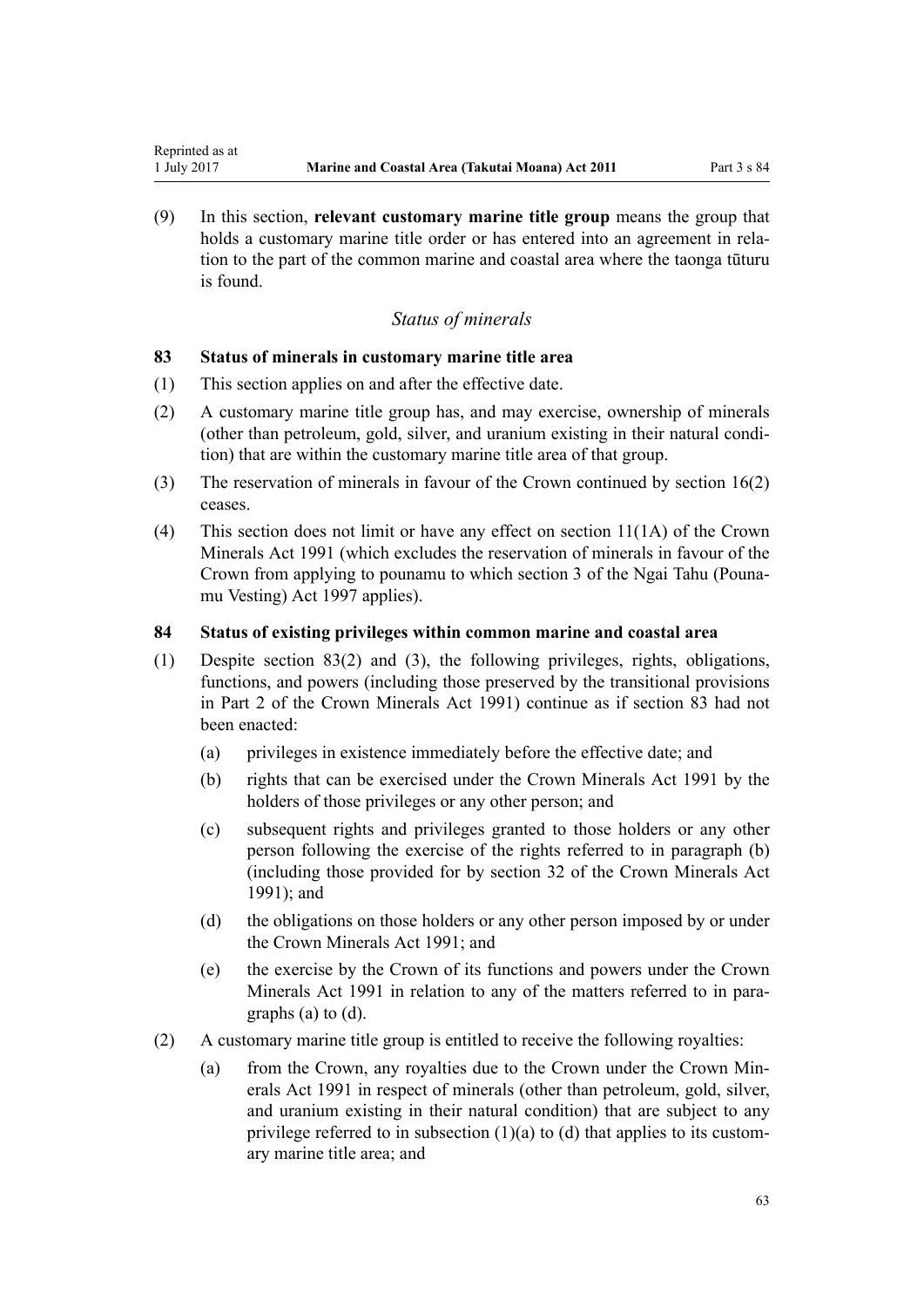(9) In this section, **relevant customary marine title group** means the group that holds a customary marine title order or has entered into an agreement in relation to the part of the common marine and coastal area where the taonga tūturu is found.

### *Status of minerals*

#### 83 Status of minerals in customary marine title area

(1) This section applies on and after the effective date.

(2) A customary marine title group has, and may exercise, ownership of minerals (other than petroleum, gold, silver, and uranium existing in their natural condition) that are within the customary marine title area of that group.

(3) The reservation of minerals in favour of the Crown continued by section 16(2) ceases.

(4) This section does not limit or have any effect on section 11(1A) of the Crown Minerals Act 1991 (which excludes the reservation of minerals in favour of the Crown from applying to pounamu to which section 3 of the Ngai Tahu (Pounamu Vesting) Act 1997 applies).

#### 84 Status of existing privileges within common marine and coastal area

(1) Despite section 83(2) and (3), the following privileges, rights, obligations, functions, and powers (including those preserved by the transitional provisions in Part 2 of the Crown Minerals Act 1991) continue as if section 83 had not been enacted:

(a) privileges in existence immediately before the effective date; and

(b) rights that can be exercised under the Crown Minerals Act 1991 by the holders of those privileges or any other person; and

(c) subsequent rights and privileges granted to those holders or any other person following the exercise of the rights referred to in paragraph (b) (including those provided for by section 32 of the Crown Minerals Act 1991); and

(d) the obligations on those holders or any other person imposed by or under the Crown Minerals Act 1991; and

(e) the exercise by the Crown of its functions and powers under the Crown Minerals Act 1991 in relation to any of the matters referred to in paragraphs (a) to (d).

(2) A customary marine title group is entitled to receive the following royalties:

(a) from the Crown, any royalties due to the Crown under the Crown Minerals Act 1991 in respect of minerals (other than petroleum, gold, silver, and uranium existing in their natural condition) that are subject to any privilege referred to in subsection (1)(a) to (d) that applies to its customary marine title area; and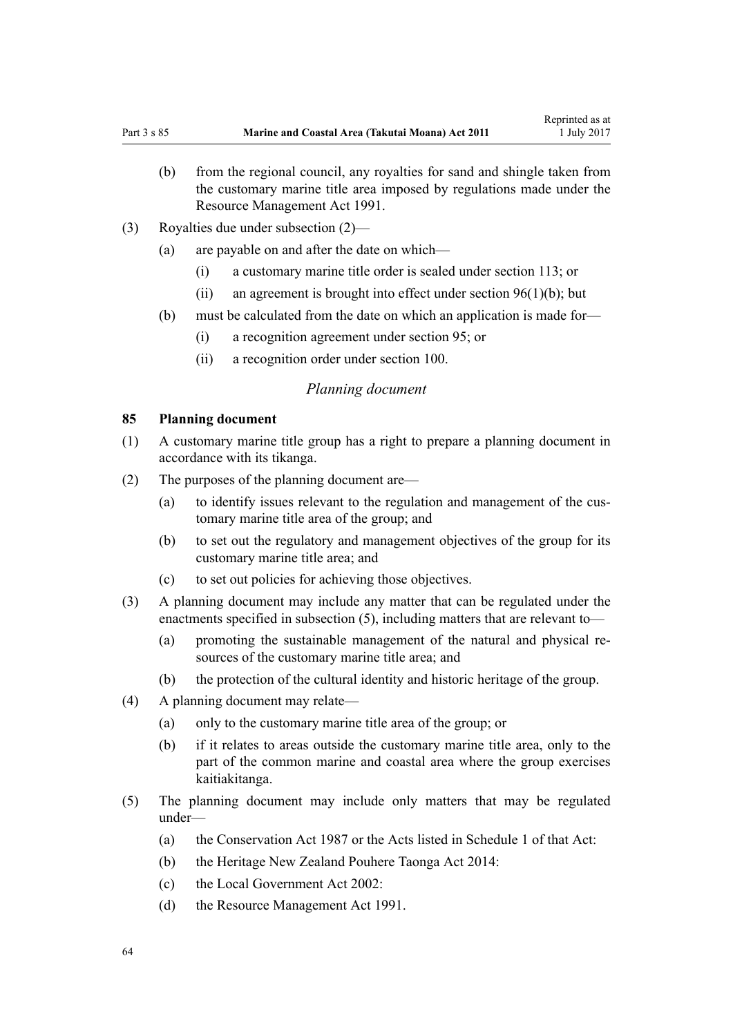(b) from the regional council, any royalties for sand and shingle taken from the customary marine title area imposed by regulations made under the Resource Management Act 1991.

(3) Royalties due under subsection (2)—

(a) are payable on and after the date on which—

(i) a customary marine title order is sealed under section 113; or

(ii) an agreement is brought into effect under section 96(1)(b); but

(b) must be calculated from the date on which an application is made for—

(i) a recognition agreement under section 95; or

(ii) a recognition order under section 100.

*Planning document*

**85 Planning document**

(1) A customary marine title group has a right to prepare a planning document in accordance with its tikanga.

(2) The purposes of the planning document are—

(a) to identify issues relevant to the regulation and management of the customary marine title area of the group; and

(b) to set out the regulatory and management objectives of the group for its customary marine title area; and

(c) to set out policies for achieving those objectives.

(3) A planning document may include any matter that can be regulated under the enactments specified in subsection (5), including matters that are relevant to—

(a) promoting the sustainable management of the natural and physical resources of the customary marine title area; and

(b) the protection of the cultural identity and historic heritage of the group.

(4) A planning document may relate—

(a) only to the customary marine title area of the group; or

(b) if it relates to areas outside the customary marine title area, only to the part of the common marine and coastal area where the group exercises kaitiakitanga.

(5) The planning document may include only matters that may be regulated under—

(a) the Conservation Act 1987 or the Acts listed in Schedule 1 of that Act:

(b) the Heritage New Zealand Pouhere Taonga Act 2014:

(c) the Local Government Act 2002:

(d) the Resource Management Act 1991.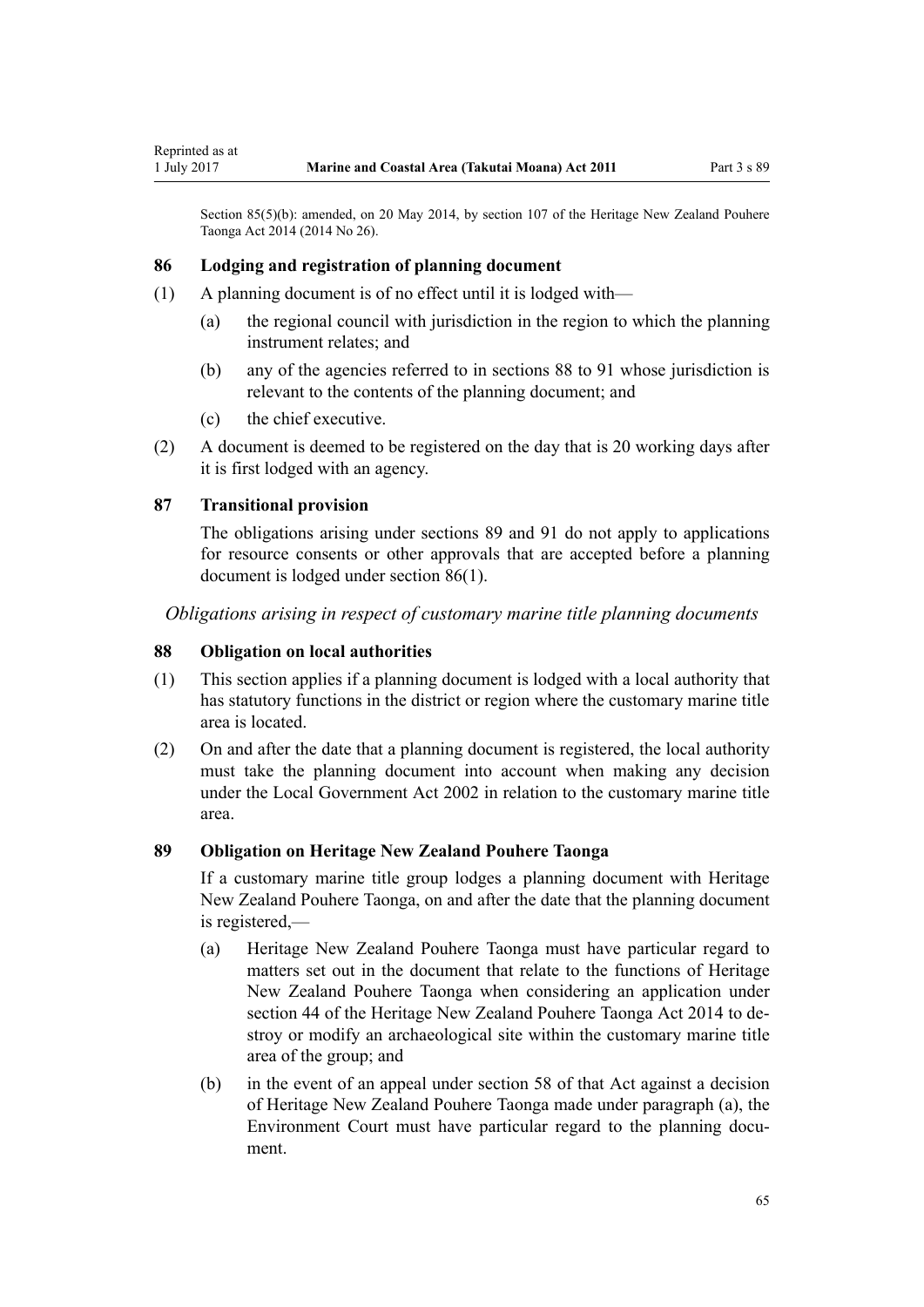Section 85(5)(b): amended, on 20 May 2014, by section 107 of the Heritage New Zealand Pouhere Taonga Act 2014 (2014 No 26).

### 86 Lodging and registration of planning document

(1) A planning document is of no effect until it is lodged with—

(a) the regional council with jurisdiction in the region to which the planning instrument relates; and

(b) any of the agencies referred to in sections 88 to 91 whose jurisdiction is relevant to the contents of the planning document; and

(c) the chief executive.

(2) A document is deemed to be registered on the day that is 20 working days after it is first lodged with an agency.

### 87 Transitional provision

The obligations arising under sections 89 and 91 do not apply to applications for resource consents or other approvals that are accepted before a planning document is lodged under section 86(1).

*Obligations arising in respect of customary marine title planning documents*

### 88 Obligation on local authorities

(1) This section applies if a planning document is lodged with a local authority that has statutory functions in the district or region where the customary marine title area is located.

(2) On and after the date that a planning document is registered, the local authority must take the planning document into account when making any decision under the Local Government Act 2002 in relation to the customary marine title area.

### 89 Obligation on Heritage New Zealand Pouhere Taonga

If a customary marine title group lodges a planning document with Heritage New Zealand Pouhere Taonga, on and after the date that the planning document is registered,—

(a) Heritage New Zealand Pouhere Taonga must have particular regard to matters set out in the document that relate to the functions of Heritage New Zealand Pouhere Taonga when considering an application under section 44 of the Heritage New Zealand Pouhere Taonga Act 2014 to destroy or modify an archaeological site within the customary marine title area of the group; and

(b) in the event of an appeal under section 58 of that Act against a decision of Heritage New Zealand Pouhere Taonga made under paragraph (a), the Environment Court must have particular regard to the planning document.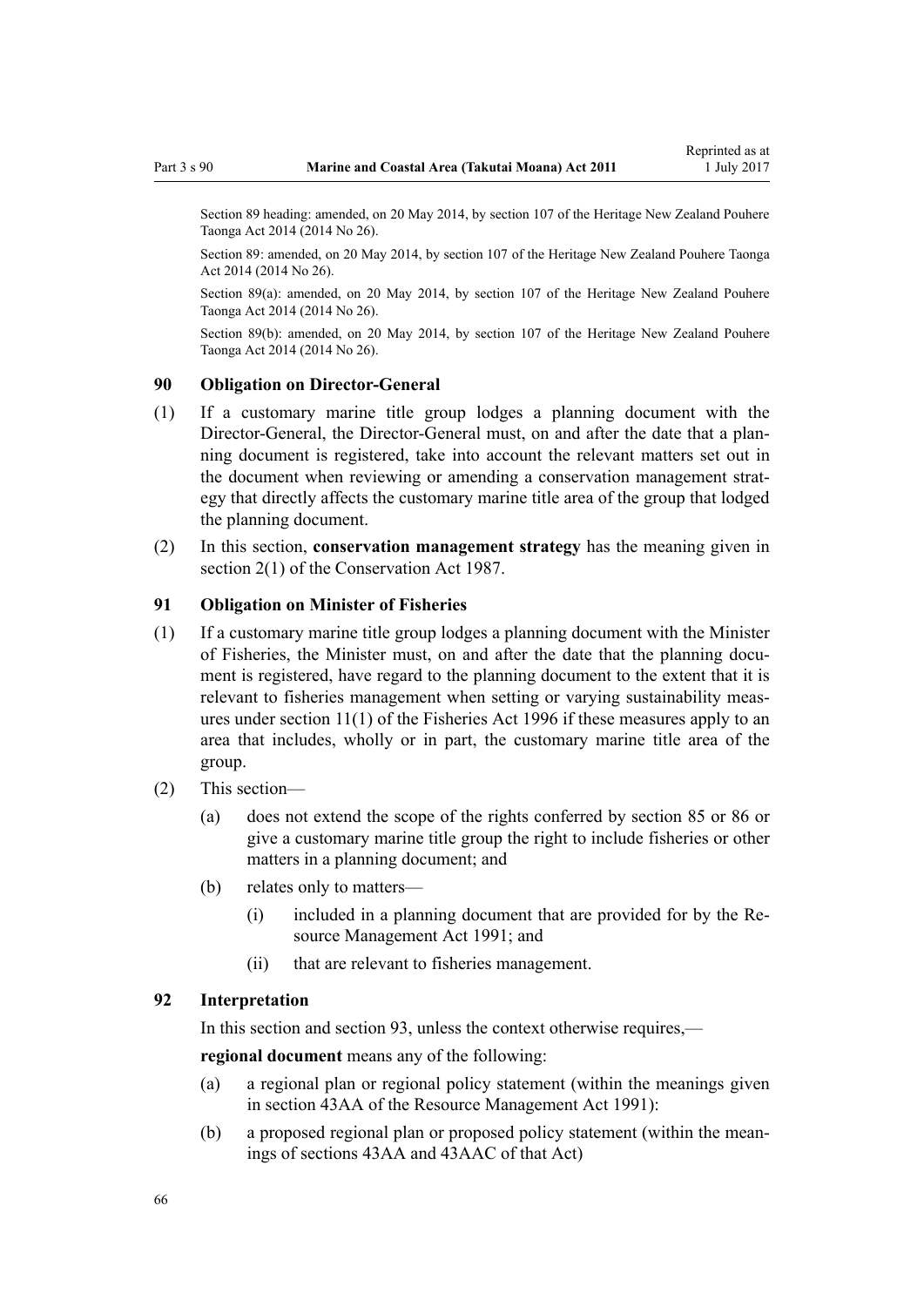Section 89 heading: amended, on 20 May 2014, by section 107 of the Heritage New Zealand Pouhere Taonga Act 2014 (2014 No 26).

Section 89: amended, on 20 May 2014, by section 107 of the Heritage New Zealand Pouhere Taonga Act 2014 (2014 No 26).

Section 89(a): amended, on 20 May 2014, by section 107 of the Heritage New Zealand Pouhere Taonga Act 2014 (2014 No 26).

Section 89(b): amended, on 20 May 2014, by section 107 of the Heritage New Zealand Pouhere Taonga Act 2014 (2014 No 26).

### 90 Obligation on Director-General

(1) If a customary marine title group lodges a planning document with the Director-General, the Director-General must, on and after the date that a planning document is registered, take into account the relevant matters set out in the document when reviewing or amending a conservation management strategy that directly affects the customary marine title area of the group that lodged the planning document.

(2) In this section, **conservation management strategy** has the meaning given in section 2(1) of the Conservation Act 1987.

### 91 Obligation on Minister of Fisheries

(1) If a customary marine title group lodges a planning document with the Minister of Fisheries, the Minister must, on and after the date that the planning document is registered, have regard to the planning document to the extent that it is relevant to fisheries management when setting or varying sustainability measures under section 11(1) of the Fisheries Act 1996 if these measures apply to an area that includes, wholly or in part, the customary marine title area of the group.

(2) This section—

(a) does not extend the scope of the rights conferred by section 85 or 86 or give a customary marine title group the right to include fisheries or other matters in a planning document; and

(b) relates only to matters—

(i) included in a planning document that are provided for by the Resource Management Act 1991; and

(ii) that are relevant to fisheries management.

### 92 Interpretation

In this section and section 93, unless the context otherwise requires,—

**regional document** means any of the following:

(a) a regional plan or regional policy statement (within the meanings given in section 43AA of the Resource Management Act 1991):

(b) a proposed regional plan or proposed policy statement (within the meanings of sections 43AA and 43AAC of that Act)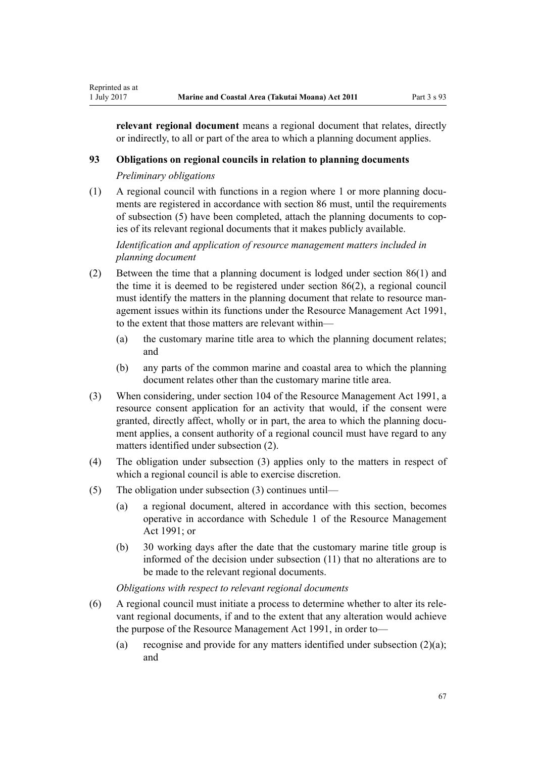**relevant regional document** means a regional document that relates, directly or indirectly, to all or part of the area to which a planning document applies.

### 93 Obligations on regional councils in relation to planning documents

*Preliminary obligations*

(1) A regional council with functions in a region where 1 or more planning documents are registered in accordance with section 86 must, until the requirements of subsection (5) have been completed, attach the planning documents to copies of its relevant regional documents that it makes publicly available.

*Identification and application of resource management matters included in planning document*

(2) Between the time that a planning document is lodged under section 86(1) and the time it is deemed to be registered under section 86(2), a regional council must identify the matters in the planning document that relate to resource management issues within its functions under the Resource Management Act 1991, to the extent that those matters are relevant within—

(a) the customary marine title area to which the planning document relates; and

(b) any parts of the common marine and coastal area to which the planning document relates other than the customary marine title area.

(3) When considering, under section 104 of the Resource Management Act 1991, a resource consent application for an activity that would, if the consent were granted, directly affect, wholly or in part, the area to which the planning document applies, a consent authority of a regional council must have regard to any matters identified under subsection (2).

(4) The obligation under subsection (3) applies only to the matters in respect of which a regional council is able to exercise discretion.

(5) The obligation under subsection (3) continues until—

(a) a regional document, altered in accordance with this section, becomes operative in accordance with Schedule 1 of the Resource Management Act 1991; or

(b) 30 working days after the date that the customary marine title group is informed of the decision under subsection (11) that no alterations are to be made to the relevant regional documents.

*Obligations with respect to relevant regional documents*

(6) A regional council must initiate a process to determine whether to alter its relevant regional documents, if and to the extent that any alteration would achieve the purpose of the Resource Management Act 1991, in order to—

(a) recognise and provide for any matters identified under subsection (2)(a); and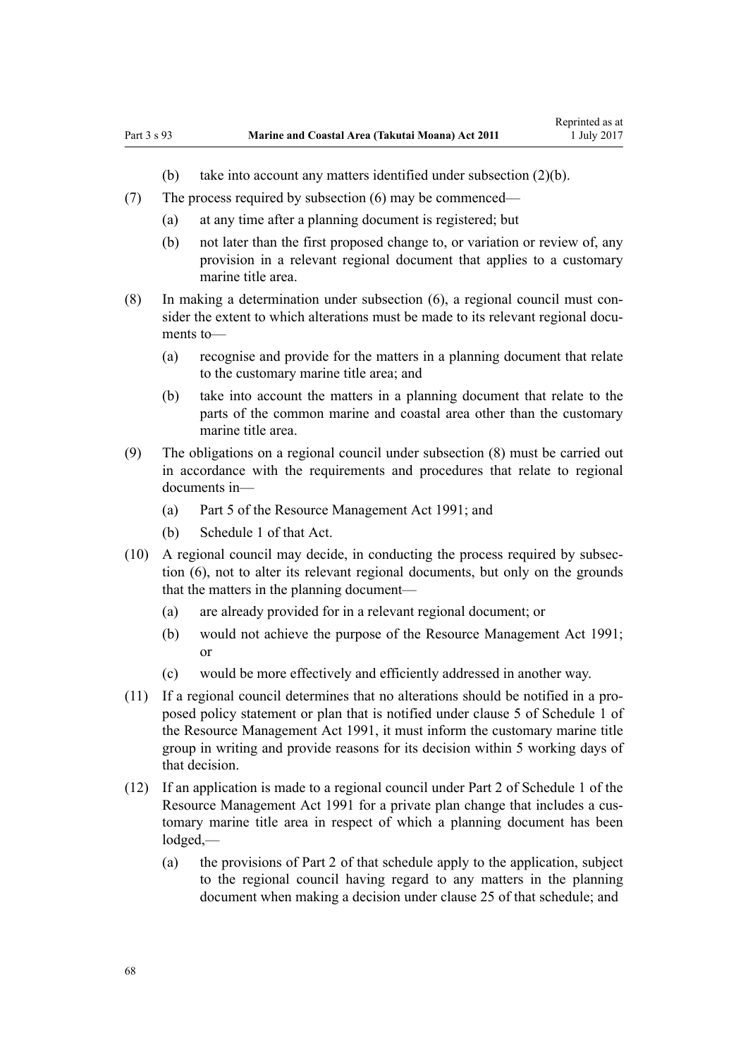(b) take into account any matters identified under subsection (2)(b).

(7) The process required by subsection (6) may be commenced—

(a) at any time after a planning document is registered; but

(b) not later than the first proposed change to, or variation or review of, any provision in a relevant regional document that applies to a customary marine title area.

(8) In making a determination under subsection (6), a regional council must consider the extent to which alterations must be made to its relevant regional documents to—

(a) recognise and provide for the matters in a planning document that relate to the customary marine title area; and

(b) take into account the matters in a planning document that relate to the parts of the common marine and coastal area other than the customary marine title area.

(9) The obligations on a regional council under subsection (8) must be carried out in accordance with the requirements and procedures that relate to regional documents in—

(a) Part 5 of the Resource Management Act 1991; and

(b) Schedule 1 of that Act.

(10) A regional council may decide, in conducting the process required by subsection (6), not to alter its relevant regional documents, but only on the grounds that the matters in the planning document—

(a) are already provided for in a relevant regional document; or

(b) would not achieve the purpose of the Resource Management Act 1991; or

(c) would be more effectively and efficiently addressed in another way.

(11) If a regional council determines that no alterations should be notified in a proposed policy statement or plan that is notified under clause 5 of Schedule 1 of the Resource Management Act 1991, it must inform the customary marine title group in writing and provide reasons for its decision within 5 working days of that decision.

(12) If an application is made to a regional council under Part 2 of Schedule 1 of the Resource Management Act 1991 for a private plan change that includes a customary marine title area in respect of which a planning document has been lodged,—

(a) the provisions of Part 2 of that schedule apply to the application, subject to the regional council having regard to any matters in the planning document when making a decision under clause 25 of that schedule; and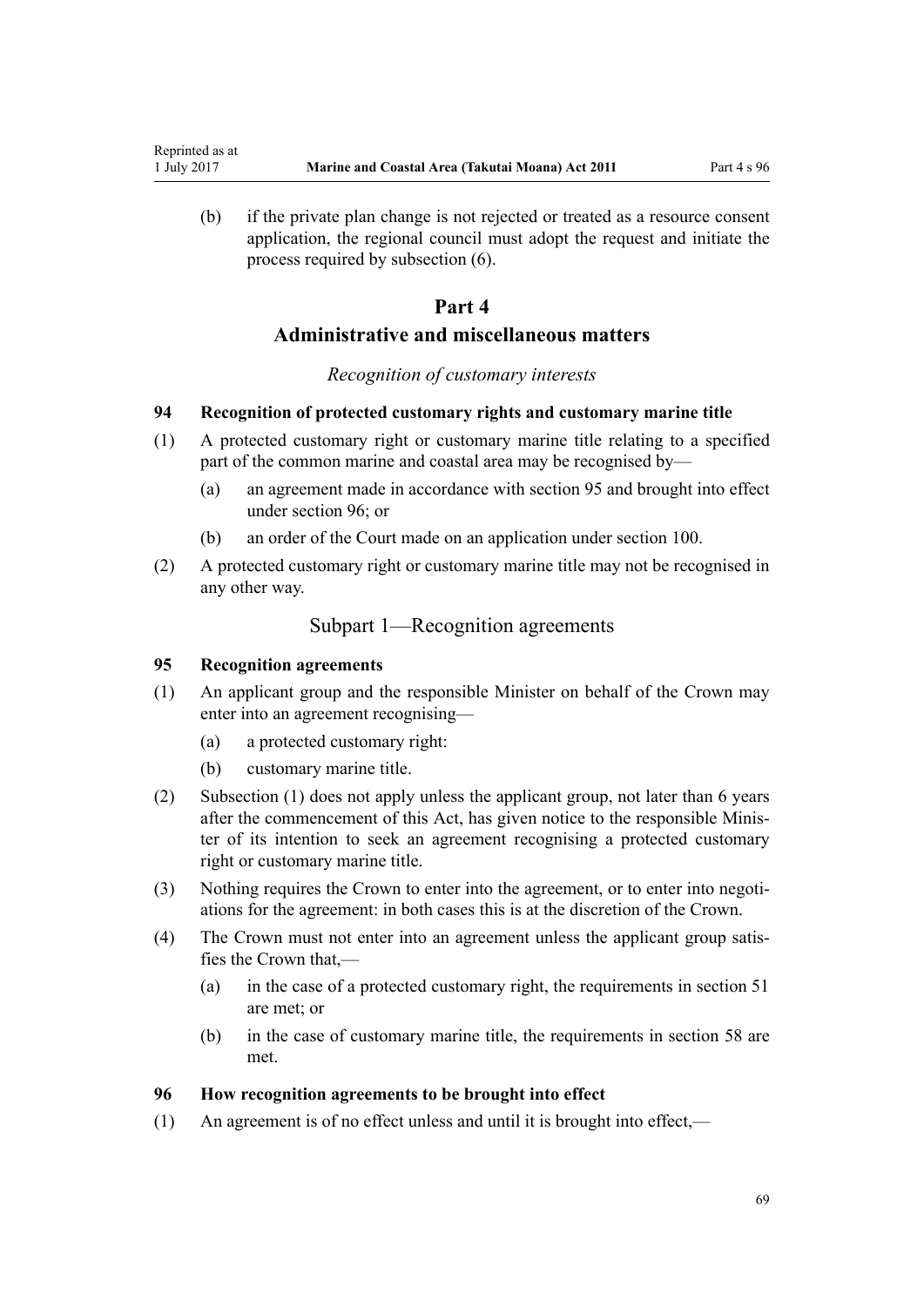(b) if the private plan change is not rejected or treated as a resource consent application, the regional council must adopt the request and initiate the process required by subsection (6).

# Part 4
# Administrative and miscellaneous matters

*Recognition of customary interests*

### 94 Recognition of protected customary rights and customary marine title

(1) A protected customary right or customary marine title relating to a specified part of the common marine and coastal area may be recognised by—

- (a) an agreement made in accordance with section 95 and brought into effect under section 96; or
- (b) an order of the Court made on an application under section 100.

(2) A protected customary right or customary marine title may not be recognised in any other way.

## Subpart 1—Recognition agreements

### 95 Recognition agreements

(1) An applicant group and the responsible Minister on behalf of the Crown may enter into an agreement recognising—

- (a) a protected customary right:
- (b) customary marine title.

(2) Subsection (1) does not apply unless the applicant group, not later than 6 years after the commencement of this Act, has given notice to the responsible Minister of its intention to seek an agreement recognising a protected customary right or customary marine title.

(3) Nothing requires the Crown to enter into the agreement, or to enter into negotiations for the agreement: in both cases this is at the discretion of the Crown.

(4) The Crown must not enter into an agreement unless the applicant group satisfies the Crown that,—

- (a) in the case of a protected customary right, the requirements in section 51 are met; or
- (b) in the case of customary marine title, the requirements in section 58 are met.

### 96 How recognition agreements to be brought into effect

(1) An agreement is of no effect unless and until it is brought into effect,—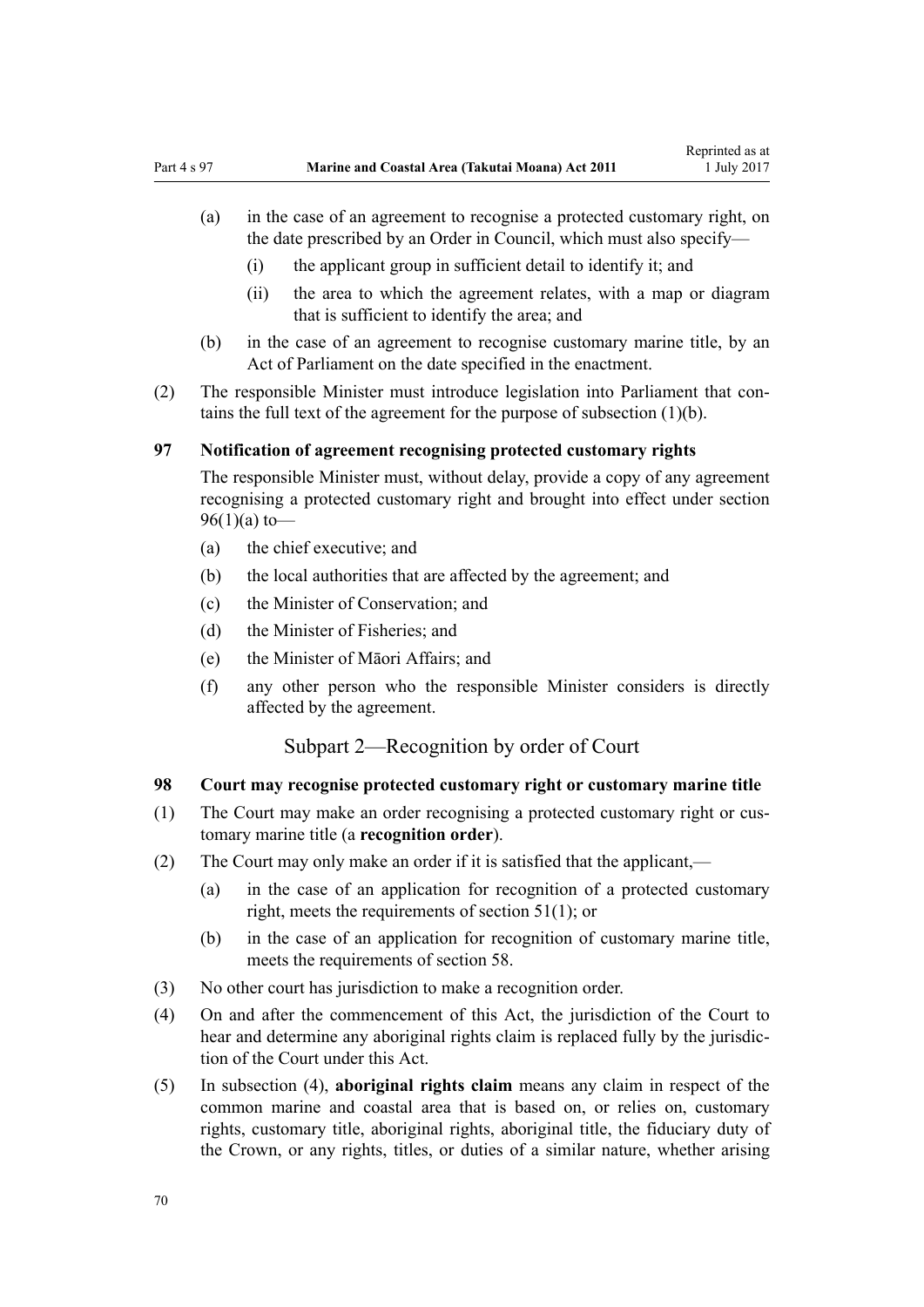(a) in the case of an agreement to recognise a protected customary right, on the date prescribed by an Order in Council, which must also specify—

(i) the applicant group in sufficient detail to identify it; and

(ii) the area to which the agreement relates, with a map or diagram that is sufficient to identify the area; and

(b) in the case of an agreement to recognise customary marine title, by an Act of Parliament on the date specified in the enactment.

(2) The responsible Minister must introduce legislation into Parliament that contains the full text of the agreement for the purpose of subsection (1)(b).

### 97 Notification of agreement recognising protected customary rights

The responsible Minister must, without delay, provide a copy of any agreement recognising a protected customary right and brought into effect under section 96(1)(a) to—

(a) the chief executive; and

(b) the local authorities that are affected by the agreement; and

(c) the Minister of Conservation; and

(d) the Minister of Fisheries; and

(e) the Minister of Māori Affairs; and

(f) any other person who the responsible Minister considers is directly affected by the agreement.

## Subpart 2—Recognition by order of Court

### 98 Court may recognise protected customary right or customary marine title

(1) The Court may make an order recognising a protected customary right or customary marine title (a **recognition order**).

(2) The Court may only make an order if it is satisfied that the applicant,—

(a) in the case of an application for recognition of a protected customary right, meets the requirements of section 51(1); or

(b) in the case of an application for recognition of customary marine title, meets the requirements of section 58.

(3) No other court has jurisdiction to make a recognition order.

(4) On and after the commencement of this Act, the jurisdiction of the Court to hear and determine any aboriginal rights claim is replaced fully by the jurisdiction of the Court under this Act.

(5) In subsection (4), **aboriginal rights claim** means any claim in respect of the common marine and coastal area that is based on, or relies on, customary rights, customary title, aboriginal rights, aboriginal title, the fiduciary duty of the Crown, or any rights, titles, or duties of a similar nature, whether arising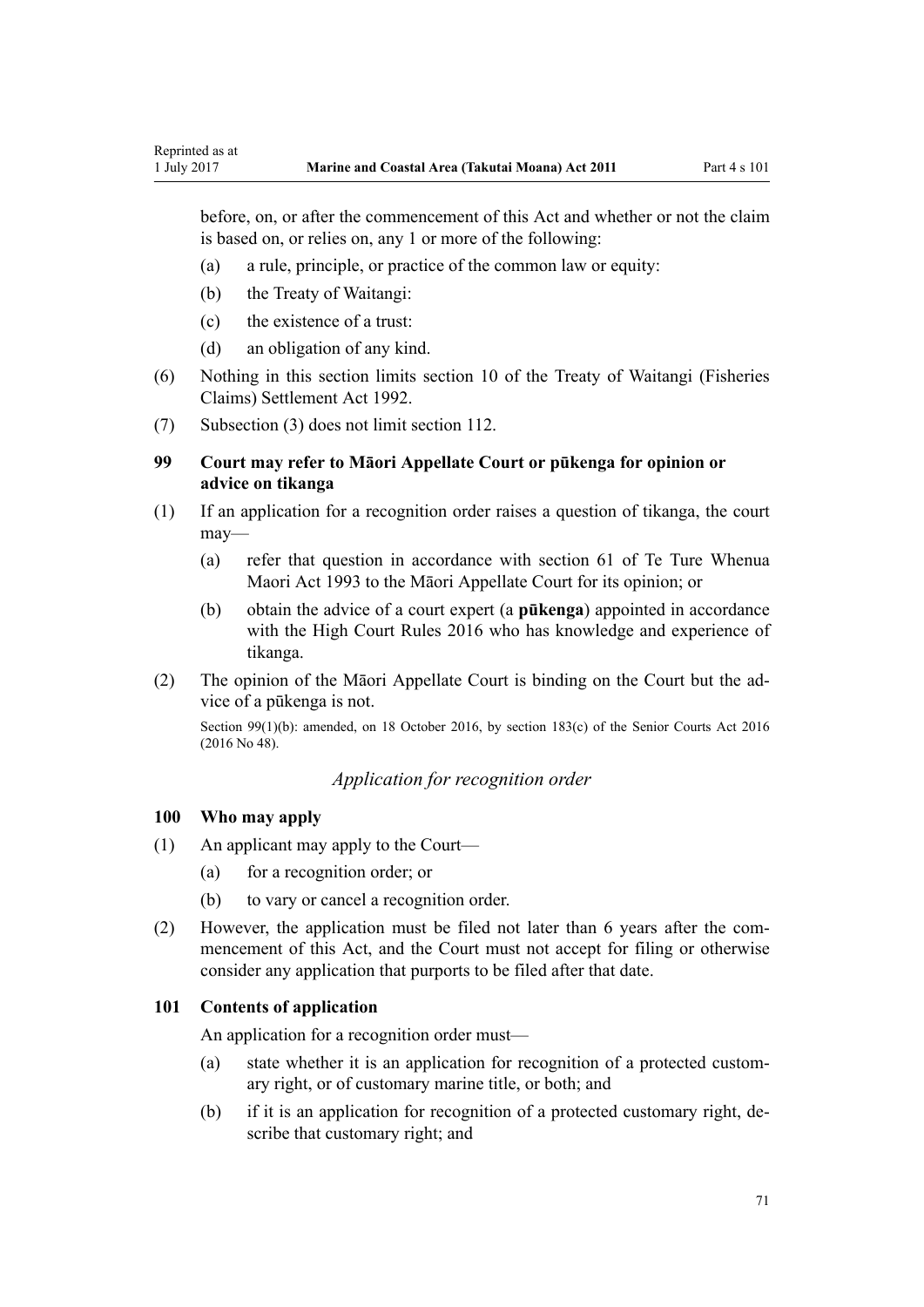before, on, or after the commencement of this Act and whether or not the claim is based on, or relies on, any 1 or more of the following:

(a) a rule, principle, or practice of the common law or equity:

(b) the Treaty of Waitangi:

(c) the existence of a trust:

(d) an obligation of any kind.

(6) Nothing in this section limits section 10 of the Treaty of Waitangi (Fisheries Claims) Settlement Act 1992.

(7) Subsection (3) does not limit section 112.

### 99 Court may refer to Māori Appellate Court or pūkenga for opinion or advice on tikanga

(1) If an application for a recognition order raises a question of tikanga, the court may—

(a) refer that question in accordance with section 61 of Te Ture Whenua Maori Act 1993 to the Māori Appellate Court for its opinion; or

(b) obtain the advice of a court expert (a **pūkenga**) appointed in accordance with the High Court Rules 2016 who has knowledge and experience of tikanga.

(2) The opinion of the Māori Appellate Court is binding on the Court but the advice of a pūkenga is not.

Section 99(1)(b): amended, on 18 October 2016, by section 183(c) of the Senior Courts Act 2016 (2016 No 48).

## *Application for recognition order*

### 100 Who may apply

(1) An applicant may apply to the Court—

(a) for a recognition order; or

(b) to vary or cancel a recognition order.

(2) However, the application must be filed not later than 6 years after the commencement of this Act, and the Court must not accept for filing or otherwise consider any application that purports to be filed after that date.

### 101 Contents of application

An application for a recognition order must—

(a) state whether it is an application for recognition of a protected customary right, or of customary marine title, or both; and

(b) if it is an application for recognition of a protected customary right, describe that customary right; and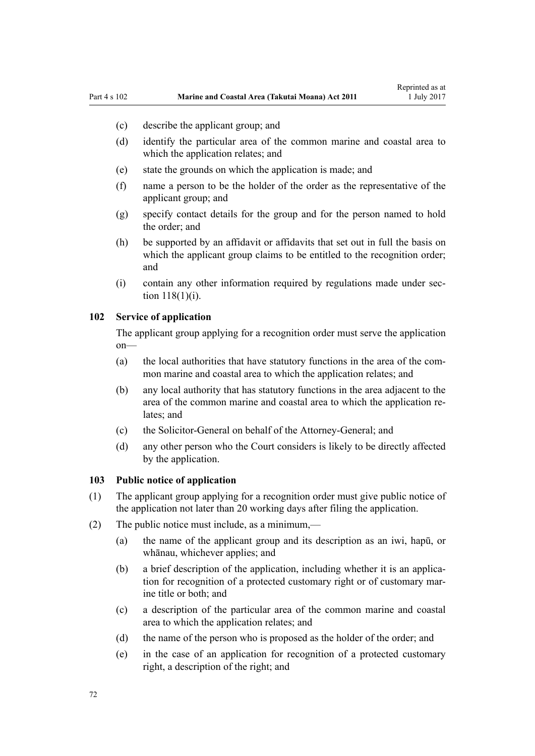- (c) describe the applicant group; and
- (d) identify the particular area of the common marine and coastal area to which the application relates; and
- (e) state the grounds on which the application is made; and
- (f) name a person to be the holder of the order as the representative of the applicant group; and
- (g) specify contact details for the group and for the person named to hold the order; and
- (h) be supported by an affidavit or affidavits that set out in full the basis on which the applicant group claims to be entitled to the recognition order; and
- (i) contain any other information required by regulations made under section 118(1)(i).

### 102 Service of application

The applicant group applying for a recognition order must serve the application on—

- (a) the local authorities that have statutory functions in the area of the common marine and coastal area to which the application relates; and
- (b) any local authority that has statutory functions in the area adjacent to the area of the common marine and coastal area to which the application relates; and
- (c) the Solicitor-General on behalf of the Attorney-General; and
- (d) any other person who the Court considers is likely to be directly affected by the application.

### 103 Public notice of application

(1) The applicant group applying for a recognition order must give public notice of the application not later than 20 working days after filing the application.

(2) The public notice must include, as a minimum,—

- (a) the name of the applicant group and its description as an iwi, hapū, or whānau, whichever applies; and
- (b) a brief description of the application, including whether it is an application for recognition of a protected customary right or of customary marine title or both; and
- (c) a description of the particular area of the common marine and coastal area to which the application relates; and
- (d) the name of the person who is proposed as the holder of the order; and
- (e) in the case of an application for recognition of a protected customary right, a description of the right; and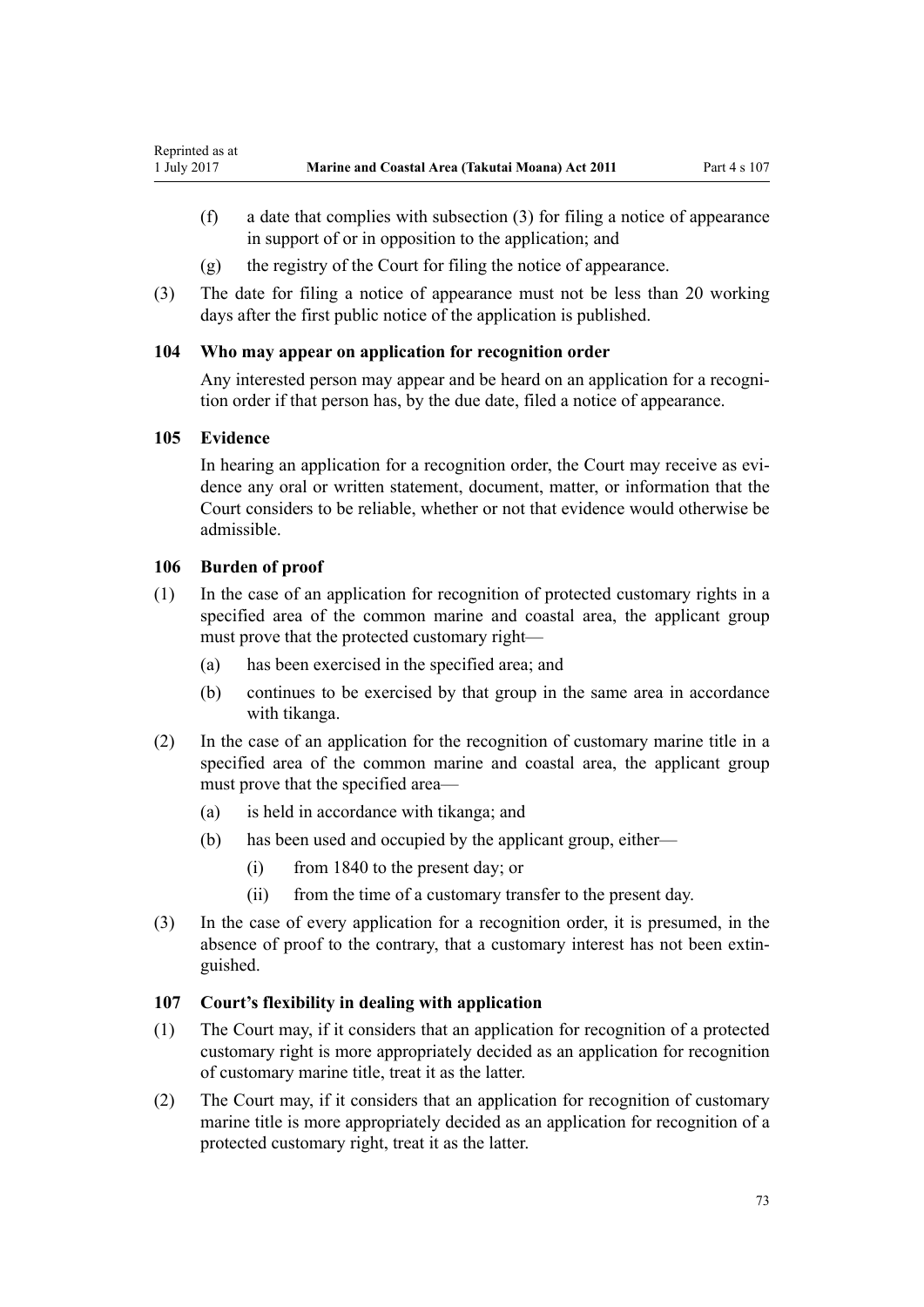(f) a date that complies with subsection (3) for filing a notice of appearance in support of or in opposition to the application; and

(g) the registry of the Court for filing the notice of appearance.

(3) The date for filing a notice of appearance must not be less than 20 working days after the first public notice of the application is published.

### 104 Who may appear on application for recognition order

Any interested person may appear and be heard on an application for a recognition order if that person has, by the due date, filed a notice of appearance.

### 105 Evidence

In hearing an application for a recognition order, the Court may receive as evidence any oral or written statement, document, matter, or information that the Court considers to be reliable, whether or not that evidence would otherwise be admissible.

### 106 Burden of proof

(1) In the case of an application for recognition of protected customary rights in a specified area of the common marine and coastal area, the applicant group must prove that the protected customary right—

(a) has been exercised in the specified area; and

(b) continues to be exercised by that group in the same area in accordance with tikanga.

(2) In the case of an application for the recognition of customary marine title in a specified area of the common marine and coastal area, the applicant group must prove that the specified area—

(a) is held in accordance with tikanga; and

(b) has been used and occupied by the applicant group, either—

(i) from 1840 to the present day; or

(ii) from the time of a customary transfer to the present day.

(3) In the case of every application for a recognition order, it is presumed, in the absence of proof to the contrary, that a customary interest has not been extinguished.

### 107 Court's flexibility in dealing with application

(1) The Court may, if it considers that an application for recognition of a protected customary right is more appropriately decided as an application for recognition of customary marine title, treat it as the latter.

(2) The Court may, if it considers that an application for recognition of customary marine title is more appropriately decided as an application for recognition of a protected customary right, treat it as the latter.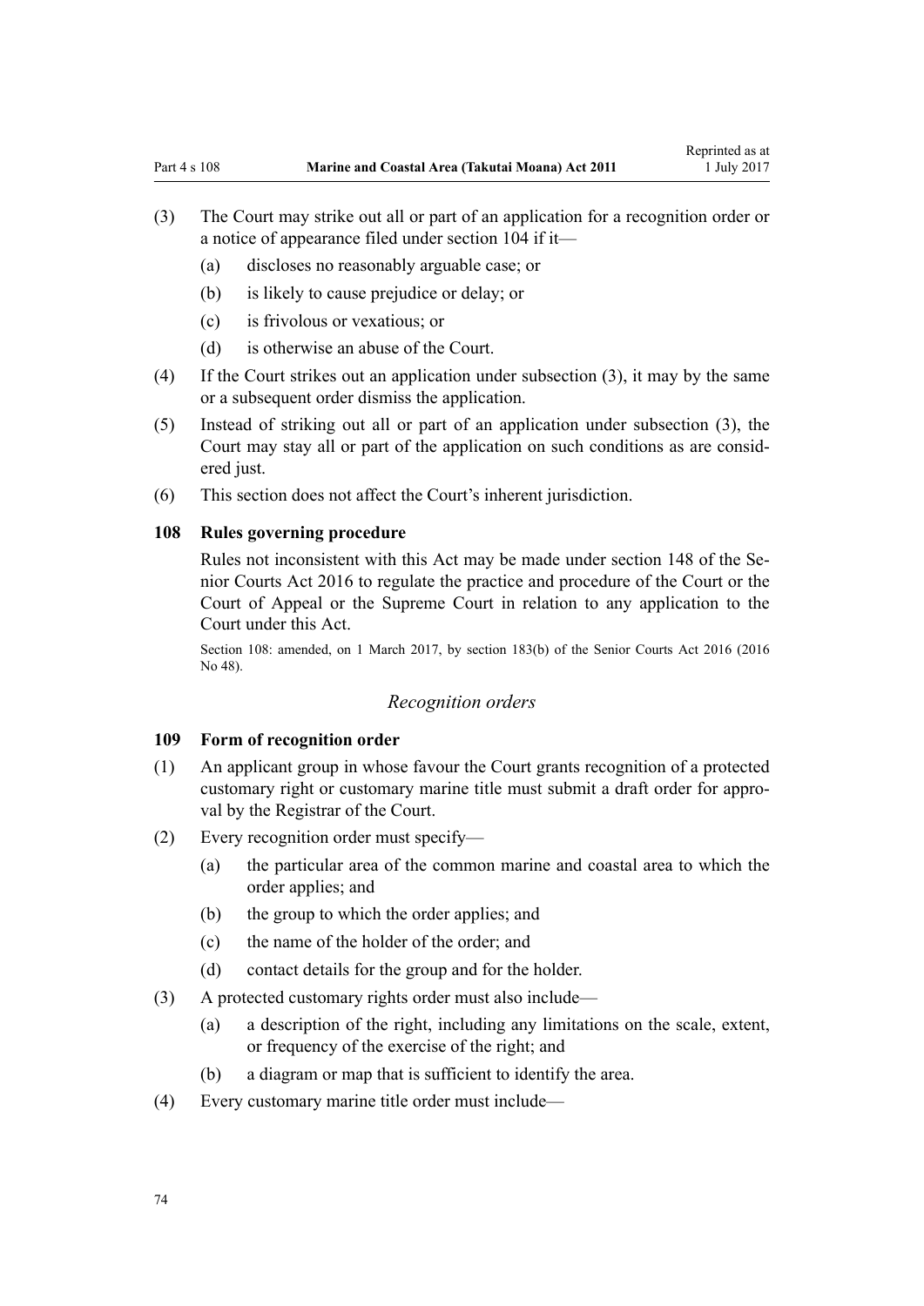(3) The Court may strike out all or part of an application for a recognition order or a notice of appearance filed under section 104 if it—

  (a) discloses no reasonably arguable case; or

  (b) is likely to cause prejudice or delay; or

  (c) is frivolous or vexatious; or

  (d) is otherwise an abuse of the Court.

(4) If the Court strikes out an application under subsection (3), it may by the same or a subsequent order dismiss the application.

(5) Instead of striking out all or part of an application under subsection (3), the Court may stay all or part of the application on such conditions as are considered just.

(6) This section does not affect the Court's inherent jurisdiction.

### 108 Rules governing procedure

Rules not inconsistent with this Act may be made under section 148 of the Senior Courts Act 2016 to regulate the practice and procedure of the Court or the Court of Appeal or the Supreme Court in relation to any application to the Court under this Act.

Section 108: amended, on 1 March 2017, by section 183(b) of the Senior Courts Act 2016 (2016 No 48).

*Recognition orders*

### 109 Form of recognition order

(1) An applicant group in whose favour the Court grants recognition of a protected customary right or customary marine title must submit a draft order for approval by the Registrar of the Court.

(2) Every recognition order must specify—

  (a) the particular area of the common marine and coastal area to which the order applies; and

  (b) the group to which the order applies; and

  (c) the name of the holder of the order; and

  (d) contact details for the group and for the holder.

(3) A protected customary rights order must also include—

  (a) a description of the right, including any limitations on the scale, extent, or frequency of the exercise of the right; and

  (b) a diagram or map that is sufficient to identify the area.

(4) Every customary marine title order must include—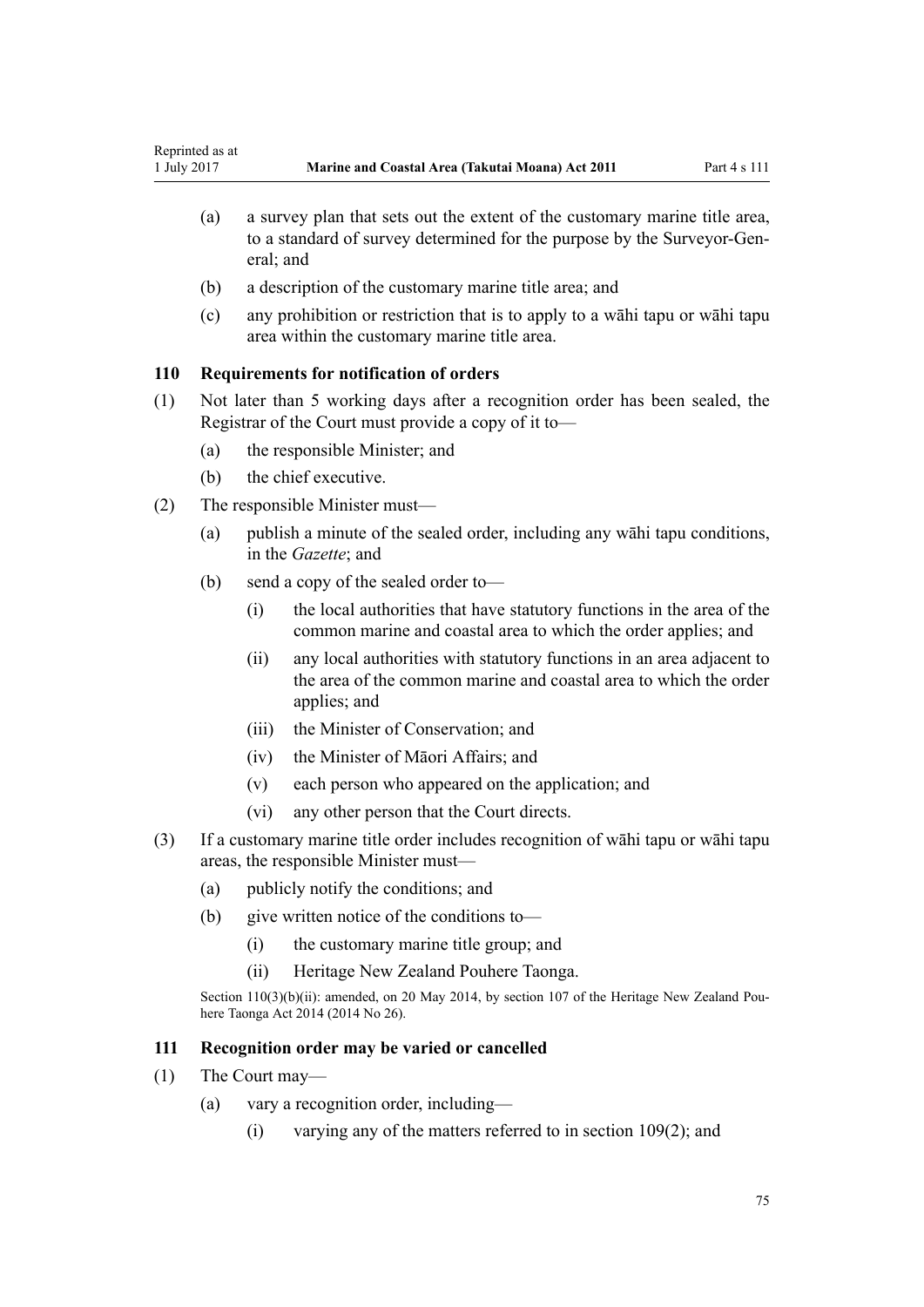(a) a survey plan that sets out the extent of the customary marine title area, to a standard of survey determined for the purpose by the Surveyor-General; and

(b) a description of the customary marine title area; and

(c) any prohibition or restriction that is to apply to a wāhi tapu or wāhi tapu area within the customary marine title area.

### 110 Requirements for notification of orders

(1) Not later than 5 working days after a recognition order has been sealed, the Registrar of the Court must provide a copy of it to—

(a) the responsible Minister; and

(b) the chief executive.

(2) The responsible Minister must—

(a) publish a minute of the sealed order, including any wāhi tapu conditions, in the *Gazette*; and

(b) send a copy of the sealed order to—

(i) the local authorities that have statutory functions in the area of the common marine and coastal area to which the order applies; and

(ii) any local authorities with statutory functions in an area adjacent to the area of the common marine and coastal area to which the order applies; and

(iii) the Minister of Conservation; and

(iv) the Minister of Māori Affairs; and

(v) each person who appeared on the application; and

(vi) any other person that the Court directs.

(3) If a customary marine title order includes recognition of wāhi tapu or wāhi tapu areas, the responsible Minister must—

(a) publicly notify the conditions; and

(b) give written notice of the conditions to—

(i) the customary marine title group; and

(ii) Heritage New Zealand Pouhere Taonga.

Section 110(3)(b)(ii): amended, on 20 May 2014, by section 107 of the Heritage New Zealand Pouhere Taonga Act 2014 (2014 No 26).

### 111 Recognition order may be varied or cancelled

(1) The Court may—

(a) vary a recognition order, including—

(i) varying any of the matters referred to in section 109(2); and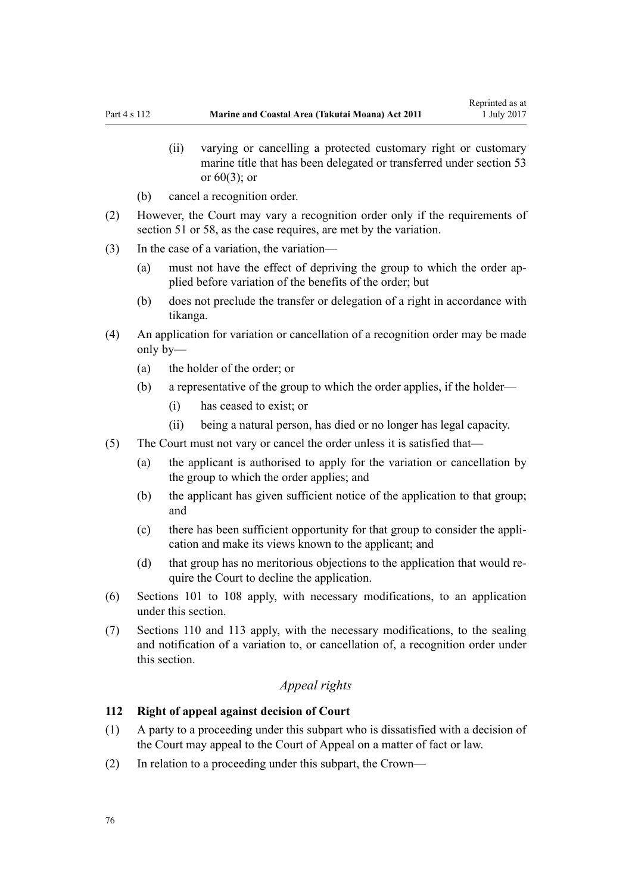(ii) varying or cancelling a protected customary right or customary marine title that has been delegated or transferred under section 53 or 60(3); or

(b) cancel a recognition order.

(2) However, the Court may vary a recognition order only if the requirements of section 51 or 58, as the case requires, are met by the variation.

(3) In the case of a variation, the variation—

(a) must not have the effect of depriving the group to which the order applied before variation of the benefits of the order; but

(b) does not preclude the transfer or delegation of a right in accordance with tikanga.

(4) An application for variation or cancellation of a recognition order may be made only by—

(a) the holder of the order; or

(b) a representative of the group to which the order applies, if the holder—

(i) has ceased to exist; or

(ii) being a natural person, has died or no longer has legal capacity.

(5) The Court must not vary or cancel the order unless it is satisfied that—

(a) the applicant is authorised to apply for the variation or cancellation by the group to which the order applies; and

(b) the applicant has given sufficient notice of the application to that group; and

(c) there has been sufficient opportunity for that group to consider the application and make its views known to the applicant; and

(d) that group has no meritorious objections to the application that would require the Court to decline the application.

(6) Sections 101 to 108 apply, with necessary modifications, to an application under this section.

(7) Sections 110 and 113 apply, with the necessary modifications, to the sealing and notification of a variation to, or cancellation of, a recognition order under this section.

*Appeal rights*

**112 Right of appeal against decision of Court**

(1) A party to a proceeding under this subpart who is dissatisfied with a decision of the Court may appeal to the Court of Appeal on a matter of fact or law.

(2) In relation to a proceeding under this subpart, the Crown—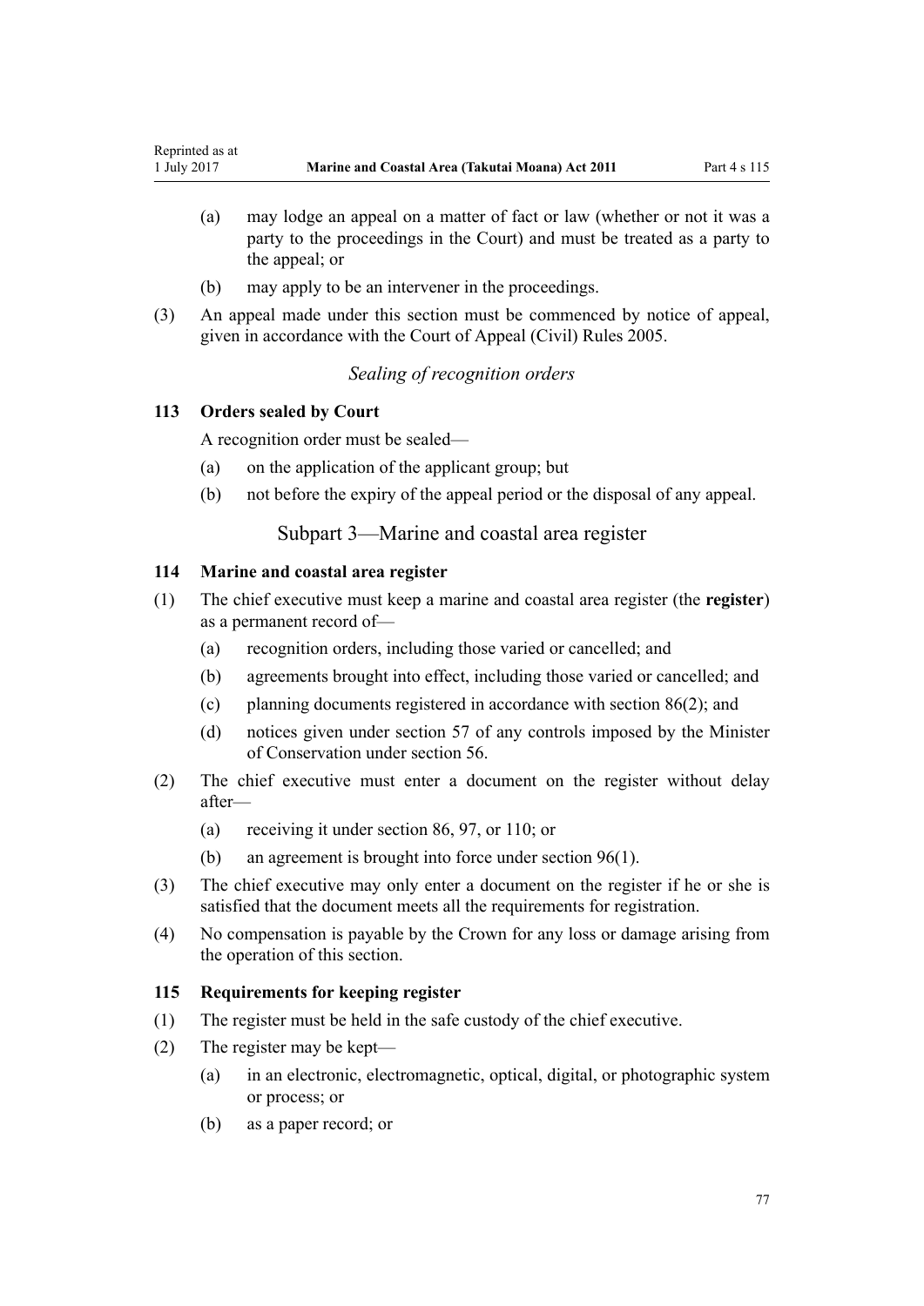(a) may lodge an appeal on a matter of fact or law (whether or not it was a party to the proceedings in the Court) and must be treated as a party to the appeal; or

(b) may apply to be an intervener in the proceedings.

(3) An appeal made under this section must be commenced by notice of appeal, given in accordance with the Court of Appeal (Civil) Rules 2005.

*Sealing of recognition orders*

### 113 Orders sealed by Court

A recognition order must be sealed—

(a) on the application of the applicant group; but

(b) not before the expiry of the appeal period or the disposal of any appeal.

## Subpart 3—Marine and coastal area register

### 114 Marine and coastal area register

(1) The chief executive must keep a marine and coastal area register (the **register**) as a permanent record of—

(a) recognition orders, including those varied or cancelled; and

(b) agreements brought into effect, including those varied or cancelled; and

(c) planning documents registered in accordance with section 86(2); and

(d) notices given under section 57 of any controls imposed by the Minister of Conservation under section 56.

(2) The chief executive must enter a document on the register without delay after—

(a) receiving it under section 86, 97, or 110; or

(b) an agreement is brought into force under section 96(1).

(3) The chief executive may only enter a document on the register if he or she is satisfied that the document meets all the requirements for registration.

(4) No compensation is payable by the Crown for any loss or damage arising from the operation of this section.

### 115 Requirements for keeping register

(1) The register must be held in the safe custody of the chief executive.

(2) The register may be kept—

(a) in an electronic, electromagnetic, optical, digital, or photographic system or process; or

(b) as a paper record; or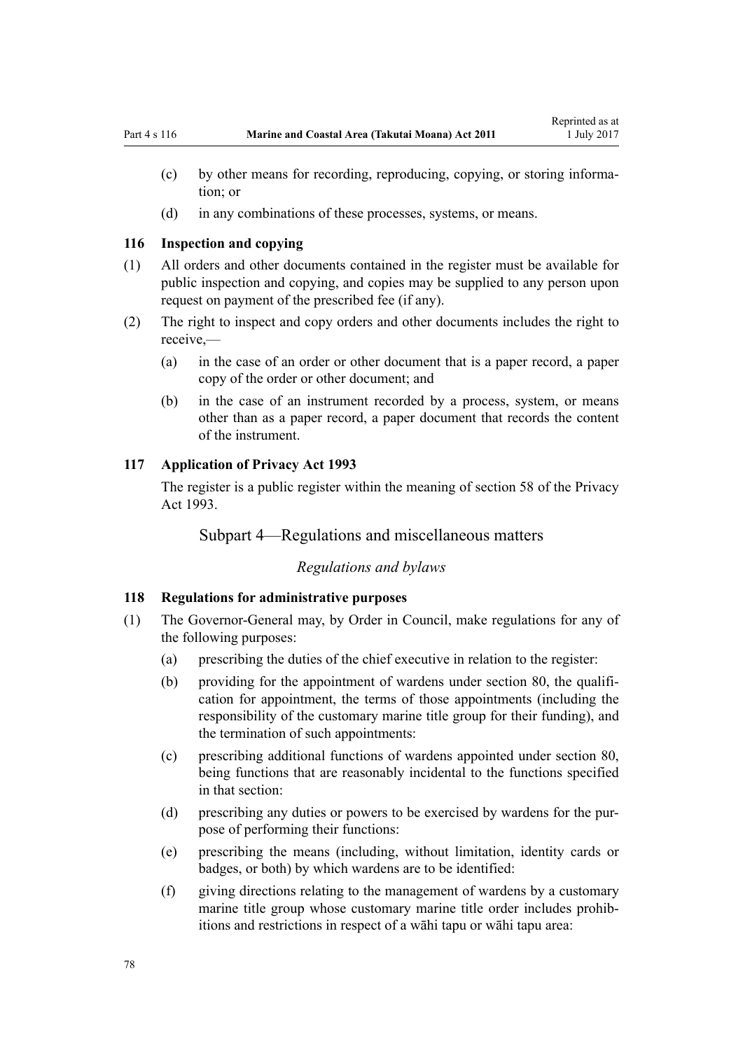(c) by other means for recording, reproducing, copying, or storing information; or

(d) in any combinations of these processes, systems, or means.

### 116 Inspection and copying

(1) All orders and other documents contained in the register must be available for public inspection and copying, and copies may be supplied to any person upon request on payment of the prescribed fee (if any).

(2) The right to inspect and copy orders and other documents includes the right to receive,—

(a) in the case of an order or other document that is a paper record, a paper copy of the order or other document; and

(b) in the case of an instrument recorded by a process, system, or means other than as a paper record, a paper document that records the content of the instrument.

### 117 Application of Privacy Act 1993

The register is a public register within the meaning of section 58 of the Privacy Act 1993.

## Subpart 4—Regulations and miscellaneous matters

*Regulations and bylaws*

### 118 Regulations for administrative purposes

(1) The Governor-General may, by Order in Council, make regulations for any of the following purposes:

(a) prescribing the duties of the chief executive in relation to the register:

(b) providing for the appointment of wardens under section 80, the qualification for appointment, the terms of those appointments (including the responsibility of the customary marine title group for their funding), and the termination of such appointments:

(c) prescribing additional functions of wardens appointed under section 80, being functions that are reasonably incidental to the functions specified in that section:

(d) prescribing any duties or powers to be exercised by wardens for the purpose of performing their functions:

(e) prescribing the means (including, without limitation, identity cards or badges, or both) by which wardens are to be identified:

(f) giving directions relating to the management of wardens by a customary marine title group whose customary marine title order includes prohibitions and restrictions in respect of a wāhi tapu or wāhi tapu area: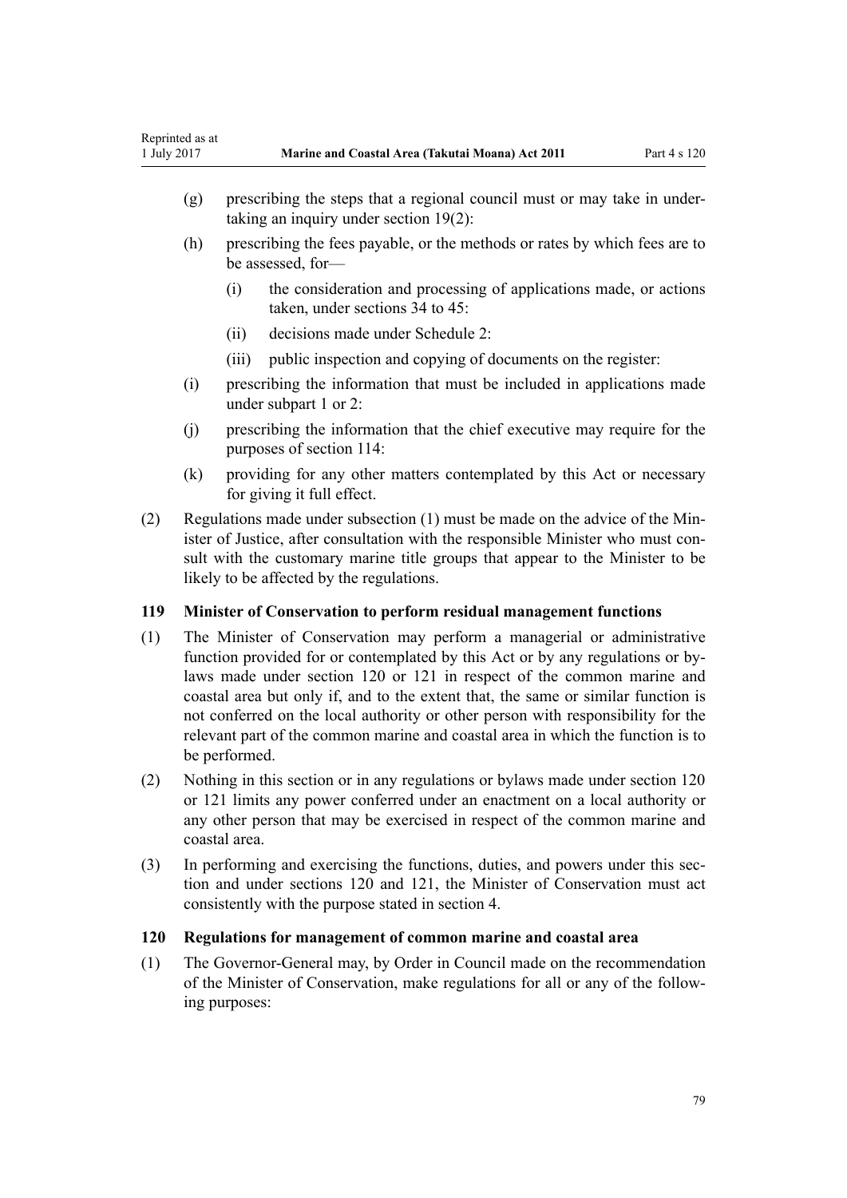(g) prescribing the steps that a regional council must or may take in undertaking an inquiry under section 19(2):

(h) prescribing the fees payable, or the methods or rates by which fees are to be assessed, for—

   (i) the consideration and processing of applications made, or actions taken, under sections 34 to 45:

   (ii) decisions made under Schedule 2:

   (iii) public inspection and copying of documents on the register:

(i) prescribing the information that must be included in applications made under subpart 1 or 2:

(j) prescribing the information that the chief executive may require for the purposes of section 114:

(k) providing for any other matters contemplated by this Act or necessary for giving it full effect.

(2) Regulations made under subsection (1) must be made on the advice of the Minister of Justice, after consultation with the responsible Minister who must consult with the customary marine title groups that appear to the Minister to be likely to be affected by the regulations.

### 119 Minister of Conservation to perform residual management functions

(1) The Minister of Conservation may perform a managerial or administrative function provided for or contemplated by this Act or by any regulations or bylaws made under section 120 or 121 in respect of the common marine and coastal area but only if, and to the extent that, the same or similar function is not conferred on the local authority or other person with responsibility for the relevant part of the common marine and coastal area in which the function is to be performed.

(2) Nothing in this section or in any regulations or bylaws made under section 120 or 121 limits any power conferred under an enactment on a local authority or any other person that may be exercised in respect of the common marine and coastal area.

(3) In performing and exercising the functions, duties, and powers under this section and under sections 120 and 121, the Minister of Conservation must act consistently with the purpose stated in section 4.

### 120 Regulations for management of common marine and coastal area

(1) The Governor-General may, by Order in Council made on the recommendation of the Minister of Conservation, make regulations for all or any of the following purposes: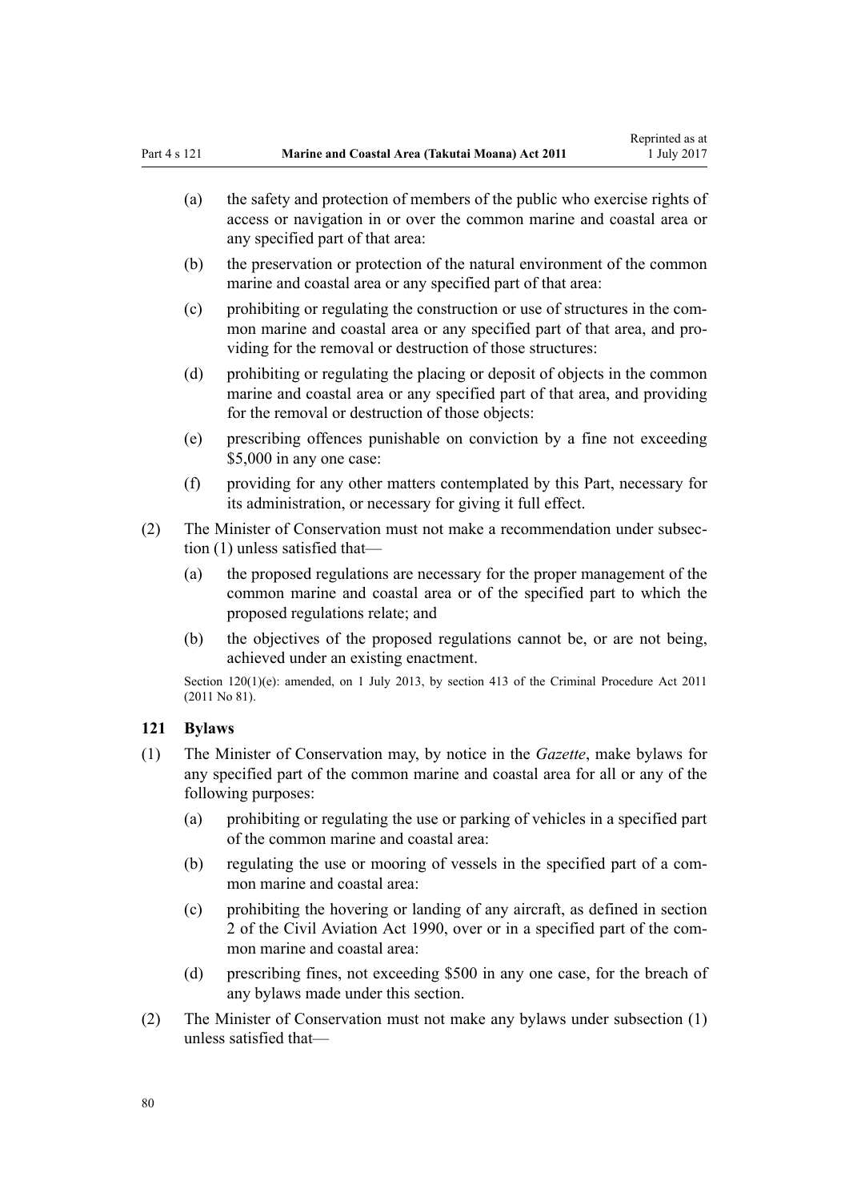(a) the safety and protection of members of the public who exercise rights of access or navigation in or over the common marine and coastal area or any specified part of that area:

(b) the preservation or protection of the natural environment of the common marine and coastal area or any specified part of that area:

(c) prohibiting or regulating the construction or use of structures in the common marine and coastal area or any specified part of that area, and providing for the removal or destruction of those structures:

(d) prohibiting or regulating the placing or deposit of objects in the common marine and coastal area or any specified part of that area, and providing for the removal or destruction of those objects:

(e) prescribing offences punishable on conviction by a fine not exceeding $5,000 in any one case:

(f) providing for any other matters contemplated by this Part, necessary for its administration, or necessary for giving it full effect.

(2) The Minister of Conservation must not make a recommendation under subsection (1) unless satisfied that—

(a) the proposed regulations are necessary for the proper management of the common marine and coastal area or of the specified part to which the proposed regulations relate; and

(b) the objectives of the proposed regulations cannot be, or are not being, achieved under an existing enactment.

Section 120(1)(e): amended, on 1 July 2013, by section 413 of the Criminal Procedure Act 2011 (2011 No 81).

### 121 Bylaws

(1) The Minister of Conservation may, by notice in the *Gazette*, make bylaws for any specified part of the common marine and coastal area for all or any of the following purposes:

(a) prohibiting or regulating the use or parking of vehicles in a specified part of the common marine and coastal area:

(b) regulating the use or mooring of vessels in the specified part of a common marine and coastal area:

(c) prohibiting the hovering or landing of any aircraft, as defined in section 2 of the Civil Aviation Act 1990, over or in a specified part of the common marine and coastal area:

(d) prescribing fines, not exceeding $500 in any one case, for the breach of any bylaws made under this section.

(2) The Minister of Conservation must not make any bylaws under subsection (1) unless satisfied that—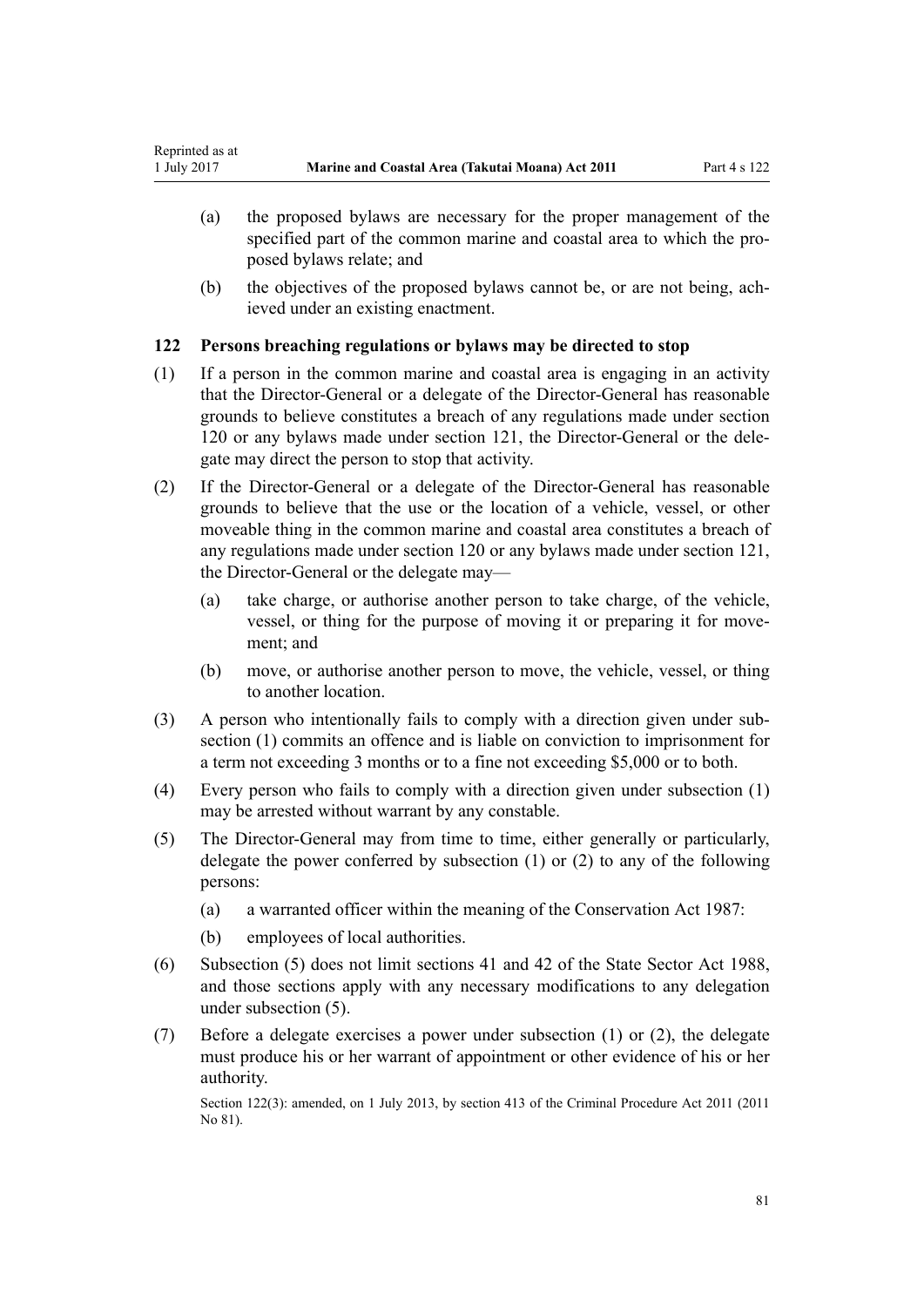(a) the proposed bylaws are necessary for the proper management of the specified part of the common marine and coastal area to which the proposed bylaws relate; and

(b) the objectives of the proposed bylaws cannot be, or are not being, achieved under an existing enactment.

### 122 Persons breaching regulations or bylaws may be directed to stop

(1) If a person in the common marine and coastal area is engaging in an activity that the Director-General or a delegate of the Director-General has reasonable grounds to believe constitutes a breach of any regulations made under section 120 or any bylaws made under section 121, the Director-General or the delegate may direct the person to stop that activity.

(2) If the Director-General or a delegate of the Director-General has reasonable grounds to believe that the use or the location of a vehicle, vessel, or other moveable thing in the common marine and coastal area constitutes a breach of any regulations made under section 120 or any bylaws made under section 121, the Director-General or the delegate may—

(a) take charge, or authorise another person to take charge, of the vehicle, vessel, or thing for the purpose of moving it or preparing it for movement; and

(b) move, or authorise another person to move, the vehicle, vessel, or thing to another location.

(3) A person who intentionally fails to comply with a direction given under subsection (1) commits an offence and is liable on conviction to imprisonment for a term not exceeding 3 months or to a fine not exceeding $5,000 or to both.

(4) Every person who fails to comply with a direction given under subsection (1) may be arrested without warrant by any constable.

(5) The Director-General may from time to time, either generally or particularly, delegate the power conferred by subsection (1) or (2) to any of the following persons:

(a) a warranted officer within the meaning of the Conservation Act 1987:

(b) employees of local authorities.

(6) Subsection (5) does not limit sections 41 and 42 of the State Sector Act 1988, and those sections apply with any necessary modifications to any delegation under subsection (5).

(7) Before a delegate exercises a power under subsection (1) or (2), the delegate must produce his or her warrant of appointment or other evidence of his or her authority.

Section 122(3): amended, on 1 July 2013, by section 413 of the Criminal Procedure Act 2011 (2011 No 81).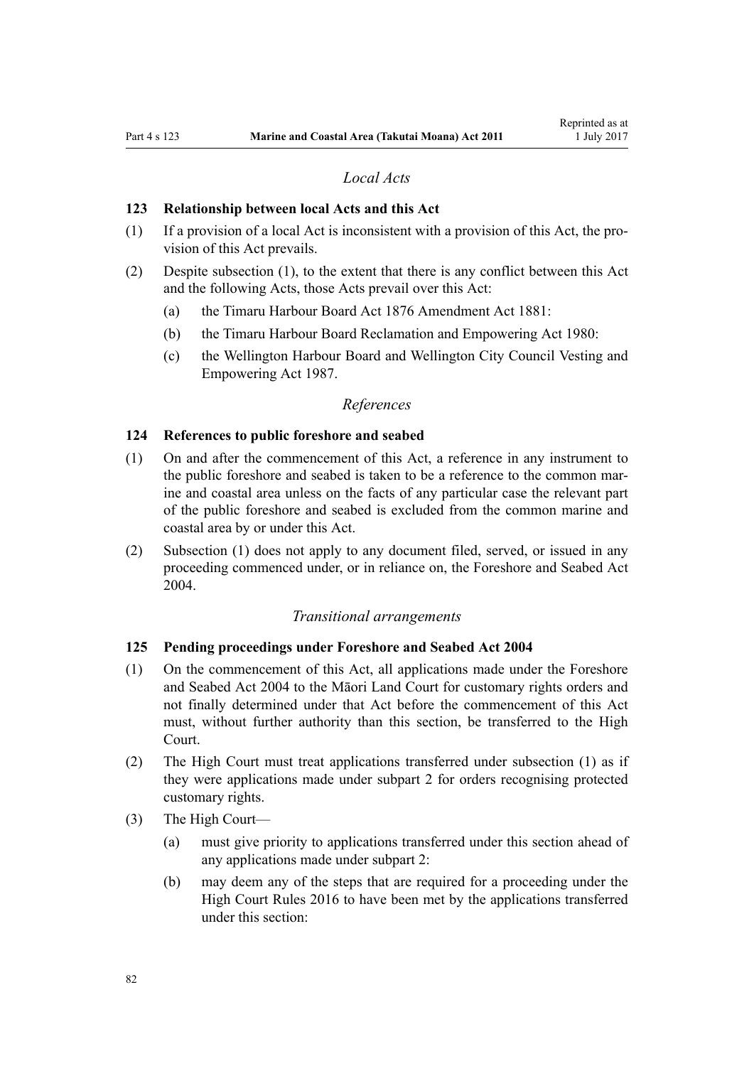*Local Acts*

### 123 Relationship between local Acts and this Act

(1) If a provision of a local Act is inconsistent with a provision of this Act, the provision of this Act prevails.

(2) Despite subsection (1), to the extent that there is any conflict between this Act and the following Acts, those Acts prevail over this Act:

  (a) the Timaru Harbour Board Act 1876 Amendment Act 1881:

  (b) the Timaru Harbour Board Reclamation and Empowering Act 1980:

  (c) the Wellington Harbour Board and Wellington City Council Vesting and Empowering Act 1987.

*References*

### 124 References to public foreshore and seabed

(1) On and after the commencement of this Act, a reference in any instrument to the public foreshore and seabed is taken to be a reference to the common marine and coastal area unless on the facts of any particular case the relevant part of the public foreshore and seabed is excluded from the common marine and coastal area by or under this Act.

(2) Subsection (1) does not apply to any document filed, served, or issued in any proceeding commenced under, or in reliance on, the Foreshore and Seabed Act 2004.

*Transitional arrangements*

### 125 Pending proceedings under Foreshore and Seabed Act 2004

(1) On the commencement of this Act, all applications made under the Foreshore and Seabed Act 2004 to the Māori Land Court for customary rights orders and not finally determined under that Act before the commencement of this Act must, without further authority than this section, be transferred to the High Court.

(2) The High Court must treat applications transferred under subsection (1) as if they were applications made under subpart 2 for orders recognising protected customary rights.

(3) The High Court—

  (a) must give priority to applications transferred under this section ahead of any applications made under subpart 2:

  (b) may deem any of the steps that are required for a proceeding under the High Court Rules 2016 to have been met by the applications transferred under this section: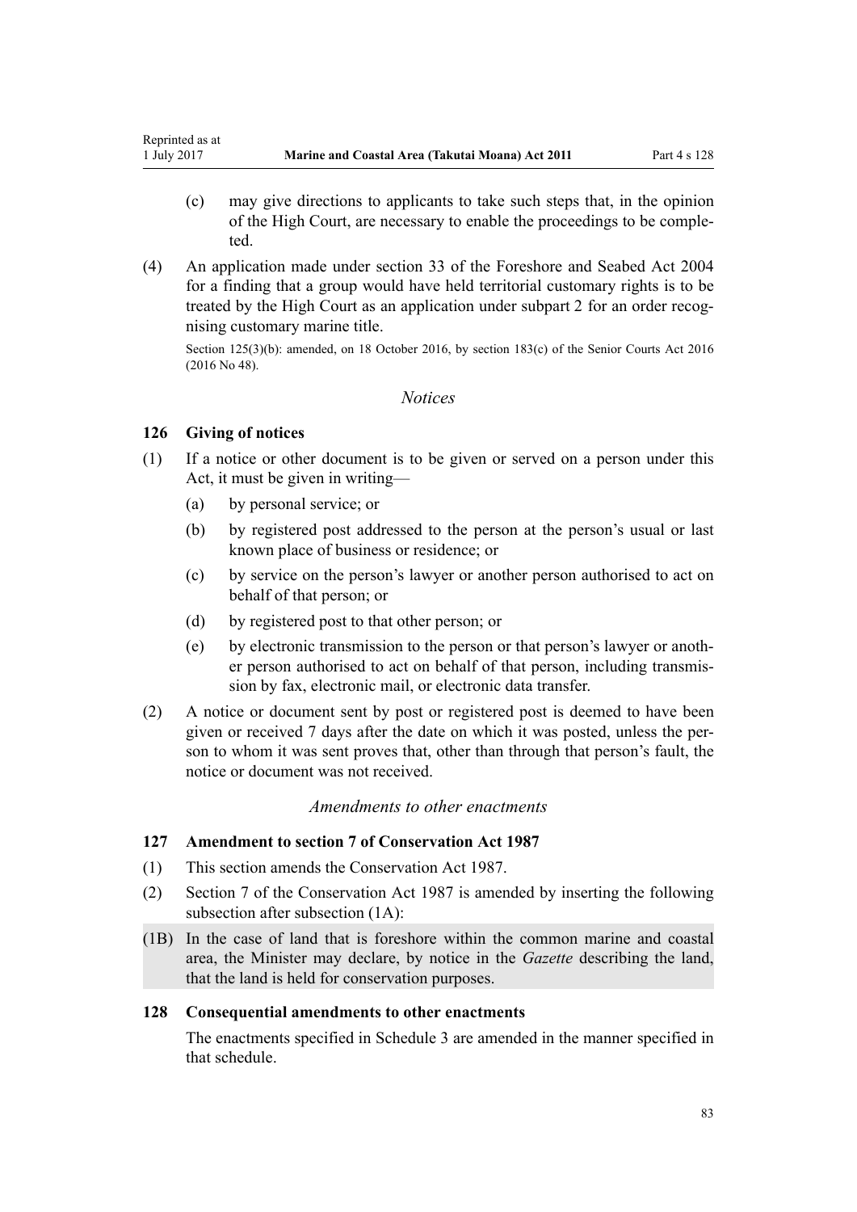(c) may give directions to applicants to take such steps that, in the opinion of the High Court, are necessary to enable the proceedings to be completed.

(4) An application made under section 33 of the Foreshore and Seabed Act 2004 for a finding that a group would have held territorial customary rights is to be treated by the High Court as an application under subpart 2 for an order recognising customary marine title.

Section 125(3)(b): amended, on 18 October 2016, by section 183(c) of the Senior Courts Act 2016 (2016 No 48).

### *Notices*

### 126 Giving of notices

(1) If a notice or other document is to be given or served on a person under this Act, it must be given in writing—

- (a) by personal service; or
- (b) by registered post addressed to the person at the person's usual or last known place of business or residence; or
- (c) by service on the person's lawyer or another person authorised to act on behalf of that person; or
- (d) by registered post to that other person; or
- (e) by electronic transmission to the person or that person's lawyer or another person authorised to act on behalf of that person, including transmission by fax, electronic mail, or electronic data transfer.

(2) A notice or document sent by post or registered post is deemed to have been given or received 7 days after the date on which it was posted, unless the person to whom it was sent proves that, other than through that person's fault, the notice or document was not received.

### *Amendments to other enactments*

### 127 Amendment to section 7 of Conservation Act 1987

(1) This section amends the Conservation Act 1987.

(2) Section 7 of the Conservation Act 1987 is amended by inserting the following subsection after subsection (1A):

(1B) In the case of land that is foreshore within the common marine and coastal area, the Minister may declare, by notice in the *Gazette* describing the land, that the land is held for conservation purposes.

### 128 Consequential amendments to other enactments

The enactments specified in Schedule 3 are amended in the manner specified in that schedule.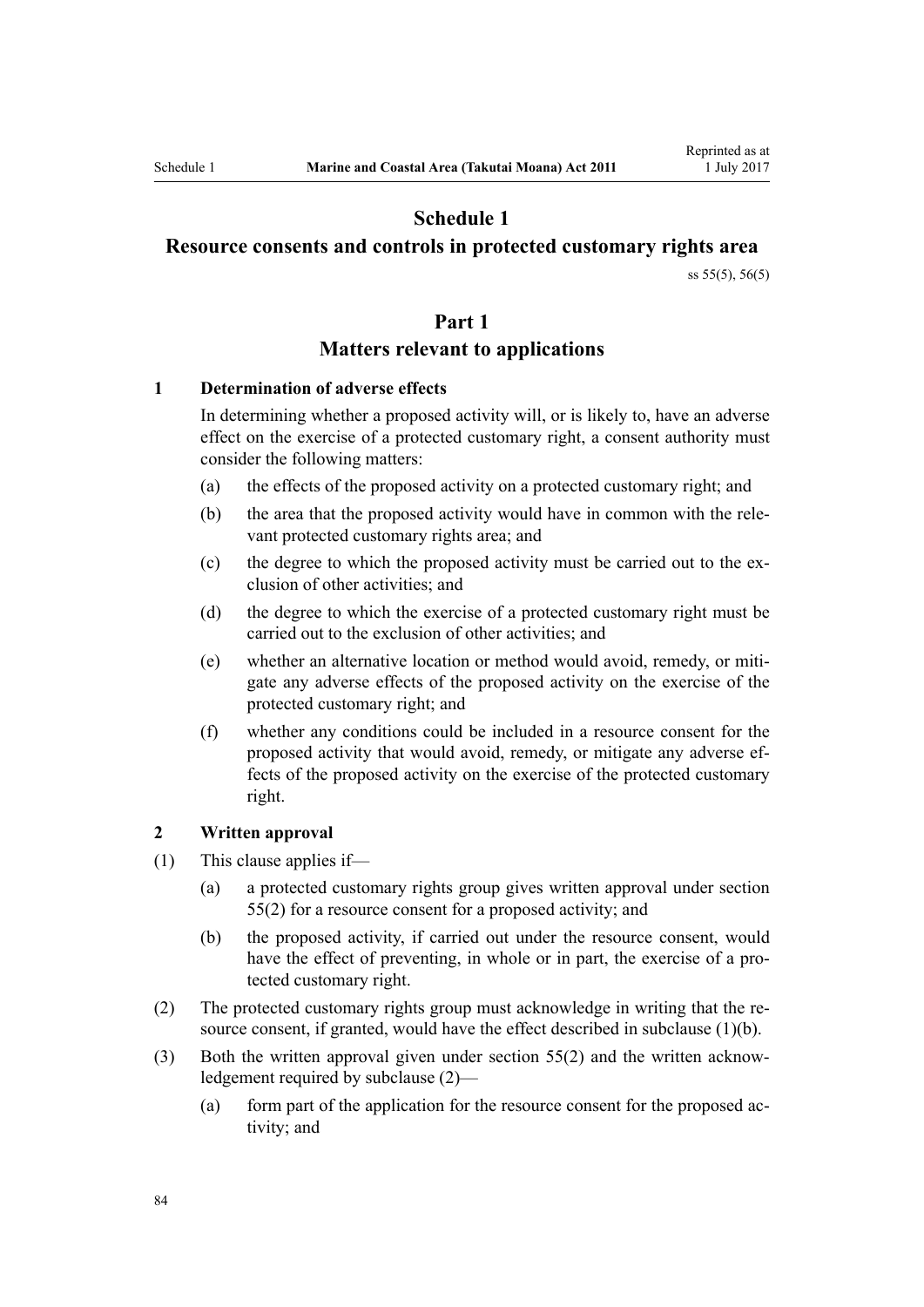# Schedule 1
## Resource consents and controls in protected customary rights area

ss 55(5), 56(5)

# Part 1
## Matters relevant to applications

### 1 Determination of adverse effects

In determining whether a proposed activity will, or is likely to, have an adverse effect on the exercise of a protected customary right, a consent authority must consider the following matters:

(a) the effects of the proposed activity on a protected customary right; and

(b) the area that the proposed activity would have in common with the relevant protected customary rights area; and

(c) the degree to which the proposed activity must be carried out to the exclusion of other activities; and

(d) the degree to which the exercise of a protected customary right must be carried out to the exclusion of other activities; and

(e) whether an alternative location or method would avoid, remedy, or mitigate any adverse effects of the proposed activity on the exercise of the protected customary right; and

(f) whether any conditions could be included in a resource consent for the proposed activity that would avoid, remedy, or mitigate any adverse effects of the proposed activity on the exercise of the protected customary right.

### 2 Written approval

(1) This clause applies if—

(a) a protected customary rights group gives written approval under section 55(2) for a resource consent for a proposed activity; and

(b) the proposed activity, if carried out under the resource consent, would have the effect of preventing, in whole or in part, the exercise of a protected customary right.

(2) The protected customary rights group must acknowledge in writing that the resource consent, if granted, would have the effect described in subclause (1)(b).

(3) Both the written approval given under section 55(2) and the written acknowledgement required by subclause (2)—

(a) form part of the application for the resource consent for the proposed activity; and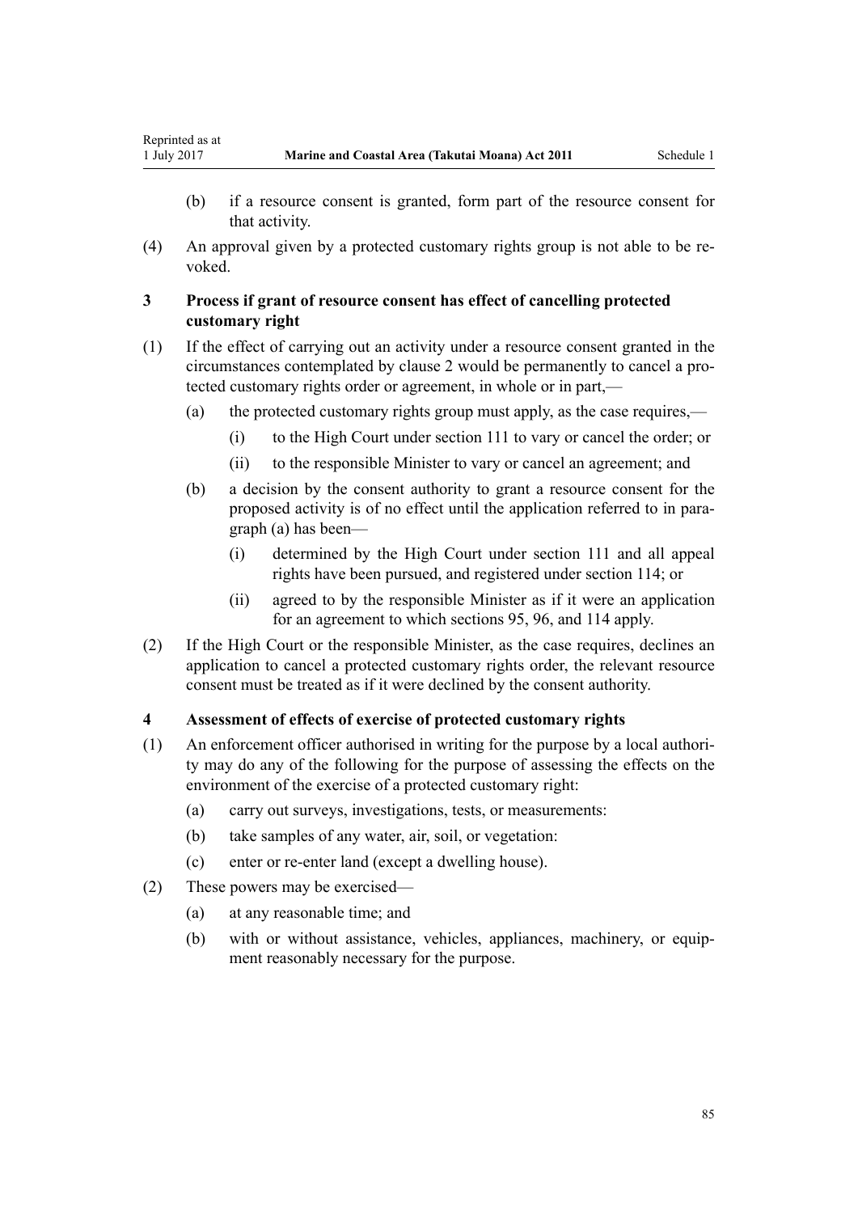(b) if a resource consent is granted, form part of the resource consent for that activity.

(4) An approval given by a protected customary rights group is not able to be revoked.

### 3 Process if grant of resource consent has effect of cancelling protected customary right

(1) If the effect of carrying out an activity under a resource consent granted in the circumstances contemplated by clause 2 would be permanently to cancel a protected customary rights order or agreement, in whole or in part,—

(a) the protected customary rights group must apply, as the case requires,—

(i) to the High Court under section 111 to vary or cancel the order; or

(ii) to the responsible Minister to vary or cancel an agreement; and

(b) a decision by the consent authority to grant a resource consent for the proposed activity is of no effect until the application referred to in paragraph (a) has been—

(i) determined by the High Court under section 111 and all appeal rights have been pursued, and registered under section 114; or

(ii) agreed to by the responsible Minister as if it were an application for an agreement to which sections 95, 96, and 114 apply.

(2) If the High Court or the responsible Minister, as the case requires, declines an application to cancel a protected customary rights order, the relevant resource consent must be treated as if it were declined by the consent authority.

### 4 Assessment of effects of exercise of protected customary rights

(1) An enforcement officer authorised in writing for the purpose by a local authority may do any of the following for the purpose of assessing the effects on the environment of the exercise of a protected customary right:

(a) carry out surveys, investigations, tests, or measurements:

(b) take samples of any water, air, soil, or vegetation:

(c) enter or re-enter land (except a dwelling house).

(2) These powers may be exercised—

(a) at any reasonable time; and

(b) with or without assistance, vehicles, appliances, machinery, or equipment reasonably necessary for the purpose.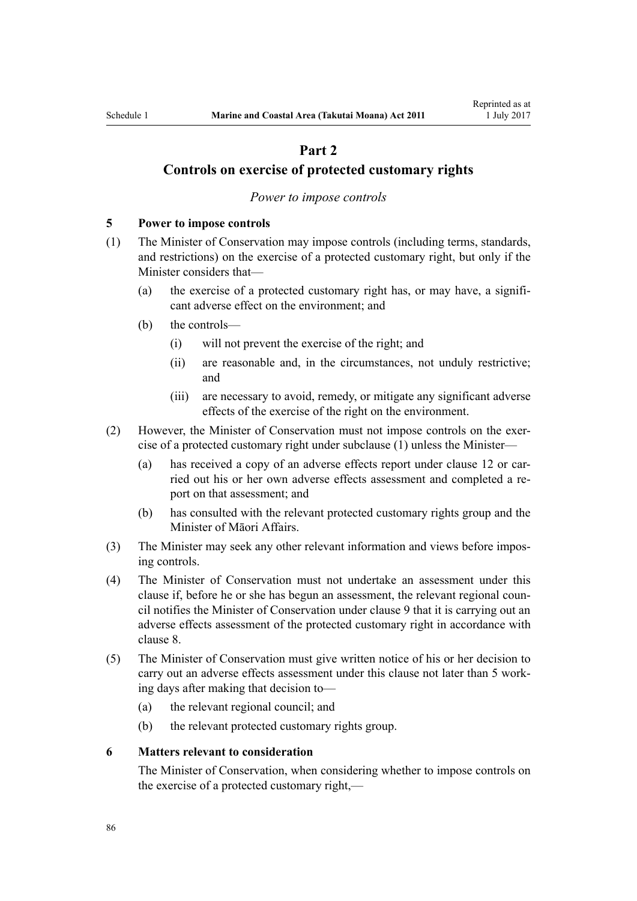## Part 2
## Controls on exercise of protected customary rights

*Power to impose controls*

### 5 Power to impose controls

(1) The Minister of Conservation may impose controls (including terms, standards, and restrictions) on the exercise of a protected customary right, but only if the Minister considers that—

  (a) the exercise of a protected customary right has, or may have, a significant adverse effect on the environment; and

  (b) the controls—

    (i) will not prevent the exercise of the right; and

    (ii) are reasonable and, in the circumstances, not unduly restrictive; and

    (iii) are necessary to avoid, remedy, or mitigate any significant adverse effects of the exercise of the right on the environment.

(2) However, the Minister of Conservation must not impose controls on the exercise of a protected customary right under subclause (1) unless the Minister—

  (a) has received a copy of an adverse effects report under clause 12 or carried out his or her own adverse effects assessment and completed a report on that assessment; and

  (b) has consulted with the relevant protected customary rights group and the Minister of Māori Affairs.

(3) The Minister may seek any other relevant information and views before imposing controls.

(4) The Minister of Conservation must not undertake an assessment under this clause if, before he or she has begun an assessment, the relevant regional council notifies the Minister of Conservation under clause 9 that it is carrying out an adverse effects assessment of the protected customary right in accordance with clause 8.

(5) The Minister of Conservation must give written notice of his or her decision to carry out an adverse effects assessment under this clause not later than 5 working days after making that decision to—

  (a) the relevant regional council; and

  (b) the relevant protected customary rights group.

### 6 Matters relevant to consideration

The Minister of Conservation, when considering whether to impose controls on the exercise of a protected customary right,—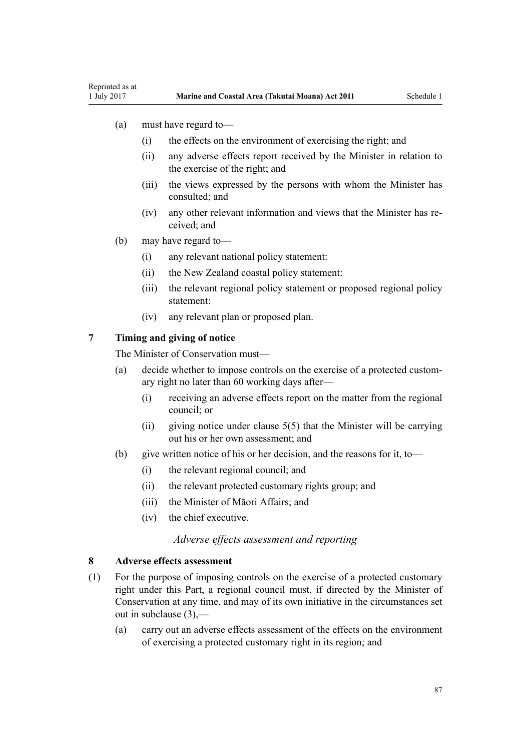(a) must have regard to—

  (i) the effects on the environment of exercising the right; and

  (ii) any adverse effects report received by the Minister in relation to the exercise of the right; and

  (iii) the views expressed by the persons with whom the Minister has consulted; and

  (iv) any other relevant information and views that the Minister has received; and

(b) may have regard to—

  (i) any relevant national policy statement:

  (ii) the New Zealand coastal policy statement:

  (iii) the relevant regional policy statement or proposed regional policy statement:

  (iv) any relevant plan or proposed plan.

### 7 Timing and giving of notice

The Minister of Conservation must—

(a) decide whether to impose controls on the exercise of a protected customary right no later than 60 working days after—

  (i) receiving an adverse effects report on the matter from the regional council; or

  (ii) giving notice under clause 5(5) that the Minister will be carrying out his or her own assessment; and

(b) give written notice of his or her decision, and the reasons for it, to—

  (i) the relevant regional council; and

  (ii) the relevant protected customary rights group; and

  (iii) the Minister of Māori Affairs; and

  (iv) the chief executive.

*Adverse effects assessment and reporting*

### 8 Adverse effects assessment

(1) For the purpose of imposing controls on the exercise of a protected customary right under this Part, a regional council must, if directed by the Minister of Conservation at any time, and may of its own initiative in the circumstances set out in subclause (3),—

  (a) carry out an adverse effects assessment of the effects on the environment of exercising a protected customary right in its region; and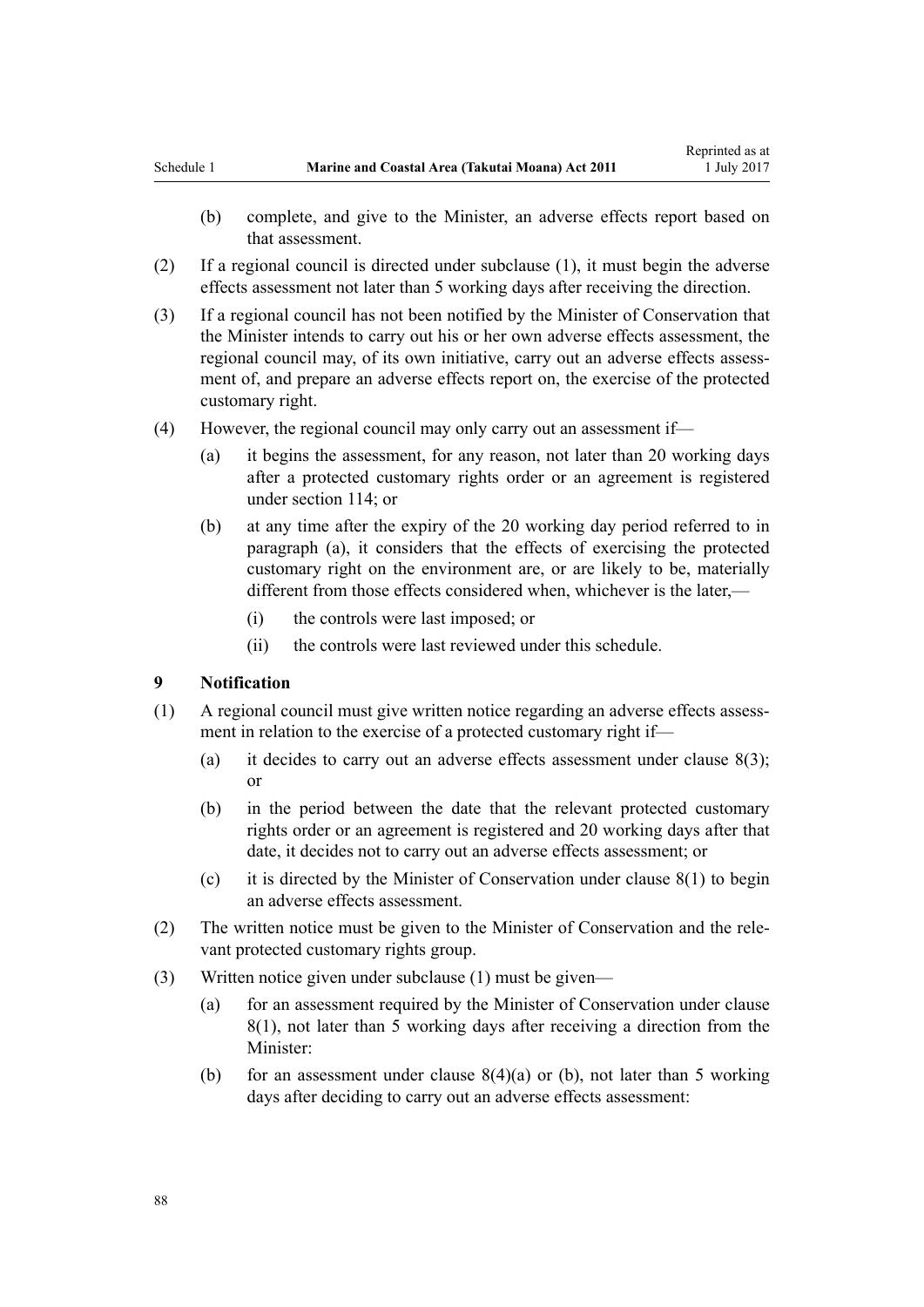(b) complete, and give to the Minister, an adverse effects report based on that assessment.

(2) If a regional council is directed under subclause (1), it must begin the adverse effects assessment not later than 5 working days after receiving the direction.

(3) If a regional council has not been notified by the Minister of Conservation that the Minister intends to carry out his or her own adverse effects assessment, the regional council may, of its own initiative, carry out an adverse effects assessment of, and prepare an adverse effects report on, the exercise of the protected customary right.

(4) However, the regional council may only carry out an assessment if—

(a) it begins the assessment, for any reason, not later than 20 working days after a protected customary rights order or an agreement is registered under section 114; or

(b) at any time after the expiry of the 20 working day period referred to in paragraph (a), it considers that the effects of exercising the protected customary right on the environment are, or are likely to be, materially different from those effects considered when, whichever is the later,—

(i) the controls were last imposed; or

(ii) the controls were last reviewed under this schedule.

### 9 Notification

(1) A regional council must give written notice regarding an adverse effects assessment in relation to the exercise of a protected customary right if—

(a) it decides to carry out an adverse effects assessment under clause 8(3); or

(b) in the period between the date that the relevant protected customary rights order or an agreement is registered and 20 working days after that date, it decides not to carry out an adverse effects assessment; or

(c) it is directed by the Minister of Conservation under clause 8(1) to begin an adverse effects assessment.

(2) The written notice must be given to the Minister of Conservation and the relevant protected customary rights group.

(3) Written notice given under subclause (1) must be given—

(a) for an assessment required by the Minister of Conservation under clause 8(1), not later than 5 working days after receiving a direction from the Minister:

(b) for an assessment under clause 8(4)(a) or (b), not later than 5 working days after deciding to carry out an adverse effects assessment: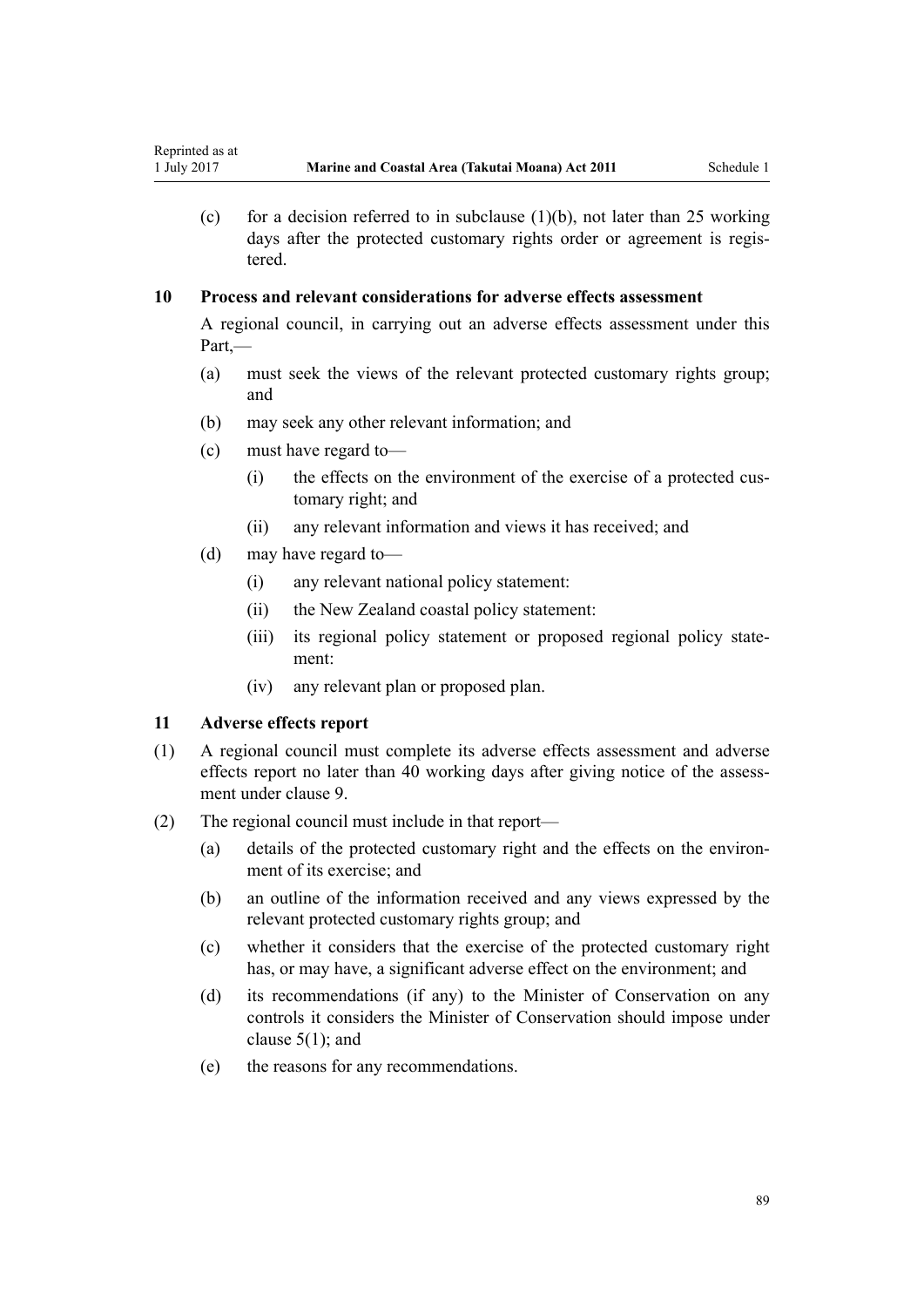(c) for a decision referred to in subclause (1)(b), not later than 25 working days after the protected customary rights order or agreement is registered.

### 10 Process and relevant considerations for adverse effects assessment

A regional council, in carrying out an adverse effects assessment under this Part,—

(a) must seek the views of the relevant protected customary rights group; and

(b) may seek any other relevant information; and

(c) must have regard to—

  (i) the effects on the environment of the exercise of a protected customary right; and

  (ii) any relevant information and views it has received; and

(d) may have regard to—

  (i) any relevant national policy statement:

  (ii) the New Zealand coastal policy statement:

  (iii) its regional policy statement or proposed regional policy statement:

  (iv) any relevant plan or proposed plan.

### 11 Adverse effects report

(1) A regional council must complete its adverse effects assessment and adverse effects report no later than 40 working days after giving notice of the assessment under clause 9.

(2) The regional council must include in that report—

(a) details of the protected customary right and the effects on the environment of its exercise; and

(b) an outline of the information received and any views expressed by the relevant protected customary rights group; and

(c) whether it considers that the exercise of the protected customary right has, or may have, a significant adverse effect on the environment; and

(d) its recommendations (if any) to the Minister of Conservation on any controls it considers the Minister of Conservation should impose under clause 5(1); and

(e) the reasons for any recommendations.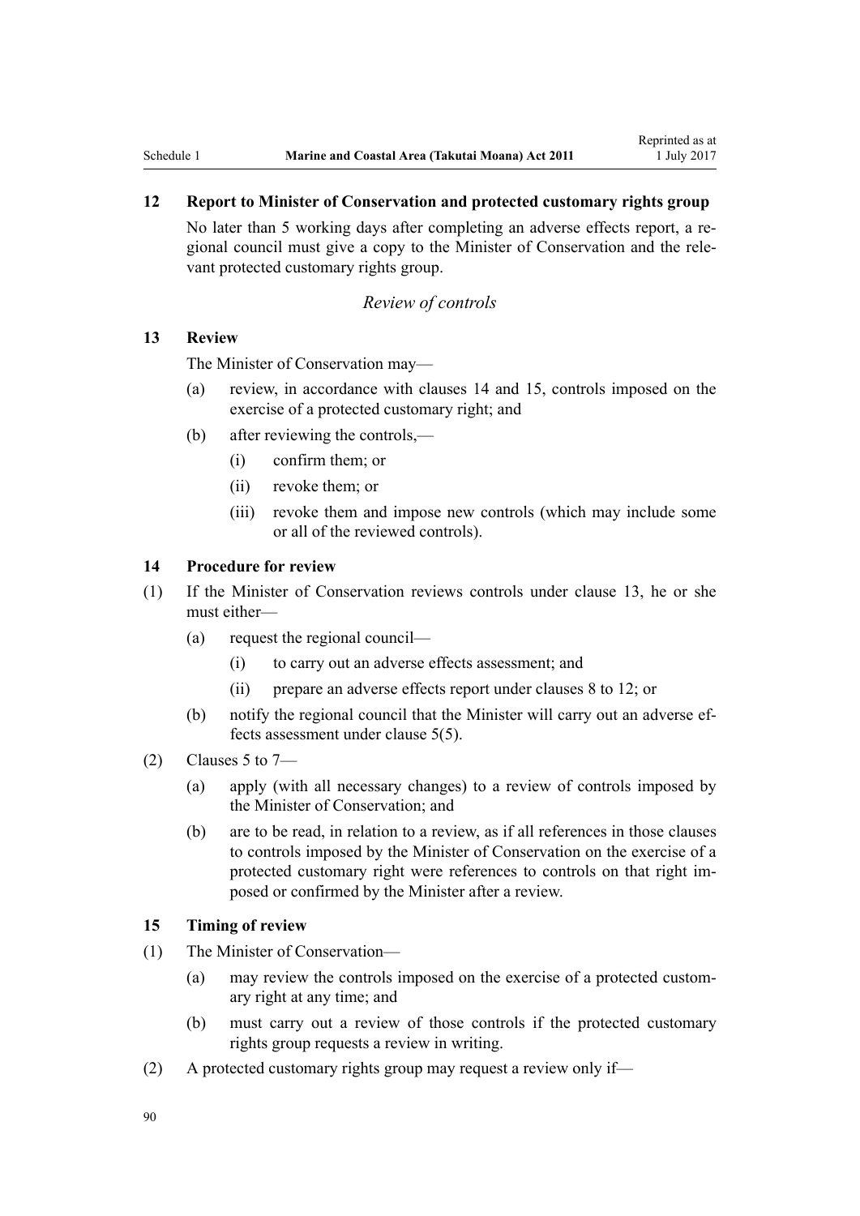### 12 Report to Minister of Conservation and protected customary rights group

No later than 5 working days after completing an adverse effects report, a regional council must give a copy to the Minister of Conservation and the relevant protected customary rights group.

*Review of controls*

### 13 Review

The Minister of Conservation may—

- (a) review, in accordance with clauses 14 and 15, controls imposed on the exercise of a protected customary right; and
- (b) after reviewing the controls,—
  - (i) confirm them; or
  - (ii) revoke them; or
  - (iii) revoke them and impose new controls (which may include some or all of the reviewed controls).

### 14 Procedure for review

(1) If the Minister of Conservation reviews controls under clause 13, he or she must either—

- (a) request the regional council—
  - (i) to carry out an adverse effects assessment; and
  - (ii) prepare an adverse effects report under clauses 8 to 12; or
- (b) notify the regional council that the Minister will carry out an adverse effects assessment under clause 5(5).

(2) Clauses 5 to 7—

- (a) apply (with all necessary changes) to a review of controls imposed by the Minister of Conservation; and
- (b) are to be read, in relation to a review, as if all references in those clauses to controls imposed by the Minister of Conservation on the exercise of a protected customary right were references to controls on that right imposed or confirmed by the Minister after a review.

### 15 Timing of review

(1) The Minister of Conservation—

- (a) may review the controls imposed on the exercise of a protected customary right at any time; and
- (b) must carry out a review of those controls if the protected customary rights group requests a review in writing.

(2) A protected customary rights group may request a review only if—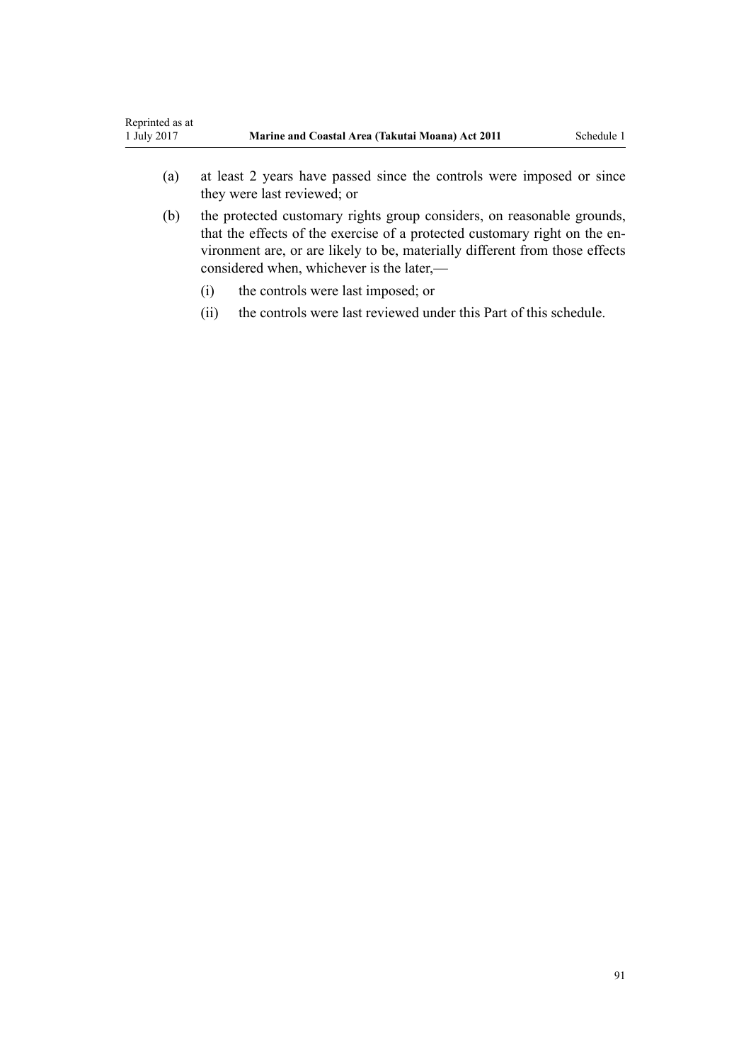(a) at least 2 years have passed since the controls were imposed or since they were last reviewed; or

(b) the protected customary rights group considers, on reasonable grounds, that the effects of the exercise of a protected customary right on the environment are, or are likely to be, materially different from those effects considered when, whichever is the later,—

  (i) the controls were last imposed; or

  (ii) the controls were last reviewed under this Part of this schedule.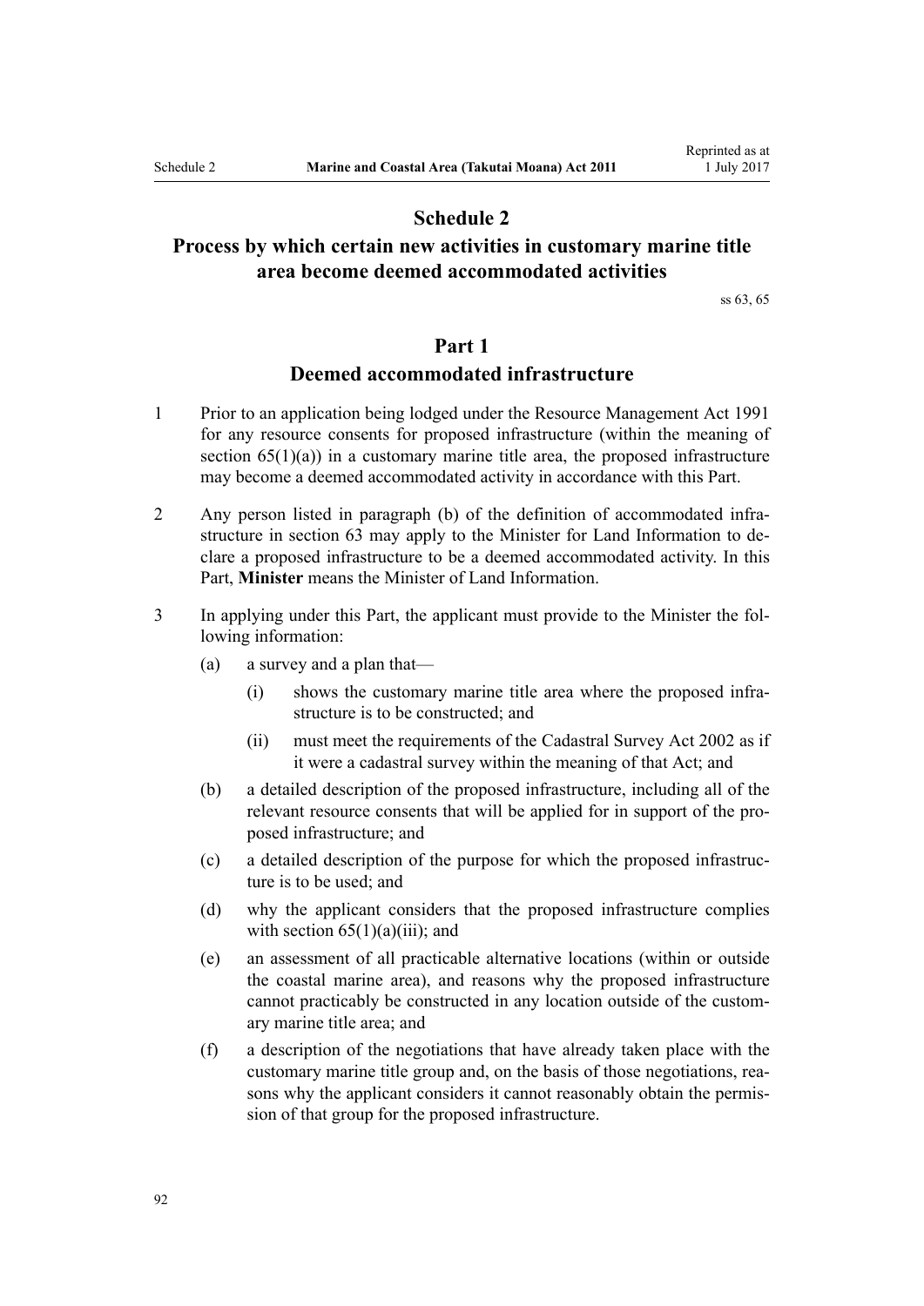# Schedule 2
## Process by which certain new activities in customary marine title area become deemed accommodated activities

ss 63, 65

## Part 1
### Deemed accommodated infrastructure

1 Prior to an application being lodged under the Resource Management Act 1991 for any resource consents for proposed infrastructure (within the meaning of section 65(1)(a)) in a customary marine title area, the proposed infrastructure may become a deemed accommodated activity in accordance with this Part.

2 Any person listed in paragraph (b) of the definition of accommodated infrastructure in section 63 may apply to the Minister for Land Information to declare a proposed infrastructure to be a deemed accommodated activity. In this Part, **Minister** means the Minister of Land Information.

3 In applying under this Part, the applicant must provide to the Minister the following information:

- (a) a survey and a plan that—
  - (i) shows the customary marine title area where the proposed infrastructure is to be constructed; and
  - (ii) must meet the requirements of the Cadastral Survey Act 2002 as if it were a cadastral survey within the meaning of that Act; and
- (b) a detailed description of the proposed infrastructure, including all of the relevant resource consents that will be applied for in support of the proposed infrastructure; and
- (c) a detailed description of the purpose for which the proposed infrastructure is to be used; and
- (d) why the applicant considers that the proposed infrastructure complies with section 65(1)(a)(iii); and
- (e) an assessment of all practicable alternative locations (within or outside the coastal marine area), and reasons why the proposed infrastructure cannot practicably be constructed in any location outside of the customary marine title area; and
- (f) a description of the negotiations that have already taken place with the customary marine title group and, on the basis of those negotiations, reasons why the applicant considers it cannot reasonably obtain the permission of that group for the proposed infrastructure.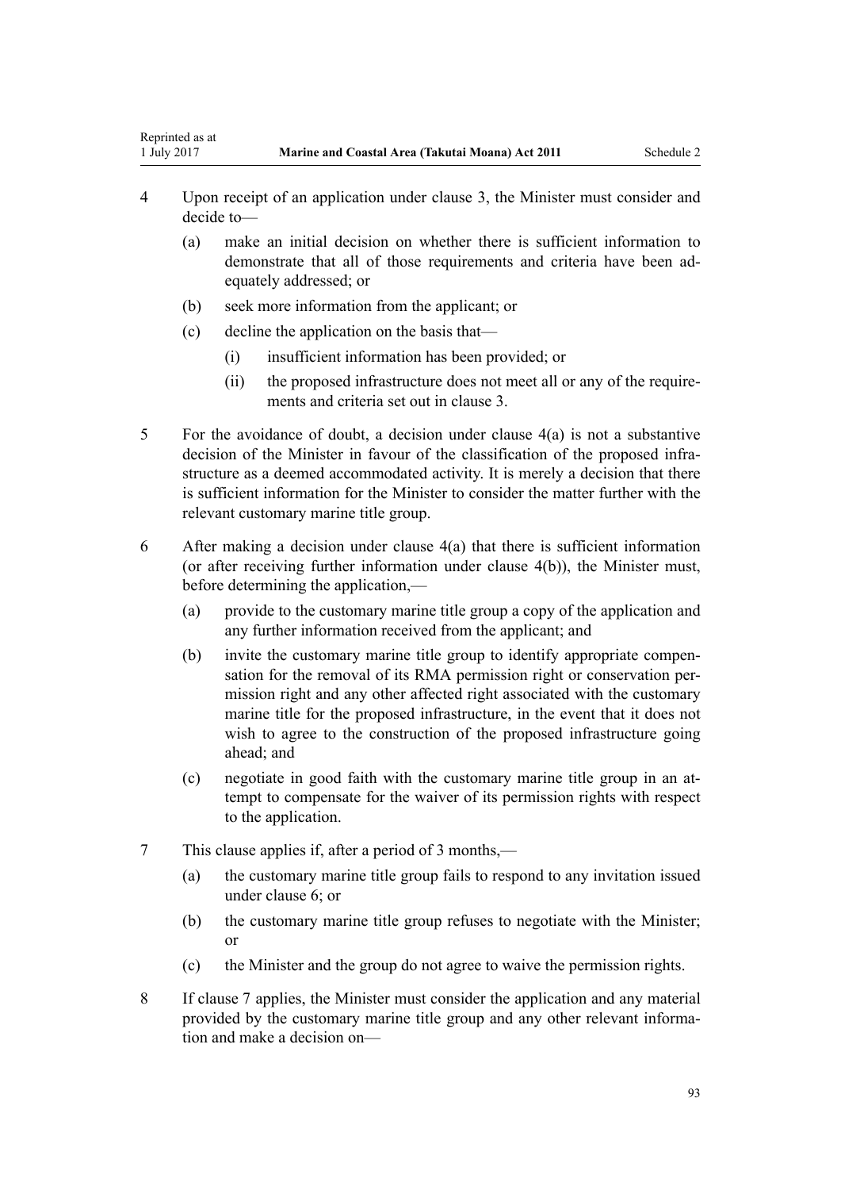4 Upon receipt of an application under clause 3, the Minister must consider and decide to—

   (a) make an initial decision on whether there is sufficient information to demonstrate that all of those requirements and criteria have been adequately addressed; or

   (b) seek more information from the applicant; or

   (c) decline the application on the basis that—

      (i) insufficient information has been provided; or

      (ii) the proposed infrastructure does not meet all or any of the requirements and criteria set out in clause 3.

5 For the avoidance of doubt, a decision under clause 4(a) is not a substantive decision of the Minister in favour of the classification of the proposed infrastructure as a deemed accommodated activity. It is merely a decision that there is sufficient information for the Minister to consider the matter further with the relevant customary marine title group.

6 After making a decision under clause 4(a) that there is sufficient information (or after receiving further information under clause 4(b)), the Minister must, before determining the application,—

   (a) provide to the customary marine title group a copy of the application and any further information received from the applicant; and

   (b) invite the customary marine title group to identify appropriate compensation for the removal of its RMA permission right or conservation permission right and any other affected right associated with the customary marine title for the proposed infrastructure, in the event that it does not wish to agree to the construction of the proposed infrastructure going ahead; and

   (c) negotiate in good faith with the customary marine title group in an attempt to compensate for the waiver of its permission rights with respect to the application.

7 This clause applies if, after a period of 3 months,—

   (a) the customary marine title group fails to respond to any invitation issued under clause 6; or

   (b) the customary marine title group refuses to negotiate with the Minister; or

   (c) the Minister and the group do not agree to waive the permission rights.

8 If clause 7 applies, the Minister must consider the application and any material provided by the customary marine title group and any other relevant information and make a decision on—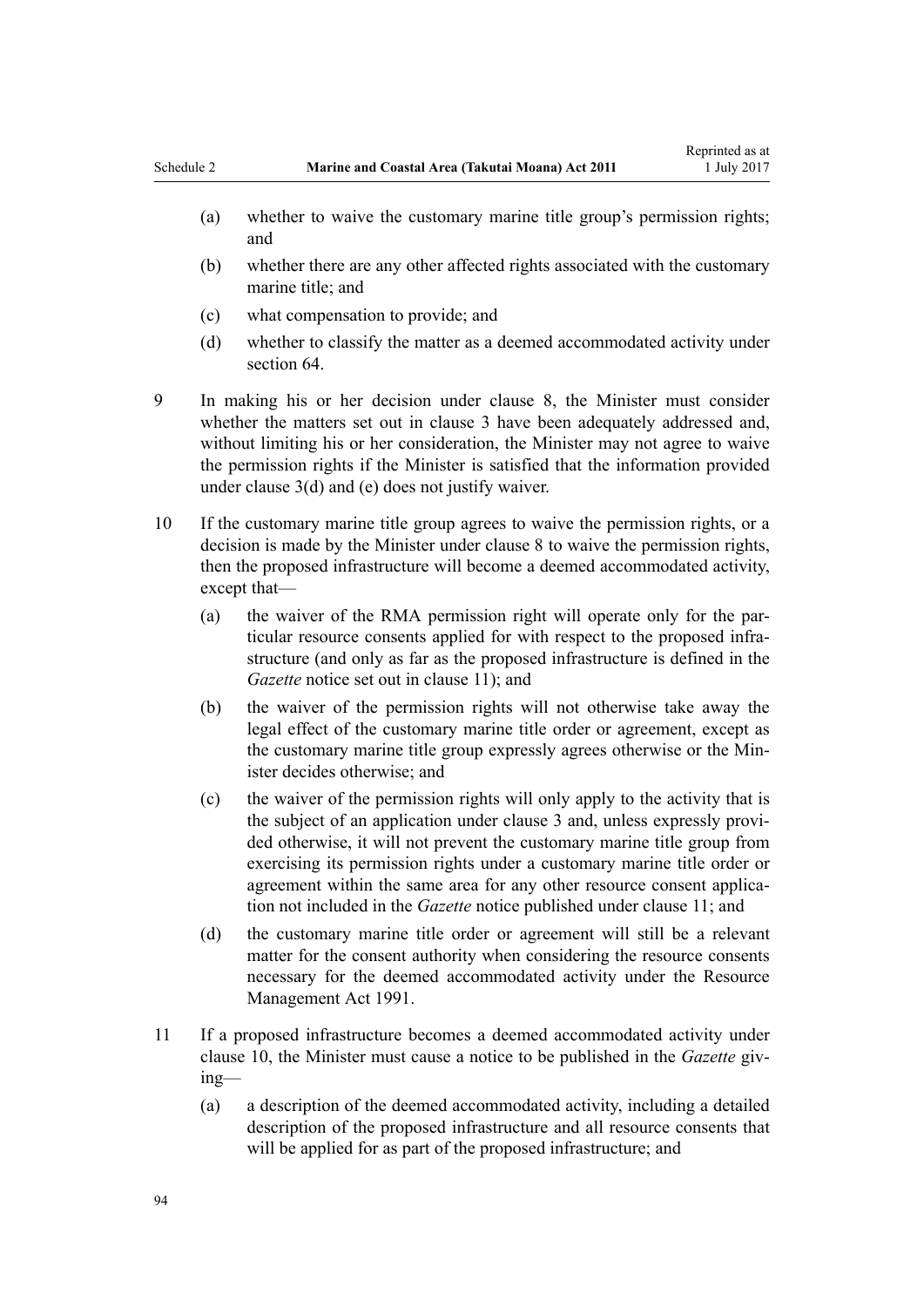(a) whether to waive the customary marine title group's permission rights; and

(b) whether there are any other affected rights associated with the customary marine title; and

(c) what compensation to provide; and

(d) whether to classify the matter as a deemed accommodated activity under section 64.

9 In making his or her decision under clause 8, the Minister must consider whether the matters set out in clause 3 have been adequately addressed and, without limiting his or her consideration, the Minister may not agree to waive the permission rights if the Minister is satisfied that the information provided under clause 3(d) and (e) does not justify waiver.

10 If the customary marine title group agrees to waive the permission rights, or a decision is made by the Minister under clause 8 to waive the permission rights, then the proposed infrastructure will become a deemed accommodated activity, except that—

(a) the waiver of the RMA permission right will operate only for the particular resource consents applied for with respect to the proposed infrastructure (and only as far as the proposed infrastructure is defined in the *Gazette* notice set out in clause 11); and

(b) the waiver of the permission rights will not otherwise take away the legal effect of the customary marine title order or agreement, except as the customary marine title group expressly agrees otherwise or the Minister decides otherwise; and

(c) the waiver of the permission rights will only apply to the activity that is the subject of an application under clause 3 and, unless expressly provided otherwise, it will not prevent the customary marine title group from exercising its permission rights under a customary marine title order or agreement within the same area for any other resource consent application not included in the *Gazette* notice published under clause 11; and

(d) the customary marine title order or agreement will still be a relevant matter for the consent authority when considering the resource consents necessary for the deemed accommodated activity under the Resource Management Act 1991.

11 If a proposed infrastructure becomes a deemed accommodated activity under clause 10, the Minister must cause a notice to be published in the *Gazette* giving—

(a) a description of the deemed accommodated activity, including a detailed description of the proposed infrastructure and all resource consents that will be applied for as part of the proposed infrastructure; and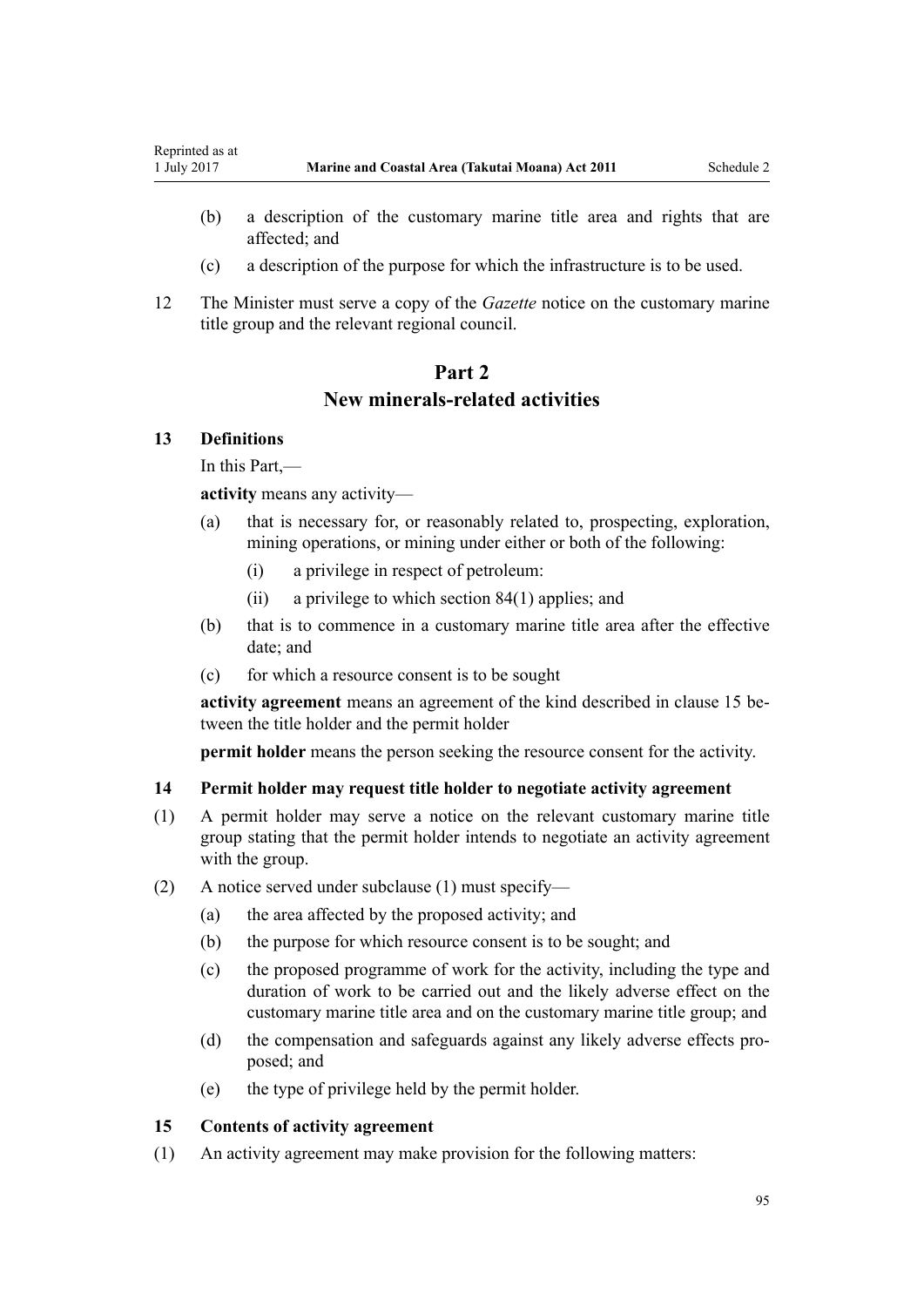(b) a description of the customary marine title area and rights that are affected; and

(c) a description of the purpose for which the infrastructure is to be used.

12 The Minister must serve a copy of the *Gazette* notice on the customary marine title group and the relevant regional council.

## Part 2
## New minerals-related activities

### 13 Definitions

In this Part,—

**activity** means any activity—

(a) that is necessary for, or reasonably related to, prospecting, exploration, mining operations, or mining under either or both of the following:

  (i) a privilege in respect of petroleum:

  (ii) a privilege to which section 84(1) applies; and

(b) that is to commence in a customary marine title area after the effective date; and

(c) for which a resource consent is to be sought

**activity agreement** means an agreement of the kind described in clause 15 between the title holder and the permit holder

**permit holder** means the person seeking the resource consent for the activity.

### 14 Permit holder may request title holder to negotiate activity agreement

(1) A permit holder may serve a notice on the relevant customary marine title group stating that the permit holder intends to negotiate an activity agreement with the group.

(2) A notice served under subclause (1) must specify—

(a) the area affected by the proposed activity; and

(b) the purpose for which resource consent is to be sought; and

(c) the proposed programme of work for the activity, including the type and duration of work to be carried out and the likely adverse effect on the customary marine title area and on the customary marine title group; and

(d) the compensation and safeguards against any likely adverse effects proposed; and

(e) the type of privilege held by the permit holder.

### 15 Contents of activity agreement

(1) An activity agreement may make provision for the following matters: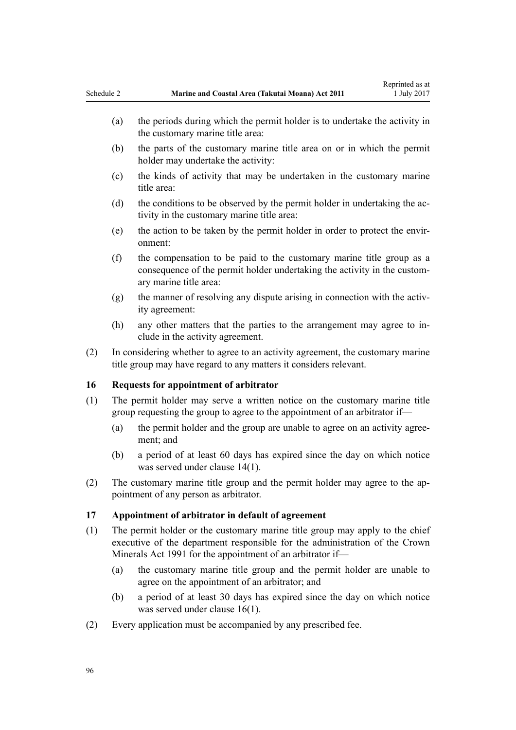(a) the periods during which the permit holder is to undertake the activity in the customary marine title area:

(b) the parts of the customary marine title area on or in which the permit holder may undertake the activity:

(c) the kinds of activity that may be undertaken in the customary marine title area:

(d) the conditions to be observed by the permit holder in undertaking the activity in the customary marine title area:

(e) the action to be taken by the permit holder in order to protect the environment:

(f) the compensation to be paid to the customary marine title group as a consequence of the permit holder undertaking the activity in the customary marine title area:

(g) the manner of resolving any dispute arising in connection with the activity agreement:

(h) any other matters that the parties to the arrangement may agree to include in the activity agreement.

(2) In considering whether to agree to an activity agreement, the customary marine title group may have regard to any matters it considers relevant.

**16 Requests for appointment of arbitrator**

(1) The permit holder may serve a written notice on the customary marine title group requesting the group to agree to the appointment of an arbitrator if—

(a) the permit holder and the group are unable to agree on an activity agreement; and

(b) a period of at least 60 days has expired since the day on which notice was served under clause 14(1).

(2) The customary marine title group and the permit holder may agree to the appointment of any person as arbitrator.

**17 Appointment of arbitrator in default of agreement**

(1) The permit holder or the customary marine title group may apply to the chief executive of the department responsible for the administration of the Crown Minerals Act 1991 for the appointment of an arbitrator if—

(a) the customary marine title group and the permit holder are unable to agree on the appointment of an arbitrator; and

(b) a period of at least 30 days has expired since the day on which notice was served under clause 16(1).

(2) Every application must be accompanied by any prescribed fee.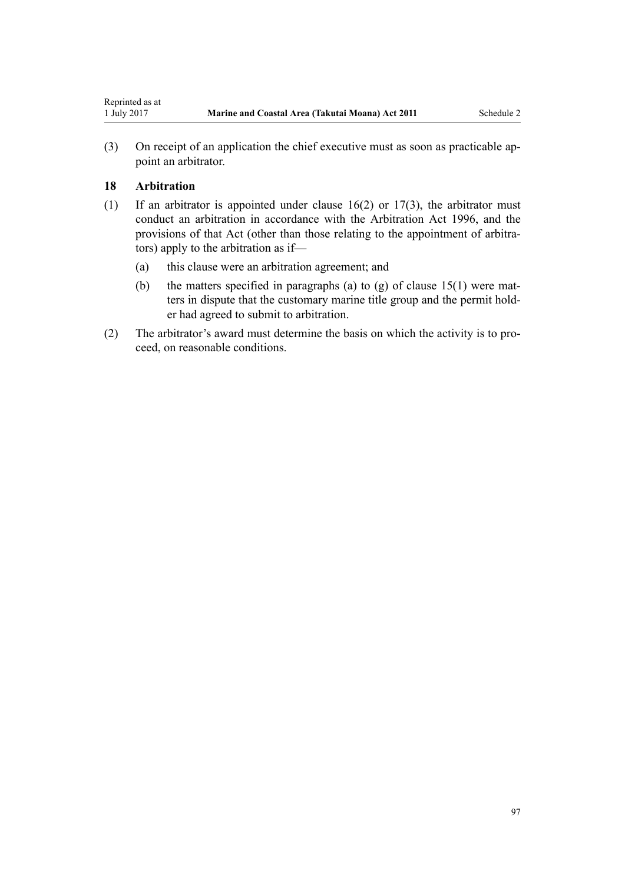(3) On receipt of an application the chief executive must as soon as practicable appoint an arbitrator.

### 18 Arbitration

(1) If an arbitrator is appointed under clause 16(2) or 17(3), the arbitrator must conduct an arbitration in accordance with the Arbitration Act 1996, and the provisions of that Act (other than those relating to the appointment of arbitrators) apply to the arbitration as if—

(a) this clause were an arbitration agreement; and

(b) the matters specified in paragraphs (a) to (g) of clause 15(1) were matters in dispute that the customary marine title group and the permit holder had agreed to submit to arbitration.

(2) The arbitrator's award must determine the basis on which the activity is to proceed, on reasonable conditions.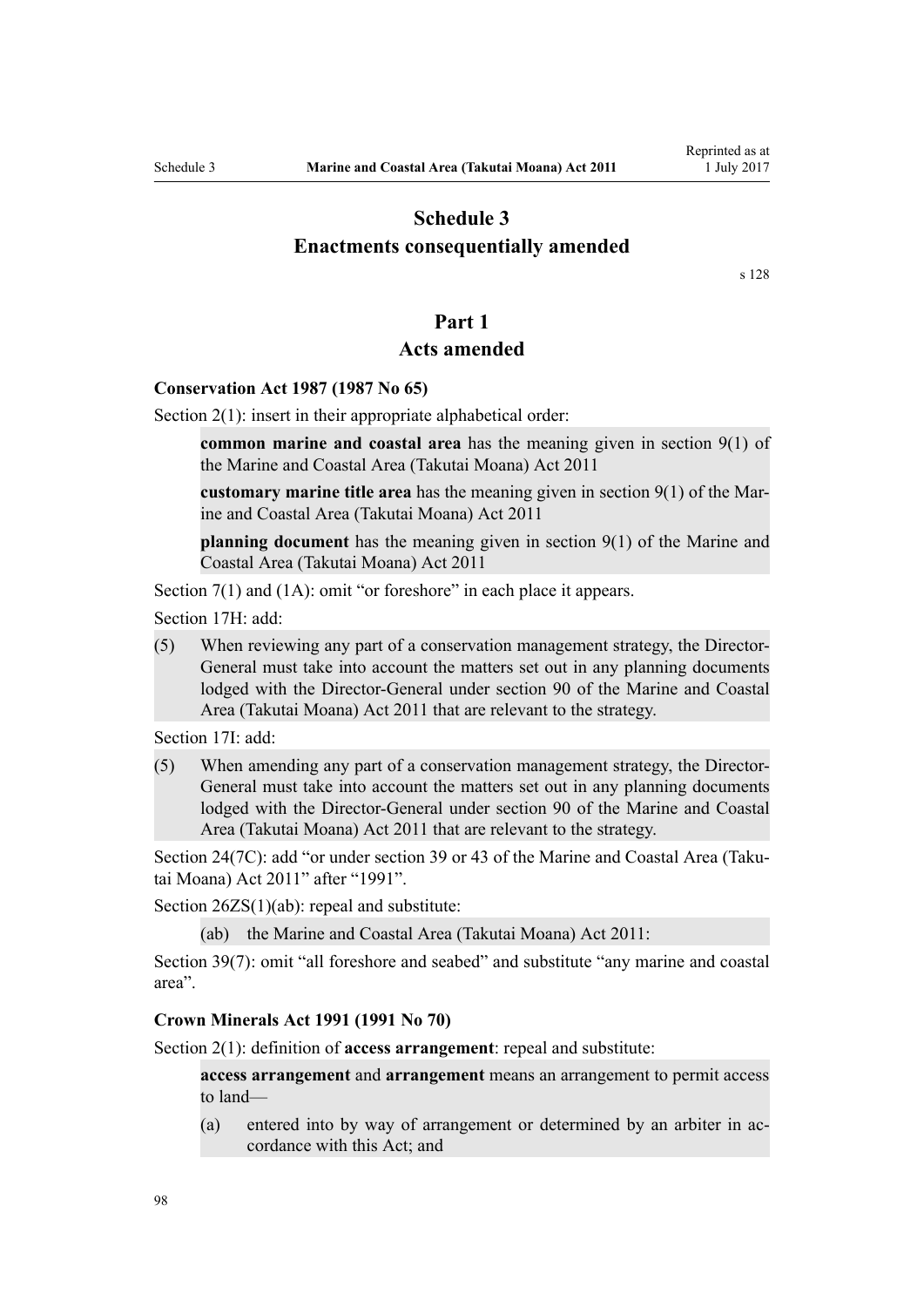# Schedule 3
## Enactments consequentially amended

s 128

## Part 1
## Acts amended

### Conservation Act 1987 (1987 No 65)

Section 2(1): insert in their appropriate alphabetical order:

> **common marine and coastal area** has the meaning given in section 9(1) of the Marine and Coastal Area (Takutai Moana) Act 2011
>
> **customary marine title area** has the meaning given in section 9(1) of the Marine and Coastal Area (Takutai Moana) Act 2011
>
> **planning document** has the meaning given in section 9(1) of the Marine and Coastal Area (Takutai Moana) Act 2011

Section 7(1) and (1A): omit "or foreshore" in each place it appears.

Section 17H: add:

> (5) When reviewing any part of a conservation management strategy, the Director-General must take into account the matters set out in any planning documents lodged with the Director-General under section 90 of the Marine and Coastal Area (Takutai Moana) Act 2011 that are relevant to the strategy.

Section 17I: add:

> (5) When amending any part of a conservation management strategy, the Director-General must take into account the matters set out in any planning documents lodged with the Director-General under section 90 of the Marine and Coastal Area (Takutai Moana) Act 2011 that are relevant to the strategy.

Section 24(7C): add "or under section 39 or 43 of the Marine and Coastal Area (Takutai Moana) Act 2011" after "1991".

Section 26ZS(1)(ab): repeal and substitute:

> (ab) the Marine and Coastal Area (Takutai Moana) Act 2011:

Section 39(7): omit "all foreshore and seabed" and substitute "any marine and coastal area".

### Crown Minerals Act 1991 (1991 No 70)

Section 2(1): definition of **access arrangement**: repeal and substitute:

> **access arrangement** and **arrangement** means an arrangement to permit access to land—
>
> (a) entered into by way of arrangement or determined by an arbiter in accordance with this Act; and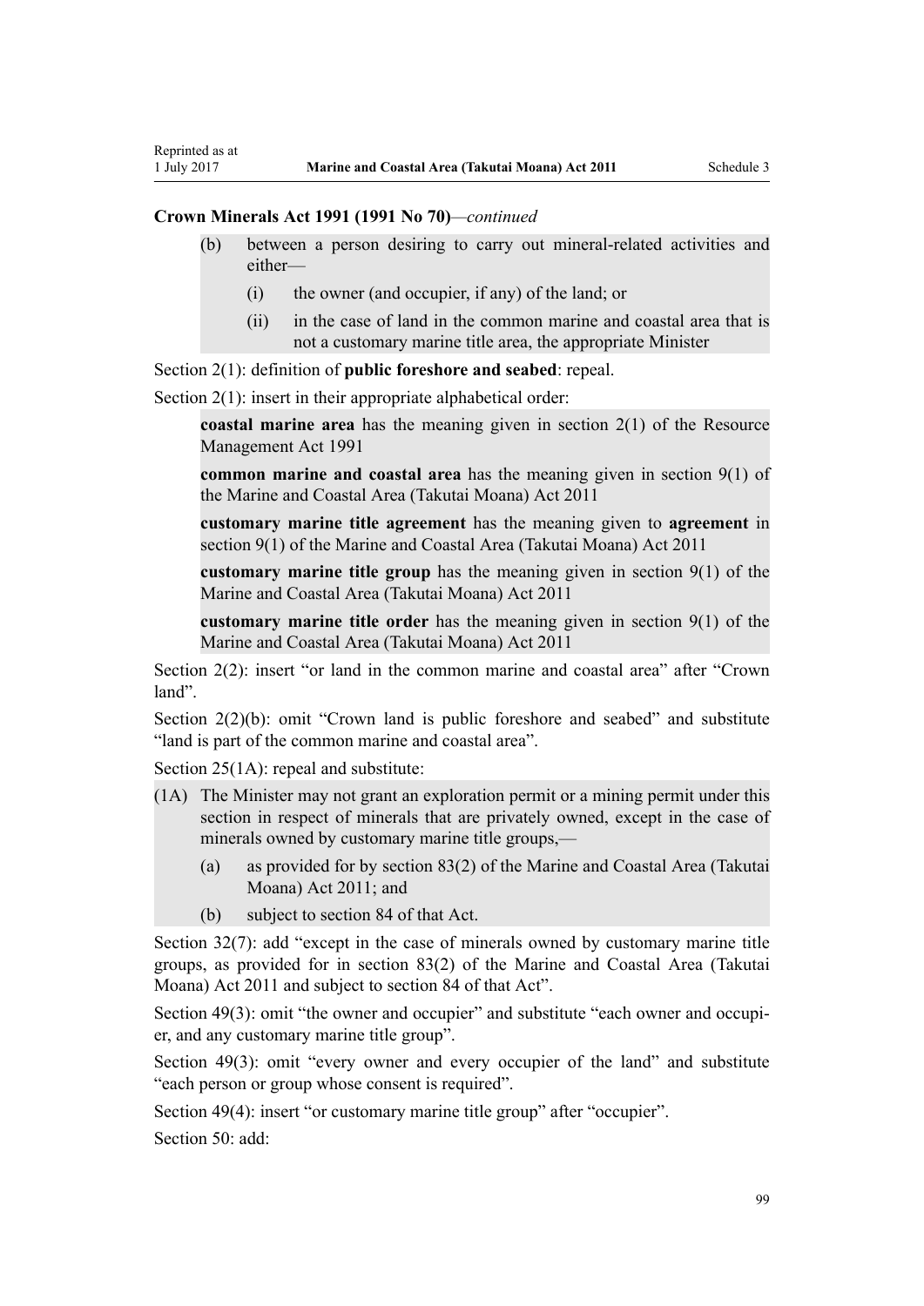**Crown Minerals Act 1991 (1991 No 70)**—*continued*

> (b) between a person desiring to carry out mineral-related activities and either—
>
> > (i) the owner (and occupier, if any) of the land; or
> >
> > (ii) in the case of land in the common marine and coastal area that is not a customary marine title area, the appropriate Minister

Section 2(1): definition of **public foreshore and seabed**: repeal.

Section 2(1): insert in their appropriate alphabetical order:

> **coastal marine area** has the meaning given in section 2(1) of the Resource Management Act 1991
>
> **common marine and coastal area** has the meaning given in section 9(1) of the Marine and Coastal Area (Takutai Moana) Act 2011
>
> **customary marine title agreement** has the meaning given to **agreement** in section 9(1) of the Marine and Coastal Area (Takutai Moana) Act 2011
>
> **customary marine title group** has the meaning given in section 9(1) of the Marine and Coastal Area (Takutai Moana) Act 2011
>
> **customary marine title order** has the meaning given in section 9(1) of the Marine and Coastal Area (Takutai Moana) Act 2011

Section 2(2): insert "or land in the common marine and coastal area" after "Crown land".

Section 2(2)(b): omit "Crown land is public foreshore and seabed" and substitute "land is part of the common marine and coastal area".

Section 25(1A): repeal and substitute:

> (1A) The Minister may not grant an exploration permit or a mining permit under this section in respect of minerals that are privately owned, except in the case of minerals owned by customary marine title groups,—
>
> > (a) as provided for by section 83(2) of the Marine and Coastal Area (Takutai Moana) Act 2011; and
> >
> > (b) subject to section 84 of that Act.

Section 32(7): add "except in the case of minerals owned by customary marine title groups, as provided for in section 83(2) of the Marine and Coastal Area (Takutai Moana) Act 2011 and subject to section 84 of that Act".

Section 49(3): omit "the owner and occupier" and substitute "each owner and occupier, and any customary marine title group".

Section 49(3): omit "every owner and every occupier of the land" and substitute "each person or group whose consent is required".

Section 49(4): insert "or customary marine title group" after "occupier".

Section 50: add: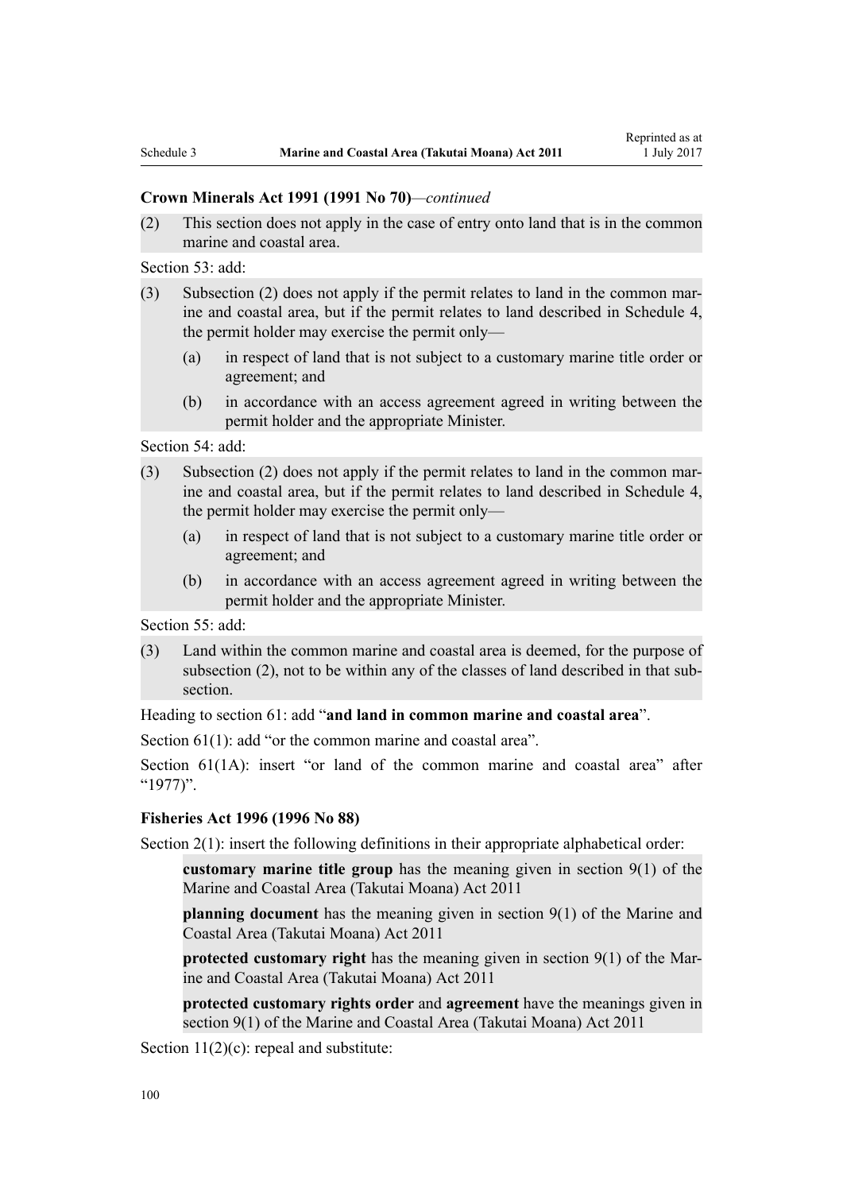**Crown Minerals Act 1991 (1991 No 70)***—continued*

(2) This section does not apply in the case of entry onto land that is in the common marine and coastal area.

Section 53: add:

(3) Subsection (2) does not apply if the permit relates to land in the common marine and coastal area, but if the permit relates to land described in Schedule 4, the permit holder may exercise the permit only—

(a) in respect of land that is not subject to a customary marine title order or agreement; and

(b) in accordance with an access agreement agreed in writing between the permit holder and the appropriate Minister.

Section 54: add:

(3) Subsection (2) does not apply if the permit relates to land in the common marine and coastal area, but if the permit relates to land described in Schedule 4, the permit holder may exercise the permit only—

(a) in respect of land that is not subject to a customary marine title order or agreement; and

(b) in accordance with an access agreement agreed in writing between the permit holder and the appropriate Minister.

Section 55: add:

(3) Land within the common marine and coastal area is deemed, for the purpose of subsection (2), not to be within any of the classes of land described in that subsection.

Heading to section 61: add "**and land in common marine and coastal area**".

Section 61(1): add "or the common marine and coastal area".

Section 61(1A): insert "or land of the common marine and coastal area" after "1977)".

**Fisheries Act 1996 (1996 No 88)**

Section 2(1): insert the following definitions in their appropriate alphabetical order:

**customary marine title group** has the meaning given in section 9(1) of the Marine and Coastal Area (Takutai Moana) Act 2011

**planning document** has the meaning given in section 9(1) of the Marine and Coastal Area (Takutai Moana) Act 2011

**protected customary right** has the meaning given in section 9(1) of the Marine and Coastal Area (Takutai Moana) Act 2011

**protected customary rights order** and **agreement** have the meanings given in section 9(1) of the Marine and Coastal Area (Takutai Moana) Act 2011

Section 11(2)(c): repeal and substitute: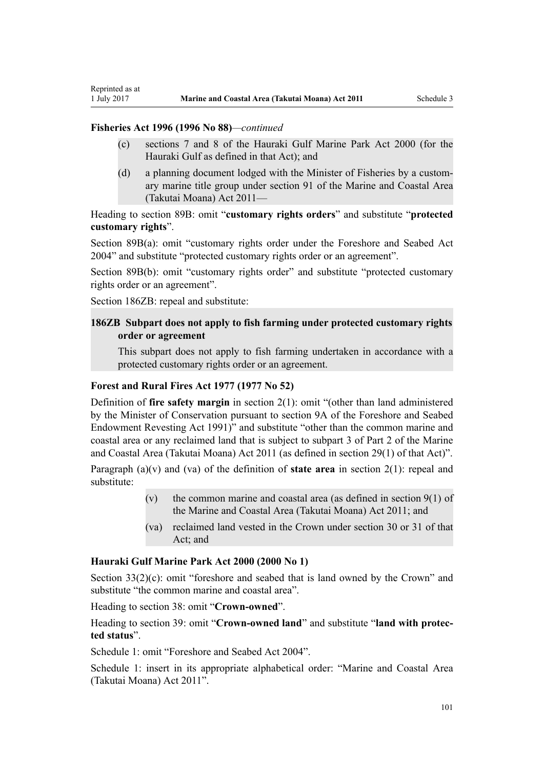**Fisheries Act 1996 (1996 No 88)**—*continued*

- (c) sections 7 and 8 of the Hauraki Gulf Marine Park Act 2000 (for the Hauraki Gulf as defined in that Act); and
- (d) a planning document lodged with the Minister of Fisheries by a customary marine title group under section 91 of the Marine and Coastal Area (Takutai Moana) Act 2011—

Heading to section 89B: omit "**customary rights orders**" and substitute "**protected customary rights**".

Section 89B(a): omit "customary rights order under the Foreshore and Seabed Act 2004" and substitute "protected customary rights order or an agreement".

Section 89B(b): omit "customary rights order" and substitute "protected customary rights order or an agreement".

Section 186ZB: repeal and substitute:

**186ZB Subpart does not apply to fish farming under protected customary rights order or agreement**

This subpart does not apply to fish farming undertaken in accordance with a protected customary rights order or an agreement.

**Forest and Rural Fires Act 1977 (1977 No 52)**

Definition of **fire safety margin** in section 2(1): omit "(other than land administered by the Minister of Conservation pursuant to section 9A of the Foreshore and Seabed Endowment Revesting Act 1991)" and substitute "other than the common marine and coastal area or any reclaimed land that is subject to subpart 3 of Part 2 of the Marine and Coastal Area (Takutai Moana) Act 2011 (as defined in section 29(1) of that Act)".

Paragraph (a)(v) and (va) of the definition of **state area** in section 2(1): repeal and substitute:

- (v) the common marine and coastal area (as defined in section 9(1) of the Marine and Coastal Area (Takutai Moana) Act 2011; and
- (va) reclaimed land vested in the Crown under section 30 or 31 of that Act; and

**Hauraki Gulf Marine Park Act 2000 (2000 No 1)**

Section 33(2)(c): omit "foreshore and seabed that is land owned by the Crown" and substitute "the common marine and coastal area".

Heading to section 38: omit "**Crown-owned**".

Heading to section 39: omit "**Crown-owned land**" and substitute "**land with protected status**".

Schedule 1: omit "Foreshore and Seabed Act 2004".

Schedule 1: insert in its appropriate alphabetical order: "Marine and Coastal Area (Takutai Moana) Act 2011".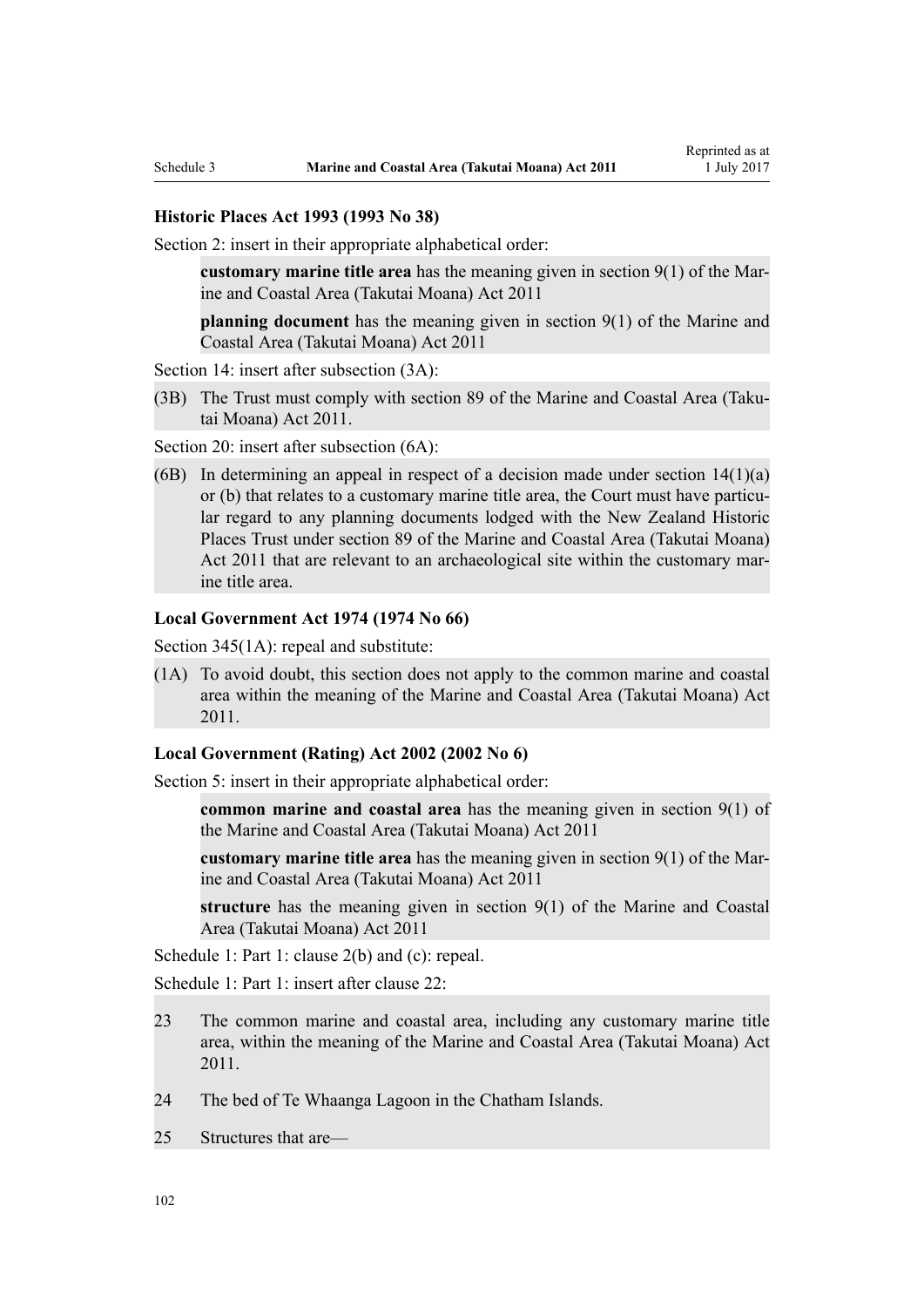### Historic Places Act 1993 (1993 No 38)

Section 2: insert in their appropriate alphabetical order:

> **customary marine title area** has the meaning given in section 9(1) of the Marine and Coastal Area (Takutai Moana) Act 2011
>
> **planning document** has the meaning given in section 9(1) of the Marine and Coastal Area (Takutai Moana) Act 2011

Section 14: insert after subsection (3A):

> (3B) The Trust must comply with section 89 of the Marine and Coastal Area (Takutai Moana) Act 2011.

Section 20: insert after subsection (6A):

> (6B) In determining an appeal in respect of a decision made under section 14(1)(a) or (b) that relates to a customary marine title area, the Court must have particular regard to any planning documents lodged with the New Zealand Historic Places Trust under section 89 of the Marine and Coastal Area (Takutai Moana) Act 2011 that are relevant to an archaeological site within the customary marine title area.

### Local Government Act 1974 (1974 No 66)

Section 345(1A): repeal and substitute:

> (1A) To avoid doubt, this section does not apply to the common marine and coastal area within the meaning of the Marine and Coastal Area (Takutai Moana) Act 2011.

### Local Government (Rating) Act 2002 (2002 No 6)

Section 5: insert in their appropriate alphabetical order:

> **common marine and coastal area** has the meaning given in section 9(1) of the Marine and Coastal Area (Takutai Moana) Act 2011
>
> **customary marine title area** has the meaning given in section 9(1) of the Marine and Coastal Area (Takutai Moana) Act 2011
>
> **structure** has the meaning given in section 9(1) of the Marine and Coastal Area (Takutai Moana) Act 2011

Schedule 1: Part 1: clause 2(b) and (c): repeal.

Schedule 1: Part 1: insert after clause 22:

> 23 The common marine and coastal area, including any customary marine title area, within the meaning of the Marine and Coastal Area (Takutai Moana) Act 2011.
>
> 24 The bed of Te Whaanga Lagoon in the Chatham Islands.
>
> 25 Structures that are—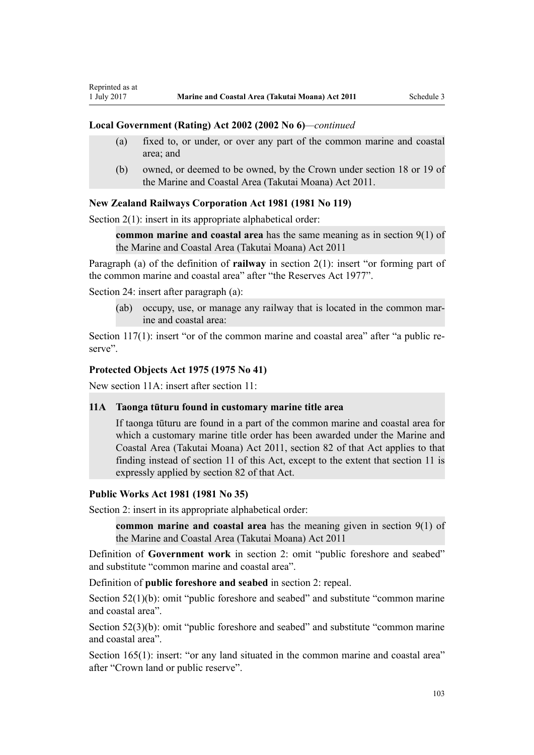**Local Government (Rating) Act 2002 (2002 No 6)**—*continued*

> (a) fixed to, or under, or over any part of the common marine and coastal area; and
>
> (b) owned, or deemed to be owned, by the Crown under section 18 or 19 of the Marine and Coastal Area (Takutai Moana) Act 2011.

**New Zealand Railways Corporation Act 1981 (1981 No 119)**

Section 2(1): insert in its appropriate alphabetical order:

> **common marine and coastal area** has the same meaning as in section 9(1) of the Marine and Coastal Area (Takutai Moana) Act 2011

Paragraph (a) of the definition of **railway** in section 2(1): insert "or forming part of the common marine and coastal area" after "the Reserves Act 1977".

Section 24: insert after paragraph (a):

> (ab) occupy, use, or manage any railway that is located in the common marine and coastal area:

Section 117(1): insert "or of the common marine and coastal area" after "a public reserve".

**Protected Objects Act 1975 (1975 No 41)**

New section 11A: insert after section 11:

> **11A Taonga tūturu found in customary marine title area**
>
> If taonga tūturu are found in a part of the common marine and coastal area for which a customary marine title order has been awarded under the Marine and Coastal Area (Takutai Moana) Act 2011, section 82 of that Act applies to that finding instead of section 11 of this Act, except to the extent that section 11 is expressly applied by section 82 of that Act.

**Public Works Act 1981 (1981 No 35)**

Section 2: insert in its appropriate alphabetical order:

> **common marine and coastal area** has the meaning given in section 9(1) of the Marine and Coastal Area (Takutai Moana) Act 2011

Definition of **Government work** in section 2: omit "public foreshore and seabed" and substitute "common marine and coastal area".

Definition of **public foreshore and seabed** in section 2: repeal.

Section 52(1)(b): omit "public foreshore and seabed" and substitute "common marine and coastal area".

Section 52(3)(b): omit "public foreshore and seabed" and substitute "common marine and coastal area".

Section 165(1): insert: "or any land situated in the common marine and coastal area" after "Crown land or public reserve".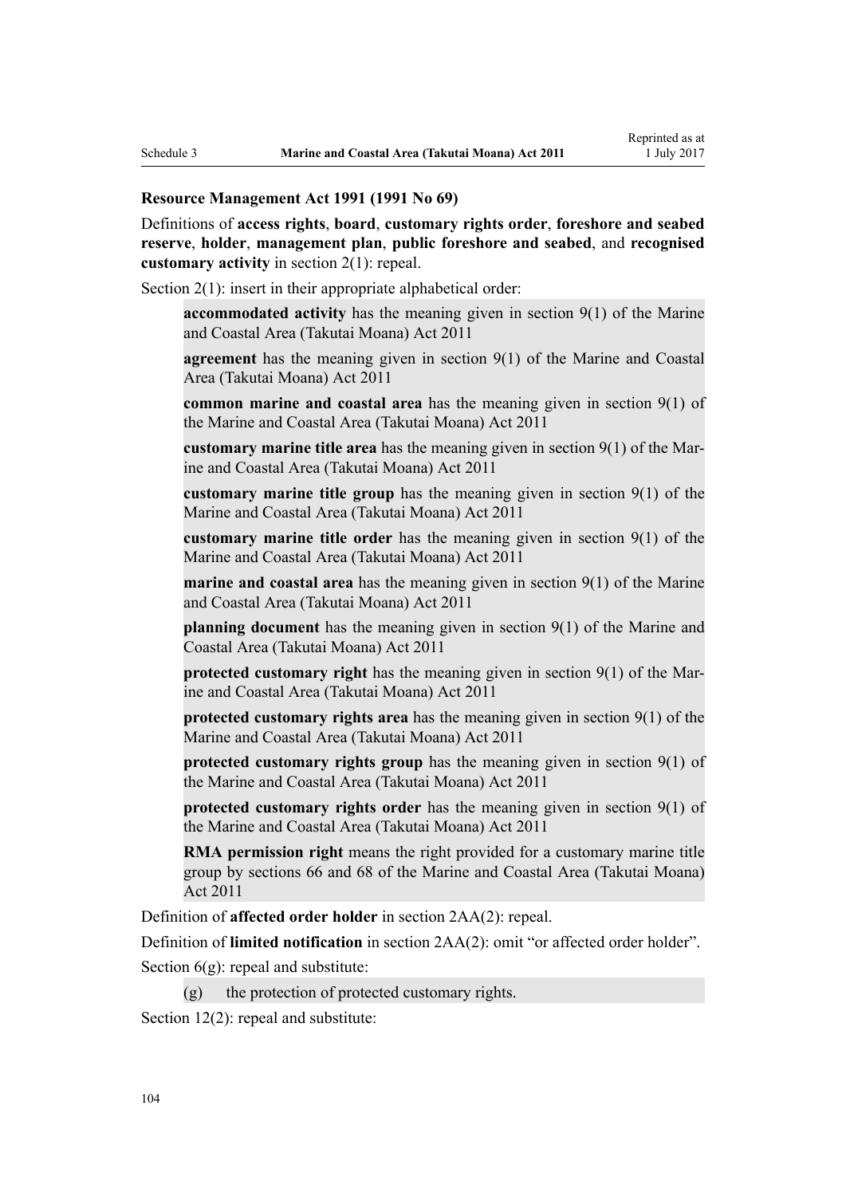**Resource Management Act 1991 (1991 No 69)**

Definitions of **access rights**, **board**, **customary rights order**, **foreshore and seabed reserve**, **holder**, **management plan**, **public foreshore and seabed**, and **recognised customary activity** in section 2(1): repeal.

Section 2(1): insert in their appropriate alphabetical order:

> **accommodated activity** has the meaning given in section 9(1) of the Marine and Coastal Area (Takutai Moana) Act 2011
>
> **agreement** has the meaning given in section 9(1) of the Marine and Coastal Area (Takutai Moana) Act 2011
>
> **common marine and coastal area** has the meaning given in section 9(1) of the Marine and Coastal Area (Takutai Moana) Act 2011
>
> **customary marine title area** has the meaning given in section 9(1) of the Marine and Coastal Area (Takutai Moana) Act 2011
>
> **customary marine title group** has the meaning given in section 9(1) of the Marine and Coastal Area (Takutai Moana) Act 2011
>
> **customary marine title order** has the meaning given in section 9(1) of the Marine and Coastal Area (Takutai Moana) Act 2011
>
> **marine and coastal area** has the meaning given in section 9(1) of the Marine and Coastal Area (Takutai Moana) Act 2011
>
> **planning document** has the meaning given in section 9(1) of the Marine and Coastal Area (Takutai Moana) Act 2011
>
> **protected customary right** has the meaning given in section 9(1) of the Marine and Coastal Area (Takutai Moana) Act 2011
>
> **protected customary rights area** has the meaning given in section 9(1) of the Marine and Coastal Area (Takutai Moana) Act 2011
>
> **protected customary rights group** has the meaning given in section 9(1) of the Marine and Coastal Area (Takutai Moana) Act 2011
>
> **protected customary rights order** has the meaning given in section 9(1) of the Marine and Coastal Area (Takutai Moana) Act 2011
>
> **RMA permission right** means the right provided for a customary marine title group by sections 66 and 68 of the Marine and Coastal Area (Takutai Moana) Act 2011

Definition of **affected order holder** in section 2AA(2): repeal.

Definition of **limited notification** in section 2AA(2): omit "or affected order holder".

Section 6(g): repeal and substitute:

> (g) the protection of protected customary rights.

Section 12(2): repeal and substitute: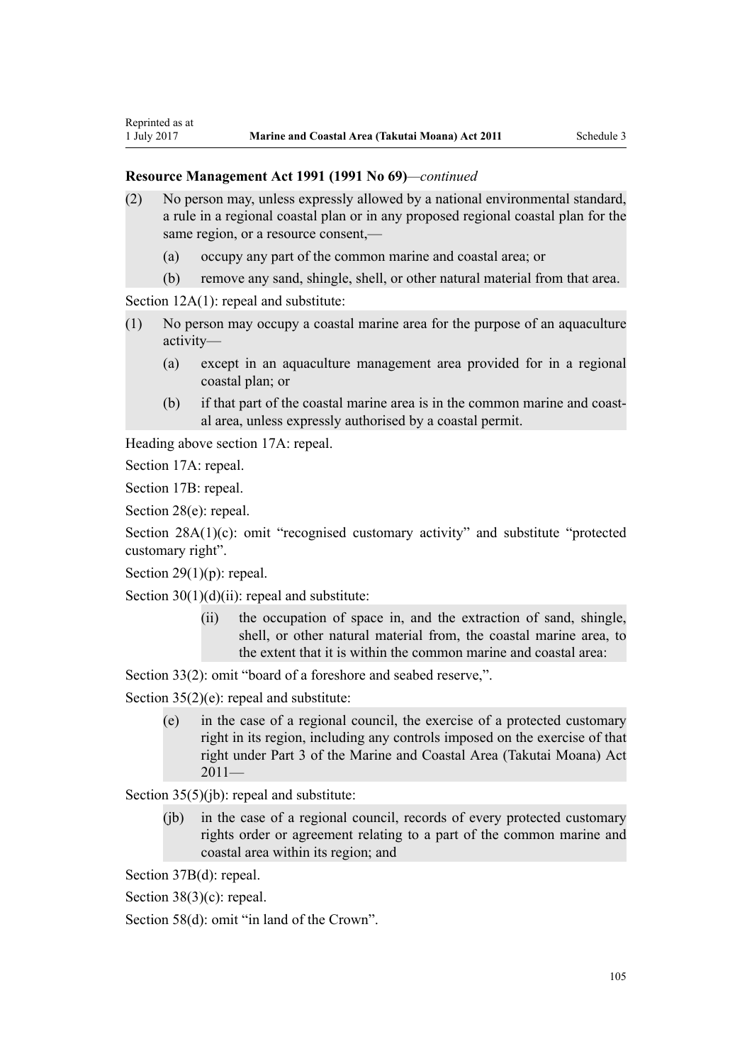**Resource Management Act 1991 (1991 No 69)**—*continued*

(2) No person may, unless expressly allowed by a national environmental standard, a rule in a regional coastal plan or in any proposed regional coastal plan for the same region, or a resource consent,—

(a) occupy any part of the common marine and coastal area; or

(b) remove any sand, shingle, shell, or other natural material from that area.

Section 12A(1): repeal and substitute:

(1) No person may occupy a coastal marine area for the purpose of an aquaculture activity—

(a) except in an aquaculture management area provided for in a regional coastal plan; or

(b) if that part of the coastal marine area is in the common marine and coastal area, unless expressly authorised by a coastal permit.

Heading above section 17A: repeal.

Section 17A: repeal.

Section 17B: repeal.

Section 28(e): repeal.

Section 28A(1)(c): omit "recognised customary activity" and substitute "protected customary right".

Section 29(1)(p): repeal.

Section 30(1)(d)(ii): repeal and substitute:

(ii) the occupation of space in, and the extraction of sand, shingle, shell, or other natural material from, the coastal marine area, to the extent that it is within the common marine and coastal area:

Section 33(2): omit "board of a foreshore and seabed reserve,".

Section 35(2)(e): repeal and substitute:

(e) in the case of a regional council, the exercise of a protected customary right in its region, including any controls imposed on the exercise of that right under Part 3 of the Marine and Coastal Area (Takutai Moana) Act 2011—

Section 35(5)(jb): repeal and substitute:

(jb) in the case of a regional council, records of every protected customary rights order or agreement relating to a part of the common marine and coastal area within its region; and

Section 37B(d): repeal.

Section 38(3)(c): repeal.

Section 58(d): omit "in land of the Crown".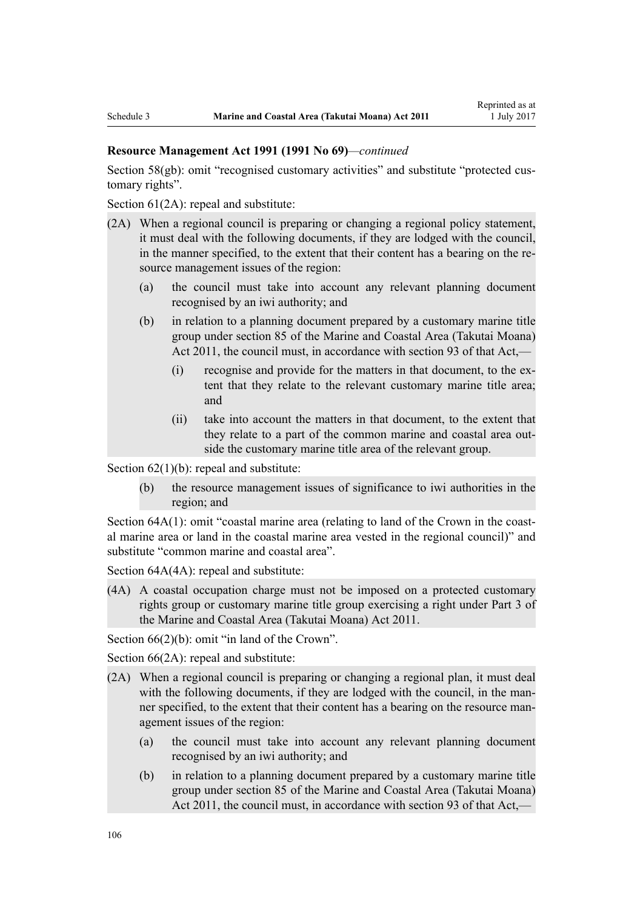**Resource Management Act 1991 (1991 No 69)**—*continued*

Section 58(gb): omit "recognised customary activities" and substitute "protected customary rights".

Section 61(2A): repeal and substitute:

(2A) When a regional council is preparing or changing a regional policy statement, it must deal with the following documents, if they are lodged with the council, in the manner specified, to the extent that their content has a bearing on the resource management issues of the region:

- (a) the council must take into account any relevant planning document recognised by an iwi authority; and
- (b) in relation to a planning document prepared by a customary marine title group under section 85 of the Marine and Coastal Area (Takutai Moana) Act 2011, the council must, in accordance with section 93 of that Act,—
  - (i) recognise and provide for the matters in that document, to the extent that they relate to the relevant customary marine title area; and
  - (ii) take into account the matters in that document, to the extent that they relate to a part of the common marine and coastal area outside the customary marine title area of the relevant group.

Section 62(1)(b): repeal and substitute:

- (b) the resource management issues of significance to iwi authorities in the region; and

Section 64A(1): omit "coastal marine area (relating to land of the Crown in the coastal marine area or land in the coastal marine area vested in the regional council)" and substitute "common marine and coastal area".

Section 64A(4A): repeal and substitute:

(4A) A coastal occupation charge must not be imposed on a protected customary rights group or customary marine title group exercising a right under Part 3 of the Marine and Coastal Area (Takutai Moana) Act 2011.

Section 66(2)(b): omit "in land of the Crown".

Section 66(2A): repeal and substitute:

(2A) When a regional council is preparing or changing a regional plan, it must deal with the following documents, if they are lodged with the council, in the manner specified, to the extent that their content has a bearing on the resource management issues of the region:

- (a) the council must take into account any relevant planning document recognised by an iwi authority; and
- (b) in relation to a planning document prepared by a customary marine title group under section 85 of the Marine and Coastal Area (Takutai Moana) Act 2011, the council must, in accordance with section 93 of that Act,—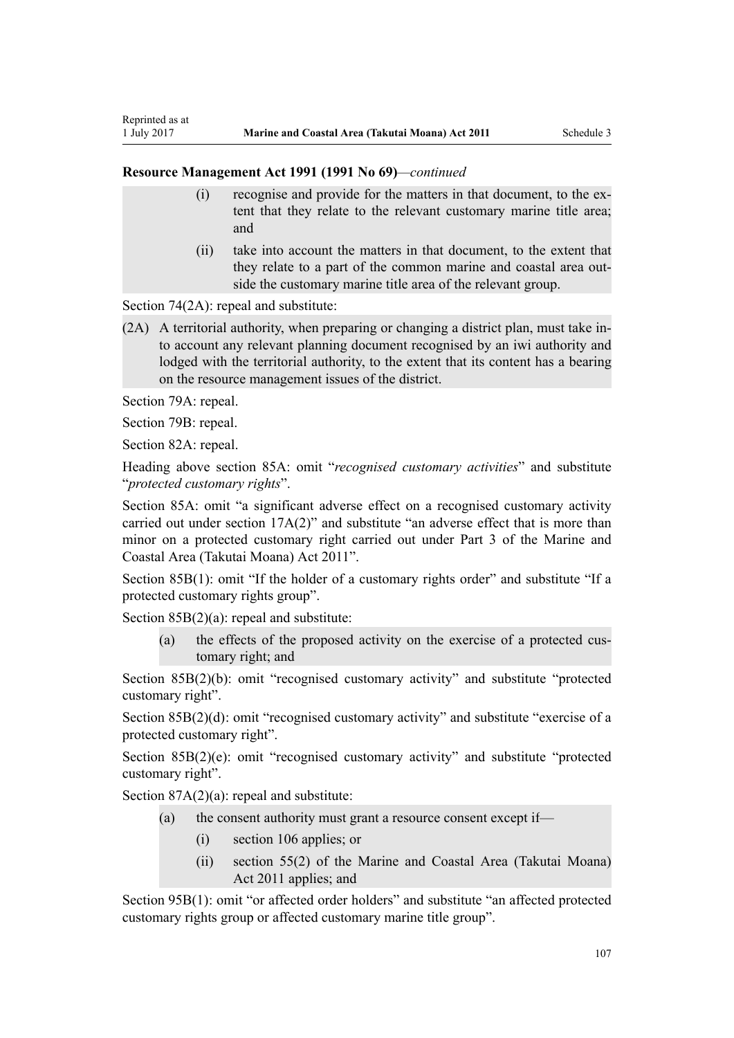**Resource Management Act 1991 (1991 No 69)***—continued*

> (i) recognise and provide for the matters in that document, to the extent that they relate to the relevant customary marine title area; and
>
> (ii) take into account the matters in that document, to the extent that they relate to a part of the common marine and coastal area outside the customary marine title area of the relevant group.

Section 74(2A): repeal and substitute:

> (2A) A territorial authority, when preparing or changing a district plan, must take into account any relevant planning document recognised by an iwi authority and lodged with the territorial authority, to the extent that its content has a bearing on the resource management issues of the district.

Section 79A: repeal.

Section 79B: repeal.

Section 82A: repeal.

Heading above section 85A: omit "*recognised customary activities*" and substitute "*protected customary rights*".

Section 85A: omit "a significant adverse effect on a recognised customary activity carried out under section 17A(2)" and substitute "an adverse effect that is more than minor on a protected customary right carried out under Part 3 of the Marine and Coastal Area (Takutai Moana) Act 2011".

Section 85B(1): omit "If the holder of a customary rights order" and substitute "If a protected customary rights group".

Section 85B(2)(a): repeal and substitute:

> (a) the effects of the proposed activity on the exercise of a protected customary right; and

Section 85B(2)(b): omit "recognised customary activity" and substitute "protected customary right".

Section 85B(2)(d): omit "recognised customary activity" and substitute "exercise of a protected customary right".

Section 85B(2)(e): omit "recognised customary activity" and substitute "protected customary right".

Section 87A(2)(a): repeal and substitute:

> (a) the consent authority must grant a resource consent except if—
>
> (i) section 106 applies; or
>
> (ii) section 55(2) of the Marine and Coastal Area (Takutai Moana) Act 2011 applies; and

Section 95B(1): omit "or affected order holders" and substitute "an affected protected customary rights group or affected customary marine title group".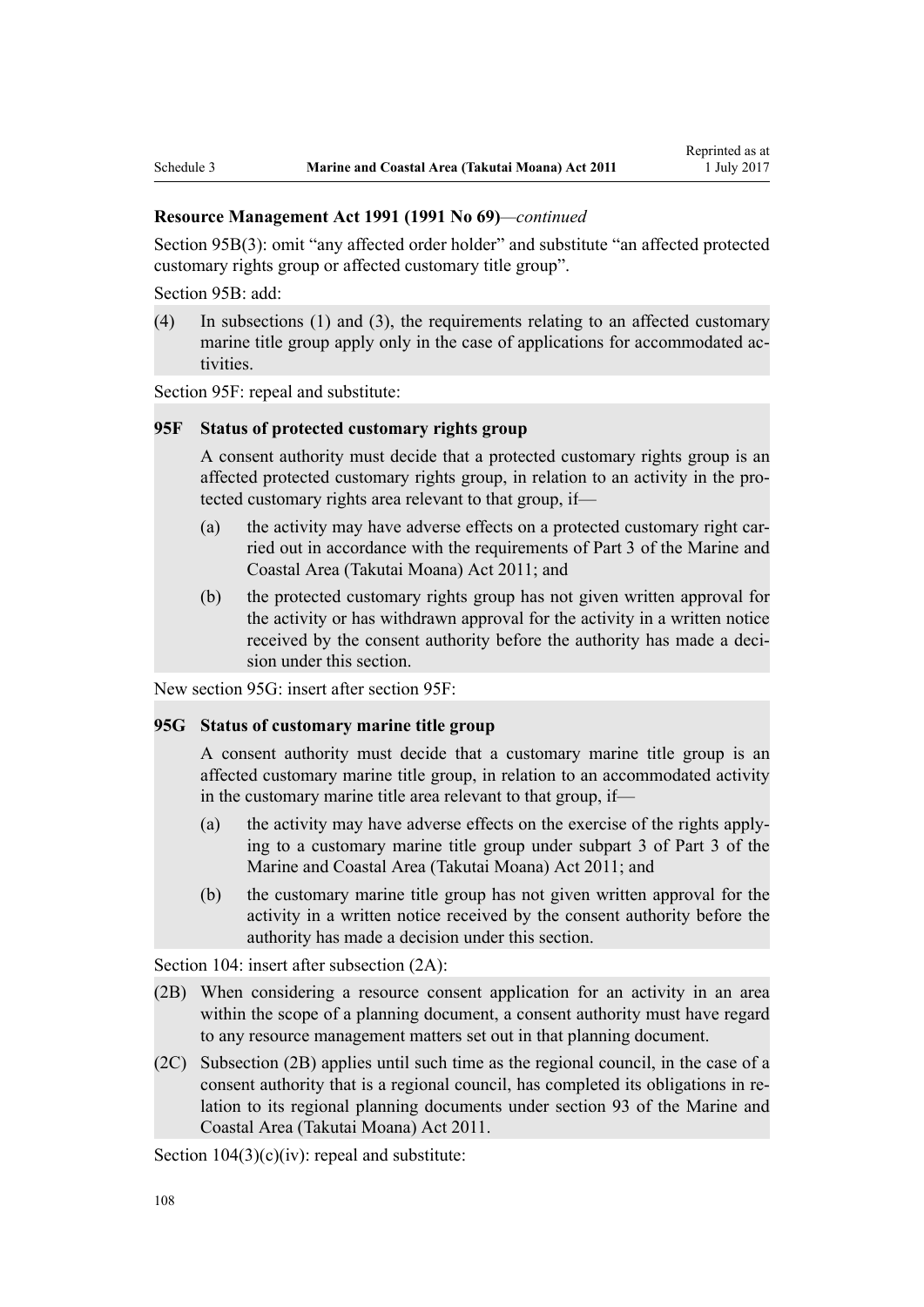**Resource Management Act 1991 (1991 No 69)**—*continued*

Section 95B(3): omit “any affected order holder” and substitute “an affected protected customary rights group or affected customary title group”.

Section 95B: add:

(4) In subsections (1) and (3), the requirements relating to an affected customary marine title group apply only in the case of applications for accommodated activities.

Section 95F: repeal and substitute:

**95F Status of protected customary rights group**

A consent authority must decide that a protected customary rights group is an affected protected customary rights group, in relation to an activity in the protected customary rights area relevant to that group, if—

(a) the activity may have adverse effects on a protected customary right carried out in accordance with the requirements of Part 3 of the Marine and Coastal Area (Takutai Moana) Act 2011; and

(b) the protected customary rights group has not given written approval for the activity or has withdrawn approval for the activity in a written notice received by the consent authority before the authority has made a decision under this section.

New section 95G: insert after section 95F:

**95G Status of customary marine title group**

A consent authority must decide that a customary marine title group is an affected customary marine title group, in relation to an accommodated activity in the customary marine title area relevant to that group, if—

(a) the activity may have adverse effects on the exercise of the rights applying to a customary marine title group under subpart 3 of Part 3 of the Marine and Coastal Area (Takutai Moana) Act 2011; and

(b) the customary marine title group has not given written approval for the activity in a written notice received by the consent authority before the authority has made a decision under this section.

Section 104: insert after subsection (2A):

(2B) When considering a resource consent application for an activity in an area within the scope of a planning document, a consent authority must have regard to any resource management matters set out in that planning document.

(2C) Subsection (2B) applies until such time as the regional council, in the case of a consent authority that is a regional council, has completed its obligations in relation to its regional planning documents under section 93 of the Marine and Coastal Area (Takutai Moana) Act 2011.

Section 104(3)(c)(iv): repeal and substitute: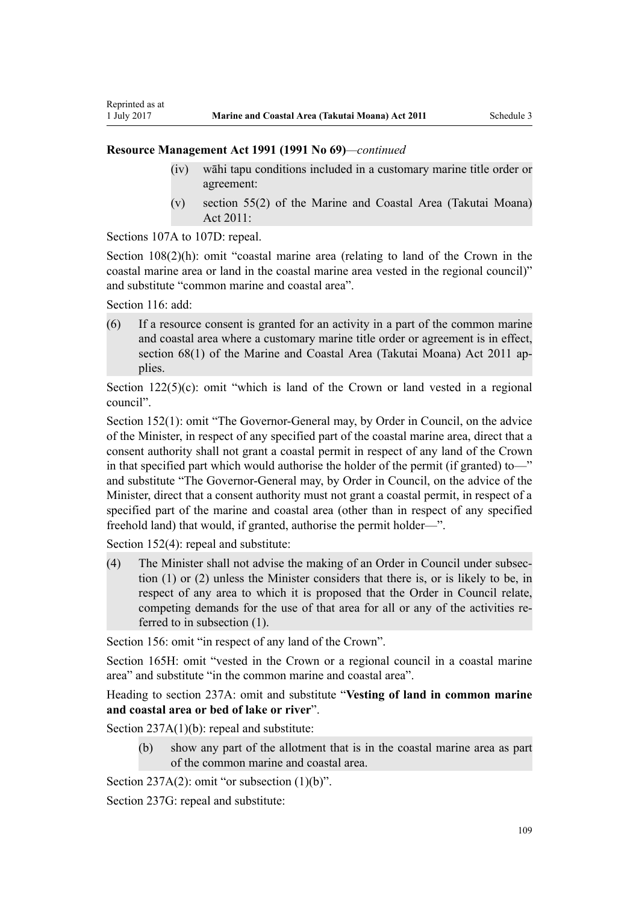**Resource Management Act 1991 (1991 No 69)**—*continued*

(iv) wāhi tapu conditions included in a customary marine title order or agreement:

(v) section 55(2) of the Marine and Coastal Area (Takutai Moana) Act 2011:

Sections 107A to 107D: repeal.

Section 108(2)(h): omit "coastal marine area (relating to land of the Crown in the coastal marine area or land in the coastal marine area vested in the regional council)" and substitute "common marine and coastal area".

Section 116: add:

(6) If a resource consent is granted for an activity in a part of the common marine and coastal area where a customary marine title order or agreement is in effect, section 68(1) of the Marine and Coastal Area (Takutai Moana) Act 2011 applies.

Section 122(5)(c): omit "which is land of the Crown or land vested in a regional council".

Section 152(1): omit "The Governor-General may, by Order in Council, on the advice of the Minister, in respect of any specified part of the coastal marine area, direct that a consent authority shall not grant a coastal permit in respect of any land of the Crown in that specified part which would authorise the holder of the permit (if granted) to—" and substitute "The Governor-General may, by Order in Council, on the advice of the Minister, direct that a consent authority must not grant a coastal permit, in respect of a specified part of the marine and coastal area (other than in respect of any specified freehold land) that would, if granted, authorise the permit holder—".

Section 152(4): repeal and substitute:

(4) The Minister shall not advise the making of an Order in Council under subsection (1) or (2) unless the Minister considers that there is, or is likely to be, in respect of any area to which it is proposed that the Order in Council relate, competing demands for the use of that area for all or any of the activities referred to in subsection (1).

Section 156: omit "in respect of any land of the Crown".

Section 165H: omit "vested in the Crown or a regional council in a coastal marine area" and substitute "in the common marine and coastal area".

Heading to section 237A: omit and substitute "**Vesting of land in common marine and coastal area or bed of lake or river**".

Section 237A(1)(b): repeal and substitute:

(b) show any part of the allotment that is in the coastal marine area as part of the common marine and coastal area.

Section 237A(2): omit "or subsection (1)(b)".

Section 237G: repeal and substitute: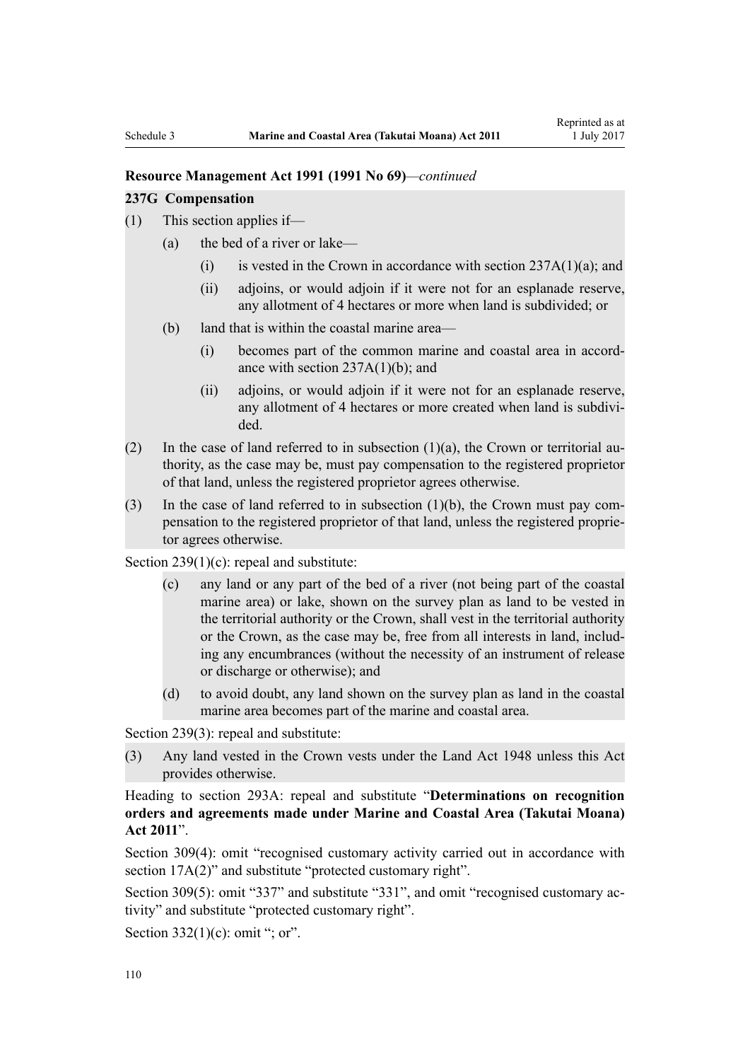**Resource Management Act 1991 (1991 No 69)**—*continued*

**237G Compensation**

(1) This section applies if—

(a) the bed of a river or lake—

(i) is vested in the Crown in accordance with section 237A(1)(a); and

(ii) adjoins, or would adjoin if it were not for an esplanade reserve, any allotment of 4 hectares or more when land is subdivided; or

(b) land that is within the coastal marine area—

(i) becomes part of the common marine and coastal area in accordance with section 237A(1)(b); and

(ii) adjoins, or would adjoin if it were not for an esplanade reserve, any allotment of 4 hectares or more created when land is subdivided.

(2) In the case of land referred to in subsection (1)(a), the Crown or territorial authority, as the case may be, must pay compensation to the registered proprietor of that land, unless the registered proprietor agrees otherwise.

(3) In the case of land referred to in subsection (1)(b), the Crown must pay compensation to the registered proprietor of that land, unless the registered proprietor agrees otherwise.

Section 239(1)(c): repeal and substitute:

(c) any land or any part of the bed of a river (not being part of the coastal marine area) or lake, shown on the survey plan as land to be vested in the territorial authority or the Crown, shall vest in the territorial authority or the Crown, as the case may be, free from all interests in land, including any encumbrances (without the necessity of an instrument of release or discharge or otherwise); and

(d) to avoid doubt, any land shown on the survey plan as land in the coastal marine area becomes part of the marine and coastal area.

Section 239(3): repeal and substitute:

(3) Any land vested in the Crown vests under the Land Act 1948 unless this Act provides otherwise.

Heading to section 293A: repeal and substitute "**Determinations on recognition orders and agreements made under Marine and Coastal Area (Takutai Moana) Act 2011**".

Section 309(4): omit "recognised customary activity carried out in accordance with section 17A(2)" and substitute "protected customary right".

Section 309(5): omit "337" and substitute "331", and omit "recognised customary activity" and substitute "protected customary right".

Section 332(1)(c): omit "; or".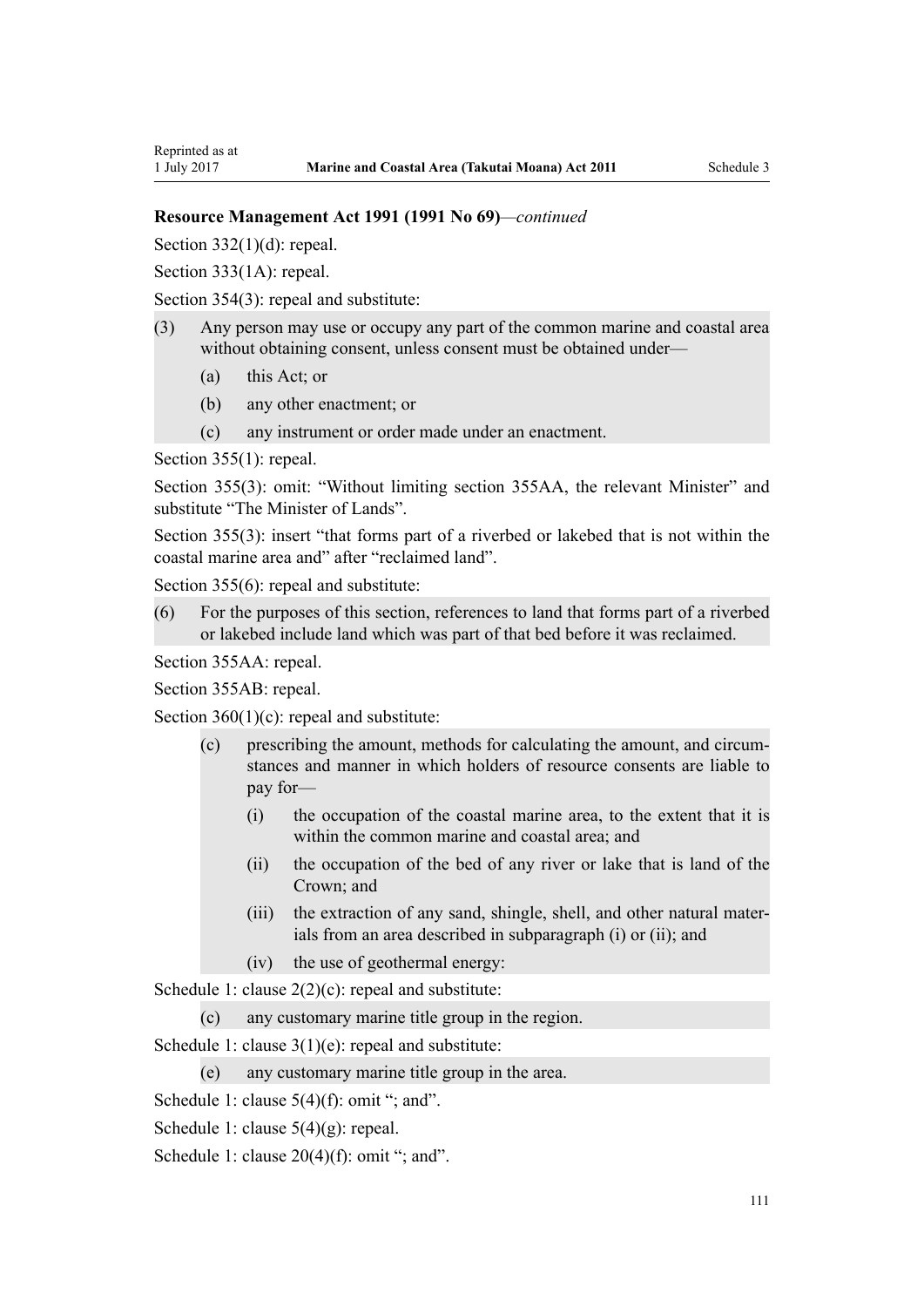**Resource Management Act 1991 (1991 No 69)**—*continued*

Section 332(1)(d): repeal.

Section 333(1A): repeal.

Section 354(3): repeal and substitute:

(3) Any person may use or occupy any part of the common marine and coastal area without obtaining consent, unless consent must be obtained under—

- (a) this Act; or
- (b) any other enactment; or
- (c) any instrument or order made under an enactment.

Section 355(1): repeal.

Section 355(3): omit: "Without limiting section 355AA, the relevant Minister" and substitute "The Minister of Lands".

Section 355(3): insert "that forms part of a riverbed or lakebed that is not within the coastal marine area and" after "reclaimed land".

Section 355(6): repeal and substitute:

(6) For the purposes of this section, references to land that forms part of a riverbed or lakebed include land which was part of that bed before it was reclaimed.

Section 355AA: repeal.

Section 355AB: repeal.

Section 360(1)(c): repeal and substitute:

- (c) prescribing the amount, methods for calculating the amount, and circumstances and manner in which holders of resource consents are liable to pay for—
  - (i) the occupation of the coastal marine area, to the extent that it is within the common marine and coastal area; and
  - (ii) the occupation of the bed of any river or lake that is land of the Crown; and
  - (iii) the extraction of any sand, shingle, shell, and other natural materials from an area described in subparagraph (i) or (ii); and
  - (iv) the use of geothermal energy:

Schedule 1: clause 2(2)(c): repeal and substitute:

- (c) any customary marine title group in the region.

Schedule 1: clause 3(1)(e): repeal and substitute:

- (e) any customary marine title group in the area.

Schedule 1: clause 5(4)(f): omit "; and".

Schedule 1: clause 5(4)(g): repeal.

Schedule 1: clause 20(4)(f): omit "; and".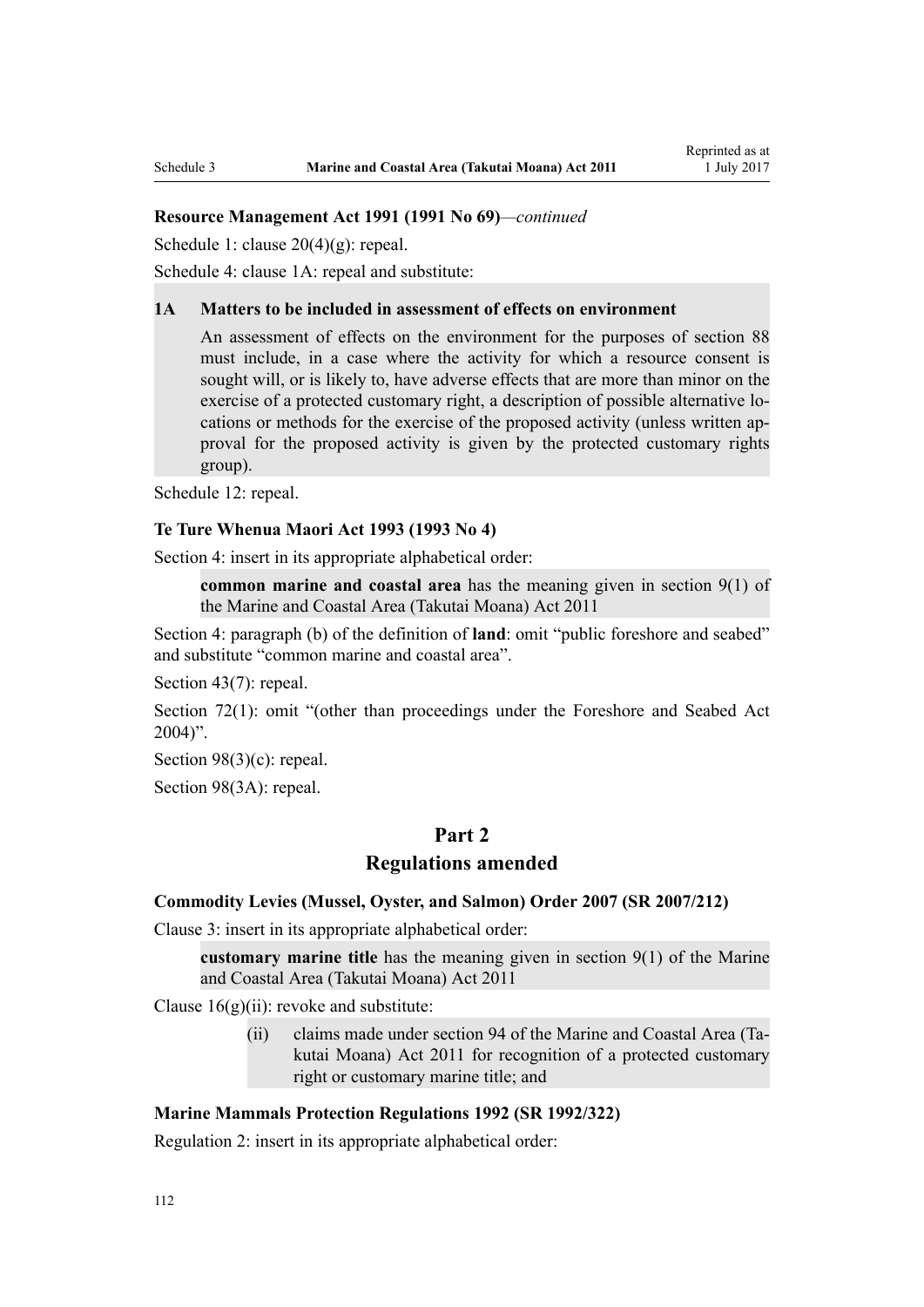**Resource Management Act 1991 (1991 No 69)**—*continued*

Schedule 1: clause 20(4)(g): repeal.

Schedule 4: clause 1A: repeal and substitute:

> **1A Matters to be included in assessment of effects on environment**
>
> An assessment of effects on the environment for the purposes of section 88 must include, in a case where the activity for which a resource consent is sought will, or is likely to, have adverse effects that are more than minor on the exercise of a protected customary right, a description of possible alternative locations or methods for the exercise of the proposed activity (unless written approval for the proposed activity is given by the protected customary rights group).

Schedule 12: repeal.

**Te Ture Whenua Maori Act 1993 (1993 No 4)**

Section 4: insert in its appropriate alphabetical order:

> **common marine and coastal area** has the meaning given in section 9(1) of the Marine and Coastal Area (Takutai Moana) Act 2011

Section 4: paragraph (b) of the definition of **land**: omit "public foreshore and seabed" and substitute "common marine and coastal area".

Section 43(7): repeal.

Section 72(1): omit "(other than proceedings under the Foreshore and Seabed Act 2004)".

Section 98(3)(c): repeal.

Section 98(3A): repeal.

## Part 2
## Regulations amended

**Commodity Levies (Mussel, Oyster, and Salmon) Order 2007 (SR 2007/212)**

Clause 3: insert in its appropriate alphabetical order:

> **customary marine title** has the meaning given in section 9(1) of the Marine and Coastal Area (Takutai Moana) Act 2011

Clause 16(g)(ii): revoke and substitute:

> (ii) claims made under section 94 of the Marine and Coastal Area (Takutai Moana) Act 2011 for recognition of a protected customary right or customary marine title; and

**Marine Mammals Protection Regulations 1992 (SR 1992/322)**

Regulation 2: insert in its appropriate alphabetical order: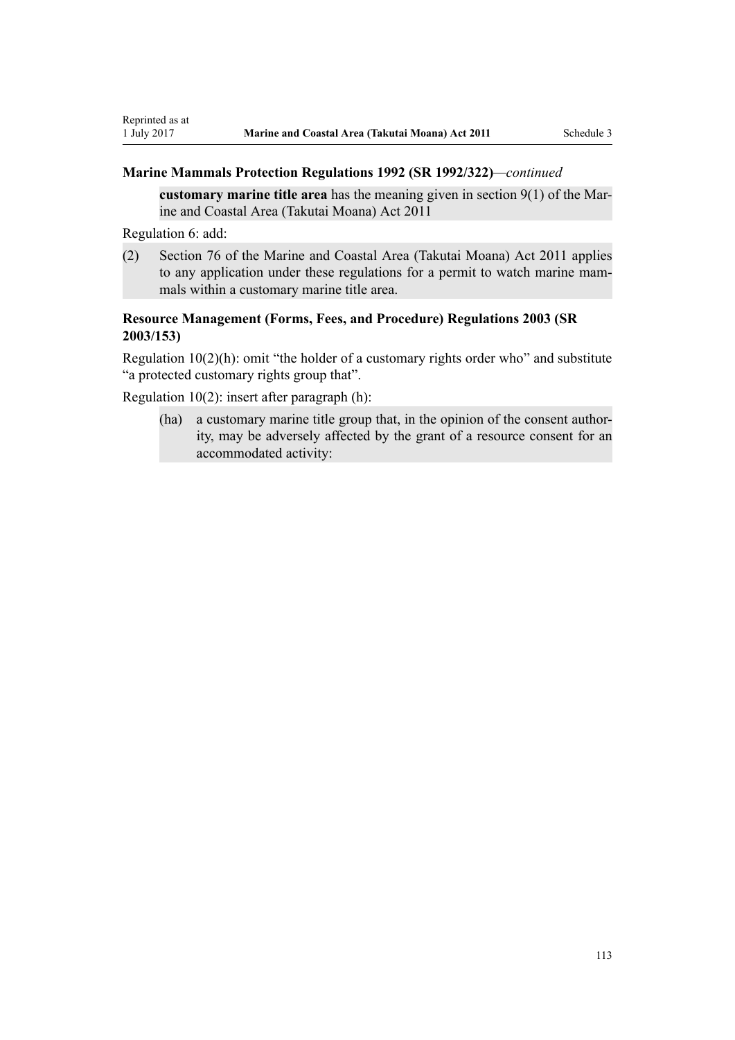**Marine Mammals Protection Regulations 1992 (SR 1992/322)**—*continued*

> **customary marine title area** has the meaning given in section 9(1) of the Marine and Coastal Area (Takutai Moana) Act 2011

Regulation 6: add:

> (2) Section 76 of the Marine and Coastal Area (Takutai Moana) Act 2011 applies to any application under these regulations for a permit to watch marine mammals within a customary marine title area.

**Resource Management (Forms, Fees, and Procedure) Regulations 2003 (SR 2003/153)**

Regulation 10(2)(h): omit "the holder of a customary rights order who" and substitute "a protected customary rights group that".

Regulation 10(2): insert after paragraph (h):

> (ha) a customary marine title group that, in the opinion of the consent authority, may be adversely affected by the grant of a resource consent for an accommodated activity: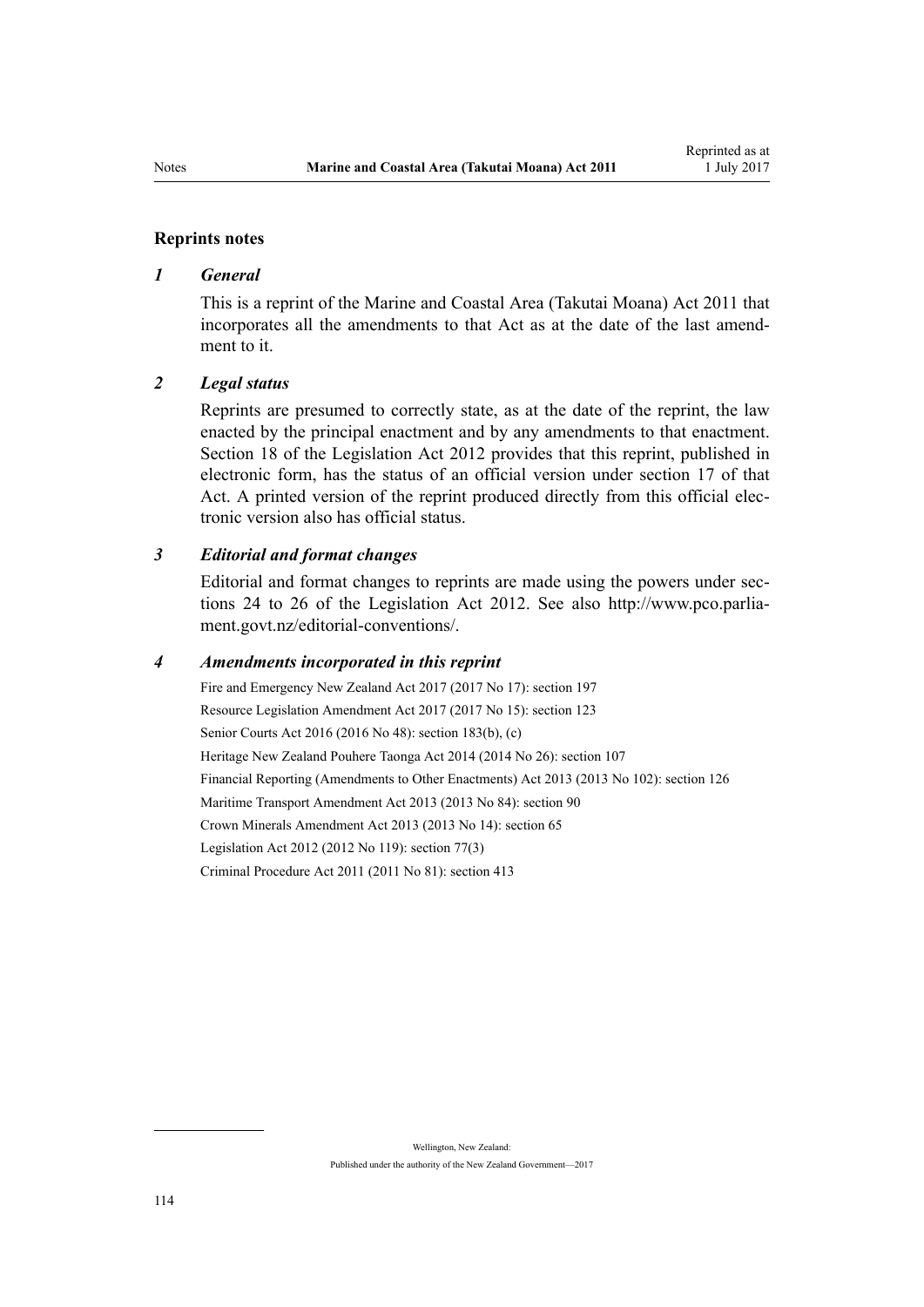## Reprints notes

### *1 General*

This is a reprint of the Marine and Coastal Area (Takutai Moana) Act 2011 that incorporates all the amendments to that Act as at the date of the last amendment to it.

### *2 Legal status*

Reprints are presumed to correctly state, as at the date of the reprint, the law enacted by the principal enactment and by any amendments to that enactment. Section 18 of the Legislation Act 2012 provides that this reprint, published in electronic form, has the status of an official version under section 17 of that Act. A printed version of the reprint produced directly from this official electronic version also has official status.

### *3 Editorial and format changes*

Editorial and format changes to reprints are made using the powers under sections 24 to 26 of the Legislation Act 2012. See also http://www.pco.parliament.govt.nz/editorial-conventions/.

### *4 Amendments incorporated in this reprint*

Fire and Emergency New Zealand Act 2017 (2017 No 17): section 197

Resource Legislation Amendment Act 2017 (2017 No 15): section 123

Senior Courts Act 2016 (2016 No 48): section 183(b), (c)

Heritage New Zealand Pouhere Taonga Act 2014 (2014 No 26): section 107

Financial Reporting (Amendments to Other Enactments) Act 2013 (2013 No 102): section 126

Maritime Transport Amendment Act 2013 (2013 No 84): section 90

Crown Minerals Amendment Act 2013 (2013 No 14): section 65

Legislation Act 2012 (2012 No 119): section 77(3)

Criminal Procedure Act 2011 (2011 No 81): section 413

Wellington, New Zealand:

Published under the authority of the New Zealand Government—2017